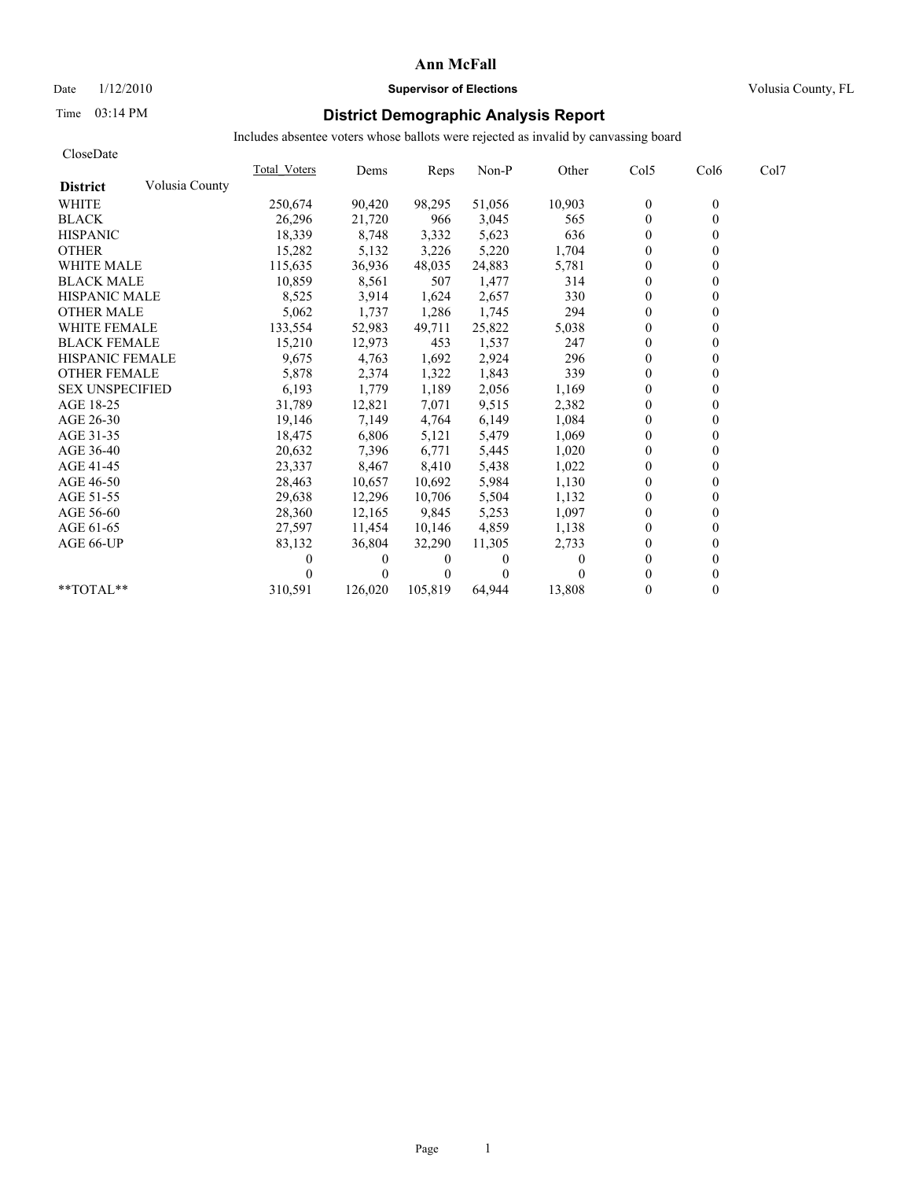# Ann McFall

Date 1/12/2010 **Supervisor of Elections** Volusia County, FL

Time 03:14 PM

## District Demographic Analysis Report

Includes absentee voters whose ballots were rejected as invalid by canvassing board

CloseDate

| **District** Volusia County | Total_Voters | Dems | Reps | Non-P | Other | Col5 | Col6 | Col7 |
|---|---|---|---|---|---|---|---|---|
| WHITE | 250,674 | 90,420 | 98,295 | 51,056 | 10,903 | 0 | 0 | |
| BLACK | 26,296 | 21,720 | 966 | 3,045 | 565 | 0 | 0 | |
| HISPANIC | 18,339 | 8,748 | 3,332 | 5,623 | 636 | 0 | 0 | |
| OTHER | 15,282 | 5,132 | 3,226 | 5,220 | 1,704 | 0 | 0 | |
| WHITE MALE | 115,635 | 36,936 | 48,035 | 24,883 | 5,781 | 0 | 0 | |
| BLACK MALE | 10,859 | 8,561 | 507 | 1,477 | 314 | 0 | 0 | |
| HISPANIC MALE | 8,525 | 3,914 | 1,624 | 2,657 | 330 | 0 | 0 | |
| OTHER MALE | 5,062 | 1,737 | 1,286 | 1,745 | 294 | 0 | 0 | |
| WHITE FEMALE | 133,554 | 52,983 | 49,711 | 25,822 | 5,038 | 0 | 0 | |
| BLACK FEMALE | 15,210 | 12,973 | 453 | 1,537 | 247 | 0 | 0 | |
| HISPANIC FEMALE | 9,675 | 4,763 | 1,692 | 2,924 | 296 | 0 | 0 | |
| OTHER FEMALE | 5,878 | 2,374 | 1,322 | 1,843 | 339 | 0 | 0 | |
| SEX UNSPECIFIED | 6,193 | 1,779 | 1,189 | 2,056 | 1,169 | 0 | 0 | |
| AGE 18-25 | 31,789 | 12,821 | 7,071 | 9,515 | 2,382 | 0 | 0 | |
| AGE 26-30 | 19,146 | 7,149 | 4,764 | 6,149 | 1,084 | 0 | 0 | |
| AGE 31-35 | 18,475 | 6,806 | 5,121 | 5,479 | 1,069 | 0 | 0 | |
| AGE 36-40 | 20,632 | 7,396 | 6,771 | 5,445 | 1,020 | 0 | 0 | |
| AGE 41-45 | 23,337 | 8,467 | 8,410 | 5,438 | 1,022 | 0 | 0 | |
| AGE 46-50 | 28,463 | 10,657 | 10,692 | 5,984 | 1,130 | 0 | 0 | |
| AGE 51-55 | 29,638 | 12,296 | 10,706 | 5,504 | 1,132 | 0 | 0 | |
| AGE 56-60 | 28,360 | 12,165 | 9,845 | 5,253 | 1,097 | 0 | 0 | |
| AGE 61-65 | 27,597 | 11,454 | 10,146 | 4,859 | 1,138 | 0 | 0 | |
| AGE 66-UP | 83,132 | 36,804 | 32,290 | 11,305 | 2,733 | 0 | 0 | |
| | 0 | 0 | 0 | 0 | 0 | 0 | 0 | |
| | 0 | 0 | 0 | 0 | 0 | 0 | 0 | |
| **TOTAL** | 310,591 | 126,020 | 105,819 | 64,944 | 13,808 | 0 | 0 | |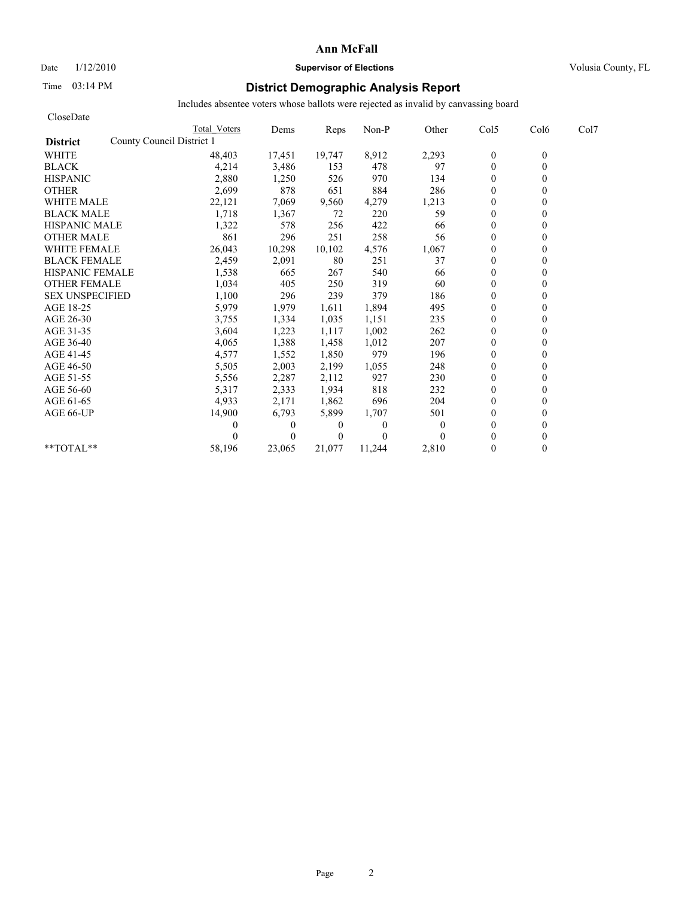**Ann McFall**

Date 1/12/2010 **Supervisor of Elections** Volusia County, FL

Time 03:14 PM

## District Demographic Analysis Report

Includes absentee voters whose ballots were rejected as invalid by canvassing board

CloseDate

| **District** County Council District 1 | Total Voters | Dems | Reps | Non-P | Other | Col5 | Col6 | Col7 |
|---|---|---|---|---|---|---|---|---|
| WHITE | 48,403 | 17,451 | 19,747 | 8,912 | 2,293 | 0 | 0 | |
| BLACK | 4,214 | 3,486 | 153 | 478 | 97 | 0 | 0 | |
| HISPANIC | 2,880 | 1,250 | 526 | 970 | 134 | 0 | 0 | |
| OTHER | 2,699 | 878 | 651 | 884 | 286 | 0 | 0 | |
| WHITE MALE | 22,121 | 7,069 | 9,560 | 4,279 | 1,213 | 0 | 0 | |
| BLACK MALE | 1,718 | 1,367 | 72 | 220 | 59 | 0 | 0 | |
| HISPANIC MALE | 1,322 | 578 | 256 | 422 | 66 | 0 | 0 | |
| OTHER MALE | 861 | 296 | 251 | 258 | 56 | 0 | 0 | |
| WHITE FEMALE | 26,043 | 10,298 | 10,102 | 4,576 | 1,067 | 0 | 0 | |
| BLACK FEMALE | 2,459 | 2,091 | 80 | 251 | 37 | 0 | 0 | |
| HISPANIC FEMALE | 1,538 | 665 | 267 | 540 | 66 | 0 | 0 | |
| OTHER FEMALE | 1,034 | 405 | 250 | 319 | 60 | 0 | 0 | |
| SEX UNSPECIFIED | 1,100 | 296 | 239 | 379 | 186 | 0 | 0 | |
| AGE 18-25 | 5,979 | 1,979 | 1,611 | 1,894 | 495 | 0 | 0 | |
| AGE 26-30 | 3,755 | 1,334 | 1,035 | 1,151 | 235 | 0 | 0 | |
| AGE 31-35 | 3,604 | 1,223 | 1,117 | 1,002 | 262 | 0 | 0 | |
| AGE 36-40 | 4,065 | 1,388 | 1,458 | 1,012 | 207 | 0 | 0 | |
| AGE 41-45 | 4,577 | 1,552 | 1,850 | 979 | 196 | 0 | 0 | |
| AGE 46-50 | 5,505 | 2,003 | 2,199 | 1,055 | 248 | 0 | 0 | |
| AGE 51-55 | 5,556 | 2,287 | 2,112 | 927 | 230 | 0 | 0 | |
| AGE 56-60 | 5,317 | 2,333 | 1,934 | 818 | 232 | 0 | 0 | |
| AGE 61-65 | 4,933 | 2,171 | 1,862 | 696 | 204 | 0 | 0 | |
| AGE 66-UP | 14,900 | 6,793 | 5,899 | 1,707 | 501 | 0 | 0 | |
| | 0 | 0 | 0 | 0 | 0 | 0 | 0 | |
| | 0 | 0 | 0 | 0 | 0 | 0 | 0 | |
| **TOTAL** | 58,196 | 23,065 | 21,077 | 11,244 | 2,810 | 0 | 0 | |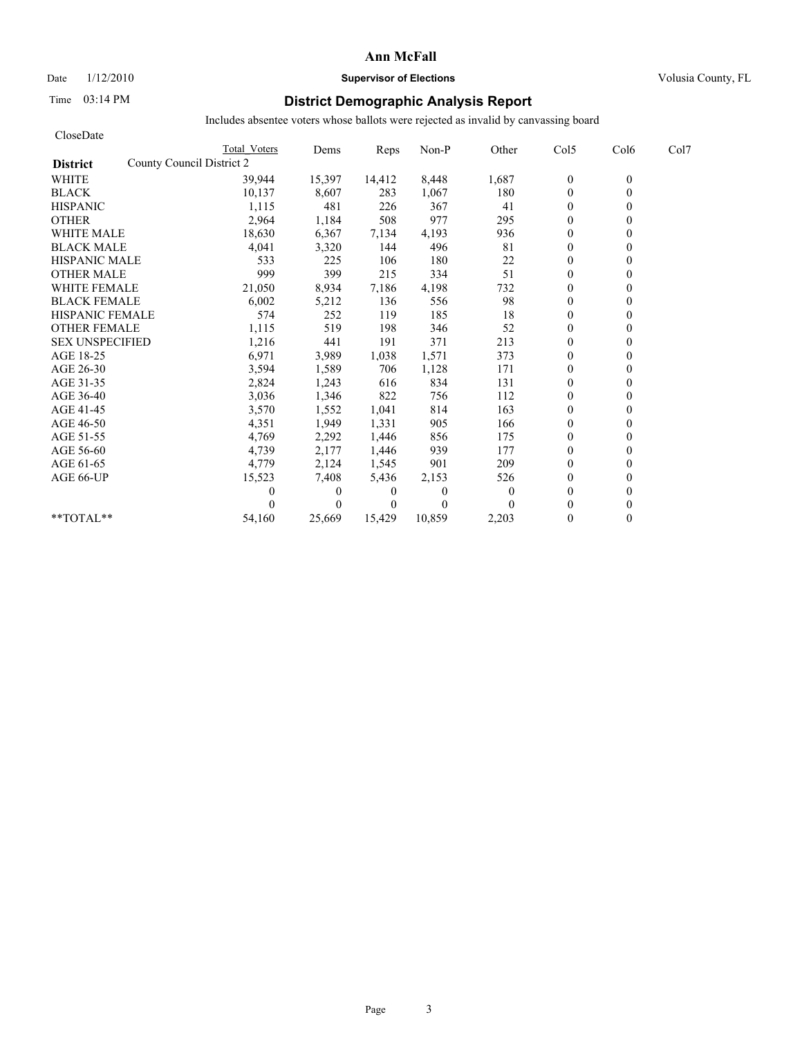# Ann McFall

Date 1/12/2010 **Supervisor of Elections** Volusia County, FL

Time 03:14 PM

## District Demographic Analysis Report

Includes absentee voters whose ballots were rejected as invalid by canvassing board

CloseDate

| District | Total Voters | Dems | Reps | Non-P | Other | Col5 | Col6 | Col7 |
|---|---|---|---|---|---|---|---|---|
| County Council District 2 | | | | | | | | |
| WHITE | 39,944 | 15,397 | 14,412 | 8,448 | 1,687 | 0 | 0 | |
| BLACK | 10,137 | 8,607 | 283 | 1,067 | 180 | 0 | 0 | |
| HISPANIC | 1,115 | 481 | 226 | 367 | 41 | 0 | 0 | |
| OTHER | 2,964 | 1,184 | 508 | 977 | 295 | 0 | 0 | |
| WHITE MALE | 18,630 | 6,367 | 7,134 | 4,193 | 936 | 0 | 0 | |
| BLACK MALE | 4,041 | 3,320 | 144 | 496 | 81 | 0 | 0 | |
| HISPANIC MALE | 533 | 225 | 106 | 180 | 22 | 0 | 0 | |
| OTHER MALE | 999 | 399 | 215 | 334 | 51 | 0 | 0 | |
| WHITE FEMALE | 21,050 | 8,934 | 7,186 | 4,198 | 732 | 0 | 0 | |
| BLACK FEMALE | 6,002 | 5,212 | 136 | 556 | 98 | 0 | 0 | |
| HISPANIC FEMALE | 574 | 252 | 119 | 185 | 18 | 0 | 0 | |
| OTHER FEMALE | 1,115 | 519 | 198 | 346 | 52 | 0 | 0 | |
| SEX UNSPECIFIED | 1,216 | 441 | 191 | 371 | 213 | 0 | 0 | |
| AGE 18-25 | 6,971 | 3,989 | 1,038 | 1,571 | 373 | 0 | 0 | |
| AGE 26-30 | 3,594 | 1,589 | 706 | 1,128 | 171 | 0 | 0 | |
| AGE 31-35 | 2,824 | 1,243 | 616 | 834 | 131 | 0 | 0 | |
| AGE 36-40 | 3,036 | 1,346 | 822 | 756 | 112 | 0 | 0 | |
| AGE 41-45 | 3,570 | 1,552 | 1,041 | 814 | 163 | 0 | 0 | |
| AGE 46-50 | 4,351 | 1,949 | 1,331 | 905 | 166 | 0 | 0 | |
| AGE 51-55 | 4,769 | 2,292 | 1,446 | 856 | 175 | 0 | 0 | |
| AGE 56-60 | 4,739 | 2,177 | 1,446 | 939 | 177 | 0 | 0 | |
| AGE 61-65 | 4,779 | 2,124 | 1,545 | 901 | 209 | 0 | 0 | |
| AGE 66-UP | 15,523 | 7,408 | 5,436 | 2,153 | 526 | 0 | 0 | |
| | 0 | 0 | 0 | 0 | 0 | 0 | 0 | |
| | 0 | 0 | 0 | 0 | 0 | 0 | 0 | |
| **TOTAL** | 54,160 | 25,669 | 15,429 | 10,859 | 2,203 | 0 | 0 | |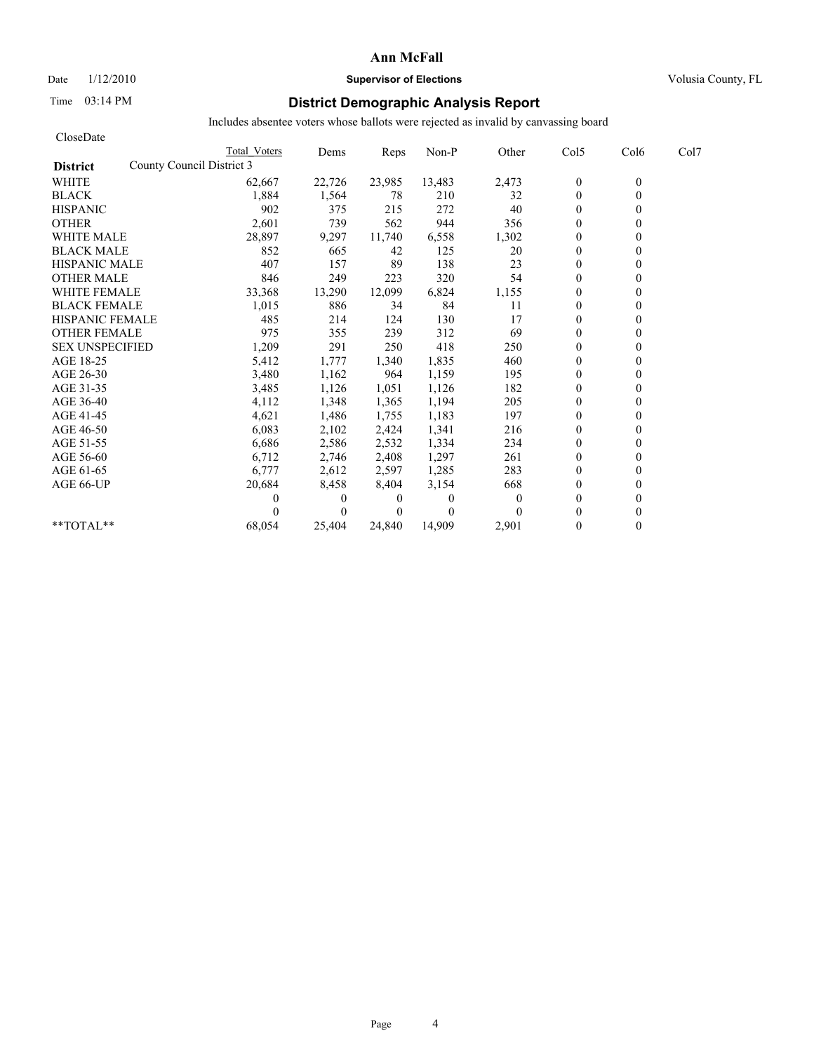# Ann McFall

Date 1/12/2010 **Supervisor of Elections** Volusia County, FL

Time 03:14 PM

## District Demographic Analysis Report

Includes absentee voters whose ballots were rejected as invalid by canvassing board

CloseDate

| District: County Council District 3 | Total Voters | Dems | Reps | Non-P | Other | Col5 | Col6 | Col7 |
|---|---|---|---|---|---|---|---|---|
| WHITE | 62,667 | 22,726 | 23,985 | 13,483 | 2,473 | 0 | 0 | |
| BLACK | 1,884 | 1,564 | 78 | 210 | 32 | 0 | 0 | |
| HISPANIC | 902 | 375 | 215 | 272 | 40 | 0 | 0 | |
| OTHER | 2,601 | 739 | 562 | 944 | 356 | 0 | 0 | |
| WHITE MALE | 28,897 | 9,297 | 11,740 | 6,558 | 1,302 | 0 | 0 | |
| BLACK MALE | 852 | 665 | 42 | 125 | 20 | 0 | 0 | |
| HISPANIC MALE | 407 | 157 | 89 | 138 | 23 | 0 | 0 | |
| OTHER MALE | 846 | 249 | 223 | 320 | 54 | 0 | 0 | |
| WHITE FEMALE | 33,368 | 13,290 | 12,099 | 6,824 | 1,155 | 0 | 0 | |
| BLACK FEMALE | 1,015 | 886 | 34 | 84 | 11 | 0 | 0 | |
| HISPANIC FEMALE | 485 | 214 | 124 | 130 | 17 | 0 | 0 | |
| OTHER FEMALE | 975 | 355 | 239 | 312 | 69 | 0 | 0 | |
| SEX UNSPECIFIED | 1,209 | 291 | 250 | 418 | 250 | 0 | 0 | |
| AGE 18-25 | 5,412 | 1,777 | 1,340 | 1,835 | 460 | 0 | 0 | |
| AGE 26-30 | 3,480 | 1,162 | 964 | 1,159 | 195 | 0 | 0 | |
| AGE 31-35 | 3,485 | 1,126 | 1,051 | 1,126 | 182 | 0 | 0 | |
| AGE 36-40 | 4,112 | 1,348 | 1,365 | 1,194 | 205 | 0 | 0 | |
| AGE 41-45 | 4,621 | 1,486 | 1,755 | 1,183 | 197 | 0 | 0 | |
| AGE 46-50 | 6,083 | 2,102 | 2,424 | 1,341 | 216 | 0 | 0 | |
| AGE 51-55 | 6,686 | 2,586 | 2,532 | 1,334 | 234 | 0 | 0 | |
| AGE 56-60 | 6,712 | 2,746 | 2,408 | 1,297 | 261 | 0 | 0 | |
| AGE 61-65 | 6,777 | 2,612 | 2,597 | 1,285 | 283 | 0 | 0 | |
| AGE 66-UP | 20,684 | 8,458 | 8,404 | 3,154 | 668 | 0 | 0 | |
| | 0 | 0 | 0 | 0 | 0 | 0 | 0 | |
| | 0 | 0 | 0 | 0 | 0 | 0 | 0 | |
| **TOTAL** | 68,054 | 25,404 | 24,840 | 14,909 | 2,901 | 0 | 0 | |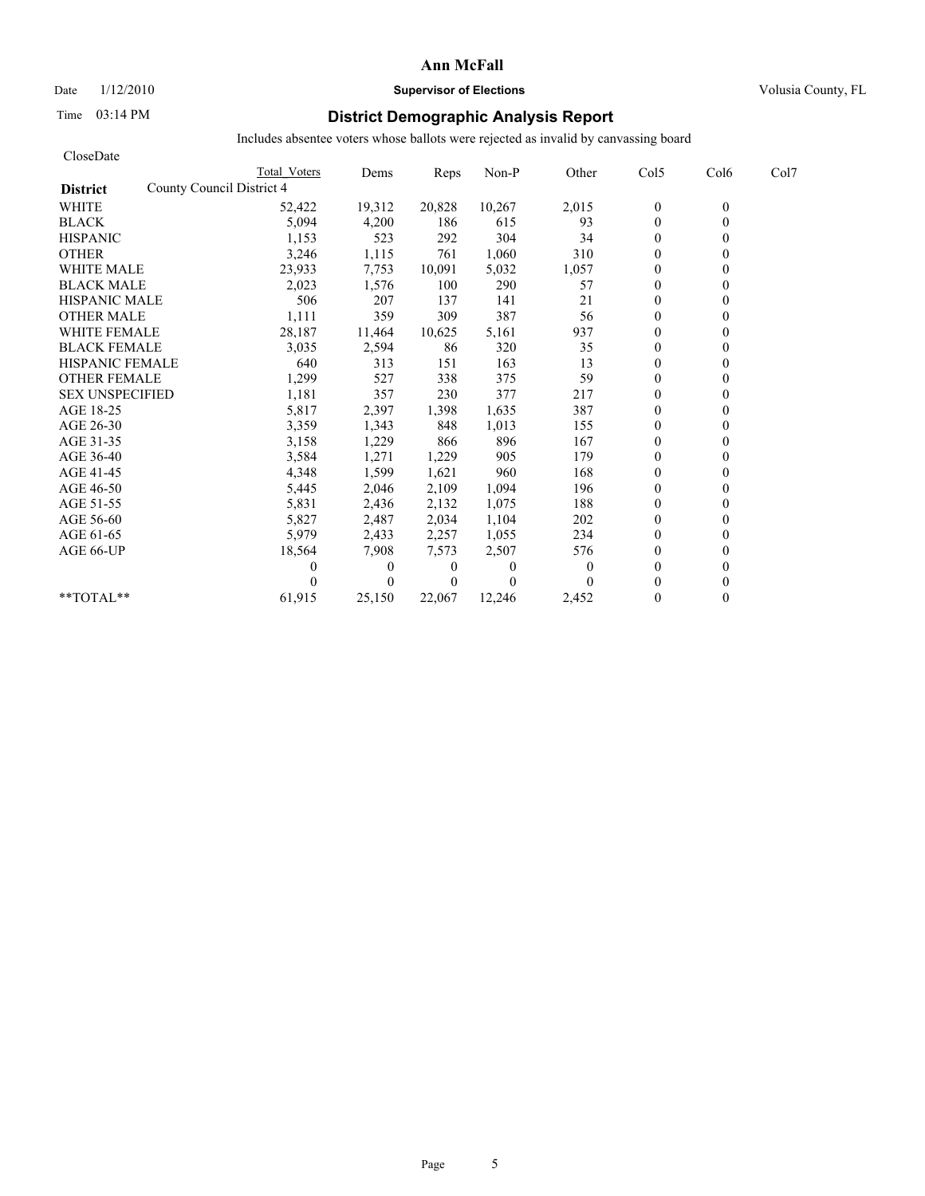# Ann McFall

Date 1/12/2010 **Supervisor of Elections** Volusia County, FL

Time 03:14 PM

## District Demographic Analysis Report

Includes absentee voters whose ballots were rejected as invalid by canvassing board

CloseDate

| District | Total Voters | Dems | Reps | Non-P | Other | Col5 | Col6 | Col7 |
|---|---|---|---|---|---|---|---|---|
| County Council District 4 | | | | | | | | |
| WHITE | 52,422 | 19,312 | 20,828 | 10,267 | 2,015 | 0 | 0 | |
| BLACK | 5,094 | 4,200 | 186 | 615 | 93 | 0 | 0 | |
| HISPANIC | 1,153 | 523 | 292 | 304 | 34 | 0 | 0 | |
| OTHER | 3,246 | 1,115 | 761 | 1,060 | 310 | 0 | 0 | |
| WHITE MALE | 23,933 | 7,753 | 10,091 | 5,032 | 1,057 | 0 | 0 | |
| BLACK MALE | 2,023 | 1,576 | 100 | 290 | 57 | 0 | 0 | |
| HISPANIC MALE | 506 | 207 | 137 | 141 | 21 | 0 | 0 | |
| OTHER MALE | 1,111 | 359 | 309 | 387 | 56 | 0 | 0 | |
| WHITE FEMALE | 28,187 | 11,464 | 10,625 | 5,161 | 937 | 0 | 0 | |
| BLACK FEMALE | 3,035 | 2,594 | 86 | 320 | 35 | 0 | 0 | |
| HISPANIC FEMALE | 640 | 313 | 151 | 163 | 13 | 0 | 0 | |
| OTHER FEMALE | 1,299 | 527 | 338 | 375 | 59 | 0 | 0 | |
| SEX UNSPECIFIED | 1,181 | 357 | 230 | 377 | 217 | 0 | 0 | |
| AGE 18-25 | 5,817 | 2,397 | 1,398 | 1,635 | 387 | 0 | 0 | |
| AGE 26-30 | 3,359 | 1,343 | 848 | 1,013 | 155 | 0 | 0 | |
| AGE 31-35 | 3,158 | 1,229 | 866 | 896 | 167 | 0 | 0 | |
| AGE 36-40 | 3,584 | 1,271 | 1,229 | 905 | 179 | 0 | 0 | |
| AGE 41-45 | 4,348 | 1,599 | 1,621 | 960 | 168 | 0 | 0 | |
| AGE 46-50 | 5,445 | 2,046 | 2,109 | 1,094 | 196 | 0 | 0 | |
| AGE 51-55 | 5,831 | 2,436 | 2,132 | 1,075 | 188 | 0 | 0 | |
| AGE 56-60 | 5,827 | 2,487 | 2,034 | 1,104 | 202 | 0 | 0 | |
| AGE 61-65 | 5,979 | 2,433 | 2,257 | 1,055 | 234 | 0 | 0 | |
| AGE 66-UP | 18,564 | 7,908 | 7,573 | 2,507 | 576 | 0 | 0 | |
| | 0 | 0 | 0 | 0 | 0 | 0 | 0 | |
| | 0 | 0 | 0 | 0 | 0 | 0 | 0 | |
| **TOTAL** | 61,915 | 25,150 | 22,067 | 12,246 | 2,452 | 0 | 0 | |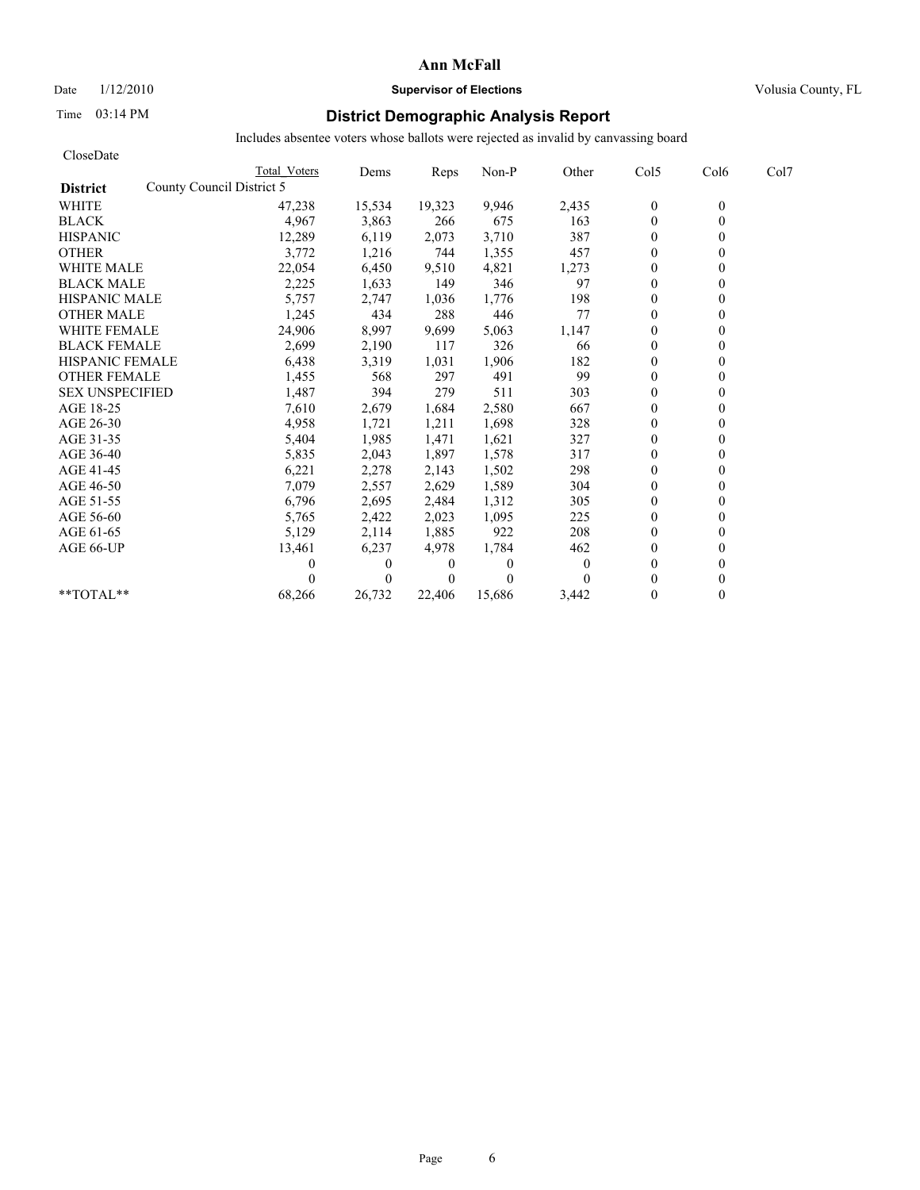# Ann McFall

Date 1/12/2010 **Supervisor of Elections** Volusia County, FL

Time 03:14 PM

## District Demographic Analysis Report

Includes absentee voters whose ballots were rejected as invalid by canvassing board

CloseDate

| District | County Council District 5 | Total Voters | Dems | Reps | Non-P | Other | Col5 | Col6 | Col7 |
|---|---|---|---|---|---|---|---|---|---|
| WHITE | | 47,238 | 15,534 | 19,323 | 9,946 | 2,435 | 0 | 0 | |
| BLACK | | 4,967 | 3,863 | 266 | 675 | 163 | 0 | 0 | |
| HISPANIC | | 12,289 | 6,119 | 2,073 | 3,710 | 387 | 0 | 0 | |
| OTHER | | 3,772 | 1,216 | 744 | 1,355 | 457 | 0 | 0 | |
| WHITE MALE | | 22,054 | 6,450 | 9,510 | 4,821 | 1,273 | 0 | 0 | |
| BLACK MALE | | 2,225 | 1,633 | 149 | 346 | 97 | 0 | 0 | |
| HISPANIC MALE | | 5,757 | 2,747 | 1,036 | 1,776 | 198 | 0 | 0 | |
| OTHER MALE | | 1,245 | 434 | 288 | 446 | 77 | 0 | 0 | |
| WHITE FEMALE | | 24,906 | 8,997 | 9,699 | 5,063 | 1,147 | 0 | 0 | |
| BLACK FEMALE | | 2,699 | 2,190 | 117 | 326 | 66 | 0 | 0 | |
| HISPANIC FEMALE | | 6,438 | 3,319 | 1,031 | 1,906 | 182 | 0 | 0 | |
| OTHER FEMALE | | 1,455 | 568 | 297 | 491 | 99 | 0 | 0 | |
| SEX UNSPECIFIED | | 1,487 | 394 | 279 | 511 | 303 | 0 | 0 | |
| AGE 18-25 | | 7,610 | 2,679 | 1,684 | 2,580 | 667 | 0 | 0 | |
| AGE 26-30 | | 4,958 | 1,721 | 1,211 | 1,698 | 328 | 0 | 0 | |
| AGE 31-35 | | 5,404 | 1,985 | 1,471 | 1,621 | 327 | 0 | 0 | |
| AGE 36-40 | | 5,835 | 2,043 | 1,897 | 1,578 | 317 | 0 | 0 | |
| AGE 41-45 | | 6,221 | 2,278 | 2,143 | 1,502 | 298 | 0 | 0 | |
| AGE 46-50 | | 7,079 | 2,557 | 2,629 | 1,589 | 304 | 0 | 0 | |
| AGE 51-55 | | 6,796 | 2,695 | 2,484 | 1,312 | 305 | 0 | 0 | |
| AGE 56-60 | | 5,765 | 2,422 | 2,023 | 1,095 | 225 | 0 | 0 | |
| AGE 61-65 | | 5,129 | 2,114 | 1,885 | 922 | 208 | 0 | 0 | |
| AGE 66-UP | | 13,461 | 6,237 | 4,978 | 1,784 | 462 | 0 | 0 | |
| | | 0 | 0 | 0 | 0 | 0 | 0 | 0 | |
| | | 0 | 0 | 0 | 0 | 0 | 0 | 0 | |
| **TOTAL** | | 68,266 | 26,732 | 22,406 | 15,686 | 3,442 | 0 | 0 | |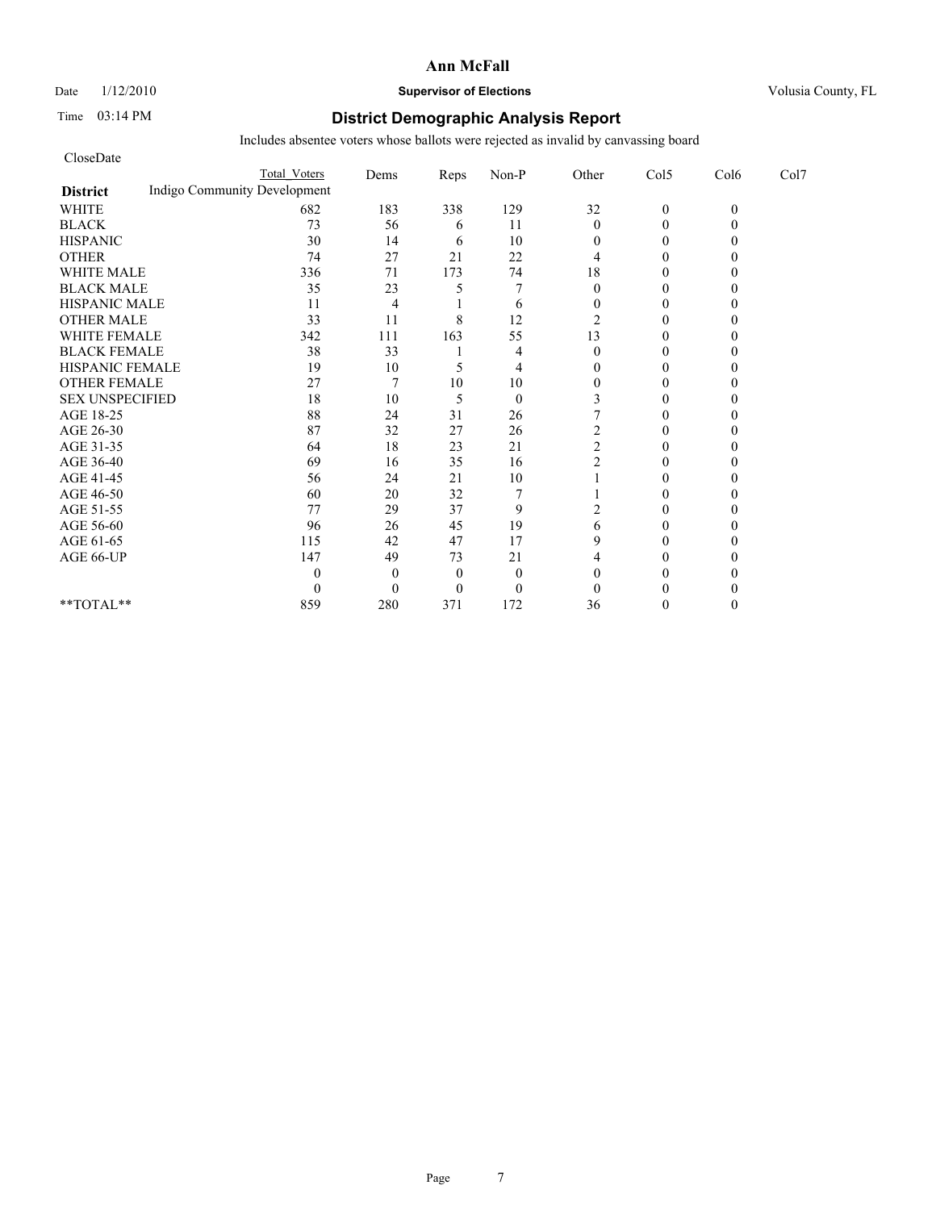# Ann McFall

Date 1/12/2010 **Supervisor of Elections** Volusia County, FL

Time 03:14 PM

## District Demographic Analysis Report

Includes absentee voters whose ballots were rejected as invalid by canvassing board

CloseDate

**District** Indigo Community Development

| | Total Voters | Dems | Reps | Non-P | Other | Col5 | Col6 | Col7 |
|---|---|---|---|---|---|---|---|---|
| WHITE | 682 | 183 | 338 | 129 | 32 | 0 | 0 | |
| BLACK | 73 | 56 | 6 | 11 | 0 | 0 | 0 | |
| HISPANIC | 30 | 14 | 6 | 10 | 0 | 0 | 0 | |
| OTHER | 74 | 27 | 21 | 22 | 4 | 0 | 0 | |
| WHITE MALE | 336 | 71 | 173 | 74 | 18 | 0 | 0 | |
| BLACK MALE | 35 | 23 | 5 | 7 | 0 | 0 | 0 | |
| HISPANIC MALE | 11 | 4 | 1 | 6 | 0 | 0 | 0 | |
| OTHER MALE | 33 | 11 | 8 | 12 | 2 | 0 | 0 | |
| WHITE FEMALE | 342 | 111 | 163 | 55 | 13 | 0 | 0 | |
| BLACK FEMALE | 38 | 33 | 1 | 4 | 0 | 0 | 0 | |
| HISPANIC FEMALE | 19 | 10 | 5 | 4 | 0 | 0 | 0 | |
| OTHER FEMALE | 27 | 7 | 10 | 10 | 0 | 0 | 0 | |
| SEX UNSPECIFIED | 18 | 10 | 5 | 0 | 3 | 0 | 0 | |
| AGE 18-25 | 88 | 24 | 31 | 26 | 7 | 0 | 0 | |
| AGE 26-30 | 87 | 32 | 27 | 26 | 2 | 0 | 0 | |
| AGE 31-35 | 64 | 18 | 23 | 21 | 2 | 0 | 0 | |
| AGE 36-40 | 69 | 16 | 35 | 16 | 2 | 0 | 0 | |
| AGE 41-45 | 56 | 24 | 21 | 10 | 1 | 0 | 0 | |
| AGE 46-50 | 60 | 20 | 32 | 7 | 1 | 0 | 0 | |
| AGE 51-55 | 77 | 29 | 37 | 9 | 2 | 0 | 0 | |
| AGE 56-60 | 96 | 26 | 45 | 19 | 6 | 0 | 0 | |
| AGE 61-65 | 115 | 42 | 47 | 17 | 9 | 0 | 0 | |
| AGE 66-UP | 147 | 49 | 73 | 21 | 4 | 0 | 0 | |
| | 0 | 0 | 0 | 0 | 0 | 0 | 0 | |
| | 0 | 0 | 0 | 0 | 0 | 0 | 0 | |
| **TOTAL** | 859 | 280 | 371 | 172 | 36 | 0 | 0 | |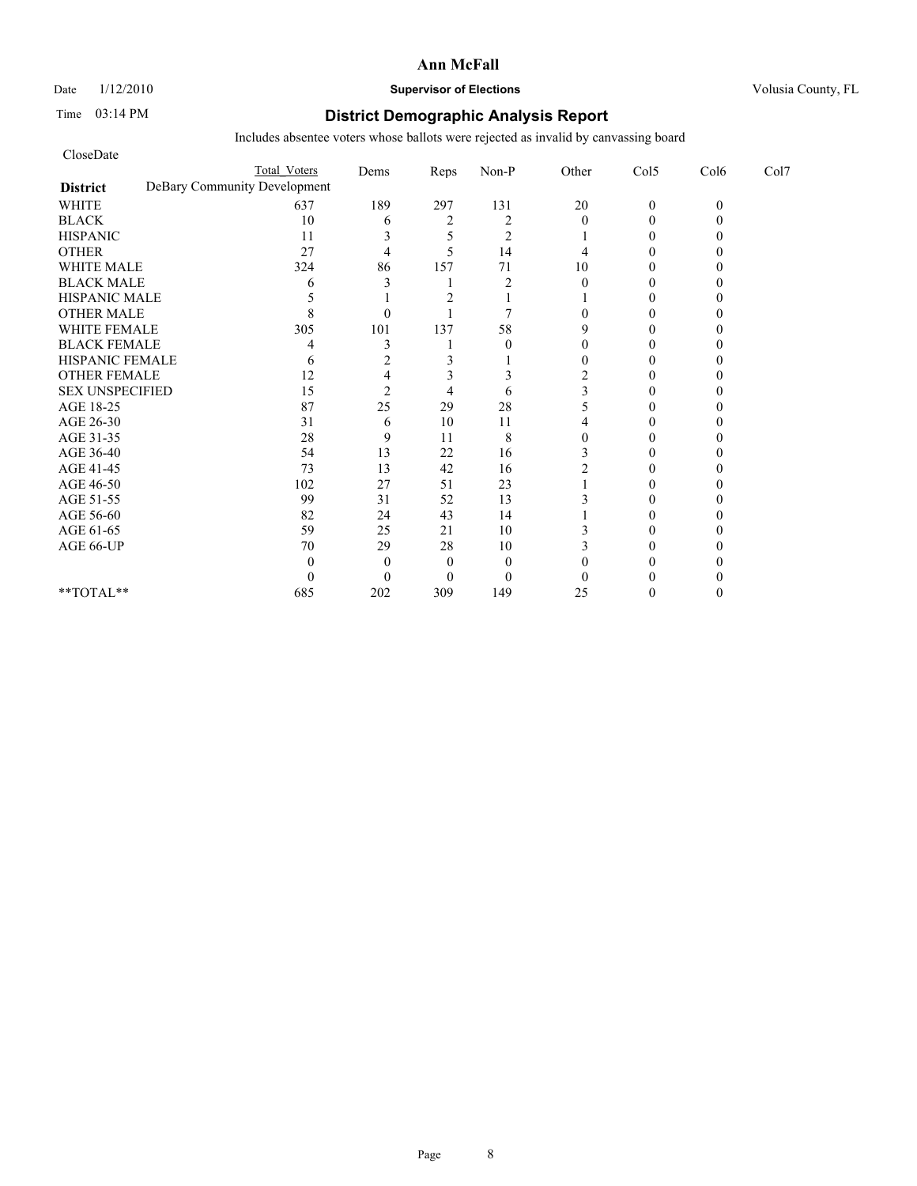# Ann McFall

Date 1/12/2010 **Supervisor of Elections** Volusia County, FL

Time 03:14 PM

## District Demographic Analysis Report

Includes absentee voters whose ballots were rejected as invalid by canvassing board

CloseDate

| | Total Voters | Dems | Reps | Non-P | Other | Col5 | Col6 | Col7 |
|---|---|---|---|---|---|---|---|---|
| **District** DeBary Community Development | | | | | | | | |
| WHITE | 637 | 189 | 297 | 131 | 20 | 0 | 0 | |
| BLACK | 10 | 6 | 2 | 2 | 0 | 0 | 0 | |
| HISPANIC | 11 | 3 | 5 | 2 | 1 | 0 | 0 | |
| OTHER | 27 | 4 | 5 | 14 | 4 | 0 | 0 | |
| WHITE MALE | 324 | 86 | 157 | 71 | 10 | 0 | 0 | |
| BLACK MALE | 6 | 3 | 1 | 2 | 0 | 0 | 0 | |
| HISPANIC MALE | 5 | 1 | 2 | 1 | 1 | 0 | 0 | |
| OTHER MALE | 8 | 0 | 1 | 7 | 0 | 0 | 0 | |
| WHITE FEMALE | 305 | 101 | 137 | 58 | 9 | 0 | 0 | |
| BLACK FEMALE | 4 | 3 | 1 | 0 | 0 | 0 | 0 | |
| HISPANIC FEMALE | 6 | 2 | 3 | 1 | 0 | 0 | 0 | |
| OTHER FEMALE | 12 | 4 | 3 | 3 | 2 | 0 | 0 | |
| SEX UNSPECIFIED | 15 | 2 | 4 | 6 | 3 | 0 | 0 | |
| AGE 18-25 | 87 | 25 | 29 | 28 | 5 | 0 | 0 | |
| AGE 26-30 | 31 | 6 | 10 | 11 | 4 | 0 | 0 | |
| AGE 31-35 | 28 | 9 | 11 | 8 | 0 | 0 | 0 | |
| AGE 36-40 | 54 | 13 | 22 | 16 | 3 | 0 | 0 | |
| AGE 41-45 | 73 | 13 | 42 | 16 | 2 | 0 | 0 | |
| AGE 46-50 | 102 | 27 | 51 | 23 | 1 | 0 | 0 | |
| AGE 51-55 | 99 | 31 | 52 | 13 | 3 | 0 | 0 | |
| AGE 56-60 | 82 | 24 | 43 | 14 | 1 | 0 | 0 | |
| AGE 61-65 | 59 | 25 | 21 | 10 | 3 | 0 | 0 | |
| AGE 66-UP | 70 | 29 | 28 | 10 | 3 | 0 | 0 | |
| | 0 | 0 | 0 | 0 | 0 | 0 | 0 | |
| | 0 | 0 | 0 | 0 | 0 | 0 | 0 | |
| **TOTAL** | 685 | 202 | 309 | 149 | 25 | 0 | 0 | |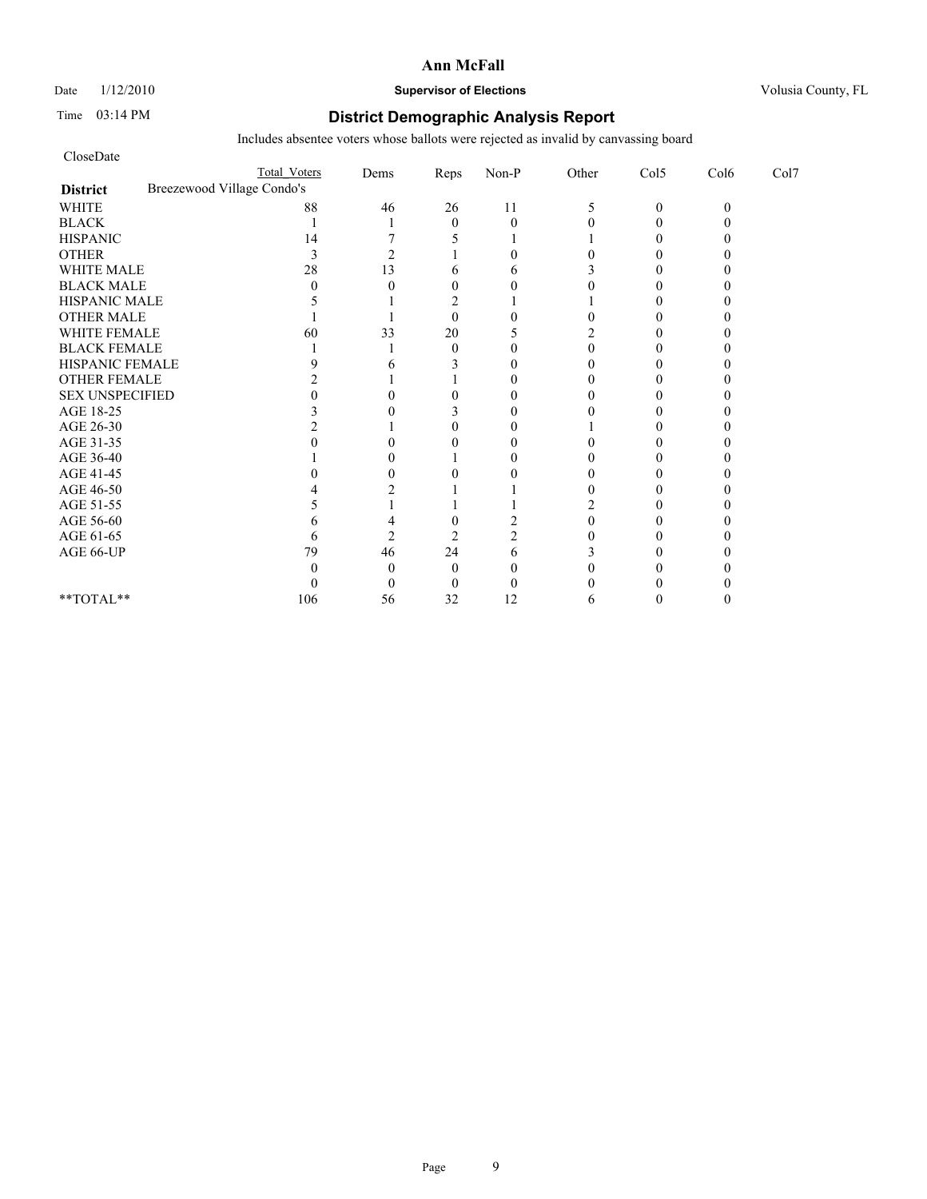**Ann McFall**

Date 1/12/2010 **Supervisor of Elections** Volusia County, FL

Time 03:14 PM

## District Demographic Analysis Report

Includes absentee voters whose ballots were rejected as invalid by canvassing board

CloseDate

| District | Total Voters | Dems | Reps | Non-P | Other | Col5 | Col6 | Col7 |
|---|---|---|---|---|---|---|---|---|
| Breezewood Village Condo's | | | | | | | | |
| WHITE | 88 | 46 | 26 | 11 | 5 | 0 | 0 | |
| BLACK | 1 | 1 | 0 | 0 | 0 | 0 | 0 | |
| HISPANIC | 14 | 7 | 5 | 1 | 1 | 0 | 0 | |
| OTHER | 3 | 2 | 1 | 0 | 0 | 0 | 0 | |
| WHITE MALE | 28 | 13 | 6 | 6 | 3 | 0 | 0 | |
| BLACK MALE | 0 | 0 | 0 | 0 | 0 | 0 | 0 | |
| HISPANIC MALE | 5 | 1 | 2 | 1 | 1 | 0 | 0 | |
| OTHER MALE | 1 | 1 | 0 | 0 | 0 | 0 | 0 | |
| WHITE FEMALE | 60 | 33 | 20 | 5 | 2 | 0 | 0 | |
| BLACK FEMALE | 1 | 1 | 0 | 0 | 0 | 0 | 0 | |
| HISPANIC FEMALE | 9 | 6 | 3 | 0 | 0 | 0 | 0 | |
| OTHER FEMALE | 2 | 1 | 1 | 0 | 0 | 0 | 0 | |
| SEX UNSPECIFIED | 0 | 0 | 0 | 0 | 0 | 0 | 0 | |
| AGE 18-25 | 3 | 0 | 3 | 0 | 0 | 0 | 0 | |
| AGE 26-30 | 2 | 1 | 0 | 0 | 1 | 0 | 0 | |
| AGE 31-35 | 0 | 0 | 0 | 0 | 0 | 0 | 0 | |
| AGE 36-40 | 1 | 0 | 1 | 0 | 0 | 0 | 0 | |
| AGE 41-45 | 0 | 0 | 0 | 0 | 0 | 0 | 0 | |
| AGE 46-50 | 4 | 2 | 1 | 1 | 0 | 0 | 0 | |
| AGE 51-55 | 5 | 1 | 1 | 1 | 2 | 0 | 0 | |
| AGE 56-60 | 6 | 4 | 0 | 2 | 0 | 0 | 0 | |
| AGE 61-65 | 6 | 2 | 2 | 2 | 0 | 0 | 0 | |
| AGE 66-UP | 79 | 46 | 24 | 6 | 3 | 0 | 0 | |
| | 0 | 0 | 0 | 0 | 0 | 0 | 0 | |
| | 0 | 0 | 0 | 0 | 0 | 0 | 0 | |
| **TOTAL** | 106 | 56 | 32 | 12 | 6 | 0 | 0 | |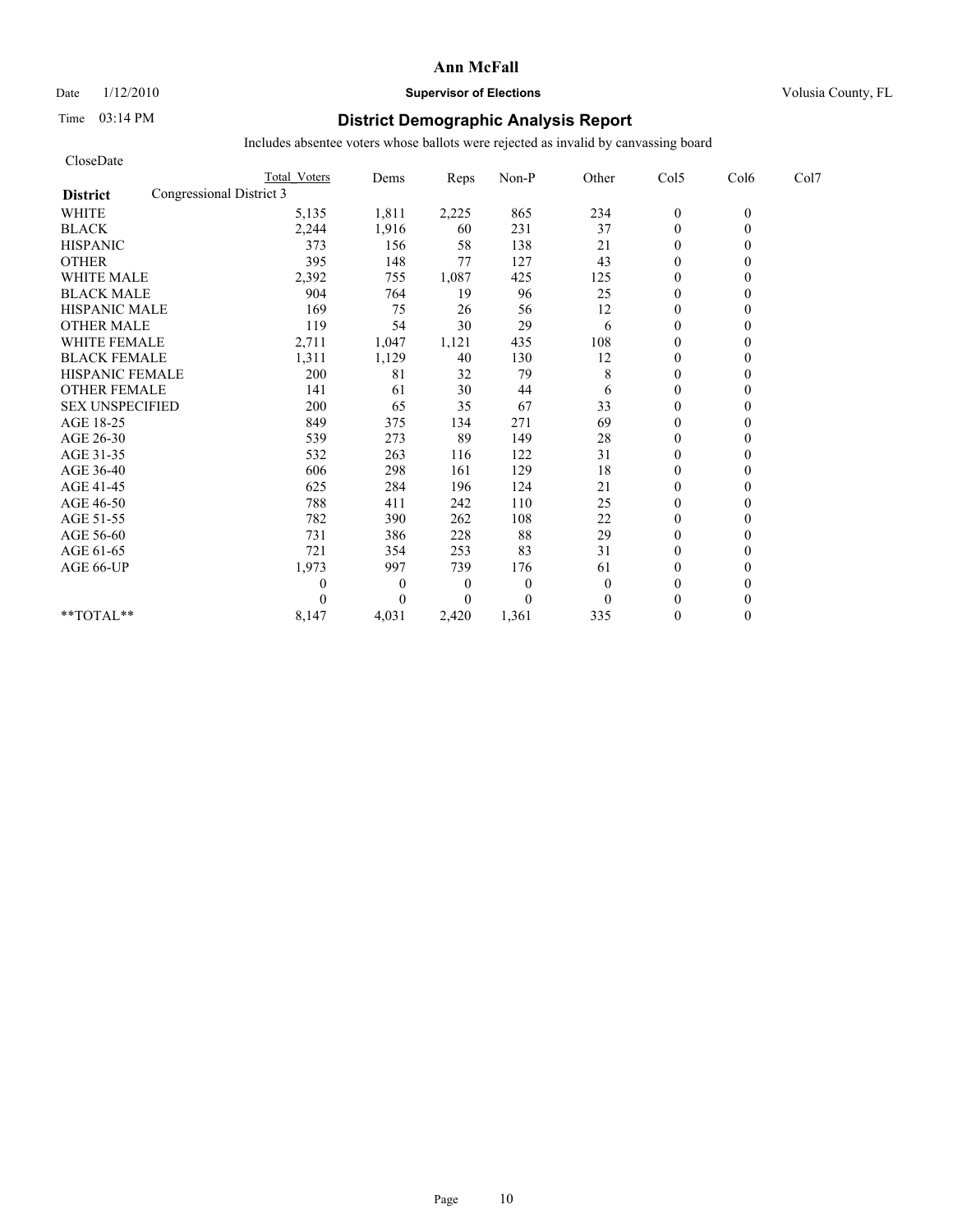# Ann McFall

Date 1/12/2010 **Supervisor of Elections** Volusia County, FL

Time 03:14 PM

## District Demographic Analysis Report

Includes absentee voters whose ballots were rejected as invalid by canvassing board

CloseDate

| District | Congressional District 3 Total Voters | Dems | Reps | Non-P | Other | Col5 | Col6 | Col7 |
|---|---|---|---|---|---|---|---|---|
| WHITE | 5,135 | 1,811 | 2,225 | 865 | 234 | 0 | 0 | |
| BLACK | 2,244 | 1,916 | 60 | 231 | 37 | 0 | 0 | |
| HISPANIC | 373 | 156 | 58 | 138 | 21 | 0 | 0 | |
| OTHER | 395 | 148 | 77 | 127 | 43 | 0 | 0 | |
| WHITE MALE | 2,392 | 755 | 1,087 | 425 | 125 | 0 | 0 | |
| BLACK MALE | 904 | 764 | 19 | 96 | 25 | 0 | 0 | |
| HISPANIC MALE | 169 | 75 | 26 | 56 | 12 | 0 | 0 | |
| OTHER MALE | 119 | 54 | 30 | 29 | 6 | 0 | 0 | |
| WHITE FEMALE | 2,711 | 1,047 | 1,121 | 435 | 108 | 0 | 0 | |
| BLACK FEMALE | 1,311 | 1,129 | 40 | 130 | 12 | 0 | 0 | |
| HISPANIC FEMALE | 200 | 81 | 32 | 79 | 8 | 0 | 0 | |
| OTHER FEMALE | 141 | 61 | 30 | 44 | 6 | 0 | 0 | |
| SEX UNSPECIFIED | 200 | 65 | 35 | 67 | 33 | 0 | 0 | |
| AGE 18-25 | 849 | 375 | 134 | 271 | 69 | 0 | 0 | |
| AGE 26-30 | 539 | 273 | 89 | 149 | 28 | 0 | 0 | |
| AGE 31-35 | 532 | 263 | 116 | 122 | 31 | 0 | 0 | |
| AGE 36-40 | 606 | 298 | 161 | 129 | 18 | 0 | 0 | |
| AGE 41-45 | 625 | 284 | 196 | 124 | 21 | 0 | 0 | |
| AGE 46-50 | 788 | 411 | 242 | 110 | 25 | 0 | 0 | |
| AGE 51-55 | 782 | 390 | 262 | 108 | 22 | 0 | 0 | |
| AGE 56-60 | 731 | 386 | 228 | 88 | 29 | 0 | 0 | |
| AGE 61-65 | 721 | 354 | 253 | 83 | 31 | 0 | 0 | |
| AGE 66-UP | 1,973 | 997 | 739 | 176 | 61 | 0 | 0 | |
| | 0 | 0 | 0 | 0 | 0 | 0 | 0 | |
| | 0 | 0 | 0 | 0 | 0 | 0 | 0 | |
| **TOTAL** | 8,147 | 4,031 | 2,420 | 1,361 | 335 | 0 | 0 | |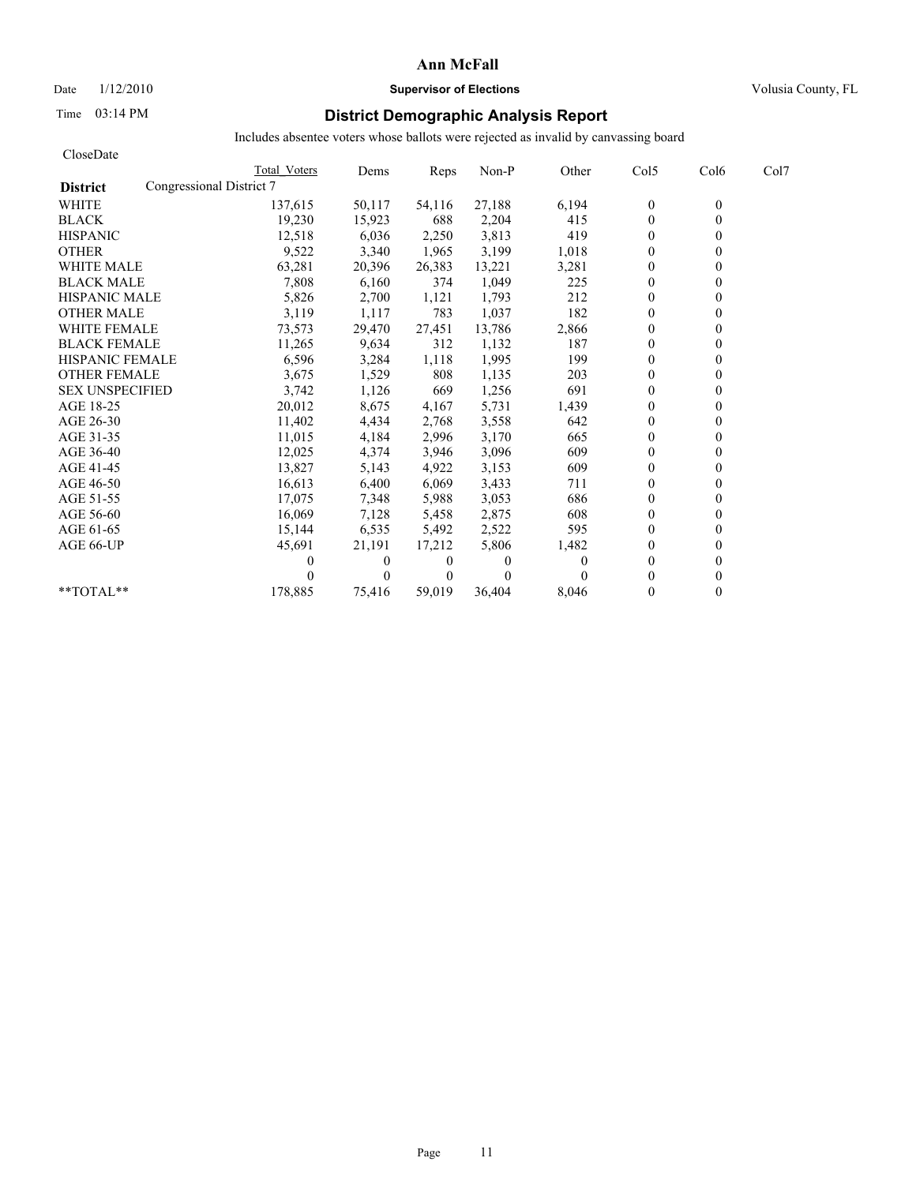Date 1/12/2010

Time 03:14 PM

# Ann McFall

**Supervisor of Elections**

Volusia County, FL

## District Demographic Analysis Report

Includes absentee voters whose ballots were rejected as invalid by canvassing board

CloseDate

| District | Total Voters | Dems | Reps | Non-P | Other | Col5 | Col6 | Col7 |
|---|---|---|---|---|---|---|---|---|
| Congressional District 7 | | | | | | | | |
| WHITE | 137,615 | 50,117 | 54,116 | 27,188 | 6,194 | 0 | 0 | |
| BLACK | 19,230 | 15,923 | 688 | 2,204 | 415 | 0 | 0 | |
| HISPANIC | 12,518 | 6,036 | 2,250 | 3,813 | 419 | 0 | 0 | |
| OTHER | 9,522 | 3,340 | 1,965 | 3,199 | 1,018 | 0 | 0 | |
| WHITE MALE | 63,281 | 20,396 | 26,383 | 13,221 | 3,281 | 0 | 0 | |
| BLACK MALE | 7,808 | 6,160 | 374 | 1,049 | 225 | 0 | 0 | |
| HISPANIC MALE | 5,826 | 2,700 | 1,121 | 1,793 | 212 | 0 | 0 | |
| OTHER MALE | 3,119 | 1,117 | 783 | 1,037 | 182 | 0 | 0 | |
| WHITE FEMALE | 73,573 | 29,470 | 27,451 | 13,786 | 2,866 | 0 | 0 | |
| BLACK FEMALE | 11,265 | 9,634 | 312 | 1,132 | 187 | 0 | 0 | |
| HISPANIC FEMALE | 6,596 | 3,284 | 1,118 | 1,995 | 199 | 0 | 0 | |
| OTHER FEMALE | 3,675 | 1,529 | 808 | 1,135 | 203 | 0 | 0 | |
| SEX UNSPECIFIED | 3,742 | 1,126 | 669 | 1,256 | 691 | 0 | 0 | |
| AGE 18-25 | 20,012 | 8,675 | 4,167 | 5,731 | 1,439 | 0 | 0 | |
| AGE 26-30 | 11,402 | 4,434 | 2,768 | 3,558 | 642 | 0 | 0 | |
| AGE 31-35 | 11,015 | 4,184 | 2,996 | 3,170 | 665 | 0 | 0 | |
| AGE 36-40 | 12,025 | 4,374 | 3,946 | 3,096 | 609 | 0 | 0 | |
| AGE 41-45 | 13,827 | 5,143 | 4,922 | 3,153 | 609 | 0 | 0 | |
| AGE 46-50 | 16,613 | 6,400 | 6,069 | 3,433 | 711 | 0 | 0 | |
| AGE 51-55 | 17,075 | 7,348 | 5,988 | 3,053 | 686 | 0 | 0 | |
| AGE 56-60 | 16,069 | 7,128 | 5,458 | 2,875 | 608 | 0 | 0 | |
| AGE 61-65 | 15,144 | 6,535 | 5,492 | 2,522 | 595 | 0 | 0 | |
| AGE 66-UP | 45,691 | 21,191 | 17,212 | 5,806 | 1,482 | 0 | 0 | |
| | 0 | 0 | 0 | 0 | 0 | 0 | 0 | |
| | 0 | 0 | 0 | 0 | 0 | 0 | 0 | |
| **TOTAL** | 178,885 | 75,416 | 59,019 | 36,404 | 8,046 | 0 | 0 | |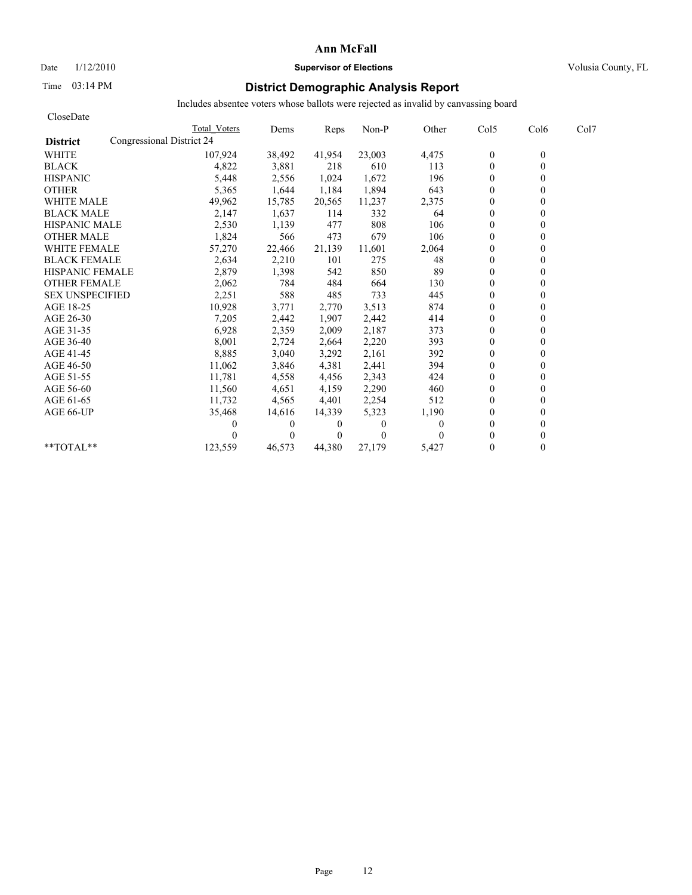# Ann McFall

Date 1/12/2010 **Supervisor of Elections** Volusia County, FL

Time 03:14 PM

## District Demographic Analysis Report

Includes absentee voters whose ballots were rejected as invalid by canvassing board

CloseDate

| District | Total Voters | Dems | Reps | Non-P | Other | Col5 | Col6 | Col7 |
|---|---|---|---|---|---|---|---|---|
| **Congressional District 24** | | | | | | | | |
| WHITE | 107,924 | 38,492 | 41,954 | 23,003 | 4,475 | 0 | 0 | |
| BLACK | 4,822 | 3,881 | 218 | 610 | 113 | 0 | 0 | |
| HISPANIC | 5,448 | 2,556 | 1,024 | 1,672 | 196 | 0 | 0 | |
| OTHER | 5,365 | 1,644 | 1,184 | 1,894 | 643 | 0 | 0 | |
| WHITE MALE | 49,962 | 15,785 | 20,565 | 11,237 | 2,375 | 0 | 0 | |
| BLACK MALE | 2,147 | 1,637 | 114 | 332 | 64 | 0 | 0 | |
| HISPANIC MALE | 2,530 | 1,139 | 477 | 808 | 106 | 0 | 0 | |
| OTHER MALE | 1,824 | 566 | 473 | 679 | 106 | 0 | 0 | |
| WHITE FEMALE | 57,270 | 22,466 | 21,139 | 11,601 | 2,064 | 0 | 0 | |
| BLACK FEMALE | 2,634 | 2,210 | 101 | 275 | 48 | 0 | 0 | |
| HISPANIC FEMALE | 2,879 | 1,398 | 542 | 850 | 89 | 0 | 0 | |
| OTHER FEMALE | 2,062 | 784 | 484 | 664 | 130 | 0 | 0 | |
| SEX UNSPECIFIED | 2,251 | 588 | 485 | 733 | 445 | 0 | 0 | |
| AGE 18-25 | 10,928 | 3,771 | 2,770 | 3,513 | 874 | 0 | 0 | |
| AGE 26-30 | 7,205 | 2,442 | 1,907 | 2,442 | 414 | 0 | 0 | |
| AGE 31-35 | 6,928 | 2,359 | 2,009 | 2,187 | 373 | 0 | 0 | |
| AGE 36-40 | 8,001 | 2,724 | 2,664 | 2,220 | 393 | 0 | 0 | |
| AGE 41-45 | 8,885 | 3,040 | 3,292 | 2,161 | 392 | 0 | 0 | |
| AGE 46-50 | 11,062 | 3,846 | 4,381 | 2,441 | 394 | 0 | 0 | |
| AGE 51-55 | 11,781 | 4,558 | 4,456 | 2,343 | 424 | 0 | 0 | |
| AGE 56-60 | 11,560 | 4,651 | 4,159 | 2,290 | 460 | 0 | 0 | |
| AGE 61-65 | 11,732 | 4,565 | 4,401 | 2,254 | 512 | 0 | 0 | |
| AGE 66-UP | 35,468 | 14,616 | 14,339 | 5,323 | 1,190 | 0 | 0 | |
| | 0 | 0 | 0 | 0 | 0 | 0 | 0 | |
| | 0 | 0 | 0 | 0 | 0 | 0 | 0 | |
| **TOTAL** | 123,559 | 46,573 | 44,380 | 27,179 | 5,427 | 0 | 0 | |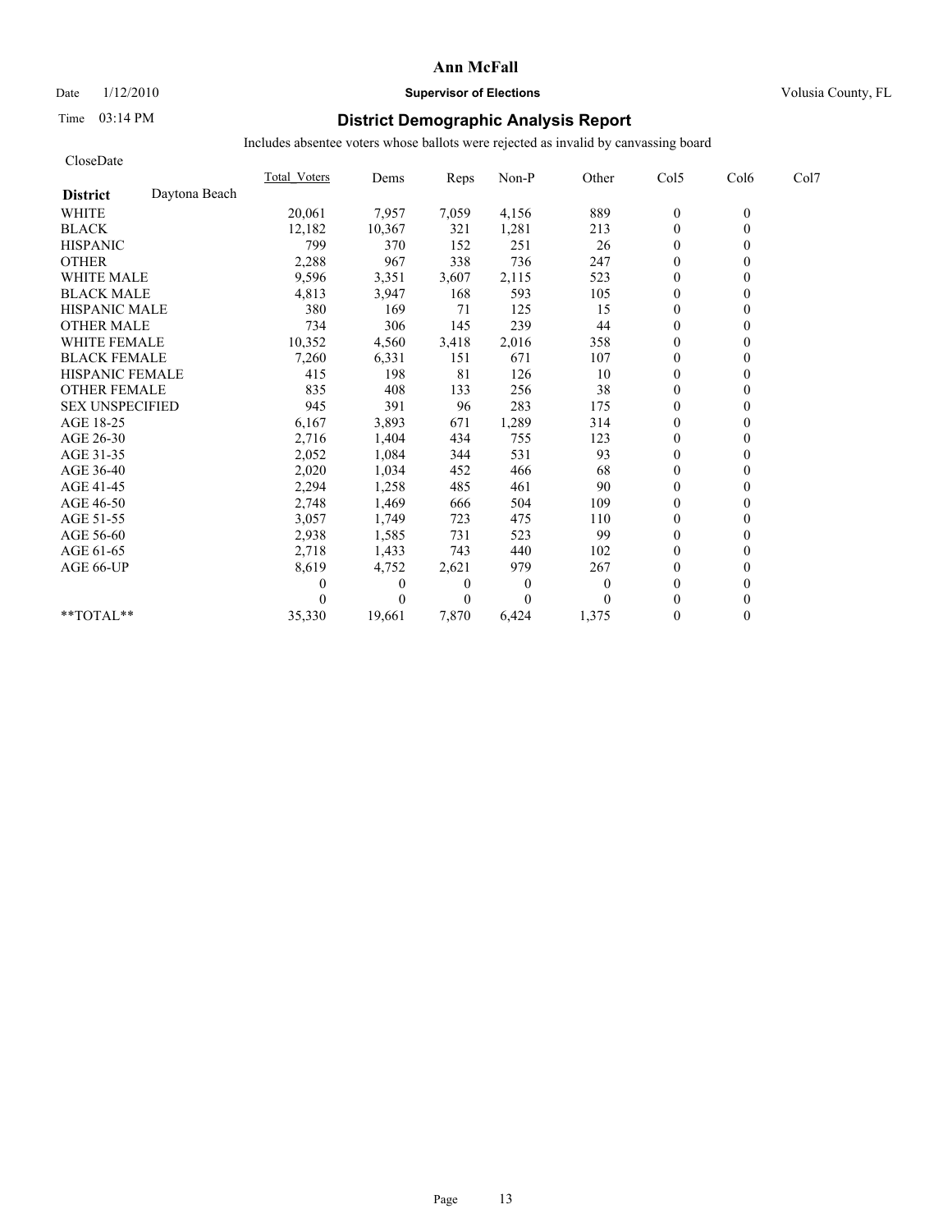# Ann McFall

Date 1/12/2010 **Supervisor of Elections** Volusia County, FL

Time 03:14 PM

## District Demographic Analysis Report

Includes absentee voters whose ballots were rejected as invalid by canvassing board

CloseDate

| District: Daytona Beach | Total_Voters | Dems | Reps | Non-P | Other | Col5 | Col6 | Col7 |
|---|---|---|---|---|---|---|---|---|
| WHITE | 20,061 | 7,957 | 7,059 | 4,156 | 889 | 0 | 0 | |
| BLACK | 12,182 | 10,367 | 321 | 1,281 | 213 | 0 | 0 | |
| HISPANIC | 799 | 370 | 152 | 251 | 26 | 0 | 0 | |
| OTHER | 2,288 | 967 | 338 | 736 | 247 | 0 | 0 | |
| WHITE MALE | 9,596 | 3,351 | 3,607 | 2,115 | 523 | 0 | 0 | |
| BLACK MALE | 4,813 | 3,947 | 168 | 593 | 105 | 0 | 0 | |
| HISPANIC MALE | 380 | 169 | 71 | 125 | 15 | 0 | 0 | |
| OTHER MALE | 734 | 306 | 145 | 239 | 44 | 0 | 0 | |
| WHITE FEMALE | 10,352 | 4,560 | 3,418 | 2,016 | 358 | 0 | 0 | |
| BLACK FEMALE | 7,260 | 6,331 | 151 | 671 | 107 | 0 | 0 | |
| HISPANIC FEMALE | 415 | 198 | 81 | 126 | 10 | 0 | 0 | |
| OTHER FEMALE | 835 | 408 | 133 | 256 | 38 | 0 | 0 | |
| SEX UNSPECIFIED | 945 | 391 | 96 | 283 | 175 | 0 | 0 | |
| AGE 18-25 | 6,167 | 3,893 | 671 | 1,289 | 314 | 0 | 0 | |
| AGE 26-30 | 2,716 | 1,404 | 434 | 755 | 123 | 0 | 0 | |
| AGE 31-35 | 2,052 | 1,084 | 344 | 531 | 93 | 0 | 0 | |
| AGE 36-40 | 2,020 | 1,034 | 452 | 466 | 68 | 0 | 0 | |
| AGE 41-45 | 2,294 | 1,258 | 485 | 461 | 90 | 0 | 0 | |
| AGE 46-50 | 2,748 | 1,469 | 666 | 504 | 109 | 0 | 0 | |
| AGE 51-55 | 3,057 | 1,749 | 723 | 475 | 110 | 0 | 0 | |
| AGE 56-60 | 2,938 | 1,585 | 731 | 523 | 99 | 0 | 0 | |
| AGE 61-65 | 2,718 | 1,433 | 743 | 440 | 102 | 0 | 0 | |
| AGE 66-UP | 8,619 | 4,752 | 2,621 | 979 | 267 | 0 | 0 | |
| | 0 | 0 | 0 | 0 | 0 | 0 | 0 | |
| | 0 | 0 | 0 | 0 | 0 | 0 | 0 | |
| **TOTAL** | 35,330 | 19,661 | 7,870 | 6,424 | 1,375 | 0 | 0 | |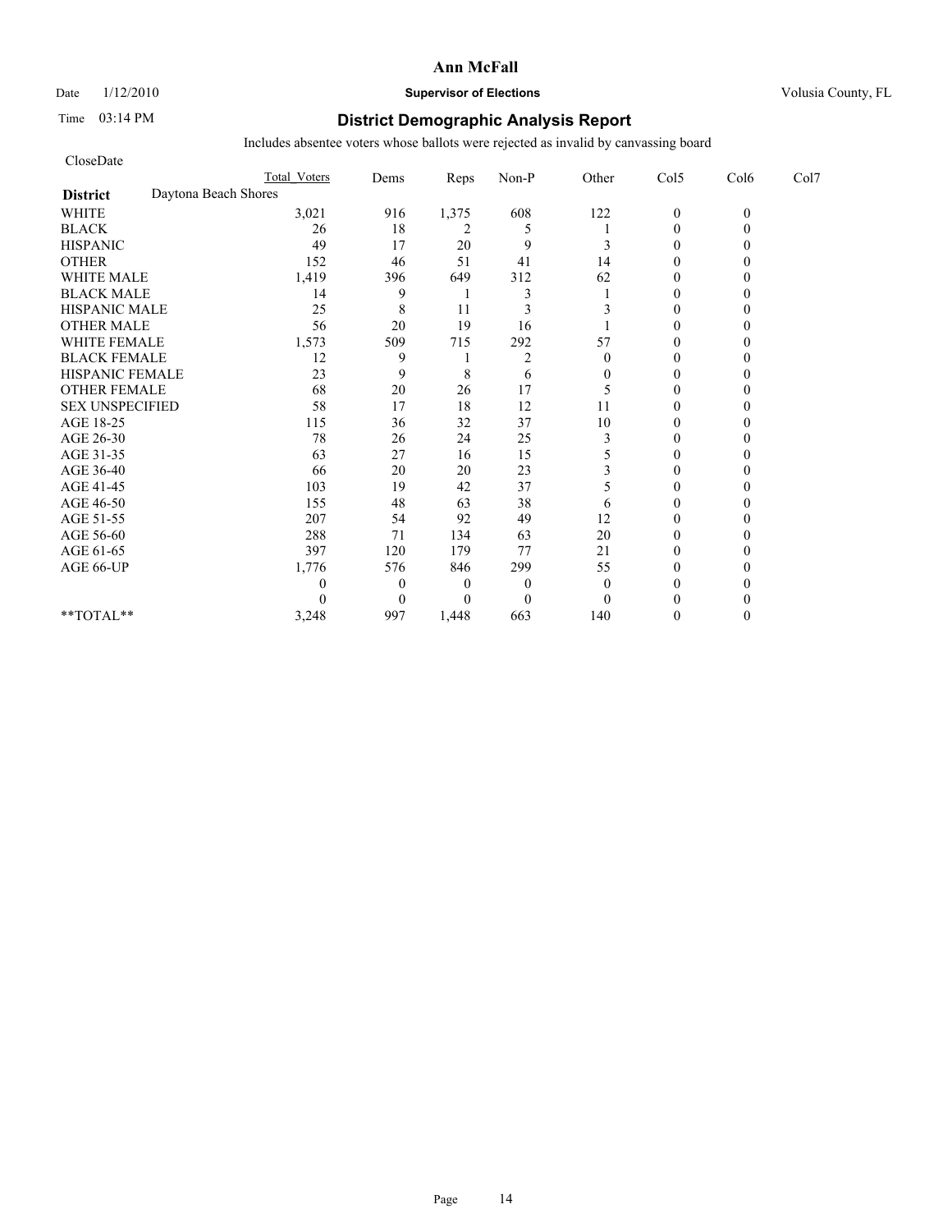**Ann McFall**

Date 1/12/2010 **Supervisor of Elections** Volusia County, FL

Time 03:14 PM

## District Demographic Analysis Report

Includes absentee voters whose ballots were rejected as invalid by canvassing board

CloseDate

| | Total Voters | Dems | Reps | Non-P | Other | Col5 | Col6 | Col7 |
|---|---|---|---|---|---|---|---|---|
| **District** Daytona Beach Shores | | | | | | | | |
| WHITE | 3,021 | 916 | 1,375 | 608 | 122 | 0 | 0 | |
| BLACK | 26 | 18 | 2 | 5 | 1 | 0 | 0 | |
| HISPANIC | 49 | 17 | 20 | 9 | 3 | 0 | 0 | |
| OTHER | 152 | 46 | 51 | 41 | 14 | 0 | 0 | |
| WHITE MALE | 1,419 | 396 | 649 | 312 | 62 | 0 | 0 | |
| BLACK MALE | 14 | 9 | 1 | 3 | 1 | 0 | 0 | |
| HISPANIC MALE | 25 | 8 | 11 | 3 | 3 | 0 | 0 | |
| OTHER MALE | 56 | 20 | 19 | 16 | 1 | 0 | 0 | |
| WHITE FEMALE | 1,573 | 509 | 715 | 292 | 57 | 0 | 0 | |
| BLACK FEMALE | 12 | 9 | 1 | 2 | 0 | 0 | 0 | |
| HISPANIC FEMALE | 23 | 9 | 8 | 6 | 0 | 0 | 0 | |
| OTHER FEMALE | 68 | 20 | 26 | 17 | 5 | 0 | 0 | |
| SEX UNSPECIFIED | 58 | 17 | 18 | 12 | 11 | 0 | 0 | |
| AGE 18-25 | 115 | 36 | 32 | 37 | 10 | 0 | 0 | |
| AGE 26-30 | 78 | 26 | 24 | 25 | 3 | 0 | 0 | |
| AGE 31-35 | 63 | 27 | 16 | 15 | 5 | 0 | 0 | |
| AGE 36-40 | 66 | 20 | 20 | 23 | 3 | 0 | 0 | |
| AGE 41-45 | 103 | 19 | 42 | 37 | 5 | 0 | 0 | |
| AGE 46-50 | 155 | 48 | 63 | 38 | 6 | 0 | 0 | |
| AGE 51-55 | 207 | 54 | 92 | 49 | 12 | 0 | 0 | |
| AGE 56-60 | 288 | 71 | 134 | 63 | 20 | 0 | 0 | |
| AGE 61-65 | 397 | 120 | 179 | 77 | 21 | 0 | 0 | |
| AGE 66-UP | 1,776 | 576 | 846 | 299 | 55 | 0 | 0 | |
| | 0 | 0 | 0 | 0 | 0 | 0 | 0 | |
| | 0 | 0 | 0 | 0 | 0 | 0 | 0 | |
| **TOTAL** | 3,248 | 997 | 1,448 | 663 | 140 | 0 | 0 | |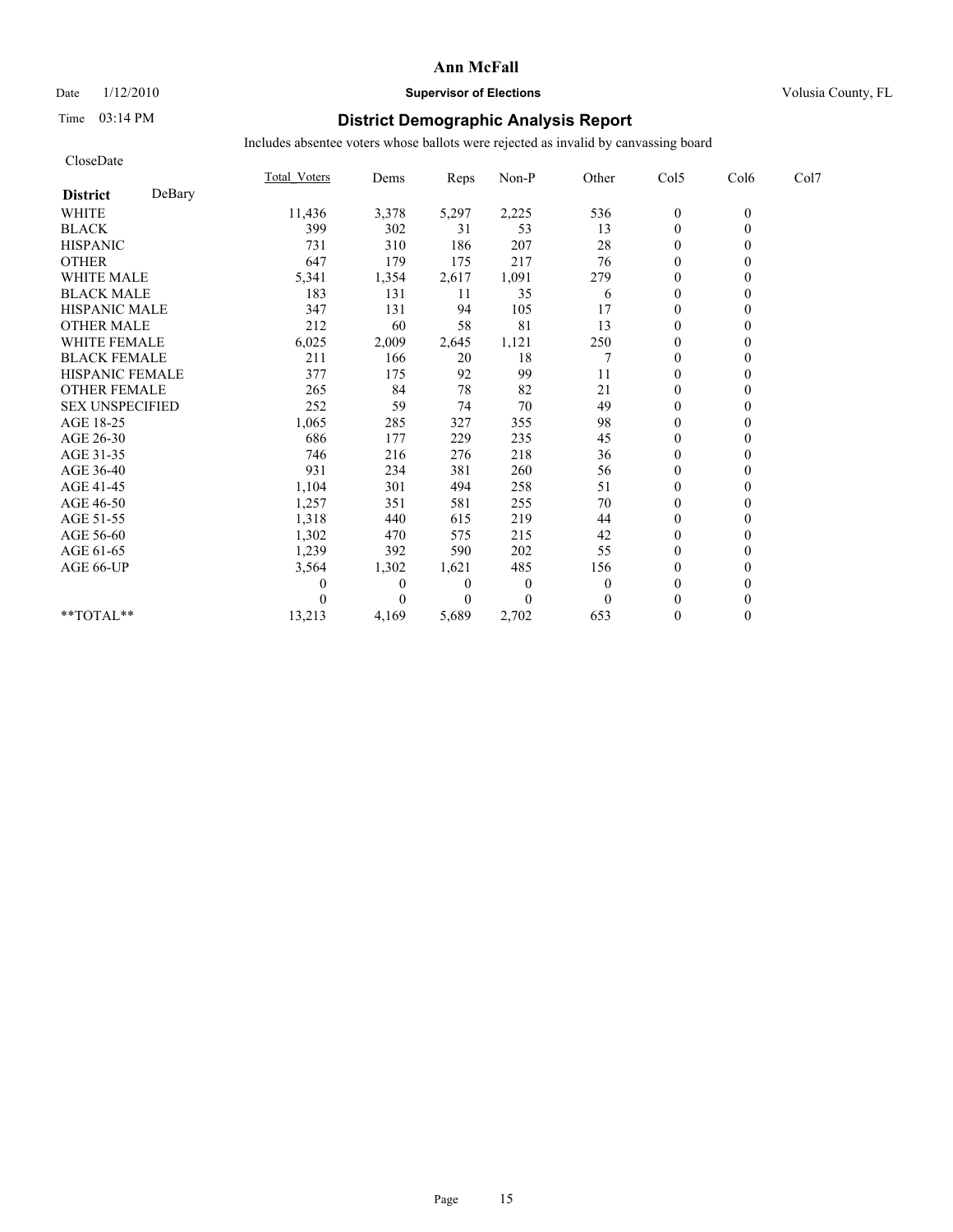**Ann McFall**

Date 1/12/2010 **Supervisor of Elections** Volusia County, FL

Time 03:14 PM

## District Demographic Analysis Report

Includes absentee voters whose ballots were rejected as invalid by canvassing board

CloseDate

| **District** DeBary | Total_Voters | Dems | Reps | Non-P | Other | Col5 | Col6 | Col7 |
|---|---|---|---|---|---|---|---|---|
| WHITE | 11,436 | 3,378 | 5,297 | 2,225 | 536 | 0 | 0 | |
| BLACK | 399 | 302 | 31 | 53 | 13 | 0 | 0 | |
| HISPANIC | 731 | 310 | 186 | 207 | 28 | 0 | 0 | |
| OTHER | 647 | 179 | 175 | 217 | 76 | 0 | 0 | |
| WHITE MALE | 5,341 | 1,354 | 2,617 | 1,091 | 279 | 0 | 0 | |
| BLACK MALE | 183 | 131 | 11 | 35 | 6 | 0 | 0 | |
| HISPANIC MALE | 347 | 131 | 94 | 105 | 17 | 0 | 0 | |
| OTHER MALE | 212 | 60 | 58 | 81 | 13 | 0 | 0 | |
| WHITE FEMALE | 6,025 | 2,009 | 2,645 | 1,121 | 250 | 0 | 0 | |
| BLACK FEMALE | 211 | 166 | 20 | 18 | 7 | 0 | 0 | |
| HISPANIC FEMALE | 377 | 175 | 92 | 99 | 11 | 0 | 0 | |
| OTHER FEMALE | 265 | 84 | 78 | 82 | 21 | 0 | 0 | |
| SEX UNSPECIFIED | 252 | 59 | 74 | 70 | 49 | 0 | 0 | |
| AGE 18-25 | 1,065 | 285 | 327 | 355 | 98 | 0 | 0 | |
| AGE 26-30 | 686 | 177 | 229 | 235 | 45 | 0 | 0 | |
| AGE 31-35 | 746 | 216 | 276 | 218 | 36 | 0 | 0 | |
| AGE 36-40 | 931 | 234 | 381 | 260 | 56 | 0 | 0 | |
| AGE 41-45 | 1,104 | 301 | 494 | 258 | 51 | 0 | 0 | |
| AGE 46-50 | 1,257 | 351 | 581 | 255 | 70 | 0 | 0 | |
| AGE 51-55 | 1,318 | 440 | 615 | 219 | 44 | 0 | 0 | |
| AGE 56-60 | 1,302 | 470 | 575 | 215 | 42 | 0 | 0 | |
| AGE 61-65 | 1,239 | 392 | 590 | 202 | 55 | 0 | 0 | |
| AGE 66-UP | 3,564 | 1,302 | 1,621 | 485 | 156 | 0 | 0 | |
| | 0 | 0 | 0 | 0 | 0 | 0 | 0 | |
| | 0 | 0 | 0 | 0 | 0 | 0 | 0 | |
| **TOTAL** | 13,213 | 4,169 | 5,689 | 2,702 | 653 | 0 | 0 | |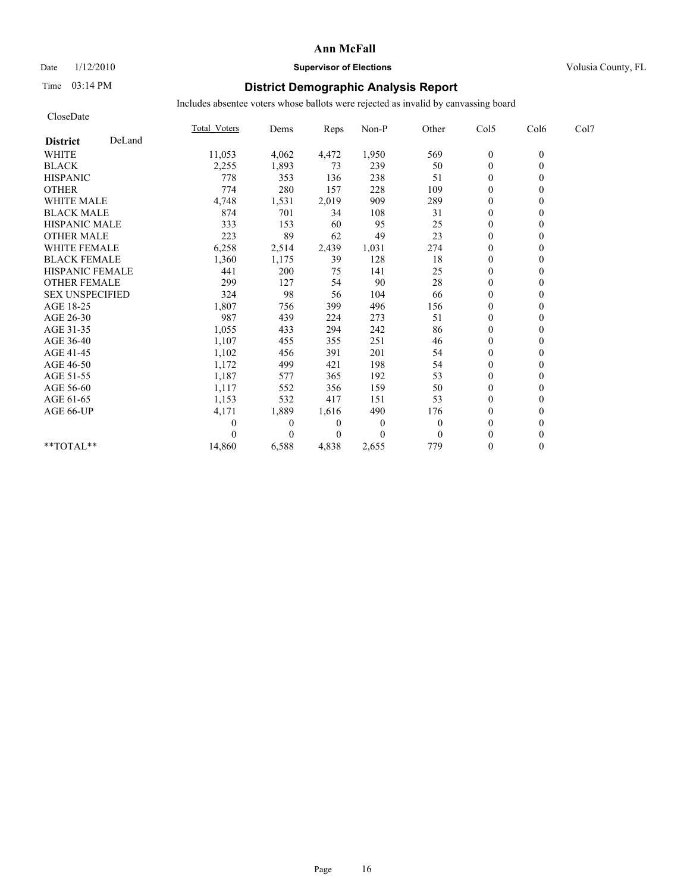# Ann McFall

Date 1/12/2010 **Supervisor of Elections** Volusia County, FL

Time 03:14 PM

## District Demographic Analysis Report

Includes absentee voters whose ballots were rejected as invalid by canvassing board

CloseDate

| **District** DeLand | Total_Voters | Dems | Reps | Non-P | Other | Col5 | Col6 | Col7 |
|---|---|---|---|---|---|---|---|---|
| WHITE | 11,053 | 4,062 | 4,472 | 1,950 | 569 | 0 | 0 | |
| BLACK | 2,255 | 1,893 | 73 | 239 | 50 | 0 | 0 | |
| HISPANIC | 778 | 353 | 136 | 238 | 51 | 0 | 0 | |
| OTHER | 774 | 280 | 157 | 228 | 109 | 0 | 0 | |
| WHITE MALE | 4,748 | 1,531 | 2,019 | 909 | 289 | 0 | 0 | |
| BLACK MALE | 874 | 701 | 34 | 108 | 31 | 0 | 0 | |
| HISPANIC MALE | 333 | 153 | 60 | 95 | 25 | 0 | 0 | |
| OTHER MALE | 223 | 89 | 62 | 49 | 23 | 0 | 0 | |
| WHITE FEMALE | 6,258 | 2,514 | 2,439 | 1,031 | 274 | 0 | 0 | |
| BLACK FEMALE | 1,360 | 1,175 | 39 | 128 | 18 | 0 | 0 | |
| HISPANIC FEMALE | 441 | 200 | 75 | 141 | 25 | 0 | 0 | |
| OTHER FEMALE | 299 | 127 | 54 | 90 | 28 | 0 | 0 | |
| SEX UNSPECIFIED | 324 | 98 | 56 | 104 | 66 | 0 | 0 | |
| AGE 18-25 | 1,807 | 756 | 399 | 496 | 156 | 0 | 0 | |
| AGE 26-30 | 987 | 439 | 224 | 273 | 51 | 0 | 0 | |
| AGE 31-35 | 1,055 | 433 | 294 | 242 | 86 | 0 | 0 | |
| AGE 36-40 | 1,107 | 455 | 355 | 251 | 46 | 0 | 0 | |
| AGE 41-45 | 1,102 | 456 | 391 | 201 | 54 | 0 | 0 | |
| AGE 46-50 | 1,172 | 499 | 421 | 198 | 54 | 0 | 0 | |
| AGE 51-55 | 1,187 | 577 | 365 | 192 | 53 | 0 | 0 | |
| AGE 56-60 | 1,117 | 552 | 356 | 159 | 50 | 0 | 0 | |
| AGE 61-65 | 1,153 | 532 | 417 | 151 | 53 | 0 | 0 | |
| AGE 66-UP | 4,171 | 1,889 | 1,616 | 490 | 176 | 0 | 0 | |
| | 0 | 0 | 0 | 0 | 0 | 0 | 0 | |
| | 0 | 0 | 0 | 0 | 0 | 0 | 0 | |
| **TOTAL** | 14,860 | 6,588 | 4,838 | 2,655 | 779 | 0 | 0 | |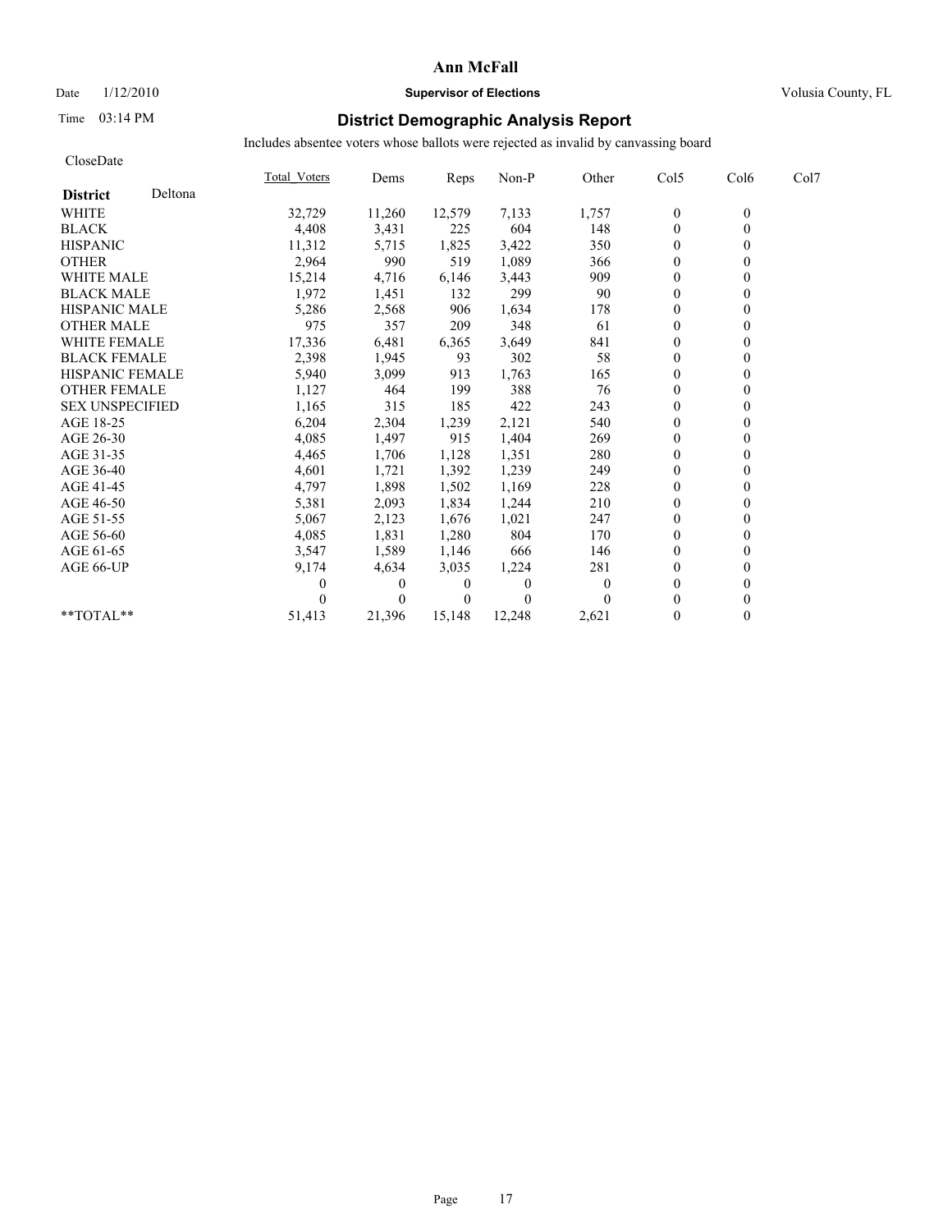# Ann McFall

Date 1/12/2010 **Supervisor of Elections** Volusia County, FL

Time 03:14 PM **District Demographic Analysis Report**

Includes absentee voters whose ballots were rejected as invalid by canvassing board

CloseDate

| **District** Deltona | Total_Voters | Dems | Reps | Non-P | Other | Col5 | Col6 | Col7 |
|---|---|---|---|---|---|---|---|---|
| WHITE | 32,729 | 11,260 | 12,579 | 7,133 | 1,757 | 0 | 0 | |
| BLACK | 4,408 | 3,431 | 225 | 604 | 148 | 0 | 0 | |
| HISPANIC | 11,312 | 5,715 | 1,825 | 3,422 | 350 | 0 | 0 | |
| OTHER | 2,964 | 990 | 519 | 1,089 | 366 | 0 | 0 | |
| WHITE MALE | 15,214 | 4,716 | 6,146 | 3,443 | 909 | 0 | 0 | |
| BLACK MALE | 1,972 | 1,451 | 132 | 299 | 90 | 0 | 0 | |
| HISPANIC MALE | 5,286 | 2,568 | 906 | 1,634 | 178 | 0 | 0 | |
| OTHER MALE | 975 | 357 | 209 | 348 | 61 | 0 | 0 | |
| WHITE FEMALE | 17,336 | 6,481 | 6,365 | 3,649 | 841 | 0 | 0 | |
| BLACK FEMALE | 2,398 | 1,945 | 93 | 302 | 58 | 0 | 0 | |
| HISPANIC FEMALE | 5,940 | 3,099 | 913 | 1,763 | 165 | 0 | 0 | |
| OTHER FEMALE | 1,127 | 464 | 199 | 388 | 76 | 0 | 0 | |
| SEX UNSPECIFIED | 1,165 | 315 | 185 | 422 | 243 | 0 | 0 | |
| AGE 18-25 | 6,204 | 2,304 | 1,239 | 2,121 | 540 | 0 | 0 | |
| AGE 26-30 | 4,085 | 1,497 | 915 | 1,404 | 269 | 0 | 0 | |
| AGE 31-35 | 4,465 | 1,706 | 1,128 | 1,351 | 280 | 0 | 0 | |
| AGE 36-40 | 4,601 | 1,721 | 1,392 | 1,239 | 249 | 0 | 0 | |
| AGE 41-45 | 4,797 | 1,898 | 1,502 | 1,169 | 228 | 0 | 0 | |
| AGE 46-50 | 5,381 | 2,093 | 1,834 | 1,244 | 210 | 0 | 0 | |
| AGE 51-55 | 5,067 | 2,123 | 1,676 | 1,021 | 247 | 0 | 0 | |
| AGE 56-60 | 4,085 | 1,831 | 1,280 | 804 | 170 | 0 | 0 | |
| AGE 61-65 | 3,547 | 1,589 | 1,146 | 666 | 146 | 0 | 0 | |
| AGE 66-UP | 9,174 | 4,634 | 3,035 | 1,224 | 281 | 0 | 0 | |
| | 0 | 0 | 0 | 0 | 0 | 0 | 0 | |
| | 0 | 0 | 0 | 0 | 0 | 0 | 0 | |
| **TOTAL** | 51,413 | 21,396 | 15,148 | 12,248 | 2,621 | 0 | 0 | |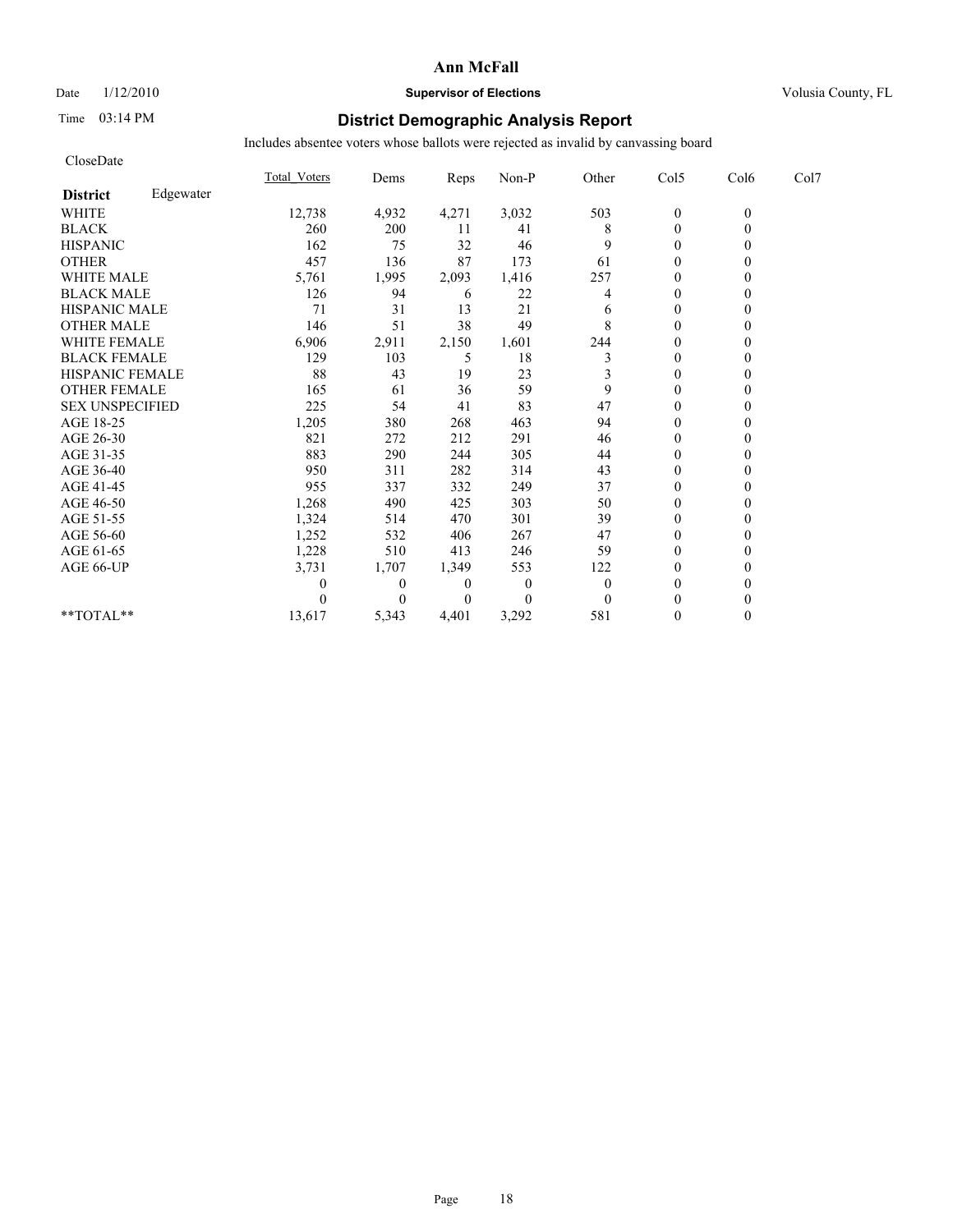**Ann McFall**

Date 1/12/2010 **Supervisor of Elections** Volusia County, FL

Time 03:14 PM

## District Demographic Analysis Report

Includes absentee voters whose ballots were rejected as invalid by canvassing board

CloseDate

| **District** Edgewater | Total_Voters | Dems | Reps | Non-P | Other | Col5 | Col6 | Col7 |
|---|---|---|---|---|---|---|---|---|
| WHITE | 12,738 | 4,932 | 4,271 | 3,032 | 503 | 0 | 0 | |
| BLACK | 260 | 200 | 11 | 41 | 8 | 0 | 0 | |
| HISPANIC | 162 | 75 | 32 | 46 | 9 | 0 | 0 | |
| OTHER | 457 | 136 | 87 | 173 | 61 | 0 | 0 | |
| WHITE MALE | 5,761 | 1,995 | 2,093 | 1,416 | 257 | 0 | 0 | |
| BLACK MALE | 126 | 94 | 6 | 22 | 4 | 0 | 0 | |
| HISPANIC MALE | 71 | 31 | 13 | 21 | 6 | 0 | 0 | |
| OTHER MALE | 146 | 51 | 38 | 49 | 8 | 0 | 0 | |
| WHITE FEMALE | 6,906 | 2,911 | 2,150 | 1,601 | 244 | 0 | 0 | |
| BLACK FEMALE | 129 | 103 | 5 | 18 | 3 | 0 | 0 | |
| HISPANIC FEMALE | 88 | 43 | 19 | 23 | 3 | 0 | 0 | |
| OTHER FEMALE | 165 | 61 | 36 | 59 | 9 | 0 | 0 | |
| SEX UNSPECIFIED | 225 | 54 | 41 | 83 | 47 | 0 | 0 | |
| AGE 18-25 | 1,205 | 380 | 268 | 463 | 94 | 0 | 0 | |
| AGE 26-30 | 821 | 272 | 212 | 291 | 46 | 0 | 0 | |
| AGE 31-35 | 883 | 290 | 244 | 305 | 44 | 0 | 0 | |
| AGE 36-40 | 950 | 311 | 282 | 314 | 43 | 0 | 0 | |
| AGE 41-45 | 955 | 337 | 332 | 249 | 37 | 0 | 0 | |
| AGE 46-50 | 1,268 | 490 | 425 | 303 | 50 | 0 | 0 | |
| AGE 51-55 | 1,324 | 514 | 470 | 301 | 39 | 0 | 0 | |
| AGE 56-60 | 1,252 | 532 | 406 | 267 | 47 | 0 | 0 | |
| AGE 61-65 | 1,228 | 510 | 413 | 246 | 59 | 0 | 0 | |
| AGE 66-UP | 3,731 | 1,707 | 1,349 | 553 | 122 | 0 | 0 | |
| | 0 | 0 | 0 | 0 | 0 | 0 | 0 | |
| | 0 | 0 | 0 | 0 | 0 | 0 | 0 | |
| **TOTAL** | 13,617 | 5,343 | 4,401 | 3,292 | 581 | 0 | 0 | |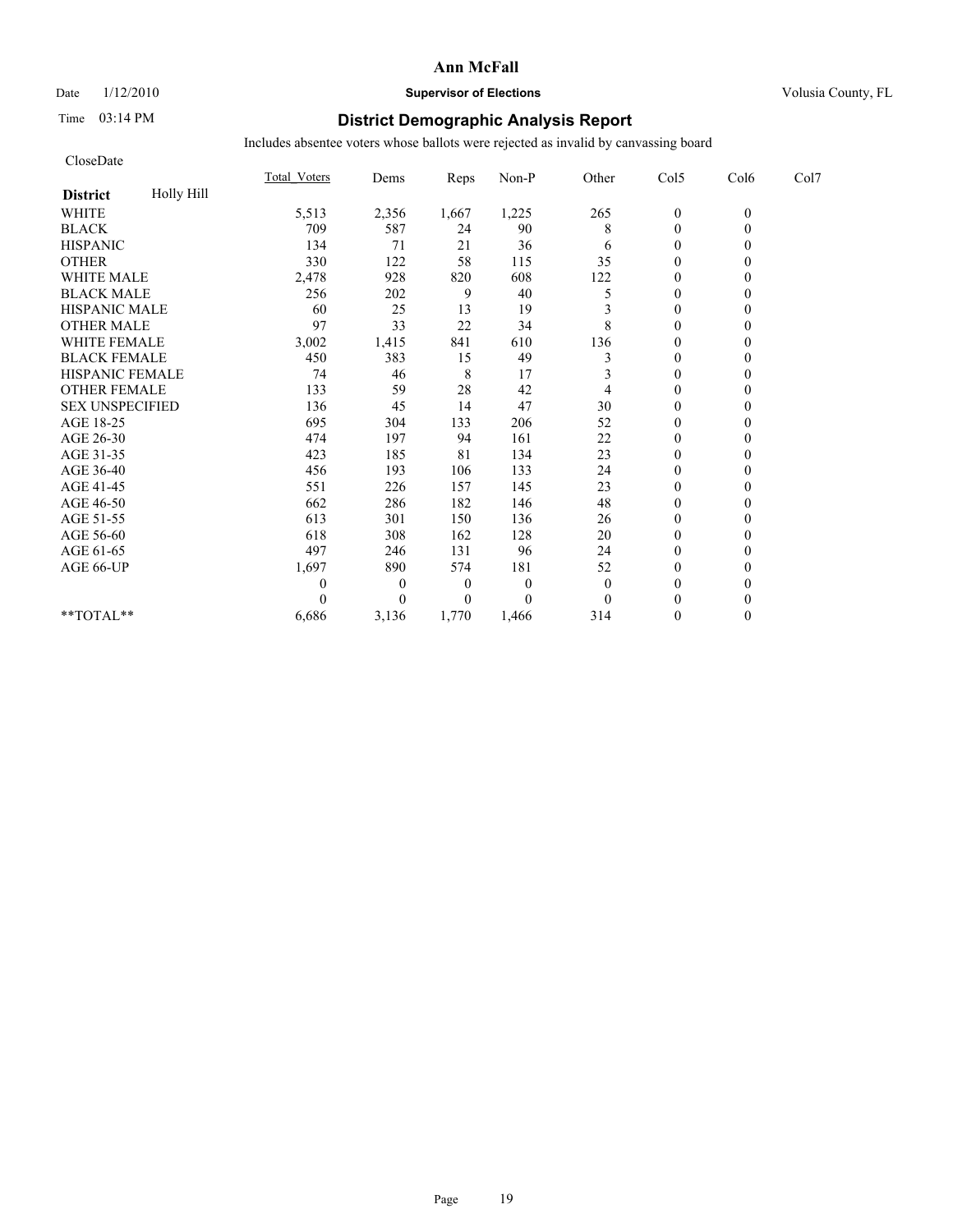# Ann McFall

Date 1/12/2010 **Supervisor of Elections** Volusia County, FL

Time 03:14 PM **District Demographic Analysis Report**

Includes absentee voters whose ballots were rejected as invalid by canvassing board

CloseDate

| **District** Holly Hill | Total_Voters | Dems | Reps | Non-P | Other | Col5 | Col6 | Col7 |
|---|---|---|---|---|---|---|---|---|
| WHITE | 5,513 | 2,356 | 1,667 | 1,225 | 265 | 0 | 0 | |
| BLACK | 709 | 587 | 24 | 90 | 8 | 0 | 0 | |
| HISPANIC | 134 | 71 | 21 | 36 | 6 | 0 | 0 | |
| OTHER | 330 | 122 | 58 | 115 | 35 | 0 | 0 | |
| WHITE MALE | 2,478 | 928 | 820 | 608 | 122 | 0 | 0 | |
| BLACK MALE | 256 | 202 | 9 | 40 | 5 | 0 | 0 | |
| HISPANIC MALE | 60 | 25 | 13 | 19 | 3 | 0 | 0 | |
| OTHER MALE | 97 | 33 | 22 | 34 | 8 | 0 | 0 | |
| WHITE FEMALE | 3,002 | 1,415 | 841 | 610 | 136 | 0 | 0 | |
| BLACK FEMALE | 450 | 383 | 15 | 49 | 3 | 0 | 0 | |
| HISPANIC FEMALE | 74 | 46 | 8 | 17 | 3 | 0 | 0 | |
| OTHER FEMALE | 133 | 59 | 28 | 42 | 4 | 0 | 0 | |
| SEX UNSPECIFIED | 136 | 45 | 14 | 47 | 30 | 0 | 0 | |
| AGE 18-25 | 695 | 304 | 133 | 206 | 52 | 0 | 0 | |
| AGE 26-30 | 474 | 197 | 94 | 161 | 22 | 0 | 0 | |
| AGE 31-35 | 423 | 185 | 81 | 134 | 23 | 0 | 0 | |
| AGE 36-40 | 456 | 193 | 106 | 133 | 24 | 0 | 0 | |
| AGE 41-45 | 551 | 226 | 157 | 145 | 23 | 0 | 0 | |
| AGE 46-50 | 662 | 286 | 182 | 146 | 48 | 0 | 0 | |
| AGE 51-55 | 613 | 301 | 150 | 136 | 26 | 0 | 0 | |
| AGE 56-60 | 618 | 308 | 162 | 128 | 20 | 0 | 0 | |
| AGE 61-65 | 497 | 246 | 131 | 96 | 24 | 0 | 0 | |
| AGE 66-UP | 1,697 | 890 | 574 | 181 | 52 | 0 | 0 | |
| | 0 | 0 | 0 | 0 | 0 | 0 | 0 | |
| | 0 | 0 | 0 | 0 | 0 | 0 | 0 | |
| **TOTAL** | 6,686 | 3,136 | 1,770 | 1,466 | 314 | 0 | 0 | |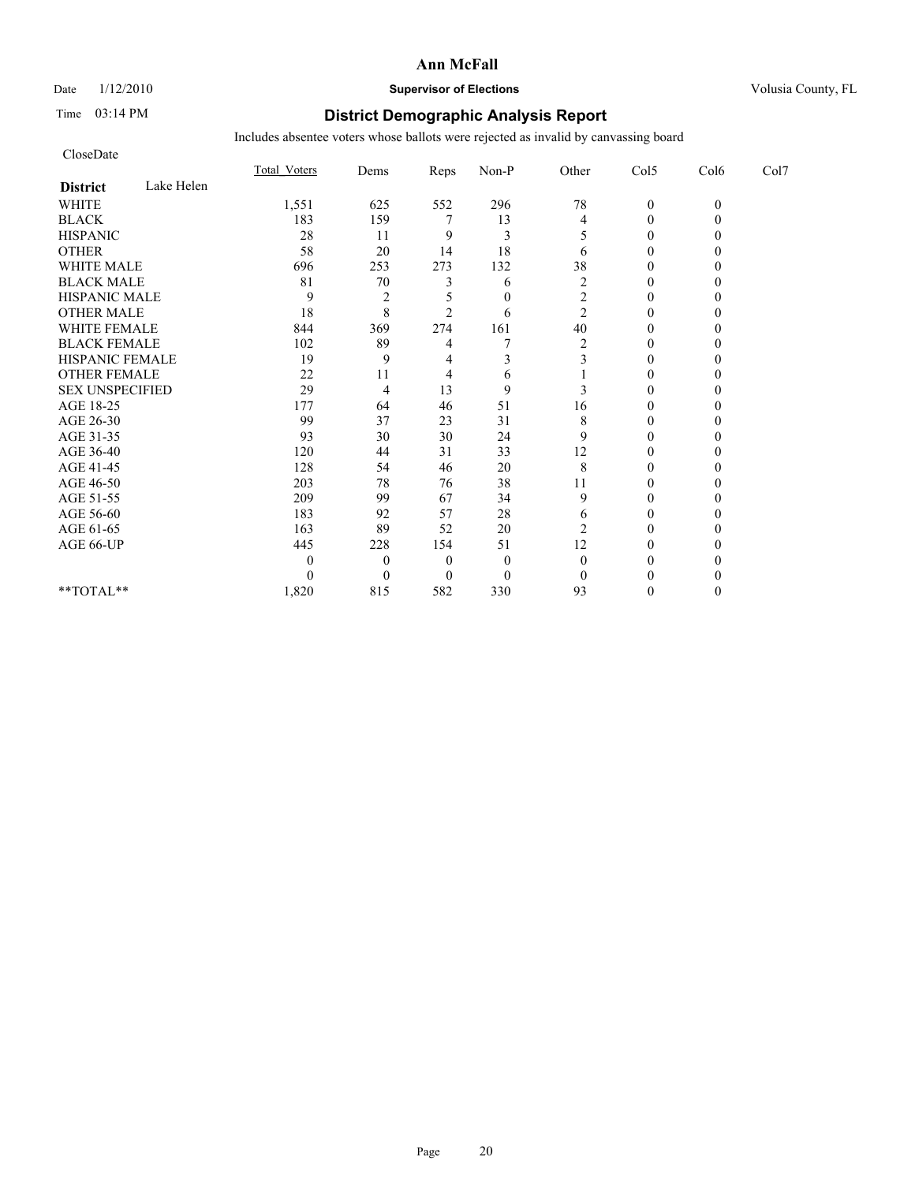**Ann McFall**

Date 1/12/2010 **Supervisor of Elections** Volusia County, FL

Time 03:14 PM

# District Demographic Analysis Report

Includes absentee voters whose ballots were rejected as invalid by canvassing board

CloseDate

| **District** Lake Helen | Total_Voters | Dems | Reps | Non-P | Other | Col5 | Col6 | Col7 |
|---|---|---|---|---|---|---|---|---|
| WHITE | 1,551 | 625 | 552 | 296 | 78 | 0 | 0 | |
| BLACK | 183 | 159 | 7 | 13 | 4 | 0 | 0 | |
| HISPANIC | 28 | 11 | 9 | 3 | 5 | 0 | 0 | |
| OTHER | 58 | 20 | 14 | 18 | 6 | 0 | 0 | |
| WHITE MALE | 696 | 253 | 273 | 132 | 38 | 0 | 0 | |
| BLACK MALE | 81 | 70 | 3 | 6 | 2 | 0 | 0 | |
| HISPANIC MALE | 9 | 2 | 5 | 0 | 2 | 0 | 0 | |
| OTHER MALE | 18 | 8 | 2 | 6 | 2 | 0 | 0 | |
| WHITE FEMALE | 844 | 369 | 274 | 161 | 40 | 0 | 0 | |
| BLACK FEMALE | 102 | 89 | 4 | 7 | 2 | 0 | 0 | |
| HISPANIC FEMALE | 19 | 9 | 4 | 3 | 3 | 0 | 0 | |
| OTHER FEMALE | 22 | 11 | 4 | 6 | 1 | 0 | 0 | |
| SEX UNSPECIFIED | 29 | 4 | 13 | 9 | 3 | 0 | 0 | |
| AGE 18-25 | 177 | 64 | 46 | 51 | 16 | 0 | 0 | |
| AGE 26-30 | 99 | 37 | 23 | 31 | 8 | 0 | 0 | |
| AGE 31-35 | 93 | 30 | 30 | 24 | 9 | 0 | 0 | |
| AGE 36-40 | 120 | 44 | 31 | 33 | 12 | 0 | 0 | |
| AGE 41-45 | 128 | 54 | 46 | 20 | 8 | 0 | 0 | |
| AGE 46-50 | 203 | 78 | 76 | 38 | 11 | 0 | 0 | |
| AGE 51-55 | 209 | 99 | 67 | 34 | 9 | 0 | 0 | |
| AGE 56-60 | 183 | 92 | 57 | 28 | 6 | 0 | 0 | |
| AGE 61-65 | 163 | 89 | 52 | 20 | 2 | 0 | 0 | |
| AGE 66-UP | 445 | 228 | 154 | 51 | 12 | 0 | 0 | |
| | 0 | 0 | 0 | 0 | 0 | 0 | 0 | |
| | 0 | 0 | 0 | 0 | 0 | 0 | 0 | |
| **TOTAL** | 1,820 | 815 | 582 | 330 | 93 | 0 | 0 | |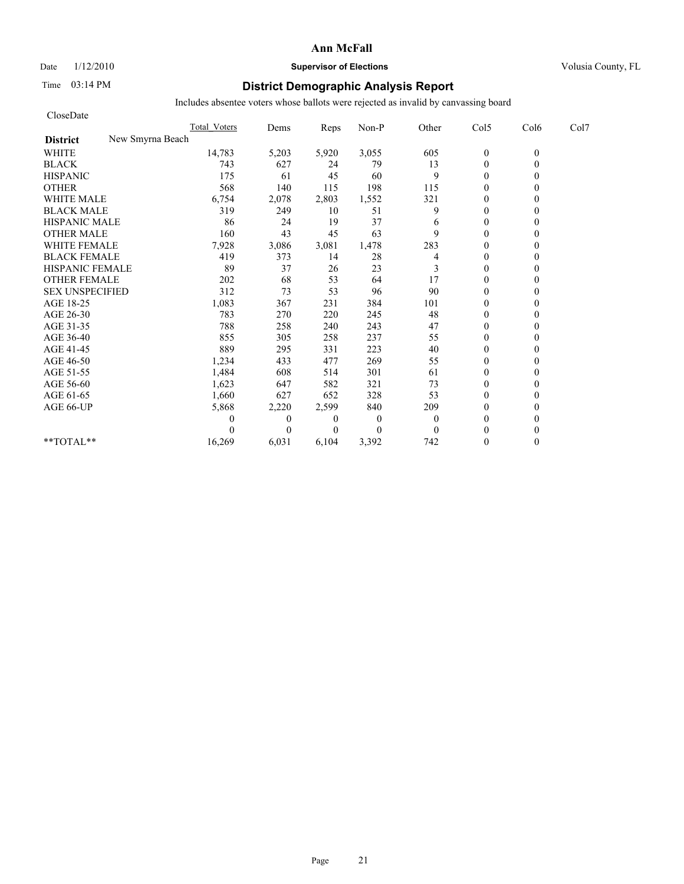**Ann McFall**

Date 1/12/2010 **Supervisor of Elections** Volusia County, FL

Time 03:14 PM

## District Demographic Analysis Report

Includes absentee voters whose ballots were rejected as invalid by canvassing board

CloseDate

| | Total_Voters | Dems | Reps | Non-P | Other | Col5 | Col6 | Col7 |
|---|---|---|---|---|---|---|---|---|
| **District** New Smyrna Beach | | | | | | | | |
| WHITE | 14,783 | 5,203 | 5,920 | 3,055 | 605 | 0 | 0 | |
| BLACK | 743 | 627 | 24 | 79 | 13 | 0 | 0 | |
| HISPANIC | 175 | 61 | 45 | 60 | 9 | 0 | 0 | |
| OTHER | 568 | 140 | 115 | 198 | 115 | 0 | 0 | |
| WHITE MALE | 6,754 | 2,078 | 2,803 | 1,552 | 321 | 0 | 0 | |
| BLACK MALE | 319 | 249 | 10 | 51 | 9 | 0 | 0 | |
| HISPANIC MALE | 86 | 24 | 19 | 37 | 6 | 0 | 0 | |
| OTHER MALE | 160 | 43 | 45 | 63 | 9 | 0 | 0 | |
| WHITE FEMALE | 7,928 | 3,086 | 3,081 | 1,478 | 283 | 0 | 0 | |
| BLACK FEMALE | 419 | 373 | 14 | 28 | 4 | 0 | 0 | |
| HISPANIC FEMALE | 89 | 37 | 26 | 23 | 3 | 0 | 0 | |
| OTHER FEMALE | 202 | 68 | 53 | 64 | 17 | 0 | 0 | |
| SEX UNSPECIFIED | 312 | 73 | 53 | 96 | 90 | 0 | 0 | |
| AGE 18-25 | 1,083 | 367 | 231 | 384 | 101 | 0 | 0 | |
| AGE 26-30 | 783 | 270 | 220 | 245 | 48 | 0 | 0 | |
| AGE 31-35 | 788 | 258 | 240 | 243 | 47 | 0 | 0 | |
| AGE 36-40 | 855 | 305 | 258 | 237 | 55 | 0 | 0 | |
| AGE 41-45 | 889 | 295 | 331 | 223 | 40 | 0 | 0 | |
| AGE 46-50 | 1,234 | 433 | 477 | 269 | 55 | 0 | 0 | |
| AGE 51-55 | 1,484 | 608 | 514 | 301 | 61 | 0 | 0 | |
| AGE 56-60 | 1,623 | 647 | 582 | 321 | 73 | 0 | 0 | |
| AGE 61-65 | 1,660 | 627 | 652 | 328 | 53 | 0 | 0 | |
| AGE 66-UP | 5,868 | 2,220 | 2,599 | 840 | 209 | 0 | 0 | |
| | 0 | 0 | 0 | 0 | 0 | 0 | 0 | |
| | 0 | 0 | 0 | 0 | 0 | 0 | 0 | |
| **TOTAL** | 16,269 | 6,031 | 6,104 | 3,392 | 742 | 0 | 0 | |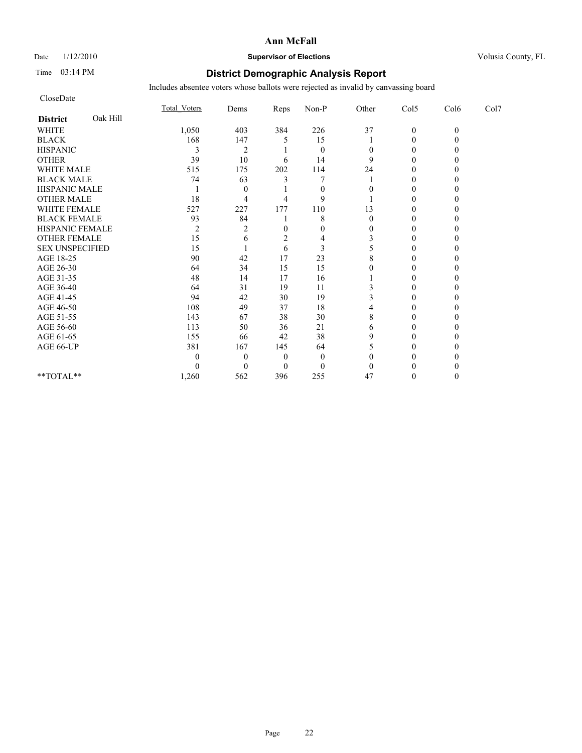# Ann McFall

Date 1/12/2010 **Supervisor of Elections** Volusia County, FL

Time 03:14 PM

## District Demographic Analysis Report

Includes absentee voters whose ballots were rejected as invalid by canvassing board

CloseDate

| | Total_Voters | Dems | Reps | Non-P | Other | Col5 | Col6 | Col7 |
|---|---|---|---|---|---|---|---|---|
| **District** Oak Hill | | | | | | | | |
| WHITE | 1,050 | 403 | 384 | 226 | 37 | 0 | 0 | |
| BLACK | 168 | 147 | 5 | 15 | 1 | 0 | 0 | |
| HISPANIC | 3 | 2 | 1 | 0 | 0 | 0 | 0 | |
| OTHER | 39 | 10 | 6 | 14 | 9 | 0 | 0 | |
| WHITE MALE | 515 | 175 | 202 | 114 | 24 | 0 | 0 | |
| BLACK MALE | 74 | 63 | 3 | 7 | 1 | 0 | 0 | |
| HISPANIC MALE | 1 | 0 | 1 | 0 | 0 | 0 | 0 | |
| OTHER MALE | 18 | 4 | 4 | 9 | 1 | 0 | 0 | |
| WHITE FEMALE | 527 | 227 | 177 | 110 | 13 | 0 | 0 | |
| BLACK FEMALE | 93 | 84 | 1 | 8 | 0 | 0 | 0 | |
| HISPANIC FEMALE | 2 | 2 | 0 | 0 | 0 | 0 | 0 | |
| OTHER FEMALE | 15 | 6 | 2 | 4 | 3 | 0 | 0 | |
| SEX UNSPECIFIED | 15 | 1 | 6 | 3 | 5 | 0 | 0 | |
| AGE 18-25 | 90 | 42 | 17 | 23 | 8 | 0 | 0 | |
| AGE 26-30 | 64 | 34 | 15 | 15 | 0 | 0 | 0 | |
| AGE 31-35 | 48 | 14 | 17 | 16 | 1 | 0 | 0 | |
| AGE 36-40 | 64 | 31 | 19 | 11 | 3 | 0 | 0 | |
| AGE 41-45 | 94 | 42 | 30 | 19 | 3 | 0 | 0 | |
| AGE 46-50 | 108 | 49 | 37 | 18 | 4 | 0 | 0 | |
| AGE 51-55 | 143 | 67 | 38 | 30 | 8 | 0 | 0 | |
| AGE 56-60 | 113 | 50 | 36 | 21 | 6 | 0 | 0 | |
| AGE 61-65 | 155 | 66 | 42 | 38 | 9 | 0 | 0 | |
| AGE 66-UP | 381 | 167 | 145 | 64 | 5 | 0 | 0 | |
| | 0 | 0 | 0 | 0 | 0 | 0 | 0 | |
| | 0 | 0 | 0 | 0 | 0 | 0 | 0 | |
| **TOTAL** | 1,260 | 562 | 396 | 255 | 47 | 0 | 0 | |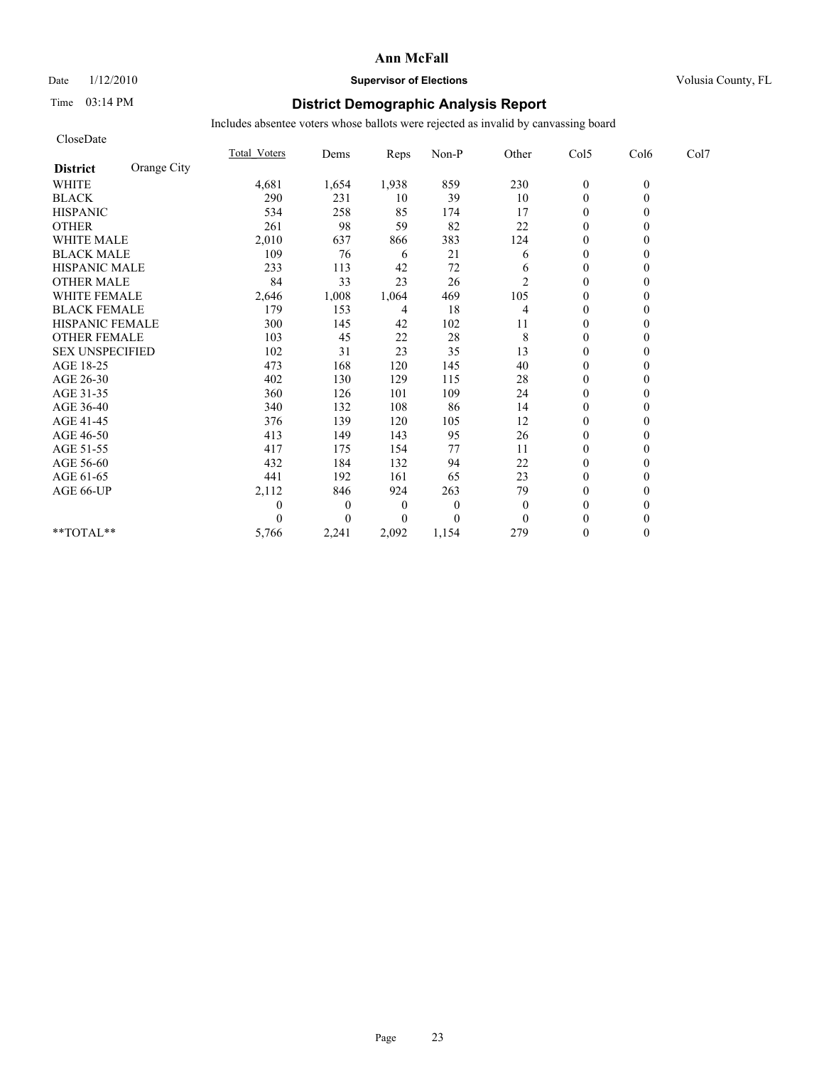# Ann McFall

Date 1/12/2010 **Supervisor of Elections** Volusia County, FL

Time 03:14 PM

## District Demographic Analysis Report

Includes absentee voters whose ballots were rejected as invalid by canvassing board

CloseDate

| **District** Orange City | Total_Voters | Dems | Reps | Non-P | Other | Col5 | Col6 | Col7 |
|---|---|---|---|---|---|---|---|---|
| WHITE | 4,681 | 1,654 | 1,938 | 859 | 230 | 0 | 0 | |
| BLACK | 290 | 231 | 10 | 39 | 10 | 0 | 0 | |
| HISPANIC | 534 | 258 | 85 | 174 | 17 | 0 | 0 | |
| OTHER | 261 | 98 | 59 | 82 | 22 | 0 | 0 | |
| WHITE MALE | 2,010 | 637 | 866 | 383 | 124 | 0 | 0 | |
| BLACK MALE | 109 | 76 | 6 | 21 | 6 | 0 | 0 | |
| HISPANIC MALE | 233 | 113 | 42 | 72 | 6 | 0 | 0 | |
| OTHER MALE | 84 | 33 | 23 | 26 | 2 | 0 | 0 | |
| WHITE FEMALE | 2,646 | 1,008 | 1,064 | 469 | 105 | 0 | 0 | |
| BLACK FEMALE | 179 | 153 | 4 | 18 | 4 | 0 | 0 | |
| HISPANIC FEMALE | 300 | 145 | 42 | 102 | 11 | 0 | 0 | |
| OTHER FEMALE | 103 | 45 | 22 | 28 | 8 | 0 | 0 | |
| SEX UNSPECIFIED | 102 | 31 | 23 | 35 | 13 | 0 | 0 | |
| AGE 18-25 | 473 | 168 | 120 | 145 | 40 | 0 | 0 | |
| AGE 26-30 | 402 | 130 | 129 | 115 | 28 | 0 | 0 | |
| AGE 31-35 | 360 | 126 | 101 | 109 | 24 | 0 | 0 | |
| AGE 36-40 | 340 | 132 | 108 | 86 | 14 | 0 | 0 | |
| AGE 41-45 | 376 | 139 | 120 | 105 | 12 | 0 | 0 | |
| AGE 46-50 | 413 | 149 | 143 | 95 | 26 | 0 | 0 | |
| AGE 51-55 | 417 | 175 | 154 | 77 | 11 | 0 | 0 | |
| AGE 56-60 | 432 | 184 | 132 | 94 | 22 | 0 | 0 | |
| AGE 61-65 | 441 | 192 | 161 | 65 | 23 | 0 | 0 | |
| AGE 66-UP | 2,112 | 846 | 924 | 263 | 79 | 0 | 0 | |
| | 0 | 0 | 0 | 0 | 0 | 0 | 0 | |
| | 0 | 0 | 0 | 0 | 0 | 0 | 0 | |
| **TOTAL** | 5,766 | 2,241 | 2,092 | 1,154 | 279 | 0 | 0 | |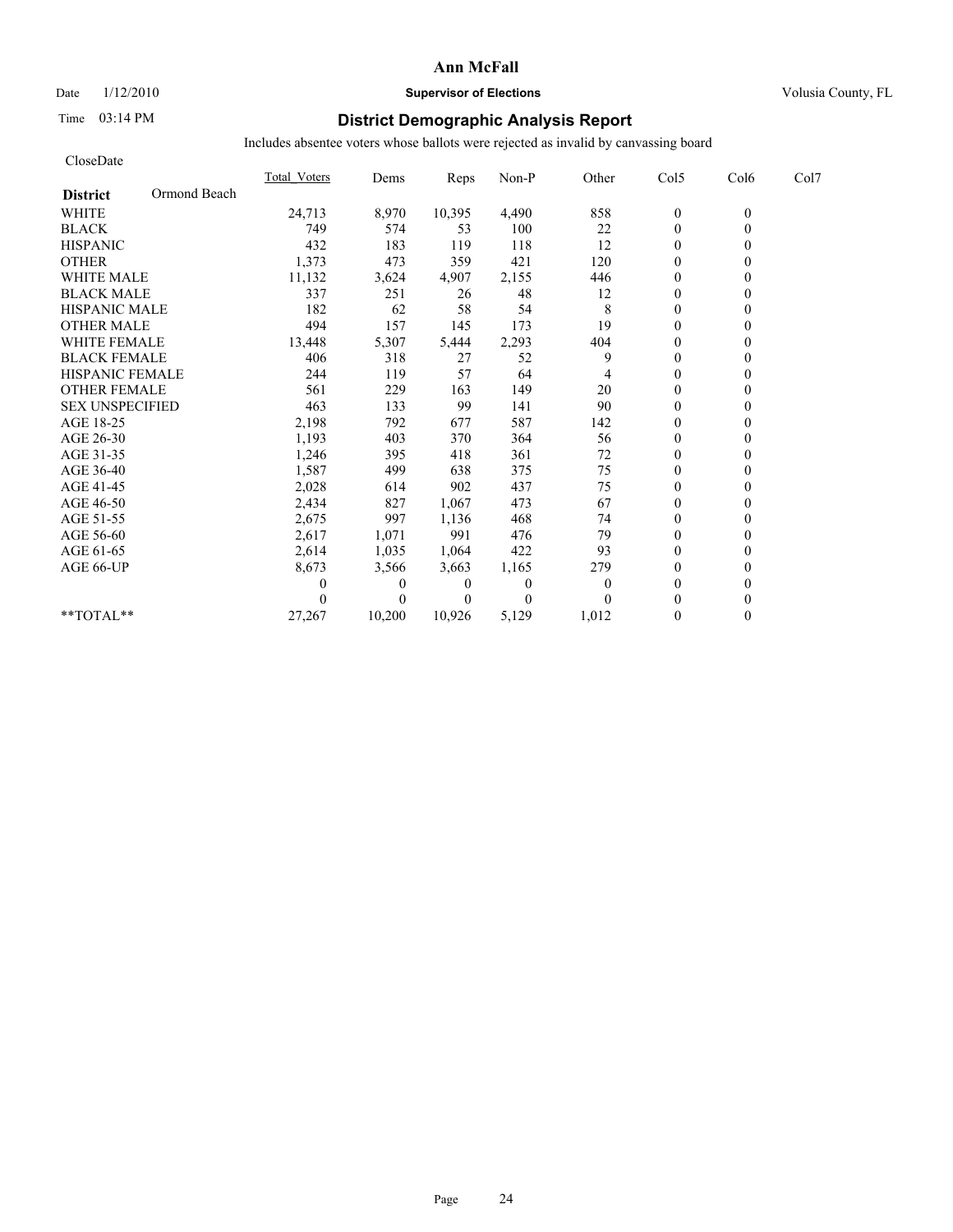# Ann McFall

Date 1/12/2010 **Supervisor of Elections** Volusia County, FL

Time 03:14 PM

## District Demographic Analysis Report

Includes absentee voters whose ballots were rejected as invalid by canvassing board

CloseDate

| **District** Ormond Beach | Total_Voters | Dems | Reps | Non-P | Other | Col5 | Col6 | Col7 |
|---|---|---|---|---|---|---|---|---|
| WHITE | 24,713 | 8,970 | 10,395 | 4,490 | 858 | 0 | 0 | |
| BLACK | 749 | 574 | 53 | 100 | 22 | 0 | 0 | |
| HISPANIC | 432 | 183 | 119 | 118 | 12 | 0 | 0 | |
| OTHER | 1,373 | 473 | 359 | 421 | 120 | 0 | 0 | |
| WHITE MALE | 11,132 | 3,624 | 4,907 | 2,155 | 446 | 0 | 0 | |
| BLACK MALE | 337 | 251 | 26 | 48 | 12 | 0 | 0 | |
| HISPANIC MALE | 182 | 62 | 58 | 54 | 8 | 0 | 0 | |
| OTHER MALE | 494 | 157 | 145 | 173 | 19 | 0 | 0 | |
| WHITE FEMALE | 13,448 | 5,307 | 5,444 | 2,293 | 404 | 0 | 0 | |
| BLACK FEMALE | 406 | 318 | 27 | 52 | 9 | 0 | 0 | |
| HISPANIC FEMALE | 244 | 119 | 57 | 64 | 4 | 0 | 0 | |
| OTHER FEMALE | 561 | 229 | 163 | 149 | 20 | 0 | 0 | |
| SEX UNSPECIFIED | 463 | 133 | 99 | 141 | 90 | 0 | 0 | |
| AGE 18-25 | 2,198 | 792 | 677 | 587 | 142 | 0 | 0 | |
| AGE 26-30 | 1,193 | 403 | 370 | 364 | 56 | 0 | 0 | |
| AGE 31-35 | 1,246 | 395 | 418 | 361 | 72 | 0 | 0 | |
| AGE 36-40 | 1,587 | 499 | 638 | 375 | 75 | 0 | 0 | |
| AGE 41-45 | 2,028 | 614 | 902 | 437 | 75 | 0 | 0 | |
| AGE 46-50 | 2,434 | 827 | 1,067 | 473 | 67 | 0 | 0 | |
| AGE 51-55 | 2,675 | 997 | 1,136 | 468 | 74 | 0 | 0 | |
| AGE 56-60 | 2,617 | 1,071 | 991 | 476 | 79 | 0 | 0 | |
| AGE 61-65 | 2,614 | 1,035 | 1,064 | 422 | 93 | 0 | 0 | |
| AGE 66-UP | 8,673 | 3,566 | 3,663 | 1,165 | 279 | 0 | 0 | |
| | 0 | 0 | 0 | 0 | 0 | 0 | 0 | |
| | 0 | 0 | 0 | 0 | 0 | 0 | 0 | |
| **TOTAL** | 27,267 | 10,200 | 10,926 | 5,129 | 1,012 | 0 | 0 | |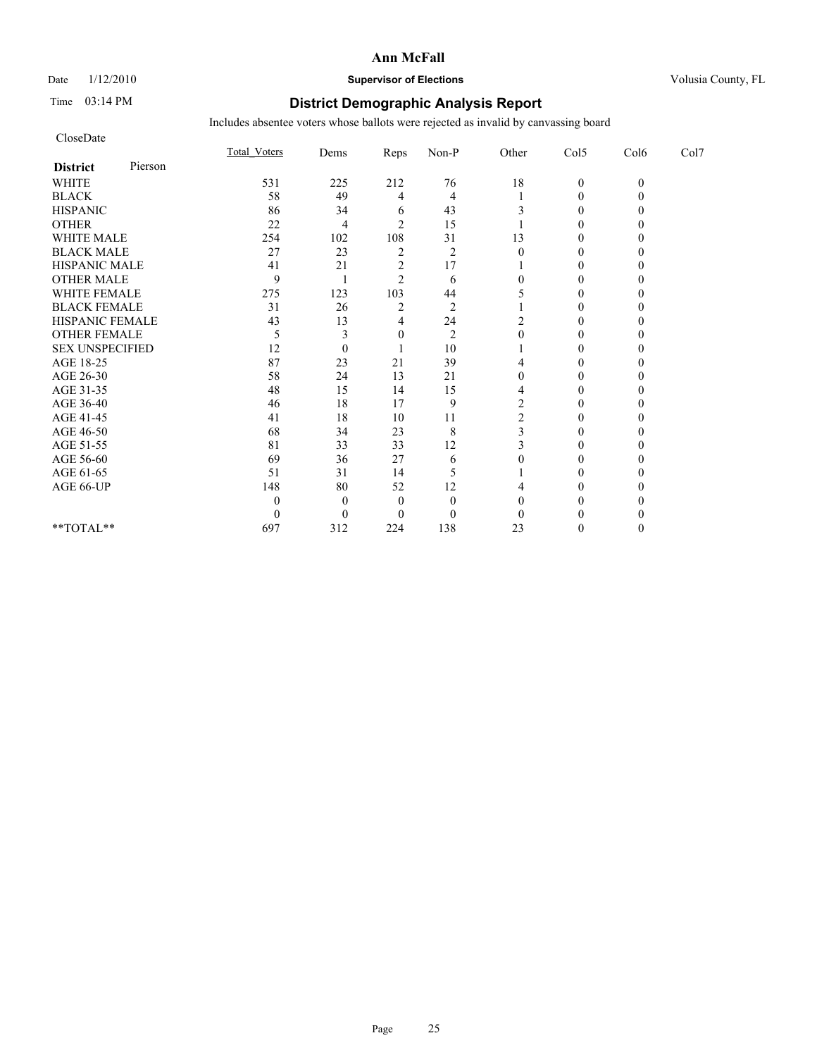# Ann McFall

Date 1/12/2010 **Supervisor of Elections** Volusia County, FL

Time 03:14 PM

## District Demographic Analysis Report

Includes absentee voters whose ballots were rejected as invalid by canvassing board

CloseDate

| **District** Pierson | Total_Voters | Dems | Reps | Non-P | Other | Col5 | Col6 | Col7 |
|---|---|---|---|---|---|---|---|---|
| WHITE | 531 | 225 | 212 | 76 | 18 | 0 | 0 | |
| BLACK | 58 | 49 | 4 | 4 | 1 | 0 | 0 | |
| HISPANIC | 86 | 34 | 6 | 43 | 3 | 0 | 0 | |
| OTHER | 22 | 4 | 2 | 15 | 1 | 0 | 0 | |
| WHITE MALE | 254 | 102 | 108 | 31 | 13 | 0 | 0 | |
| BLACK MALE | 27 | 23 | 2 | 2 | 0 | 0 | 0 | |
| HISPANIC MALE | 41 | 21 | 2 | 17 | 1 | 0 | 0 | |
| OTHER MALE | 9 | 1 | 2 | 6 | 0 | 0 | 0 | |
| WHITE FEMALE | 275 | 123 | 103 | 44 | 5 | 0 | 0 | |
| BLACK FEMALE | 31 | 26 | 2 | 2 | 1 | 0 | 0 | |
| HISPANIC FEMALE | 43 | 13 | 4 | 24 | 2 | 0 | 0 | |
| OTHER FEMALE | 5 | 3 | 0 | 2 | 0 | 0 | 0 | |
| SEX UNSPECIFIED | 12 | 0 | 1 | 10 | 1 | 0 | 0 | |
| AGE 18-25 | 87 | 23 | 21 | 39 | 4 | 0 | 0 | |
| AGE 26-30 | 58 | 24 | 13 | 21 | 0 | 0 | 0 | |
| AGE 31-35 | 48 | 15 | 14 | 15 | 4 | 0 | 0 | |
| AGE 36-40 | 46 | 18 | 17 | 9 | 2 | 0 | 0 | |
| AGE 41-45 | 41 | 18 | 10 | 11 | 2 | 0 | 0 | |
| AGE 46-50 | 68 | 34 | 23 | 8 | 3 | 0 | 0 | |
| AGE 51-55 | 81 | 33 | 33 | 12 | 3 | 0 | 0 | |
| AGE 56-60 | 69 | 36 | 27 | 6 | 0 | 0 | 0 | |
| AGE 61-65 | 51 | 31 | 14 | 5 | 1 | 0 | 0 | |
| AGE 66-UP | 148 | 80 | 52 | 12 | 4 | 0 | 0 | |
| | 0 | 0 | 0 | 0 | 0 | 0 | 0 | |
| | 0 | 0 | 0 | 0 | 0 | 0 | 0 | |
| **TOTAL** | 697 | 312 | 224 | 138 | 23 | 0 | 0 | |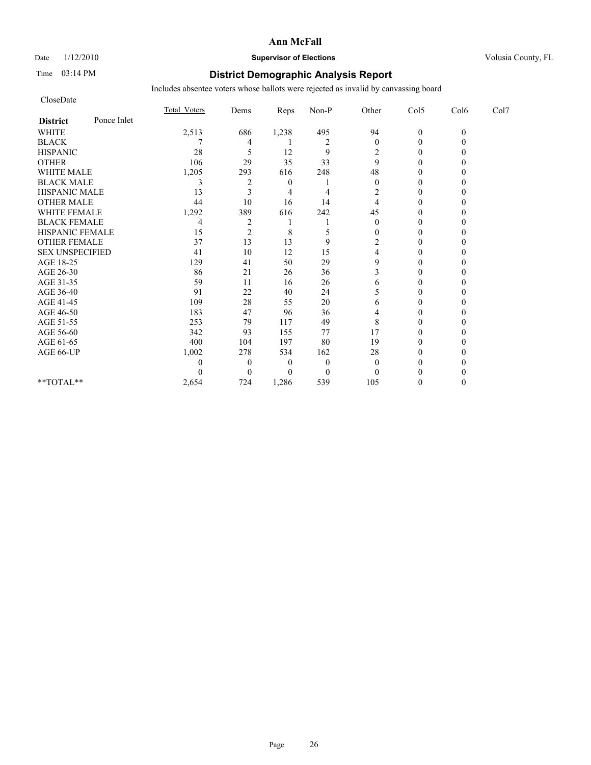# Ann McFall

Date 1/12/2010 **Supervisor of Elections** Volusia County, FL

Time 03:14 PM **District Demographic Analysis Report**

Includes absentee voters whose ballots were rejected as invalid by canvassing board

CloseDate

| **District** Ponce Inlet | Total Voters | Dems | Reps | Non-P | Other | Col5 | Col6 | Col7 |
|---|---|---|---|---|---|---|---|---|
| WHITE | 2,513 | 686 | 1,238 | 495 | 94 | 0 | 0 | |
| BLACK | 7 | 4 | 1 | 2 | 0 | 0 | 0 | |
| HISPANIC | 28 | 5 | 12 | 9 | 2 | 0 | 0 | |
| OTHER | 106 | 29 | 35 | 33 | 9 | 0 | 0 | |
| WHITE MALE | 1,205 | 293 | 616 | 248 | 48 | 0 | 0 | |
| BLACK MALE | 3 | 2 | 0 | 1 | 0 | 0 | 0 | |
| HISPANIC MALE | 13 | 3 | 4 | 4 | 2 | 0 | 0 | |
| OTHER MALE | 44 | 10 | 16 | 14 | 4 | 0 | 0 | |
| WHITE FEMALE | 1,292 | 389 | 616 | 242 | 45 | 0 | 0 | |
| BLACK FEMALE | 4 | 2 | 1 | 1 | 0 | 0 | 0 | |
| HISPANIC FEMALE | 15 | 2 | 8 | 5 | 0 | 0 | 0 | |
| OTHER FEMALE | 37 | 13 | 13 | 9 | 2 | 0 | 0 | |
| SEX UNSPECIFIED | 41 | 10 | 12 | 15 | 4 | 0 | 0 | |
| AGE 18-25 | 129 | 41 | 50 | 29 | 9 | 0 | 0 | |
| AGE 26-30 | 86 | 21 | 26 | 36 | 3 | 0 | 0 | |
| AGE 31-35 | 59 | 11 | 16 | 26 | 6 | 0 | 0 | |
| AGE 36-40 | 91 | 22 | 40 | 24 | 5 | 0 | 0 | |
| AGE 41-45 | 109 | 28 | 55 | 20 | 6 | 0 | 0 | |
| AGE 46-50 | 183 | 47 | 96 | 36 | 4 | 0 | 0 | |
| AGE 51-55 | 253 | 79 | 117 | 49 | 8 | 0 | 0 | |
| AGE 56-60 | 342 | 93 | 155 | 77 | 17 | 0 | 0 | |
| AGE 61-65 | 400 | 104 | 197 | 80 | 19 | 0 | 0 | |
| AGE 66-UP | 1,002 | 278 | 534 | 162 | 28 | 0 | 0 | |
| | 0 | 0 | 0 | 0 | 0 | 0 | 0 | |
| | 0 | 0 | 0 | 0 | 0 | 0 | 0 | |
| **TOTAL** | 2,654 | 724 | 1,286 | 539 | 105 | 0 | 0 | |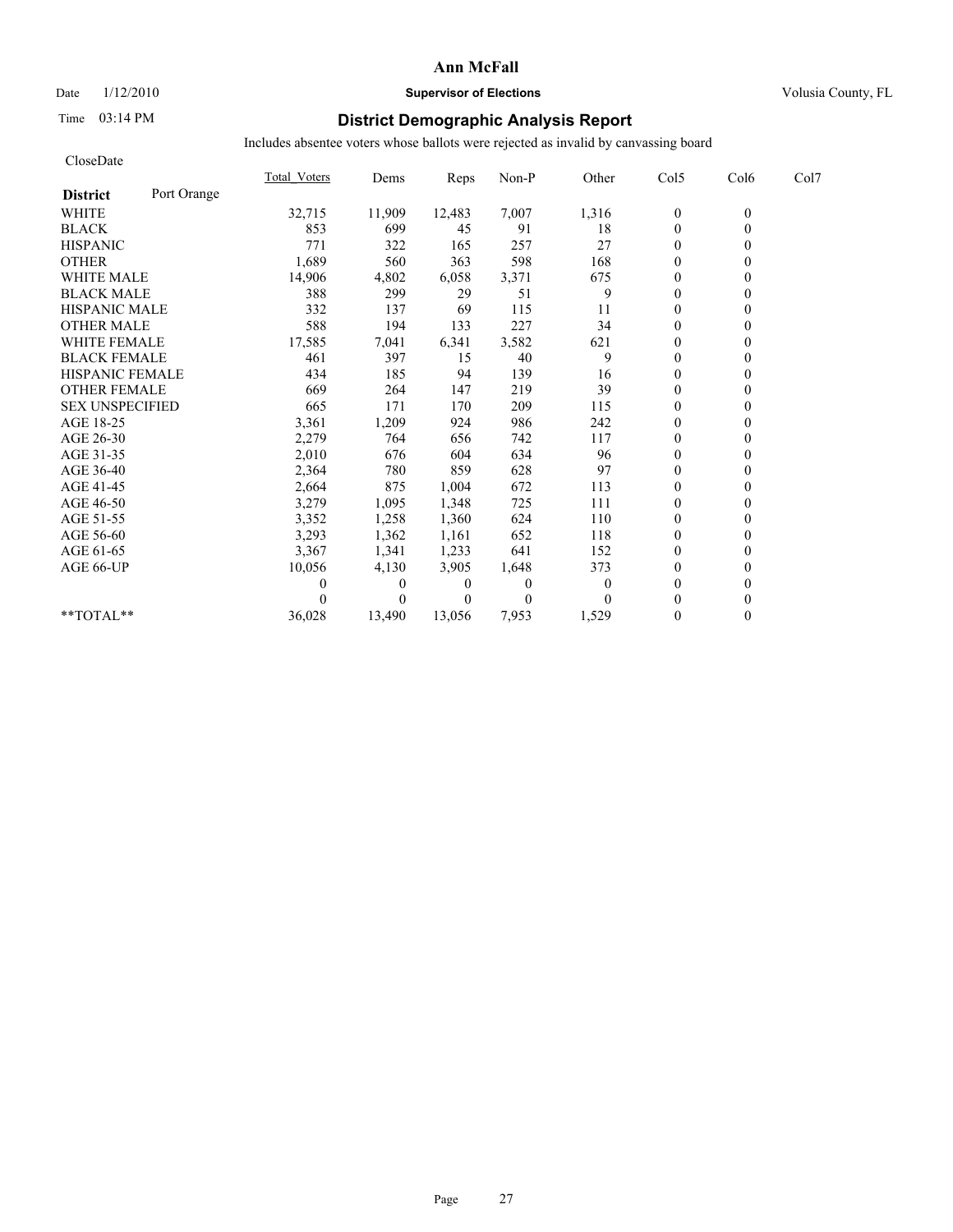**Ann McFall**

Date 1/12/2010 **Supervisor of Elections** Volusia County, FL

Time 03:14 PM

## District Demographic Analysis Report

Includes absentee voters whose ballots were rejected as invalid by canvassing board

CloseDate

| **District** Port Orange | Total_Voters | Dems | Reps | Non-P | Other | Col5 | Col6 | Col7 |
|---|---|---|---|---|---|---|---|---|
| WHITE | 32,715 | 11,909 | 12,483 | 7,007 | 1,316 | 0 | 0 | |
| BLACK | 853 | 699 | 45 | 91 | 18 | 0 | 0 | |
| HISPANIC | 771 | 322 | 165 | 257 | 27 | 0 | 0 | |
| OTHER | 1,689 | 560 | 363 | 598 | 168 | 0 | 0 | |
| WHITE MALE | 14,906 | 4,802 | 6,058 | 3,371 | 675 | 0 | 0 | |
| BLACK MALE | 388 | 299 | 29 | 51 | 9 | 0 | 0 | |
| HISPANIC MALE | 332 | 137 | 69 | 115 | 11 | 0 | 0 | |
| OTHER MALE | 588 | 194 | 133 | 227 | 34 | 0 | 0 | |
| WHITE FEMALE | 17,585 | 7,041 | 6,341 | 3,582 | 621 | 0 | 0 | |
| BLACK FEMALE | 461 | 397 | 15 | 40 | 9 | 0 | 0 | |
| HISPANIC FEMALE | 434 | 185 | 94 | 139 | 16 | 0 | 0 | |
| OTHER FEMALE | 669 | 264 | 147 | 219 | 39 | 0 | 0 | |
| SEX UNSPECIFIED | 665 | 171 | 170 | 209 | 115 | 0 | 0 | |
| AGE 18-25 | 3,361 | 1,209 | 924 | 986 | 242 | 0 | 0 | |
| AGE 26-30 | 2,279 | 764 | 656 | 742 | 117 | 0 | 0 | |
| AGE 31-35 | 2,010 | 676 | 604 | 634 | 96 | 0 | 0 | |
| AGE 36-40 | 2,364 | 780 | 859 | 628 | 97 | 0 | 0 | |
| AGE 41-45 | 2,664 | 875 | 1,004 | 672 | 113 | 0 | 0 | |
| AGE 46-50 | 3,279 | 1,095 | 1,348 | 725 | 111 | 0 | 0 | |
| AGE 51-55 | 3,352 | 1,258 | 1,360 | 624 | 110 | 0 | 0 | |
| AGE 56-60 | 3,293 | 1,362 | 1,161 | 652 | 118 | 0 | 0 | |
| AGE 61-65 | 3,367 | 1,341 | 1,233 | 641 | 152 | 0 | 0 | |
| AGE 66-UP | 10,056 | 4,130 | 3,905 | 1,648 | 373 | 0 | 0 | |
| | 0 | 0 | 0 | 0 | 0 | 0 | 0 | |
| | 0 | 0 | 0 | 0 | 0 | 0 | 0 | |
| **TOTAL** | 36,028 | 13,490 | 13,056 | 7,953 | 1,529 | 0 | 0 | |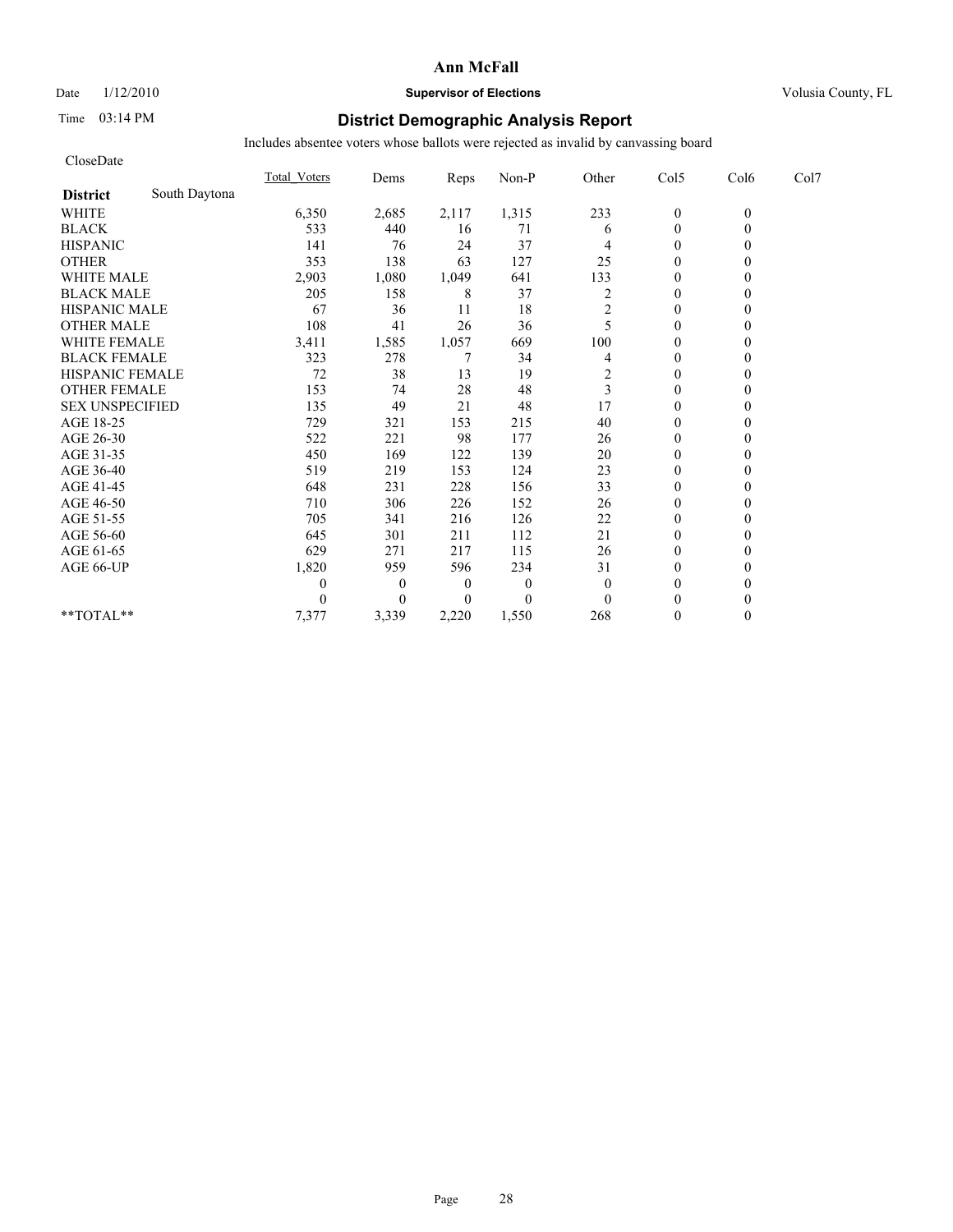# Ann McFall

Date 1/12/2010 **Supervisor of Elections** Volusia County, FL

Time 03:14 PM

## District Demographic Analysis Report

Includes absentee voters whose ballots were rejected as invalid by canvassing board

CloseDate

| | Total_Voters | Dems | Reps | Non-P | Other | Col5 | Col6 | Col7 |
|---|---|---|---|---|---|---|---|---|
| **District** South Daytona | | | | | | | | |
| WHITE | 6,350 | 2,685 | 2,117 | 1,315 | 233 | 0 | 0 | |
| BLACK | 533 | 440 | 16 | 71 | 6 | 0 | 0 | |
| HISPANIC | 141 | 76 | 24 | 37 | 4 | 0 | 0 | |
| OTHER | 353 | 138 | 63 | 127 | 25 | 0 | 0 | |
| WHITE MALE | 2,903 | 1,080 | 1,049 | 641 | 133 | 0 | 0 | |
| BLACK MALE | 205 | 158 | 8 | 37 | 2 | 0 | 0 | |
| HISPANIC MALE | 67 | 36 | 11 | 18 | 2 | 0 | 0 | |
| OTHER MALE | 108 | 41 | 26 | 36 | 5 | 0 | 0 | |
| WHITE FEMALE | 3,411 | 1,585 | 1,057 | 669 | 100 | 0 | 0 | |
| BLACK FEMALE | 323 | 278 | 7 | 34 | 4 | 0 | 0 | |
| HISPANIC FEMALE | 72 | 38 | 13 | 19 | 2 | 0 | 0 | |
| OTHER FEMALE | 153 | 74 | 28 | 48 | 3 | 0 | 0 | |
| SEX UNSPECIFIED | 135 | 49 | 21 | 48 | 17 | 0 | 0 | |
| AGE 18-25 | 729 | 321 | 153 | 215 | 40 | 0 | 0 | |
| AGE 26-30 | 522 | 221 | 98 | 177 | 26 | 0 | 0 | |
| AGE 31-35 | 450 | 169 | 122 | 139 | 20 | 0 | 0 | |
| AGE 36-40 | 519 | 219 | 153 | 124 | 23 | 0 | 0 | |
| AGE 41-45 | 648 | 231 | 228 | 156 | 33 | 0 | 0 | |
| AGE 46-50 | 710 | 306 | 226 | 152 | 26 | 0 | 0 | |
| AGE 51-55 | 705 | 341 | 216 | 126 | 22 | 0 | 0 | |
| AGE 56-60 | 645 | 301 | 211 | 112 | 21 | 0 | 0 | |
| AGE 61-65 | 629 | 271 | 217 | 115 | 26 | 0 | 0 | |
| AGE 66-UP | 1,820 | 959 | 596 | 234 | 31 | 0 | 0 | |
| | 0 | 0 | 0 | 0 | 0 | 0 | 0 | |
| | 0 | 0 | 0 | 0 | 0 | 0 | 0 | |
| **TOTAL** | 7,377 | 3,339 | 2,220 | 1,550 | 268 | 0 | 0 | |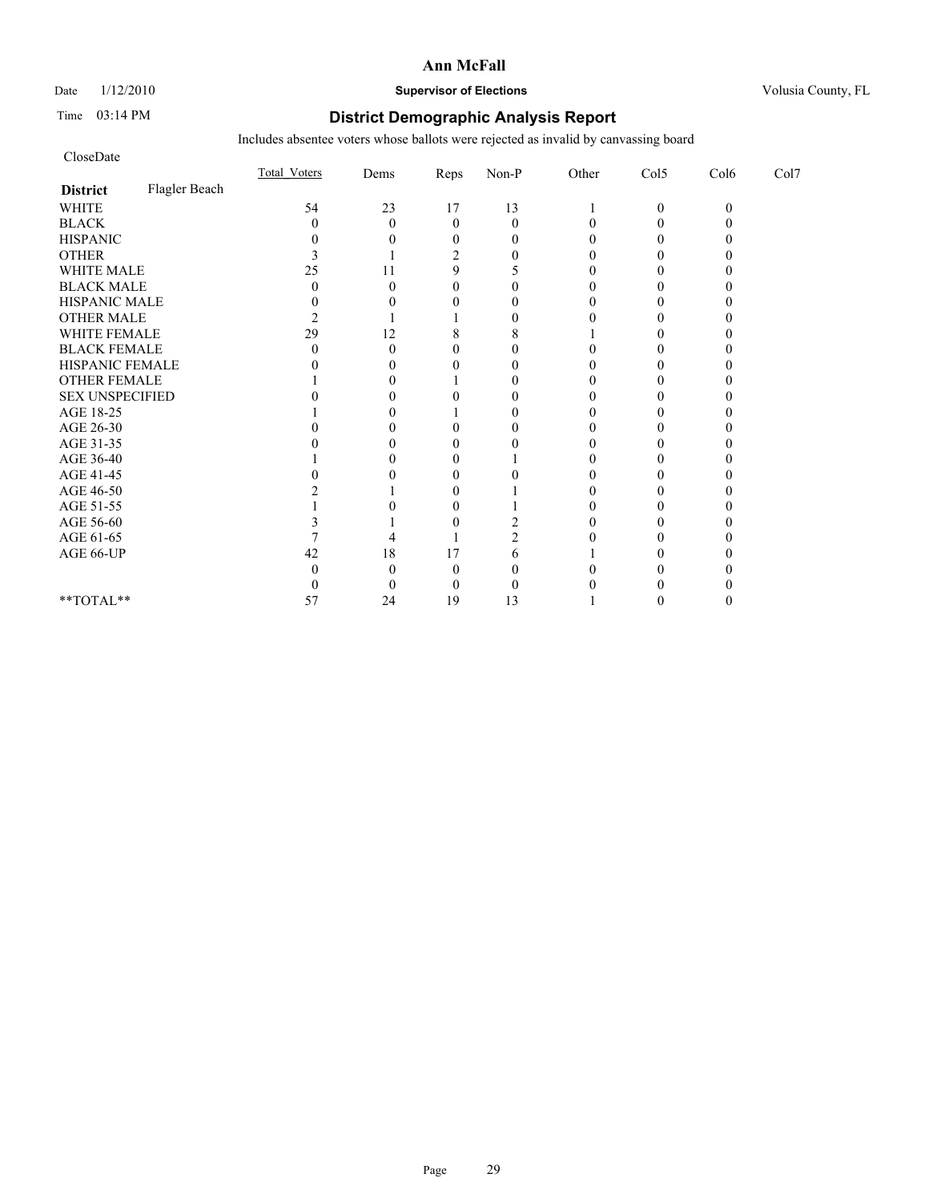**Ann McFall**

Date 1/12/2010 **Supervisor of Elections** Volusia County, FL

Time 03:14 PM

## District Demographic Analysis Report

Includes absentee voters whose ballots were rejected as invalid by canvassing board

CloseDate

| **District** Flagler Beach | Total_Voters | Dems | Reps | Non-P | Other | Col5 | Col6 | Col7 |
|---|---|---|---|---|---|---|---|---|
| WHITE | 54 | 23 | 17 | 13 | 1 | 0 | 0 | |
| BLACK | 0 | 0 | 0 | 0 | 0 | 0 | 0 | |
| HISPANIC | 0 | 0 | 0 | 0 | 0 | 0 | 0 | |
| OTHER | 3 | 1 | 2 | 0 | 0 | 0 | 0 | |
| WHITE MALE | 25 | 11 | 9 | 5 | 0 | 0 | 0 | |
| BLACK MALE | 0 | 0 | 0 | 0 | 0 | 0 | 0 | |
| HISPANIC MALE | 0 | 0 | 0 | 0 | 0 | 0 | 0 | |
| OTHER MALE | 2 | 1 | 1 | 0 | 0 | 0 | 0 | |
| WHITE FEMALE | 29 | 12 | 8 | 8 | 1 | 0 | 0 | |
| BLACK FEMALE | 0 | 0 | 0 | 0 | 0 | 0 | 0 | |
| HISPANIC FEMALE | 0 | 0 | 0 | 0 | 0 | 0 | 0 | |
| OTHER FEMALE | 1 | 0 | 1 | 0 | 0 | 0 | 0 | |
| SEX UNSPECIFIED | 0 | 0 | 0 | 0 | 0 | 0 | 0 | |
| AGE 18-25 | 1 | 0 | 1 | 0 | 0 | 0 | 0 | |
| AGE 26-30 | 0 | 0 | 0 | 0 | 0 | 0 | 0 | |
| AGE 31-35 | 0 | 0 | 0 | 0 | 0 | 0 | 0 | |
| AGE 36-40 | 1 | 0 | 0 | 1 | 0 | 0 | 0 | |
| AGE 41-45 | 0 | 0 | 0 | 0 | 0 | 0 | 0 | |
| AGE 46-50 | 2 | 1 | 0 | 1 | 0 | 0 | 0 | |
| AGE 51-55 | 1 | 0 | 0 | 1 | 0 | 0 | 0 | |
| AGE 56-60 | 3 | 1 | 0 | 2 | 0 | 0 | 0 | |
| AGE 61-65 | 7 | 4 | 1 | 2 | 0 | 0 | 0 | |
| AGE 66-UP | 42 | 18 | 17 | 6 | 1 | 0 | 0 | |
| | 0 | 0 | 0 | 0 | 0 | 0 | 0 | |
| | 0 | 0 | 0 | 0 | 0 | 0 | 0 | |
| **TOTAL** | 57 | 24 | 19 | 13 | 1 | 0 | 0 | |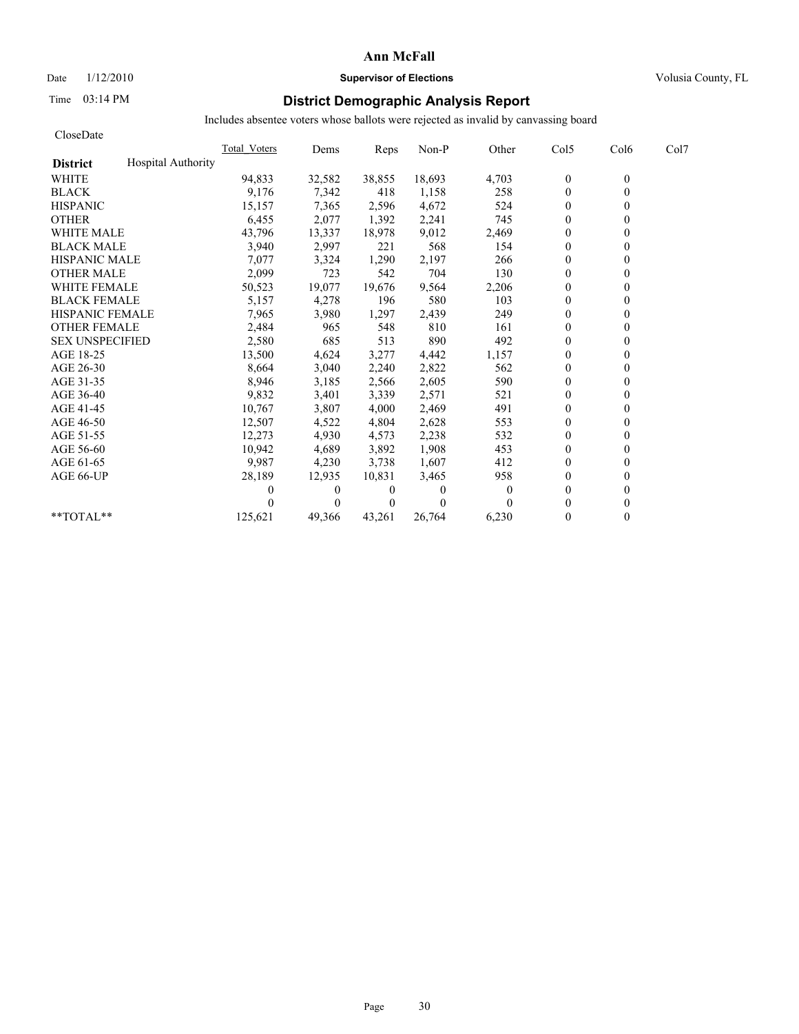# Ann McFall

Date 1/12/2010 **Supervisor of Elections** Volusia County, FL

Time 03:14 PM

## District Demographic Analysis Report

Includes absentee voters whose ballots were rejected as invalid by canvassing board

CloseDate

| District: Hospital Authority | Total_Voters | Dems | Reps | Non-P | Other | Col5 | Col6 | Col7 |
|---|---|---|---|---|---|---|---|---|
| WHITE | 94,833 | 32,582 | 38,855 | 18,693 | 4,703 | 0 | 0 | |
| BLACK | 9,176 | 7,342 | 418 | 1,158 | 258 | 0 | 0 | |
| HISPANIC | 15,157 | 7,365 | 2,596 | 4,672 | 524 | 0 | 0 | |
| OTHER | 6,455 | 2,077 | 1,392 | 2,241 | 745 | 0 | 0 | |
| WHITE MALE | 43,796 | 13,337 | 18,978 | 9,012 | 2,469 | 0 | 0 | |
| BLACK MALE | 3,940 | 2,997 | 221 | 568 | 154 | 0 | 0 | |
| HISPANIC MALE | 7,077 | 3,324 | 1,290 | 2,197 | 266 | 0 | 0 | |
| OTHER MALE | 2,099 | 723 | 542 | 704 | 130 | 0 | 0 | |
| WHITE FEMALE | 50,523 | 19,077 | 19,676 | 9,564 | 2,206 | 0 | 0 | |
| BLACK FEMALE | 5,157 | 4,278 | 196 | 580 | 103 | 0 | 0 | |
| HISPANIC FEMALE | 7,965 | 3,980 | 1,297 | 2,439 | 249 | 0 | 0 | |
| OTHER FEMALE | 2,484 | 965 | 548 | 810 | 161 | 0 | 0 | |
| SEX UNSPECIFIED | 2,580 | 685 | 513 | 890 | 492 | 0 | 0 | |
| AGE 18-25 | 13,500 | 4,624 | 3,277 | 4,442 | 1,157 | 0 | 0 | |
| AGE 26-30 | 8,664 | 3,040 | 2,240 | 2,822 | 562 | 0 | 0 | |
| AGE 31-35 | 8,946 | 3,185 | 2,566 | 2,605 | 590 | 0 | 0 | |
| AGE 36-40 | 9,832 | 3,401 | 3,339 | 2,571 | 521 | 0 | 0 | |
| AGE 41-45 | 10,767 | 3,807 | 4,000 | 2,469 | 491 | 0 | 0 | |
| AGE 46-50 | 12,507 | 4,522 | 4,804 | 2,628 | 553 | 0 | 0 | |
| AGE 51-55 | 12,273 | 4,930 | 4,573 | 2,238 | 532 | 0 | 0 | |
| AGE 56-60 | 10,942 | 4,689 | 3,892 | 1,908 | 453 | 0 | 0 | |
| AGE 61-65 | 9,987 | 4,230 | 3,738 | 1,607 | 412 | 0 | 0 | |
| AGE 66-UP | 28,189 | 12,935 | 10,831 | 3,465 | 958 | 0 | 0 | |
| | 0 | 0 | 0 | 0 | 0 | 0 | 0 | |
| | 0 | 0 | 0 | 0 | 0 | 0 | 0 | |
| **TOTAL** | 125,621 | 49,366 | 43,261 | 26,764 | 6,230 | 0 | 0 | |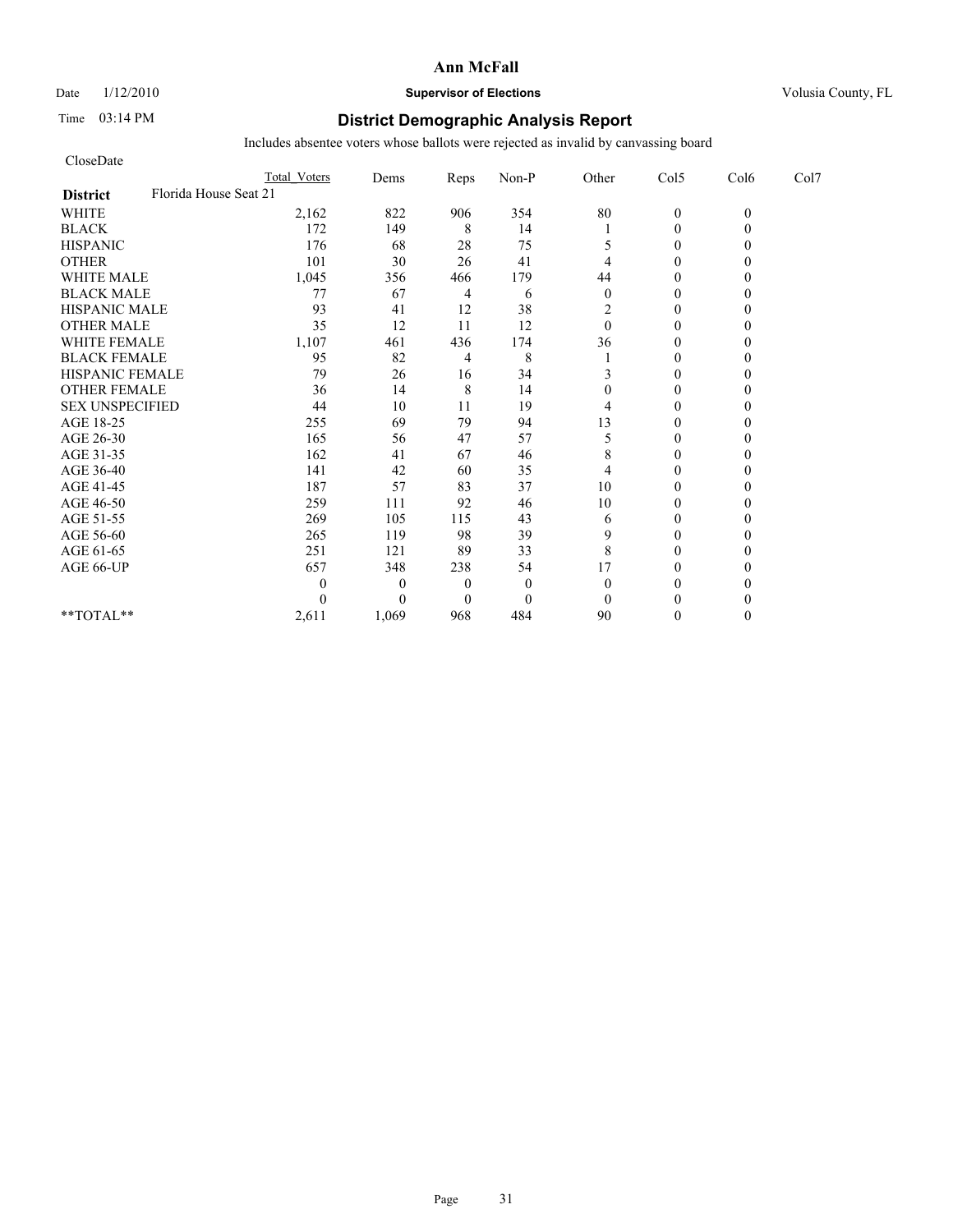**Ann McFall**

Date 1/12/2010 **Supervisor of Elections** Volusia County, FL

Time 03:14 PM

## District Demographic Analysis Report

Includes absentee voters whose ballots were rejected as invalid by canvassing board

CloseDate

| | Total Voters | Dems | Reps | Non-P | Other | Col5 | Col6 | Col7 |
|---|---|---|---|---|---|---|---|---|
| **District** Florida House Seat 21 | | | | | | | | |
| WHITE | 2,162 | 822 | 906 | 354 | 80 | 0 | 0 | |
| BLACK | 172 | 149 | 8 | 14 | 1 | 0 | 0 | |
| HISPANIC | 176 | 68 | 28 | 75 | 5 | 0 | 0 | |
| OTHER | 101 | 30 | 26 | 41 | 4 | 0 | 0 | |
| WHITE MALE | 1,045 | 356 | 466 | 179 | 44 | 0 | 0 | |
| BLACK MALE | 77 | 67 | 4 | 6 | 0 | 0 | 0 | |
| HISPANIC MALE | 93 | 41 | 12 | 38 | 2 | 0 | 0 | |
| OTHER MALE | 35 | 12 | 11 | 12 | 0 | 0 | 0 | |
| WHITE FEMALE | 1,107 | 461 | 436 | 174 | 36 | 0 | 0 | |
| BLACK FEMALE | 95 | 82 | 4 | 8 | 1 | 0 | 0 | |
| HISPANIC FEMALE | 79 | 26 | 16 | 34 | 3 | 0 | 0 | |
| OTHER FEMALE | 36 | 14 | 8 | 14 | 0 | 0 | 0 | |
| SEX UNSPECIFIED | 44 | 10 | 11 | 19 | 4 | 0 | 0 | |
| AGE 18-25 | 255 | 69 | 79 | 94 | 13 | 0 | 0 | |
| AGE 26-30 | 165 | 56 | 47 | 57 | 5 | 0 | 0 | |
| AGE 31-35 | 162 | 41 | 67 | 46 | 8 | 0 | 0 | |
| AGE 36-40 | 141 | 42 | 60 | 35 | 4 | 0 | 0 | |
| AGE 41-45 | 187 | 57 | 83 | 37 | 10 | 0 | 0 | |
| AGE 46-50 | 259 | 111 | 92 | 46 | 10 | 0 | 0 | |
| AGE 51-55 | 269 | 105 | 115 | 43 | 6 | 0 | 0 | |
| AGE 56-60 | 265 | 119 | 98 | 39 | 9 | 0 | 0 | |
| AGE 61-65 | 251 | 121 | 89 | 33 | 8 | 0 | 0 | |
| AGE 66-UP | 657 | 348 | 238 | 54 | 17 | 0 | 0 | |
| | 0 | 0 | 0 | 0 | 0 | 0 | 0 | |
| | 0 | 0 | 0 | 0 | 0 | 0 | 0 | |
| **TOTAL** | 2,611 | 1,069 | 968 | 484 | 90 | 0 | 0 | |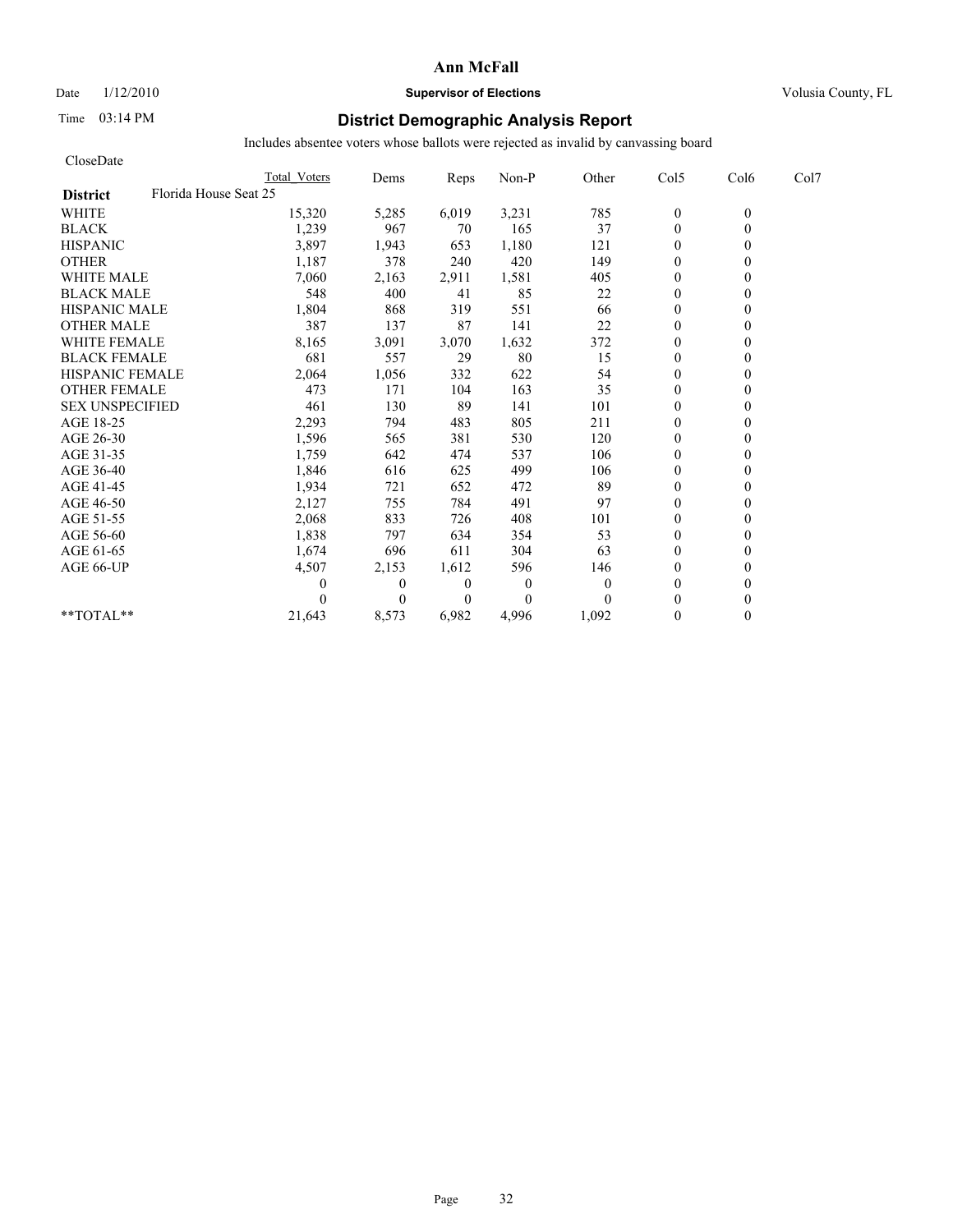# Ann McFall

Date 1/12/2010 **Supervisor of Elections** Volusia County, FL

Time 03:14 PM

## District Demographic Analysis Report

Includes absentee voters whose ballots were rejected as invalid by canvassing board

CloseDate

| **District** Florida House Seat 25 | Total Voters | Dems | Reps | Non-P | Other | Col5 | Col6 | Col7 |
|---|---|---|---|---|---|---|---|---|
| WHITE | 15,320 | 5,285 | 6,019 | 3,231 | 785 | 0 | 0 | |
| BLACK | 1,239 | 967 | 70 | 165 | 37 | 0 | 0 | |
| HISPANIC | 3,897 | 1,943 | 653 | 1,180 | 121 | 0 | 0 | |
| OTHER | 1,187 | 378 | 240 | 420 | 149 | 0 | 0 | |
| WHITE MALE | 7,060 | 2,163 | 2,911 | 1,581 | 405 | 0 | 0 | |
| BLACK MALE | 548 | 400 | 41 | 85 | 22 | 0 | 0 | |
| HISPANIC MALE | 1,804 | 868 | 319 | 551 | 66 | 0 | 0 | |
| OTHER MALE | 387 | 137 | 87 | 141 | 22 | 0 | 0 | |
| WHITE FEMALE | 8,165 | 3,091 | 3,070 | 1,632 | 372 | 0 | 0 | |
| BLACK FEMALE | 681 | 557 | 29 | 80 | 15 | 0 | 0 | |
| HISPANIC FEMALE | 2,064 | 1,056 | 332 | 622 | 54 | 0 | 0 | |
| OTHER FEMALE | 473 | 171 | 104 | 163 | 35 | 0 | 0 | |
| SEX UNSPECIFIED | 461 | 130 | 89 | 141 | 101 | 0 | 0 | |
| AGE 18-25 | 2,293 | 794 | 483 | 805 | 211 | 0 | 0 | |
| AGE 26-30 | 1,596 | 565 | 381 | 530 | 120 | 0 | 0 | |
| AGE 31-35 | 1,759 | 642 | 474 | 537 | 106 | 0 | 0 | |
| AGE 36-40 | 1,846 | 616 | 625 | 499 | 106 | 0 | 0 | |
| AGE 41-45 | 1,934 | 721 | 652 | 472 | 89 | 0 | 0 | |
| AGE 46-50 | 2,127 | 755 | 784 | 491 | 97 | 0 | 0 | |
| AGE 51-55 | 2,068 | 833 | 726 | 408 | 101 | 0 | 0 | |
| AGE 56-60 | 1,838 | 797 | 634 | 354 | 53 | 0 | 0 | |
| AGE 61-65 | 1,674 | 696 | 611 | 304 | 63 | 0 | 0 | |
| AGE 66-UP | 4,507 | 2,153 | 1,612 | 596 | 146 | 0 | 0 | |
| | 0 | 0 | 0 | 0 | 0 | 0 | 0 | |
| | 0 | 0 | 0 | 0 | 0 | 0 | 0 | |
| **TOTAL** | 21,643 | 8,573 | 6,982 | 4,996 | 1,092 | 0 | 0 | |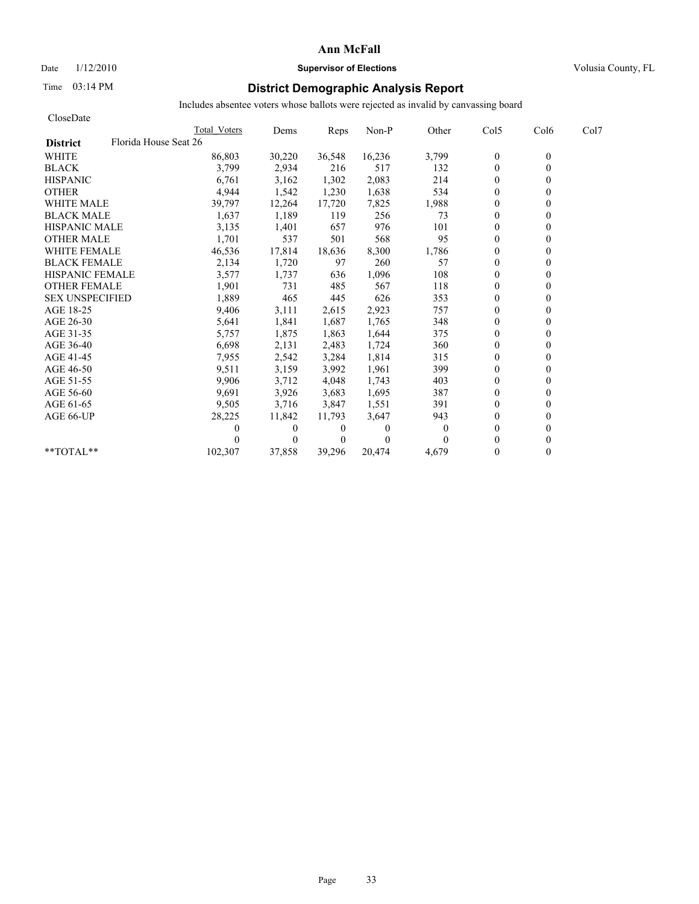# Ann McFall

Date 1/12/2010 **Supervisor of Elections** Volusia County, FL

Time 03:14 PM

## District Demographic Analysis Report

Includes absentee voters whose ballots were rejected as invalid by canvassing board

CloseDate

| | Total Voters | Dems | Reps | Non-P | Other | Col5 | Col6 | Col7 |
|---|---|---|---|---|---|---|---|---|
| **District** Florida House Seat 26 | | | | | | | | |
| WHITE | 86,803 | 30,220 | 36,548 | 16,236 | 3,799 | 0 | 0 | |
| BLACK | 3,799 | 2,934 | 216 | 517 | 132 | 0 | 0 | |
| HISPANIC | 6,761 | 3,162 | 1,302 | 2,083 | 214 | 0 | 0 | |
| OTHER | 4,944 | 1,542 | 1,230 | 1,638 | 534 | 0 | 0 | |
| WHITE MALE | 39,797 | 12,264 | 17,720 | 7,825 | 1,988 | 0 | 0 | |
| BLACK MALE | 1,637 | 1,189 | 119 | 256 | 73 | 0 | 0 | |
| HISPANIC MALE | 3,135 | 1,401 | 657 | 976 | 101 | 0 | 0 | |
| OTHER MALE | 1,701 | 537 | 501 | 568 | 95 | 0 | 0 | |
| WHITE FEMALE | 46,536 | 17,814 | 18,636 | 8,300 | 1,786 | 0 | 0 | |
| BLACK FEMALE | 2,134 | 1,720 | 97 | 260 | 57 | 0 | 0 | |
| HISPANIC FEMALE | 3,577 | 1,737 | 636 | 1,096 | 108 | 0 | 0 | |
| OTHER FEMALE | 1,901 | 731 | 485 | 567 | 118 | 0 | 0 | |
| SEX UNSPECIFIED | 1,889 | 465 | 445 | 626 | 353 | 0 | 0 | |
| AGE 18-25 | 9,406 | 3,111 | 2,615 | 2,923 | 757 | 0 | 0 | |
| AGE 26-30 | 5,641 | 1,841 | 1,687 | 1,765 | 348 | 0 | 0 | |
| AGE 31-35 | 5,757 | 1,875 | 1,863 | 1,644 | 375 | 0 | 0 | |
| AGE 36-40 | 6,698 | 2,131 | 2,483 | 1,724 | 360 | 0 | 0 | |
| AGE 41-45 | 7,955 | 2,542 | 3,284 | 1,814 | 315 | 0 | 0 | |
| AGE 46-50 | 9,511 | 3,159 | 3,992 | 1,961 | 399 | 0 | 0 | |
| AGE 51-55 | 9,906 | 3,712 | 4,048 | 1,743 | 403 | 0 | 0 | |
| AGE 56-60 | 9,691 | 3,926 | 3,683 | 1,695 | 387 | 0 | 0 | |
| AGE 61-65 | 9,505 | 3,716 | 3,847 | 1,551 | 391 | 0 | 0 | |
| AGE 66-UP | 28,225 | 11,842 | 11,793 | 3,647 | 943 | 0 | 0 | |
| | 0 | 0 | 0 | 0 | 0 | 0 | 0 | |
| | 0 | 0 | 0 | 0 | 0 | 0 | 0 | |
| **TOTAL** | 102,307 | 37,858 | 39,296 | 20,474 | 4,679 | 0 | 0 | |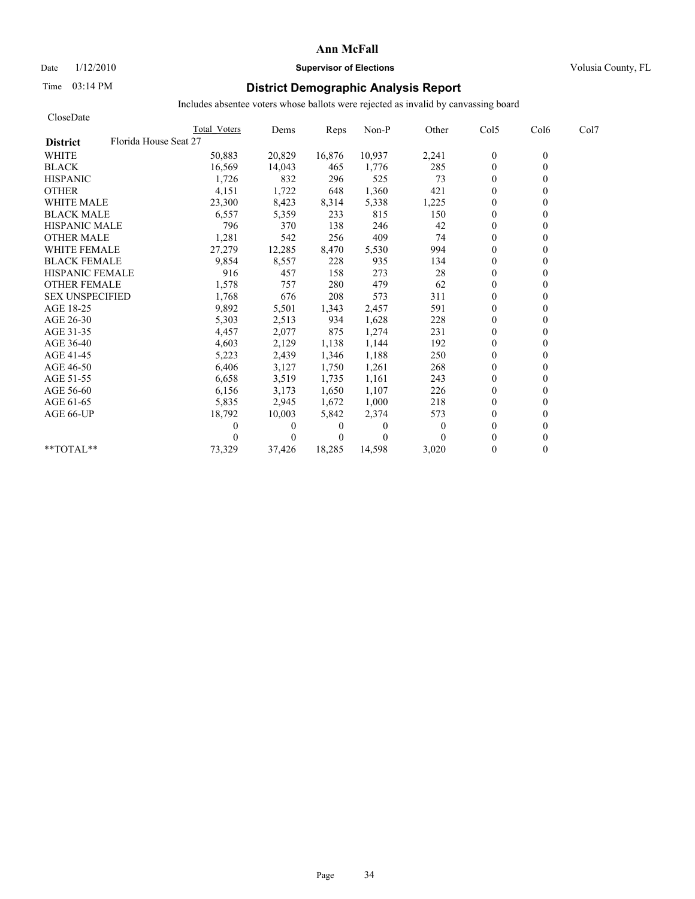**Ann McFall**

Date 1/12/2010 **Supervisor of Elections** Volusia County, FL

Time 03:14 PM

## District Demographic Analysis Report

Includes absentee voters whose ballots were rejected as invalid by canvassing board

CloseDate

| District | Florida House Seat 27 | Total Voters | Dems | Reps | Non-P | Other | Col5 | Col6 | Col7 |
|---|---|---|---|---|---|---|---|---|---|
| WHITE | | 50,883 | 20,829 | 16,876 | 10,937 | 2,241 | 0 | 0 | |
| BLACK | | 16,569 | 14,043 | 465 | 1,776 | 285 | 0 | 0 | |
| HISPANIC | | 1,726 | 832 | 296 | 525 | 73 | 0 | 0 | |
| OTHER | | 4,151 | 1,722 | 648 | 1,360 | 421 | 0 | 0 | |
| WHITE MALE | | 23,300 | 8,423 | 8,314 | 5,338 | 1,225 | 0 | 0 | |
| BLACK MALE | | 6,557 | 5,359 | 233 | 815 | 150 | 0 | 0 | |
| HISPANIC MALE | | 796 | 370 | 138 | 246 | 42 | 0 | 0 | |
| OTHER MALE | | 1,281 | 542 | 256 | 409 | 74 | 0 | 0 | |
| WHITE FEMALE | | 27,279 | 12,285 | 8,470 | 5,530 | 994 | 0 | 0 | |
| BLACK FEMALE | | 9,854 | 8,557 | 228 | 935 | 134 | 0 | 0 | |
| HISPANIC FEMALE | | 916 | 457 | 158 | 273 | 28 | 0 | 0 | |
| OTHER FEMALE | | 1,578 | 757 | 280 | 479 | 62 | 0 | 0 | |
| SEX UNSPECIFIED | | 1,768 | 676 | 208 | 573 | 311 | 0 | 0 | |
| AGE 18-25 | | 9,892 | 5,501 | 1,343 | 2,457 | 591 | 0 | 0 | |
| AGE 26-30 | | 5,303 | 2,513 | 934 | 1,628 | 228 | 0 | 0 | |
| AGE 31-35 | | 4,457 | 2,077 | 875 | 1,274 | 231 | 0 | 0 | |
| AGE 36-40 | | 4,603 | 2,129 | 1,138 | 1,144 | 192 | 0 | 0 | |
| AGE 41-45 | | 5,223 | 2,439 | 1,346 | 1,188 | 250 | 0 | 0 | |
| AGE 46-50 | | 6,406 | 3,127 | 1,750 | 1,261 | 268 | 0 | 0 | |
| AGE 51-55 | | 6,658 | 3,519 | 1,735 | 1,161 | 243 | 0 | 0 | |
| AGE 56-60 | | 6,156 | 3,173 | 1,650 | 1,107 | 226 | 0 | 0 | |
| AGE 61-65 | | 5,835 | 2,945 | 1,672 | 1,000 | 218 | 0 | 0 | |
| AGE 66-UP | | 18,792 | 10,003 | 5,842 | 2,374 | 573 | 0 | 0 | |
| | | 0 | 0 | 0 | 0 | 0 | 0 | 0 | |
| | | 0 | 0 | 0 | 0 | 0 | 0 | 0 | |
| **TOTAL** | | 73,329 | 37,426 | 18,285 | 14,598 | 3,020 | 0 | 0 | |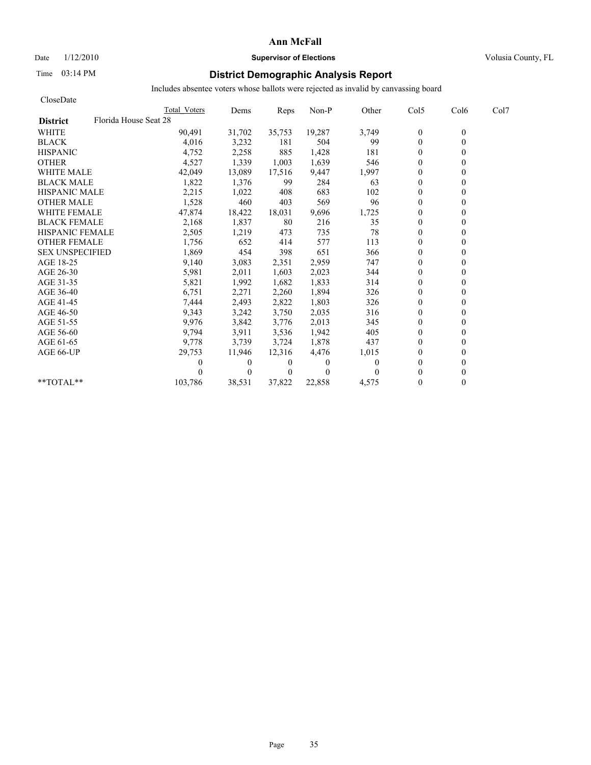**Ann McFall**

Date 1/12/2010 **Supervisor of Elections** Volusia County, FL

Time 03:14 PM

## District Demographic Analysis Report

Includes absentee voters whose ballots were rejected as invalid by canvassing board

CloseDate

| | Total Voters | Dems | Reps | Non-P | Other | Col5 | Col6 | Col7 |
|---|---|---|---|---|---|---|---|---|
| **District** Florida House Seat 28 | | | | | | | | |
| WHITE | 90,491 | 31,702 | 35,753 | 19,287 | 3,749 | 0 | 0 | |
| BLACK | 4,016 | 3,232 | 181 | 504 | 99 | 0 | 0 | |
| HISPANIC | 4,752 | 2,258 | 885 | 1,428 | 181 | 0 | 0 | |
| OTHER | 4,527 | 1,339 | 1,003 | 1,639 | 546 | 0 | 0 | |
| WHITE MALE | 42,049 | 13,089 | 17,516 | 9,447 | 1,997 | 0 | 0 | |
| BLACK MALE | 1,822 | 1,376 | 99 | 284 | 63 | 0 | 0 | |
| HISPANIC MALE | 2,215 | 1,022 | 408 | 683 | 102 | 0 | 0 | |
| OTHER MALE | 1,528 | 460 | 403 | 569 | 96 | 0 | 0 | |
| WHITE FEMALE | 47,874 | 18,422 | 18,031 | 9,696 | 1,725 | 0 | 0 | |
| BLACK FEMALE | 2,168 | 1,837 | 80 | 216 | 35 | 0 | 0 | |
| HISPANIC FEMALE | 2,505 | 1,219 | 473 | 735 | 78 | 0 | 0 | |
| OTHER FEMALE | 1,756 | 652 | 414 | 577 | 113 | 0 | 0 | |
| SEX UNSPECIFIED | 1,869 | 454 | 398 | 651 | 366 | 0 | 0 | |
| AGE 18-25 | 9,140 | 3,083 | 2,351 | 2,959 | 747 | 0 | 0 | |
| AGE 26-30 | 5,981 | 2,011 | 1,603 | 2,023 | 344 | 0 | 0 | |
| AGE 31-35 | 5,821 | 1,992 | 1,682 | 1,833 | 314 | 0 | 0 | |
| AGE 36-40 | 6,751 | 2,271 | 2,260 | 1,894 | 326 | 0 | 0 | |
| AGE 41-45 | 7,444 | 2,493 | 2,822 | 1,803 | 326 | 0 | 0 | |
| AGE 46-50 | 9,343 | 3,242 | 3,750 | 2,035 | 316 | 0 | 0 | |
| AGE 51-55 | 9,976 | 3,842 | 3,776 | 2,013 | 345 | 0 | 0 | |
| AGE 56-60 | 9,794 | 3,911 | 3,536 | 1,942 | 405 | 0 | 0 | |
| AGE 61-65 | 9,778 | 3,739 | 3,724 | 1,878 | 437 | 0 | 0 | |
| AGE 66-UP | 29,753 | 11,946 | 12,316 | 4,476 | 1,015 | 0 | 0 | |
| | 0 | 0 | 0 | 0 | 0 | 0 | 0 | |
| | 0 | 0 | 0 | 0 | 0 | 0 | 0 | |
| **TOTAL** | 103,786 | 38,531 | 37,822 | 22,858 | 4,575 | 0 | 0 | |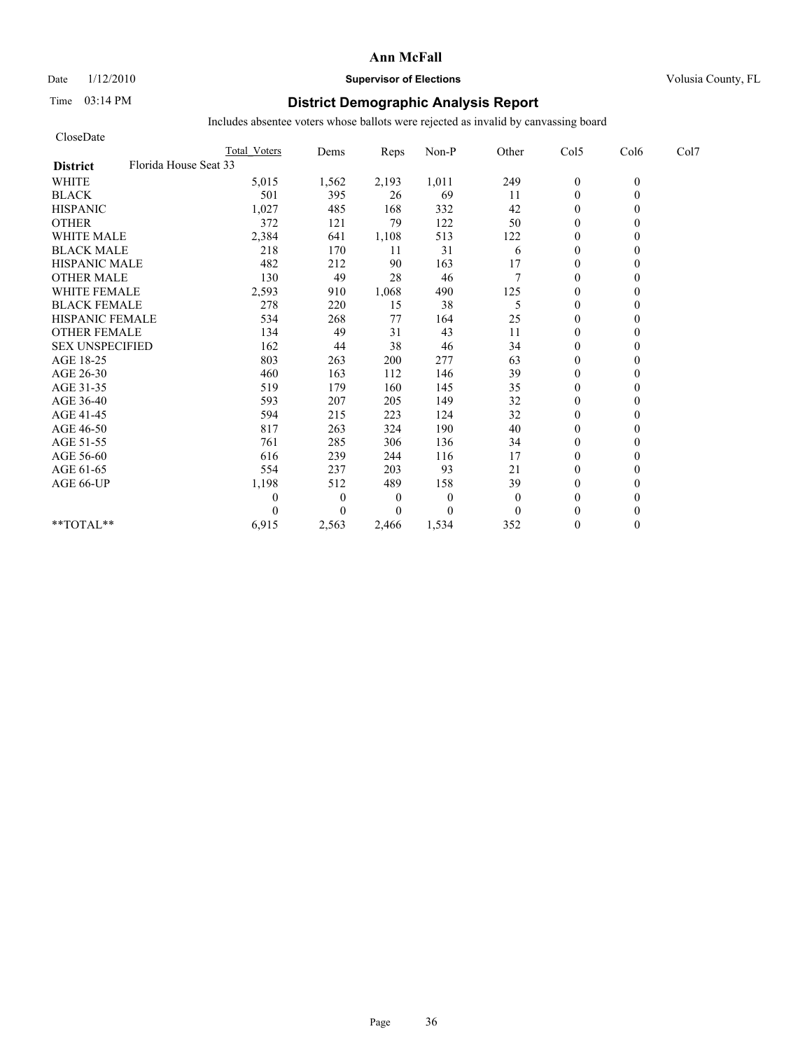**Ann McFall**

Date 1/12/2010 **Supervisor of Elections** Volusia County, FL

Time 03:14 PM

# District Demographic Analysis Report

Includes absentee voters whose ballots were rejected as invalid by canvassing board

CloseDate

| District: Florida House Seat 33 | Total Voters | Dems | Reps | Non-P | Other | Col5 | Col6 | Col7 |
|---|---|---|---|---|---|---|---|---|
| WHITE | 5,015 | 1,562 | 2,193 | 1,011 | 249 | 0 | 0 | |
| BLACK | 501 | 395 | 26 | 69 | 11 | 0 | 0 | |
| HISPANIC | 1,027 | 485 | 168 | 332 | 42 | 0 | 0 | |
| OTHER | 372 | 121 | 79 | 122 | 50 | 0 | 0 | |
| WHITE MALE | 2,384 | 641 | 1,108 | 513 | 122 | 0 | 0 | |
| BLACK MALE | 218 | 170 | 11 | 31 | 6 | 0 | 0 | |
| HISPANIC MALE | 482 | 212 | 90 | 163 | 17 | 0 | 0 | |
| OTHER MALE | 130 | 49 | 28 | 46 | 7 | 0 | 0 | |
| WHITE FEMALE | 2,593 | 910 | 1,068 | 490 | 125 | 0 | 0 | |
| BLACK FEMALE | 278 | 220 | 15 | 38 | 5 | 0 | 0 | |
| HISPANIC FEMALE | 534 | 268 | 77 | 164 | 25 | 0 | 0 | |
| OTHER FEMALE | 134 | 49 | 31 | 43 | 11 | 0 | 0 | |
| SEX UNSPECIFIED | 162 | 44 | 38 | 46 | 34 | 0 | 0 | |
| AGE 18-25 | 803 | 263 | 200 | 277 | 63 | 0 | 0 | |
| AGE 26-30 | 460 | 163 | 112 | 146 | 39 | 0 | 0 | |
| AGE 31-35 | 519 | 179 | 160 | 145 | 35 | 0 | 0 | |
| AGE 36-40 | 593 | 207 | 205 | 149 | 32 | 0 | 0 | |
| AGE 41-45 | 594 | 215 | 223 | 124 | 32 | 0 | 0 | |
| AGE 46-50 | 817 | 263 | 324 | 190 | 40 | 0 | 0 | |
| AGE 51-55 | 761 | 285 | 306 | 136 | 34 | 0 | 0 | |
| AGE 56-60 | 616 | 239 | 244 | 116 | 17 | 0 | 0 | |
| AGE 61-65 | 554 | 237 | 203 | 93 | 21 | 0 | 0 | |
| AGE 66-UP | 1,198 | 512 | 489 | 158 | 39 | 0 | 0 | |
| | 0 | 0 | 0 | 0 | 0 | 0 | 0 | |
| | 0 | 0 | 0 | 0 | 0 | 0 | 0 | |
| **TOTAL** | 6,915 | 2,563 | 2,466 | 1,534 | 352 | 0 | 0 | |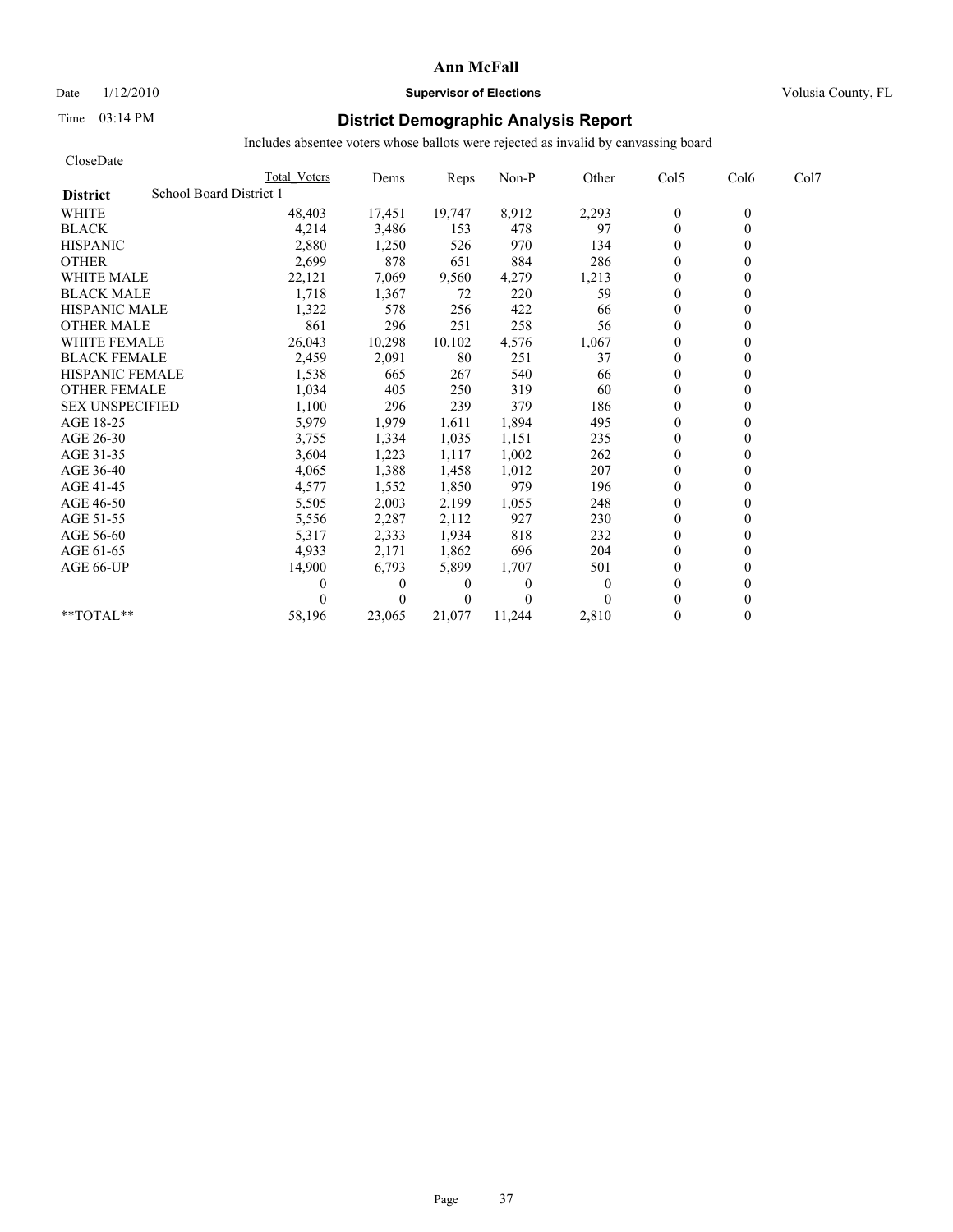**Ann McFall**

Date 1/12/2010 **Supervisor of Elections** Volusia County, FL

Time 03:14 PM

## District Demographic Analysis Report

Includes absentee voters whose ballots were rejected as invalid by canvassing board

CloseDate

| | Total Voters | Dems | Reps | Non-P | Other | Col5 | Col6 | Col7 |
|---|---|---|---|---|---|---|---|---|
| **District** School Board District 1 | | | | | | | | |
| WHITE | 48,403 | 17,451 | 19,747 | 8,912 | 2,293 | 0 | 0 | |
| BLACK | 4,214 | 3,486 | 153 | 478 | 97 | 0 | 0 | |
| HISPANIC | 2,880 | 1,250 | 526 | 970 | 134 | 0 | 0 | |
| OTHER | 2,699 | 878 | 651 | 884 | 286 | 0 | 0 | |
| WHITE MALE | 22,121 | 7,069 | 9,560 | 4,279 | 1,213 | 0 | 0 | |
| BLACK MALE | 1,718 | 1,367 | 72 | 220 | 59 | 0 | 0 | |
| HISPANIC MALE | 1,322 | 578 | 256 | 422 | 66 | 0 | 0 | |
| OTHER MALE | 861 | 296 | 251 | 258 | 56 | 0 | 0 | |
| WHITE FEMALE | 26,043 | 10,298 | 10,102 | 4,576 | 1,067 | 0 | 0 | |
| BLACK FEMALE | 2,459 | 2,091 | 80 | 251 | 37 | 0 | 0 | |
| HISPANIC FEMALE | 1,538 | 665 | 267 | 540 | 66 | 0 | 0 | |
| OTHER FEMALE | 1,034 | 405 | 250 | 319 | 60 | 0 | 0 | |
| SEX UNSPECIFIED | 1,100 | 296 | 239 | 379 | 186 | 0 | 0 | |
| AGE 18-25 | 5,979 | 1,979 | 1,611 | 1,894 | 495 | 0 | 0 | |
| AGE 26-30 | 3,755 | 1,334 | 1,035 | 1,151 | 235 | 0 | 0 | |
| AGE 31-35 | 3,604 | 1,223 | 1,117 | 1,002 | 262 | 0 | 0 | |
| AGE 36-40 | 4,065 | 1,388 | 1,458 | 1,012 | 207 | 0 | 0 | |
| AGE 41-45 | 4,577 | 1,552 | 1,850 | 979 | 196 | 0 | 0 | |
| AGE 46-50 | 5,505 | 2,003 | 2,199 | 1,055 | 248 | 0 | 0 | |
| AGE 51-55 | 5,556 | 2,287 | 2,112 | 927 | 230 | 0 | 0 | |
| AGE 56-60 | 5,317 | 2,333 | 1,934 | 818 | 232 | 0 | 0 | |
| AGE 61-65 | 4,933 | 2,171 | 1,862 | 696 | 204 | 0 | 0 | |
| AGE 66-UP | 14,900 | 6,793 | 5,899 | 1,707 | 501 | 0 | 0 | |
| | 0 | 0 | 0 | 0 | 0 | 0 | 0 | |
| | 0 | 0 | 0 | 0 | 0 | 0 | 0 | |
| **TOTAL** | 58,196 | 23,065 | 21,077 | 11,244 | 2,810 | 0 | 0 | |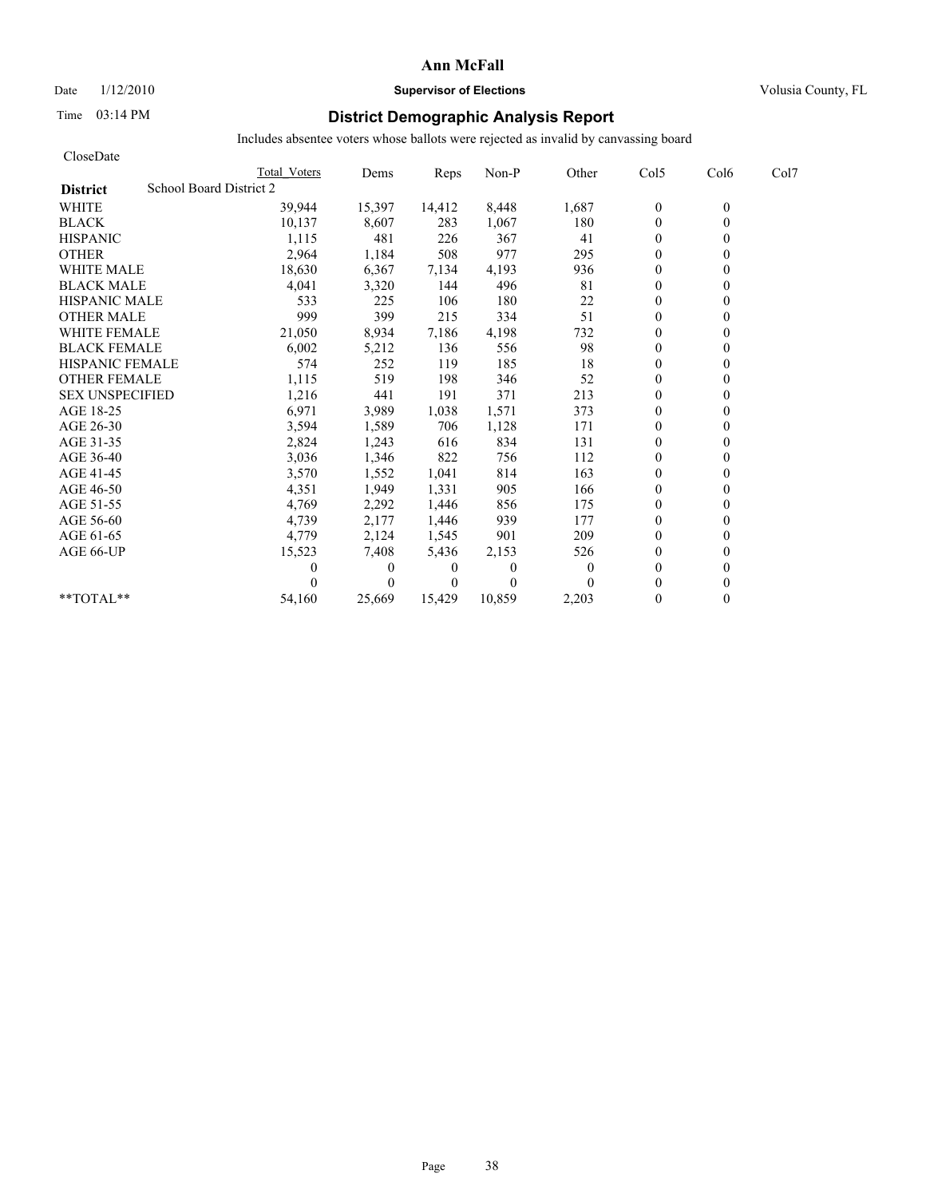# Ann McFall

Date 1/12/2010 **Supervisor of Elections** Volusia County, FL

Time 03:14 PM **District Demographic Analysis Report**

Includes absentee voters whose ballots were rejected as invalid by canvassing board

CloseDate

| District | School Board District 2 | Total Voters | Dems | Reps | Non-P | Other | Col5 | Col6 | Col7 |
|---|---|---|---|---|---|---|---|---|---|
| WHITE | | 39,944 | 15,397 | 14,412 | 8,448 | 1,687 | 0 | 0 | |
| BLACK | | 10,137 | 8,607 | 283 | 1,067 | 180 | 0 | 0 | |
| HISPANIC | | 1,115 | 481 | 226 | 367 | 41 | 0 | 0 | |
| OTHER | | 2,964 | 1,184 | 508 | 977 | 295 | 0 | 0 | |
| WHITE MALE | | 18,630 | 6,367 | 7,134 | 4,193 | 936 | 0 | 0 | |
| BLACK MALE | | 4,041 | 3,320 | 144 | 496 | 81 | 0 | 0 | |
| HISPANIC MALE | | 533 | 225 | 106 | 180 | 22 | 0 | 0 | |
| OTHER MALE | | 999 | 399 | 215 | 334 | 51 | 0 | 0 | |
| WHITE FEMALE | | 21,050 | 8,934 | 7,186 | 4,198 | 732 | 0 | 0 | |
| BLACK FEMALE | | 6,002 | 5,212 | 136 | 556 | 98 | 0 | 0 | |
| HISPANIC FEMALE | | 574 | 252 | 119 | 185 | 18 | 0 | 0 | |
| OTHER FEMALE | | 1,115 | 519 | 198 | 346 | 52 | 0 | 0 | |
| SEX UNSPECIFIED | | 1,216 | 441 | 191 | 371 | 213 | 0 | 0 | |
| AGE 18-25 | | 6,971 | 3,989 | 1,038 | 1,571 | 373 | 0 | 0 | |
| AGE 26-30 | | 3,594 | 1,589 | 706 | 1,128 | 171 | 0 | 0 | |
| AGE 31-35 | | 2,824 | 1,243 | 616 | 834 | 131 | 0 | 0 | |
| AGE 36-40 | | 3,036 | 1,346 | 822 | 756 | 112 | 0 | 0 | |
| AGE 41-45 | | 3,570 | 1,552 | 1,041 | 814 | 163 | 0 | 0 | |
| AGE 46-50 | | 4,351 | 1,949 | 1,331 | 905 | 166 | 0 | 0 | |
| AGE 51-55 | | 4,769 | 2,292 | 1,446 | 856 | 175 | 0 | 0 | |
| AGE 56-60 | | 4,739 | 2,177 | 1,446 | 939 | 177 | 0 | 0 | |
| AGE 61-65 | | 4,779 | 2,124 | 1,545 | 901 | 209 | 0 | 0 | |
| AGE 66-UP | | 15,523 | 7,408 | 5,436 | 2,153 | 526 | 0 | 0 | |
| | | 0 | 0 | 0 | 0 | 0 | 0 | 0 | |
| | | 0 | 0 | 0 | 0 | 0 | 0 | 0 | |
| **TOTAL** | | 54,160 | 25,669 | 15,429 | 10,859 | 2,203 | 0 | 0 | |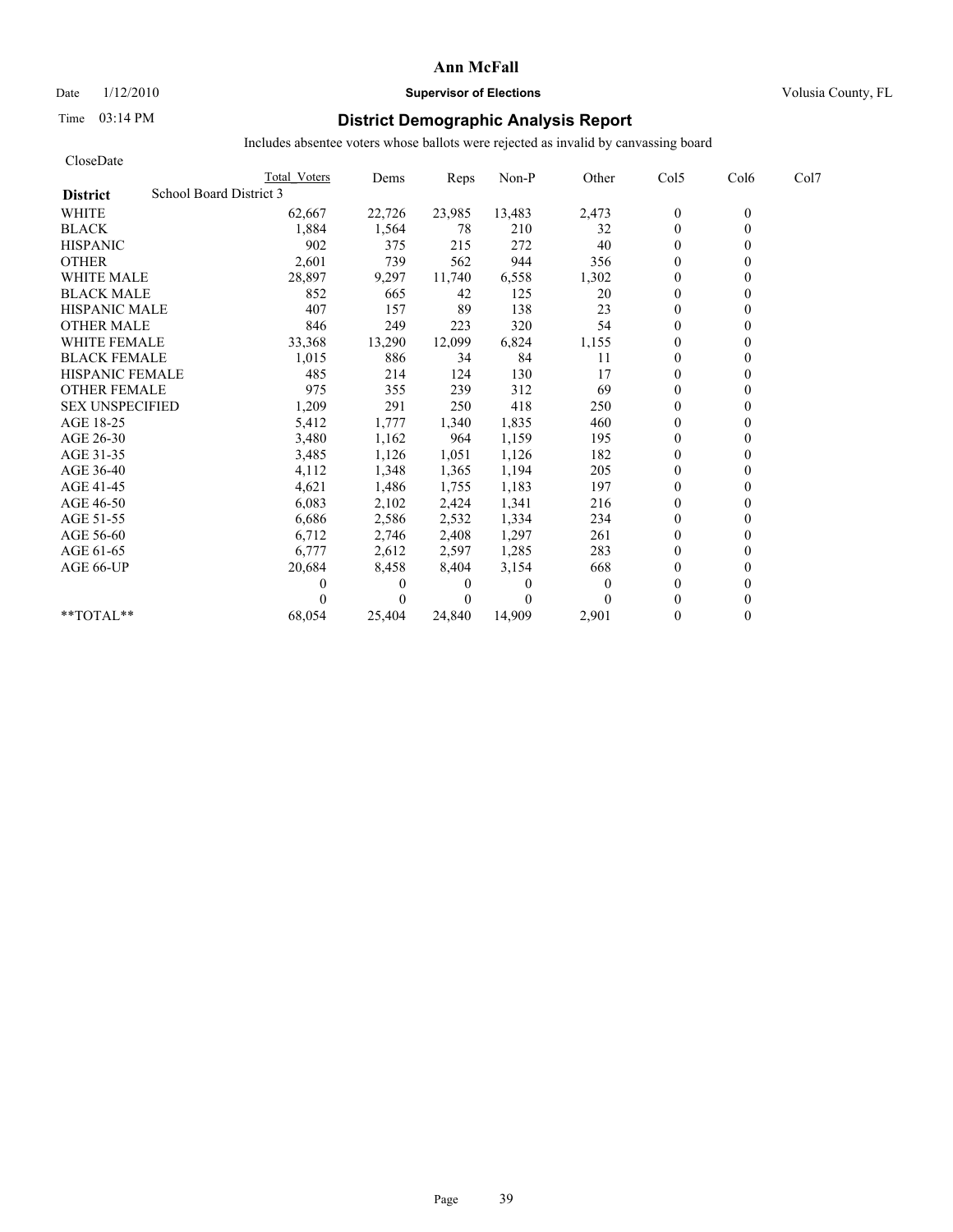# Ann McFall

Date 1/12/2010 **Supervisor of Elections** Volusia County, FL

Time 03:14 PM

## District Demographic Analysis Report

Includes absentee voters whose ballots were rejected as invalid by canvassing board

CloseDate

| District | School Board District 3 | Total Voters | Dems | Reps | Non-P | Other | Col5 | Col6 | Col7 |
|---|---|---|---|---|---|---|---|---|---|
| WHITE | | 62,667 | 22,726 | 23,985 | 13,483 | 2,473 | 0 | 0 | |
| BLACK | | 1,884 | 1,564 | 78 | 210 | 32 | 0 | 0 | |
| HISPANIC | | 902 | 375 | 215 | 272 | 40 | 0 | 0 | |
| OTHER | | 2,601 | 739 | 562 | 944 | 356 | 0 | 0 | |
| WHITE MALE | | 28,897 | 9,297 | 11,740 | 6,558 | 1,302 | 0 | 0 | |
| BLACK MALE | | 852 | 665 | 42 | 125 | 20 | 0 | 0 | |
| HISPANIC MALE | | 407 | 157 | 89 | 138 | 23 | 0 | 0 | |
| OTHER MALE | | 846 | 249 | 223 | 320 | 54 | 0 | 0 | |
| WHITE FEMALE | | 33,368 | 13,290 | 12,099 | 6,824 | 1,155 | 0 | 0 | |
| BLACK FEMALE | | 1,015 | 886 | 34 | 84 | 11 | 0 | 0 | |
| HISPANIC FEMALE | | 485 | 214 | 124 | 130 | 17 | 0 | 0 | |
| OTHER FEMALE | | 975 | 355 | 239 | 312 | 69 | 0 | 0 | |
| SEX UNSPECIFIED | | 1,209 | 291 | 250 | 418 | 250 | 0 | 0 | |
| AGE 18-25 | | 5,412 | 1,777 | 1,340 | 1,835 | 460 | 0 | 0 | |
| AGE 26-30 | | 3,480 | 1,162 | 964 | 1,159 | 195 | 0 | 0 | |
| AGE 31-35 | | 3,485 | 1,126 | 1,051 | 1,126 | 182 | 0 | 0 | |
| AGE 36-40 | | 4,112 | 1,348 | 1,365 | 1,194 | 205 | 0 | 0 | |
| AGE 41-45 | | 4,621 | 1,486 | 1,755 | 1,183 | 197 | 0 | 0 | |
| AGE 46-50 | | 6,083 | 2,102 | 2,424 | 1,341 | 216 | 0 | 0 | |
| AGE 51-55 | | 6,686 | 2,586 | 2,532 | 1,334 | 234 | 0 | 0 | |
| AGE 56-60 | | 6,712 | 2,746 | 2,408 | 1,297 | 261 | 0 | 0 | |
| AGE 61-65 | | 6,777 | 2,612 | 2,597 | 1,285 | 283 | 0 | 0 | |
| AGE 66-UP | | 20,684 | 8,458 | 8,404 | 3,154 | 668 | 0 | 0 | |
| | | 0 | 0 | 0 | 0 | 0 | 0 | 0 | |
| | | 0 | 0 | 0 | 0 | 0 | 0 | 0 | |
| **TOTAL** | | 68,054 | 25,404 | 24,840 | 14,909 | 2,901 | 0 | 0 | |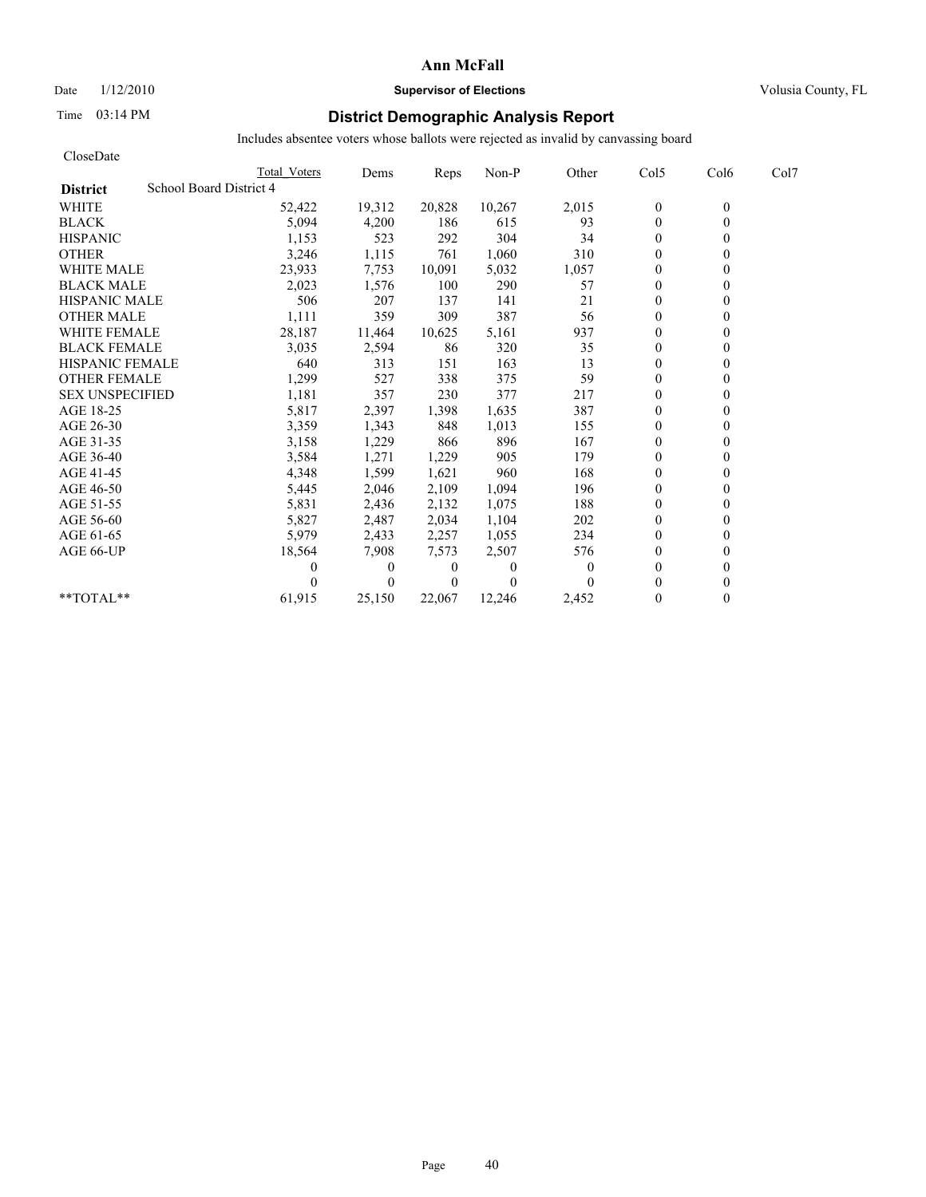# Ann McFall

Date 1/12/2010 **Supervisor of Elections** Volusia County, FL

Time 03:14 PM

## District Demographic Analysis Report

Includes absentee voters whose ballots were rejected as invalid by canvassing board

CloseDate

| District: School Board District 4 | Total Voters | Dems | Reps | Non-P | Other | Col5 | Col6 | Col7 |
|---|---|---|---|---|---|---|---|---|
| WHITE | 52,422 | 19,312 | 20,828 | 10,267 | 2,015 | 0 | 0 | |
| BLACK | 5,094 | 4,200 | 186 | 615 | 93 | 0 | 0 | |
| HISPANIC | 1,153 | 523 | 292 | 304 | 34 | 0 | 0 | |
| OTHER | 3,246 | 1,115 | 761 | 1,060 | 310 | 0 | 0 | |
| WHITE MALE | 23,933 | 7,753 | 10,091 | 5,032 | 1,057 | 0 | 0 | |
| BLACK MALE | 2,023 | 1,576 | 100 | 290 | 57 | 0 | 0 | |
| HISPANIC MALE | 506 | 207 | 137 | 141 | 21 | 0 | 0 | |
| OTHER MALE | 1,111 | 359 | 309 | 387 | 56 | 0 | 0 | |
| WHITE FEMALE | 28,187 | 11,464 | 10,625 | 5,161 | 937 | 0 | 0 | |
| BLACK FEMALE | 3,035 | 2,594 | 86 | 320 | 35 | 0 | 0 | |
| HISPANIC FEMALE | 640 | 313 | 151 | 163 | 13 | 0 | 0 | |
| OTHER FEMALE | 1,299 | 527 | 338 | 375 | 59 | 0 | 0 | |
| SEX UNSPECIFIED | 1,181 | 357 | 230 | 377 | 217 | 0 | 0 | |
| AGE 18-25 | 5,817 | 2,397 | 1,398 | 1,635 | 387 | 0 | 0 | |
| AGE 26-30 | 3,359 | 1,343 | 848 | 1,013 | 155 | 0 | 0 | |
| AGE 31-35 | 3,158 | 1,229 | 866 | 896 | 167 | 0 | 0 | |
| AGE 36-40 | 3,584 | 1,271 | 1,229 | 905 | 179 | 0 | 0 | |
| AGE 41-45 | 4,348 | 1,599 | 1,621 | 960 | 168 | 0 | 0 | |
| AGE 46-50 | 5,445 | 2,046 | 2,109 | 1,094 | 196 | 0 | 0 | |
| AGE 51-55 | 5,831 | 2,436 | 2,132 | 1,075 | 188 | 0 | 0 | |
| AGE 56-60 | 5,827 | 2,487 | 2,034 | 1,104 | 202 | 0 | 0 | |
| AGE 61-65 | 5,979 | 2,433 | 2,257 | 1,055 | 234 | 0 | 0 | |
| AGE 66-UP | 18,564 | 7,908 | 7,573 | 2,507 | 576 | 0 | 0 | |
| | 0 | 0 | 0 | 0 | 0 | 0 | 0 | |
| | 0 | 0 | 0 | 0 | 0 | 0 | 0 | |
| **TOTAL** | 61,915 | 25,150 | 22,067 | 12,246 | 2,452 | 0 | 0 | |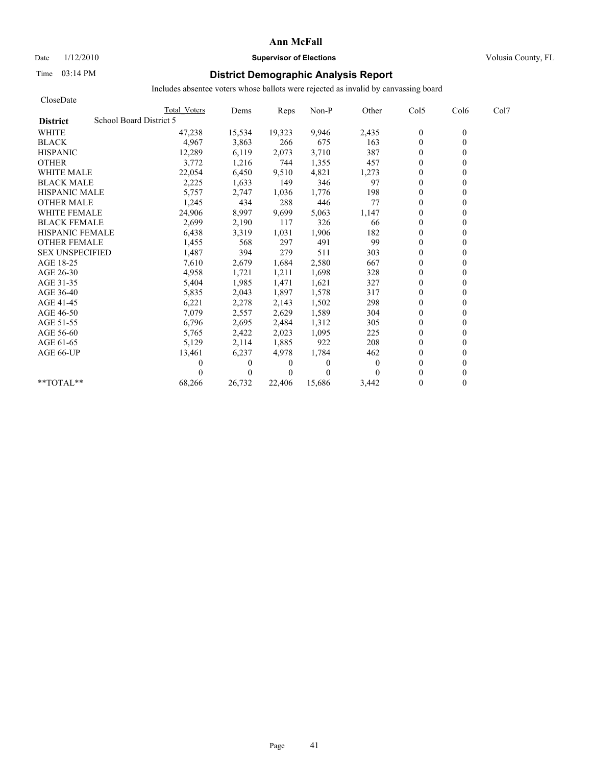**Ann McFall**

Date 1/12/2010 **Supervisor of Elections** Volusia County, FL

Time 03:14 PM

# District Demographic Analysis Report

Includes absentee voters whose ballots were rejected as invalid by canvassing board

CloseDate

| District | School Board District 5 | Total Voters | Dems | Reps | Non-P | Other | Col5 | Col6 | Col7 |
|---|---|---|---|---|---|---|---|---|---|
| WHITE | | 47,238 | 15,534 | 19,323 | 9,946 | 2,435 | 0 | 0 | |
| BLACK | | 4,967 | 3,863 | 266 | 675 | 163 | 0 | 0 | |
| HISPANIC | | 12,289 | 6,119 | 2,073 | 3,710 | 387 | 0 | 0 | |
| OTHER | | 3,772 | 1,216 | 744 | 1,355 | 457 | 0 | 0 | |
| WHITE MALE | | 22,054 | 6,450 | 9,510 | 4,821 | 1,273 | 0 | 0 | |
| BLACK MALE | | 2,225 | 1,633 | 149 | 346 | 97 | 0 | 0 | |
| HISPANIC MALE | | 5,757 | 2,747 | 1,036 | 1,776 | 198 | 0 | 0 | |
| OTHER MALE | | 1,245 | 434 | 288 | 446 | 77 | 0 | 0 | |
| WHITE FEMALE | | 24,906 | 8,997 | 9,699 | 5,063 | 1,147 | 0 | 0 | |
| BLACK FEMALE | | 2,699 | 2,190 | 117 | 326 | 66 | 0 | 0 | |
| HISPANIC FEMALE | | 6,438 | 3,319 | 1,031 | 1,906 | 182 | 0 | 0 | |
| OTHER FEMALE | | 1,455 | 568 | 297 | 491 | 99 | 0 | 0 | |
| SEX UNSPECIFIED | | 1,487 | 394 | 279 | 511 | 303 | 0 | 0 | |
| AGE 18-25 | | 7,610 | 2,679 | 1,684 | 2,580 | 667 | 0 | 0 | |
| AGE 26-30 | | 4,958 | 1,721 | 1,211 | 1,698 | 328 | 0 | 0 | |
| AGE 31-35 | | 5,404 | 1,985 | 1,471 | 1,621 | 327 | 0 | 0 | |
| AGE 36-40 | | 5,835 | 2,043 | 1,897 | 1,578 | 317 | 0 | 0 | |
| AGE 41-45 | | 6,221 | 2,278 | 2,143 | 1,502 | 298 | 0 | 0 | |
| AGE 46-50 | | 7,079 | 2,557 | 2,629 | 1,589 | 304 | 0 | 0 | |
| AGE 51-55 | | 6,796 | 2,695 | 2,484 | 1,312 | 305 | 0 | 0 | |
| AGE 56-60 | | 5,765 | 2,422 | 2,023 | 1,095 | 225 | 0 | 0 | |
| AGE 61-65 | | 5,129 | 2,114 | 1,885 | 922 | 208 | 0 | 0 | |
| AGE 66-UP | | 13,461 | 6,237 | 4,978 | 1,784 | 462 | 0 | 0 | |
| | | 0 | 0 | 0 | 0 | 0 | 0 | 0 | |
| | | 0 | 0 | 0 | 0 | 0 | 0 | 0 | |
| **TOTAL** | | 68,266 | 26,732 | 22,406 | 15,686 | 3,442 | 0 | 0 | |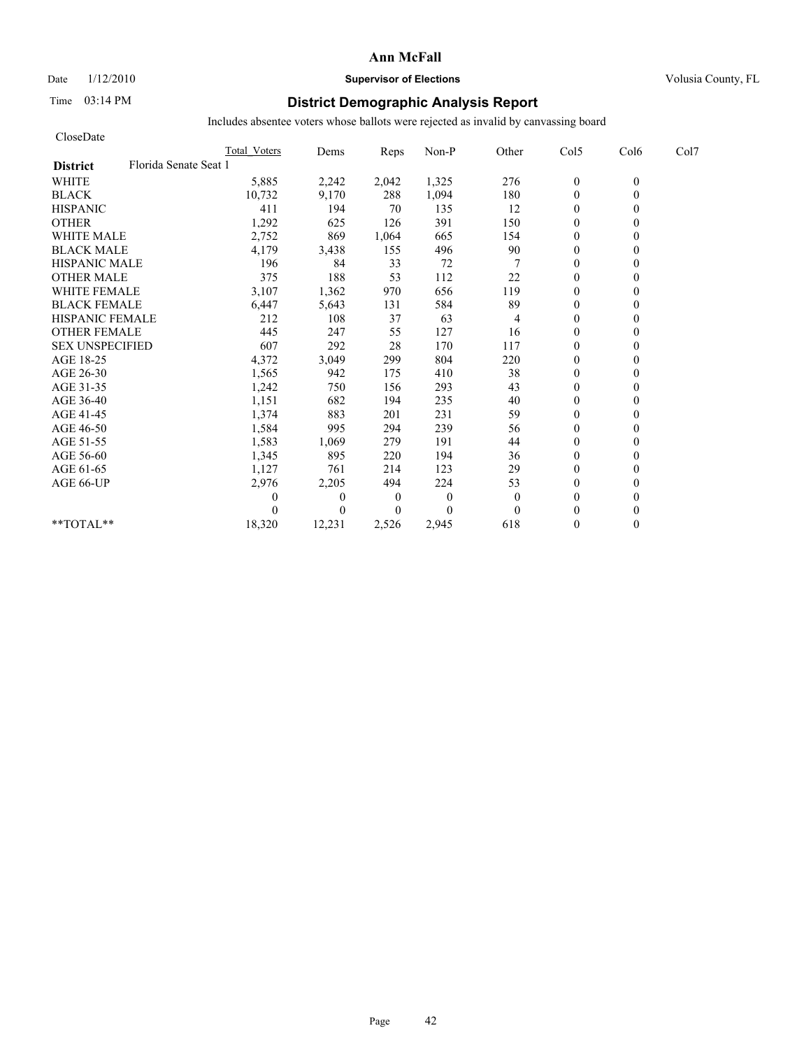**Ann McFall**

Date 1/12/2010 **Supervisor of Elections** Volusia County, FL

Time 03:14 PM **District Demographic Analysis Report**

Includes absentee voters whose ballots were rejected as invalid by canvassing board

CloseDate

| District: Florida Senate Seat 1 | Total Voters | Dems | Reps | Non-P | Other | Col5 | Col6 | Col7 |
|---|---|---|---|---|---|---|---|---|
| WHITE | 5,885 | 2,242 | 2,042 | 1,325 | 276 | 0 | 0 | |
| BLACK | 10,732 | 9,170 | 288 | 1,094 | 180 | 0 | 0 | |
| HISPANIC | 411 | 194 | 70 | 135 | 12 | 0 | 0 | |
| OTHER | 1,292 | 625 | 126 | 391 | 150 | 0 | 0 | |
| WHITE MALE | 2,752 | 869 | 1,064 | 665 | 154 | 0 | 0 | |
| BLACK MALE | 4,179 | 3,438 | 155 | 496 | 90 | 0 | 0 | |
| HISPANIC MALE | 196 | 84 | 33 | 72 | 7 | 0 | 0 | |
| OTHER MALE | 375 | 188 | 53 | 112 | 22 | 0 | 0 | |
| WHITE FEMALE | 3,107 | 1,362 | 970 | 656 | 119 | 0 | 0 | |
| BLACK FEMALE | 6,447 | 5,643 | 131 | 584 | 89 | 0 | 0 | |
| HISPANIC FEMALE | 212 | 108 | 37 | 63 | 4 | 0 | 0 | |
| OTHER FEMALE | 445 | 247 | 55 | 127 | 16 | 0 | 0 | |
| SEX UNSPECIFIED | 607 | 292 | 28 | 170 | 117 | 0 | 0 | |
| AGE 18-25 | 4,372 | 3,049 | 299 | 804 | 220 | 0 | 0 | |
| AGE 26-30 | 1,565 | 942 | 175 | 410 | 38 | 0 | 0 | |
| AGE 31-35 | 1,242 | 750 | 156 | 293 | 43 | 0 | 0 | |
| AGE 36-40 | 1,151 | 682 | 194 | 235 | 40 | 0 | 0 | |
| AGE 41-45 | 1,374 | 883 | 201 | 231 | 59 | 0 | 0 | |
| AGE 46-50 | 1,584 | 995 | 294 | 239 | 56 | 0 | 0 | |
| AGE 51-55 | 1,583 | 1,069 | 279 | 191 | 44 | 0 | 0 | |
| AGE 56-60 | 1,345 | 895 | 220 | 194 | 36 | 0 | 0 | |
| AGE 61-65 | 1,127 | 761 | 214 | 123 | 29 | 0 | 0 | |
| AGE 66-UP | 2,976 | 2,205 | 494 | 224 | 53 | 0 | 0 | |
| | 0 | 0 | 0 | 0 | 0 | 0 | 0 | |
| | 0 | 0 | 0 | 0 | 0 | 0 | 0 | |
| **TOTAL** | 18,320 | 12,231 | 2,526 | 2,945 | 618 | 0 | 0 | |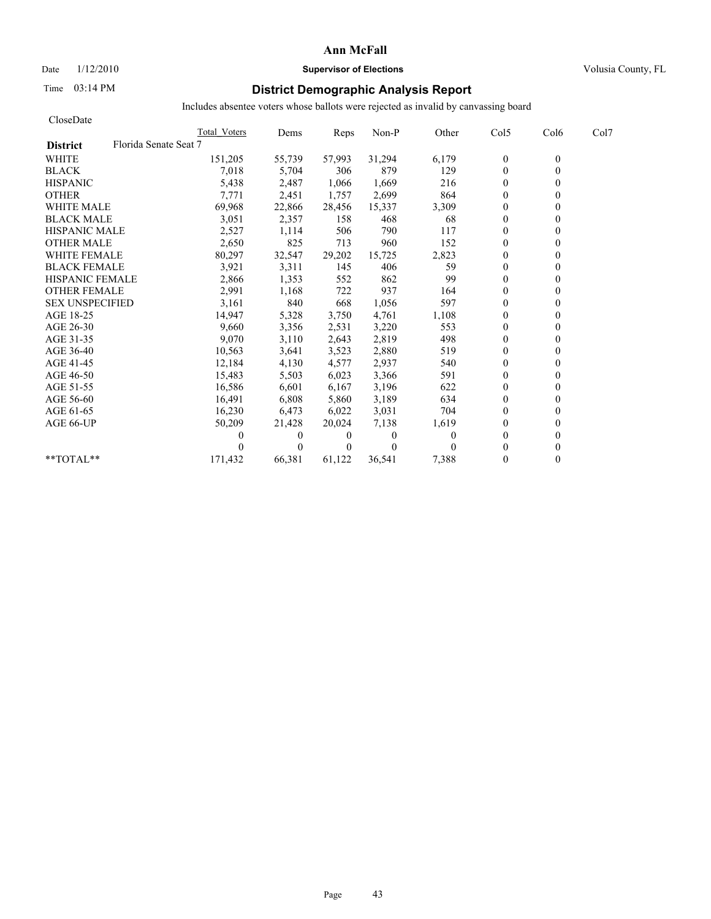# Ann McFall

Date 1/12/2010 **Supervisor of Elections** Volusia County, FL

Time 03:14 PM **District Demographic Analysis Report**

Includes absentee voters whose ballots were rejected as invalid by canvassing board

CloseDate

| District: Florida Senate Seat 7 | Total Voters | Dems | Reps | Non-P | Other | Col5 | Col6 | Col7 |
|---|---|---|---|---|---|---|---|---|
| WHITE | 151,205 | 55,739 | 57,993 | 31,294 | 6,179 | 0 | 0 | |
| BLACK | 7,018 | 5,704 | 306 | 879 | 129 | 0 | 0 | |
| HISPANIC | 5,438 | 2,487 | 1,066 | 1,669 | 216 | 0 | 0 | |
| OTHER | 7,771 | 2,451 | 1,757 | 2,699 | 864 | 0 | 0 | |
| WHITE MALE | 69,968 | 22,866 | 28,456 | 15,337 | 3,309 | 0 | 0 | |
| BLACK MALE | 3,051 | 2,357 | 158 | 468 | 68 | 0 | 0 | |
| HISPANIC MALE | 2,527 | 1,114 | 506 | 790 | 117 | 0 | 0 | |
| OTHER MALE | 2,650 | 825 | 713 | 960 | 152 | 0 | 0 | |
| WHITE FEMALE | 80,297 | 32,547 | 29,202 | 15,725 | 2,823 | 0 | 0 | |
| BLACK FEMALE | 3,921 | 3,311 | 145 | 406 | 59 | 0 | 0 | |
| HISPANIC FEMALE | 2,866 | 1,353 | 552 | 862 | 99 | 0 | 0 | |
| OTHER FEMALE | 2,991 | 1,168 | 722 | 937 | 164 | 0 | 0 | |
| SEX UNSPECIFIED | 3,161 | 840 | 668 | 1,056 | 597 | 0 | 0 | |
| AGE 18-25 | 14,947 | 5,328 | 3,750 | 4,761 | 1,108 | 0 | 0 | |
| AGE 26-30 | 9,660 | 3,356 | 2,531 | 3,220 | 553 | 0 | 0 | |
| AGE 31-35 | 9,070 | 3,110 | 2,643 | 2,819 | 498 | 0 | 0 | |
| AGE 36-40 | 10,563 | 3,641 | 3,523 | 2,880 | 519 | 0 | 0 | |
| AGE 41-45 | 12,184 | 4,130 | 4,577 | 2,937 | 540 | 0 | 0 | |
| AGE 46-50 | 15,483 | 5,503 | 6,023 | 3,366 | 591 | 0 | 0 | |
| AGE 51-55 | 16,586 | 6,601 | 6,167 | 3,196 | 622 | 0 | 0 | |
| AGE 56-60 | 16,491 | 6,808 | 5,860 | 3,189 | 634 | 0 | 0 | |
| AGE 61-65 | 16,230 | 6,473 | 6,022 | 3,031 | 704 | 0 | 0 | |
| AGE 66-UP | 50,209 | 21,428 | 20,024 | 7,138 | 1,619 | 0 | 0 | |
| | 0 | 0 | 0 | 0 | 0 | 0 | 0 | |
| | 0 | 0 | 0 | 0 | 0 | 0 | 0 | |
| **TOTAL** | 171,432 | 66,381 | 61,122 | 36,541 | 7,388 | 0 | 0 | |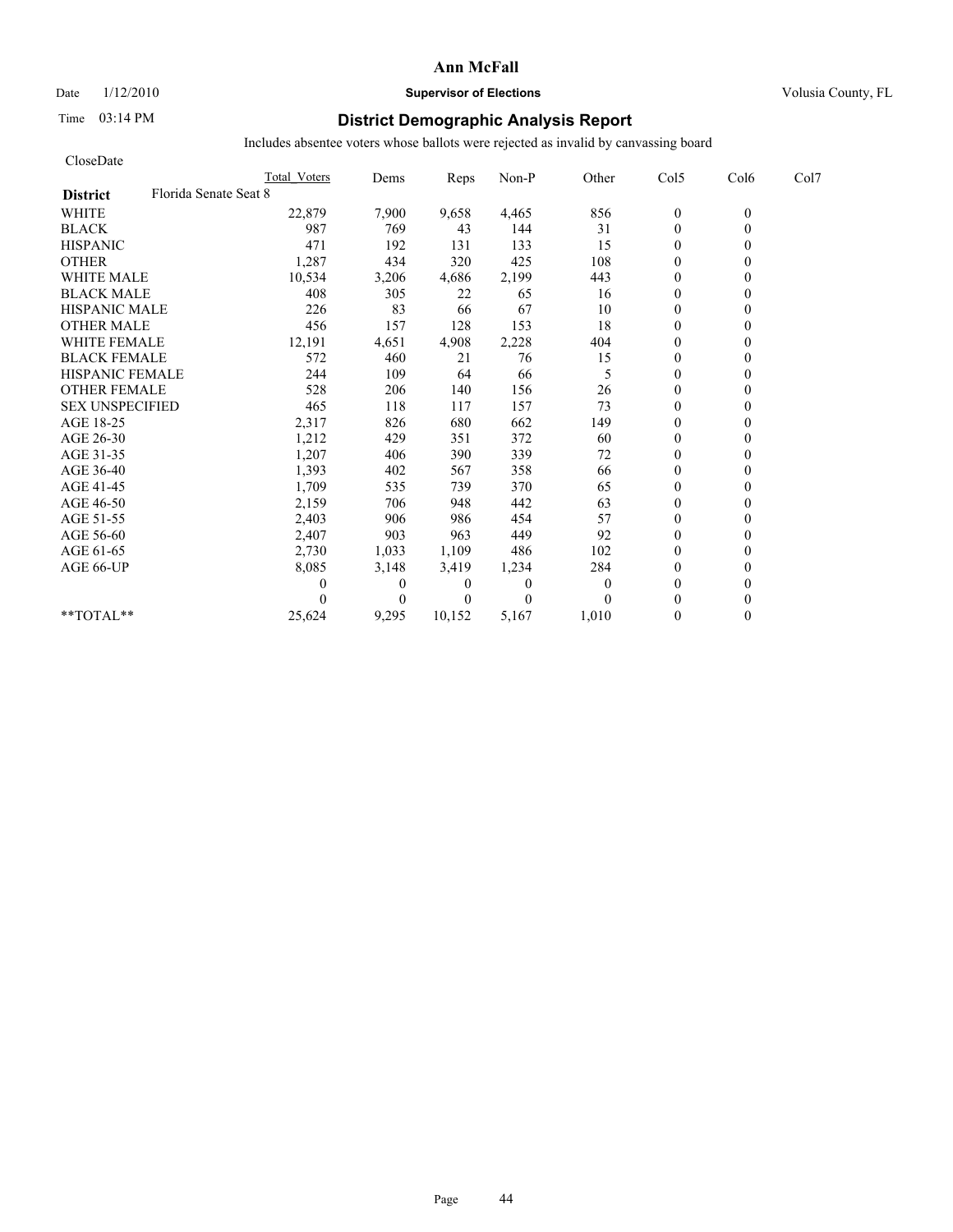# Ann McFall

Date 1/12/2010 **Supervisor of Elections** Volusia County, FL

Time 03:14 PM **District Demographic Analysis Report**

Includes absentee voters whose ballots were rejected as invalid by canvassing board

CloseDate

| | Total Voters | Dems | Reps | Non-P | Other | Col5 | Col6 | Col7 |
|---|---|---|---|---|---|---|---|---|
| **District** Florida Senate Seat 8 | | | | | | | | |
| WHITE | 22,879 | 7,900 | 9,658 | 4,465 | 856 | 0 | 0 | |
| BLACK | 987 | 769 | 43 | 144 | 31 | 0 | 0 | |
| HISPANIC | 471 | 192 | 131 | 133 | 15 | 0 | 0 | |
| OTHER | 1,287 | 434 | 320 | 425 | 108 | 0 | 0 | |
| WHITE MALE | 10,534 | 3,206 | 4,686 | 2,199 | 443 | 0 | 0 | |
| BLACK MALE | 408 | 305 | 22 | 65 | 16 | 0 | 0 | |
| HISPANIC MALE | 226 | 83 | 66 | 67 | 10 | 0 | 0 | |
| OTHER MALE | 456 | 157 | 128 | 153 | 18 | 0 | 0 | |
| WHITE FEMALE | 12,191 | 4,651 | 4,908 | 2,228 | 404 | 0 | 0 | |
| BLACK FEMALE | 572 | 460 | 21 | 76 | 15 | 0 | 0 | |
| HISPANIC FEMALE | 244 | 109 | 64 | 66 | 5 | 0 | 0 | |
| OTHER FEMALE | 528 | 206 | 140 | 156 | 26 | 0 | 0 | |
| SEX UNSPECIFIED | 465 | 118 | 117 | 157 | 73 | 0 | 0 | |
| AGE 18-25 | 2,317 | 826 | 680 | 662 | 149 | 0 | 0 | |
| AGE 26-30 | 1,212 | 429 | 351 | 372 | 60 | 0 | 0 | |
| AGE 31-35 | 1,207 | 406 | 390 | 339 | 72 | 0 | 0 | |
| AGE 36-40 | 1,393 | 402 | 567 | 358 | 66 | 0 | 0 | |
| AGE 41-45 | 1,709 | 535 | 739 | 370 | 65 | 0 | 0 | |
| AGE 46-50 | 2,159 | 706 | 948 | 442 | 63 | 0 | 0 | |
| AGE 51-55 | 2,403 | 906 | 986 | 454 | 57 | 0 | 0 | |
| AGE 56-60 | 2,407 | 903 | 963 | 449 | 92 | 0 | 0 | |
| AGE 61-65 | 2,730 | 1,033 | 1,109 | 486 | 102 | 0 | 0 | |
| AGE 66-UP | 8,085 | 3,148 | 3,419 | 1,234 | 284 | 0 | 0 | |
| | 0 | 0 | 0 | 0 | 0 | 0 | 0 | |
| | 0 | 0 | 0 | 0 | 0 | 0 | 0 | |
| **TOTAL** | 25,624 | 9,295 | 10,152 | 5,167 | 1,010 | 0 | 0 | |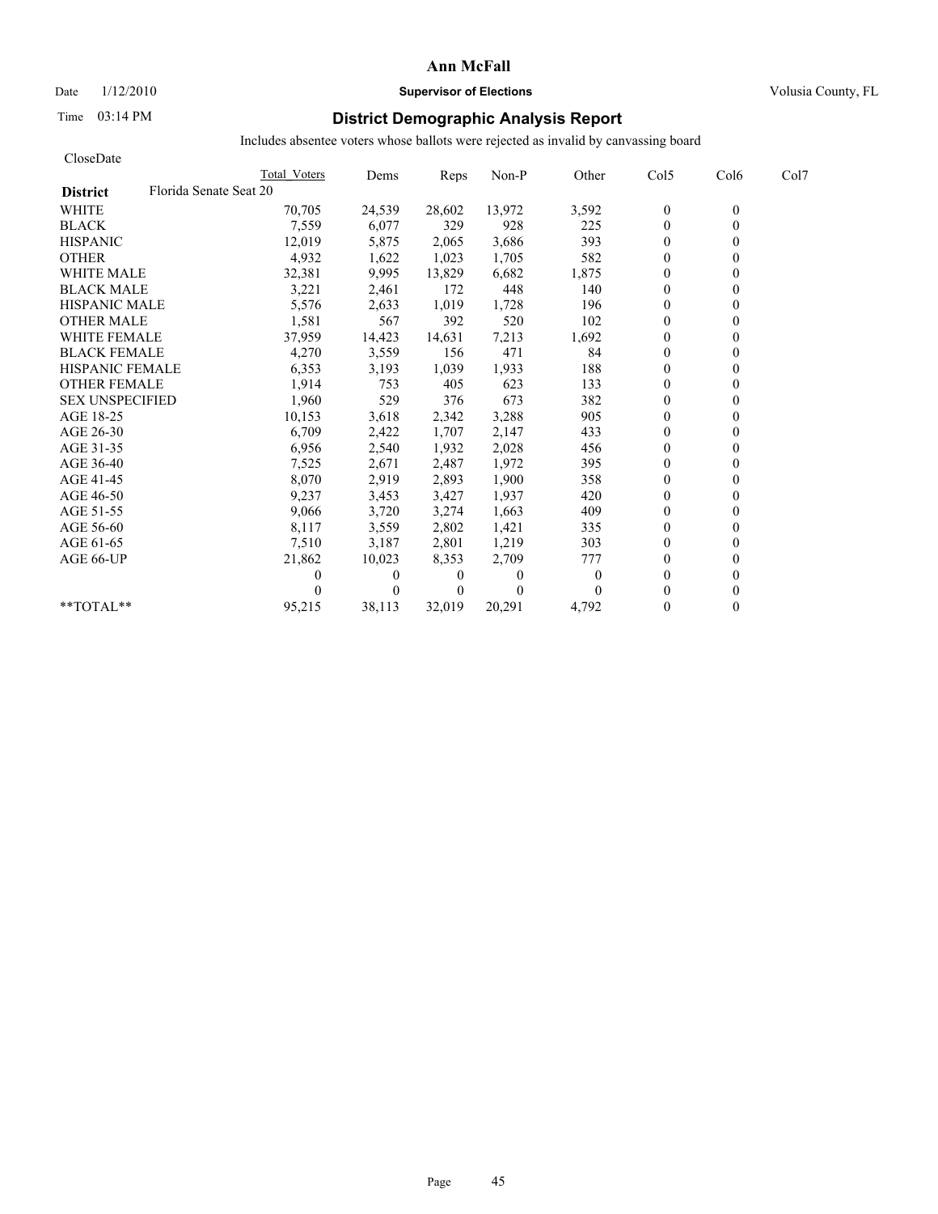# Ann McFall

Date 1/12/2010 **Supervisor of Elections** Volusia County, FL

Time 03:14 PM

## District Demographic Analysis Report

Includes absentee voters whose ballots were rejected as invalid by canvassing board

CloseDate

**District** Florida Senate Seat 20

| | Total Voters | Dems | Reps | Non-P | Other | Col5 | Col6 | Col7 |
|---|---|---|---|---|---|---|---|---|
| WHITE | 70,705 | 24,539 | 28,602 | 13,972 | 3,592 | 0 | 0 | |
| BLACK | 7,559 | 6,077 | 329 | 928 | 225 | 0 | 0 | |
| HISPANIC | 12,019 | 5,875 | 2,065 | 3,686 | 393 | 0 | 0 | |
| OTHER | 4,932 | 1,622 | 1,023 | 1,705 | 582 | 0 | 0 | |
| WHITE MALE | 32,381 | 9,995 | 13,829 | 6,682 | 1,875 | 0 | 0 | |
| BLACK MALE | 3,221 | 2,461 | 172 | 448 | 140 | 0 | 0 | |
| HISPANIC MALE | 5,576 | 2,633 | 1,019 | 1,728 | 196 | 0 | 0 | |
| OTHER MALE | 1,581 | 567 | 392 | 520 | 102 | 0 | 0 | |
| WHITE FEMALE | 37,959 | 14,423 | 14,631 | 7,213 | 1,692 | 0 | 0 | |
| BLACK FEMALE | 4,270 | 3,559 | 156 | 471 | 84 | 0 | 0 | |
| HISPANIC FEMALE | 6,353 | 3,193 | 1,039 | 1,933 | 188 | 0 | 0 | |
| OTHER FEMALE | 1,914 | 753 | 405 | 623 | 133 | 0 | 0 | |
| SEX UNSPECIFIED | 1,960 | 529 | 376 | 673 | 382 | 0 | 0 | |
| AGE 18-25 | 10,153 | 3,618 | 2,342 | 3,288 | 905 | 0 | 0 | |
| AGE 26-30 | 6,709 | 2,422 | 1,707 | 2,147 | 433 | 0 | 0 | |
| AGE 31-35 | 6,956 | 2,540 | 1,932 | 2,028 | 456 | 0 | 0 | |
| AGE 36-40 | 7,525 | 2,671 | 2,487 | 1,972 | 395 | 0 | 0 | |
| AGE 41-45 | 8,070 | 2,919 | 2,893 | 1,900 | 358 | 0 | 0 | |
| AGE 46-50 | 9,237 | 3,453 | 3,427 | 1,937 | 420 | 0 | 0 | |
| AGE 51-55 | 9,066 | 3,720 | 3,274 | 1,663 | 409 | 0 | 0 | |
| AGE 56-60 | 8,117 | 3,559 | 2,802 | 1,421 | 335 | 0 | 0 | |
| AGE 61-65 | 7,510 | 3,187 | 2,801 | 1,219 | 303 | 0 | 0 | |
| AGE 66-UP | 21,862 | 10,023 | 8,353 | 2,709 | 777 | 0 | 0 | |
| | 0 | 0 | 0 | 0 | 0 | 0 | 0 | |
| | 0 | 0 | 0 | 0 | 0 | 0 | 0 | |
| **TOTAL** | 95,215 | 38,113 | 32,019 | 20,291 | 4,792 | 0 | 0 | |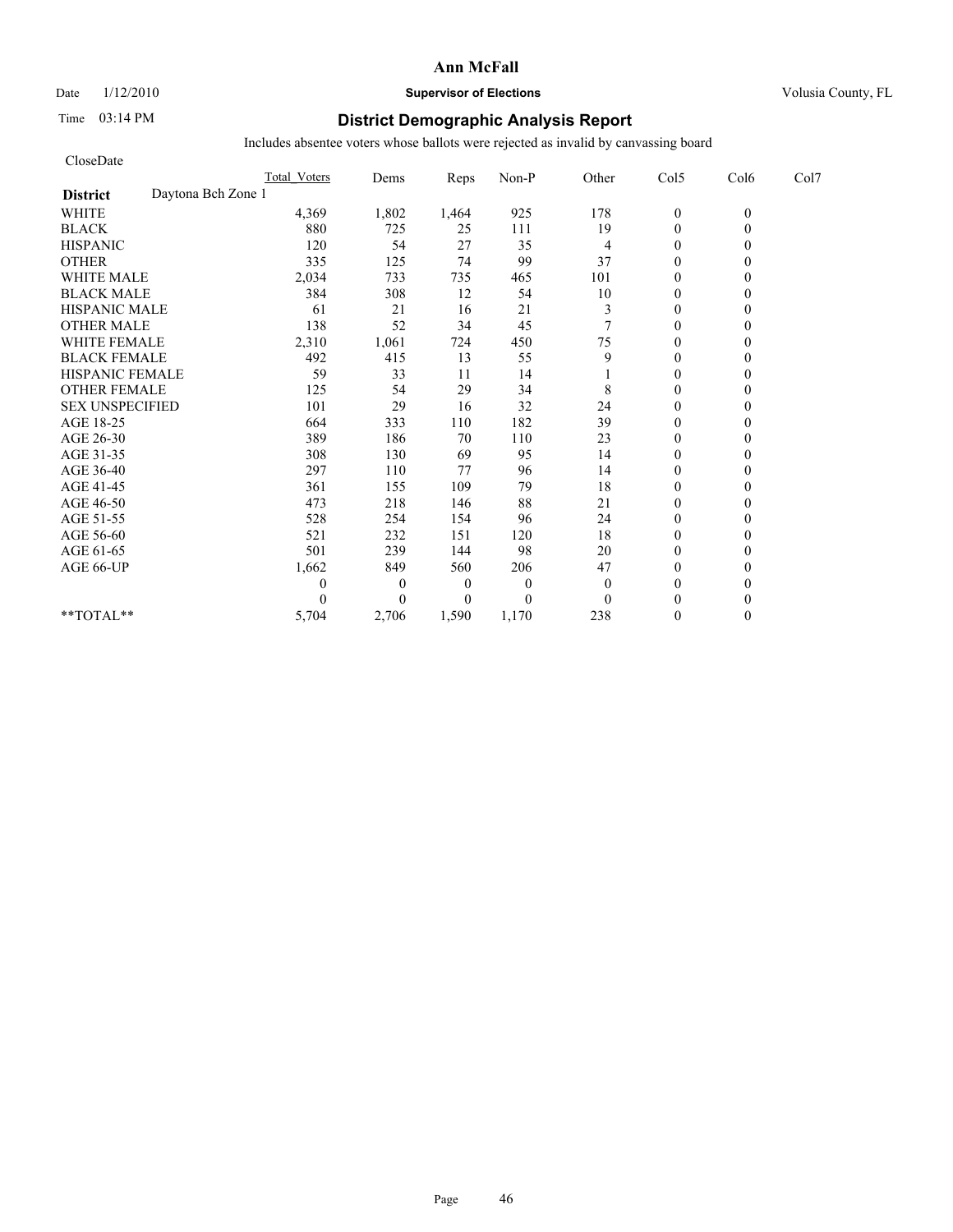**Ann McFall**

Date 1/12/2010 **Supervisor of Elections** Volusia County, FL

Time 03:14 PM

## District Demographic Analysis Report

Includes absentee voters whose ballots were rejected as invalid by canvassing board

CloseDate

**District** Daytona Bch Zone 1

| | Total_Voters | Dems | Reps | Non-P | Other | Col5 | Col6 | Col7 |
|---|---|---|---|---|---|---|---|---|
| WHITE | 4,369 | 1,802 | 1,464 | 925 | 178 | 0 | 0 | |
| BLACK | 880 | 725 | 25 | 111 | 19 | 0 | 0 | |
| HISPANIC | 120 | 54 | 27 | 35 | 4 | 0 | 0 | |
| OTHER | 335 | 125 | 74 | 99 | 37 | 0 | 0 | |
| WHITE MALE | 2,034 | 733 | 735 | 465 | 101 | 0 | 0 | |
| BLACK MALE | 384 | 308 | 12 | 54 | 10 | 0 | 0 | |
| HISPANIC MALE | 61 | 21 | 16 | 21 | 3 | 0 | 0 | |
| OTHER MALE | 138 | 52 | 34 | 45 | 7 | 0 | 0 | |
| WHITE FEMALE | 2,310 | 1,061 | 724 | 450 | 75 | 0 | 0 | |
| BLACK FEMALE | 492 | 415 | 13 | 55 | 9 | 0 | 0 | |
| HISPANIC FEMALE | 59 | 33 | 11 | 14 | 1 | 0 | 0 | |
| OTHER FEMALE | 125 | 54 | 29 | 34 | 8 | 0 | 0 | |
| SEX UNSPECIFIED | 101 | 29 | 16 | 32 | 24 | 0 | 0 | |
| AGE 18-25 | 664 | 333 | 110 | 182 | 39 | 0 | 0 | |
| AGE 26-30 | 389 | 186 | 70 | 110 | 23 | 0 | 0 | |
| AGE 31-35 | 308 | 130 | 69 | 95 | 14 | 0 | 0 | |
| AGE 36-40 | 297 | 110 | 77 | 96 | 14 | 0 | 0 | |
| AGE 41-45 | 361 | 155 | 109 | 79 | 18 | 0 | 0 | |
| AGE 46-50 | 473 | 218 | 146 | 88 | 21 | 0 | 0 | |
| AGE 51-55 | 528 | 254 | 154 | 96 | 24 | 0 | 0 | |
| AGE 56-60 | 521 | 232 | 151 | 120 | 18 | 0 | 0 | |
| AGE 61-65 | 501 | 239 | 144 | 98 | 20 | 0 | 0 | |
| AGE 66-UP | 1,662 | 849 | 560 | 206 | 47 | 0 | 0 | |
| | 0 | 0 | 0 | 0 | 0 | 0 | 0 | |
| | 0 | 0 | 0 | 0 | 0 | 0 | 0 | |
| **TOTAL** | 5,704 | 2,706 | 1,590 | 1,170 | 238 | 0 | 0 | |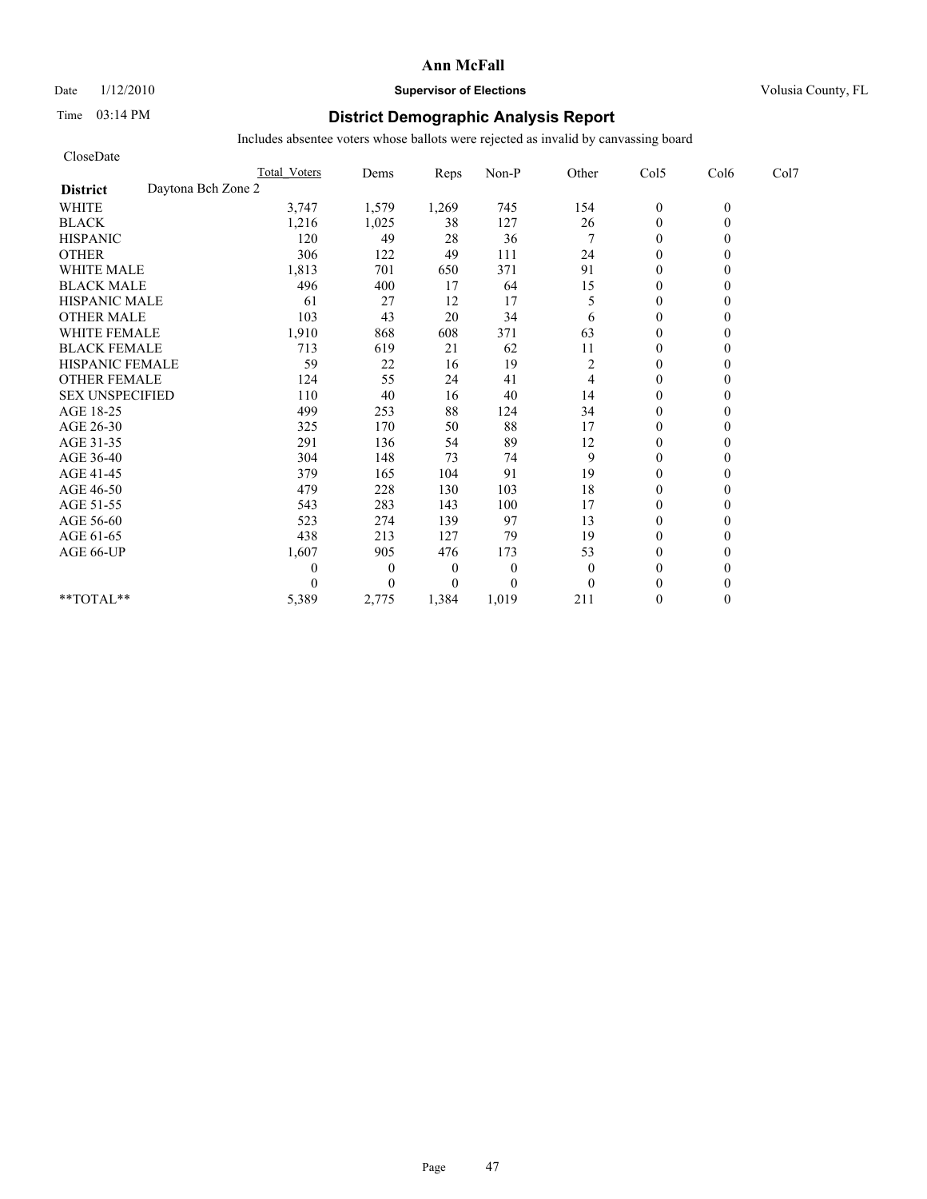# Ann McFall

Date 1/12/2010 **Supervisor of Elections** Volusia County, FL

Time 03:14 PM

## District Demographic Analysis Report

Includes absentee voters whose ballots were rejected as invalid by canvassing board

CloseDate

| | Total Voters | Dems | Reps | Non-P | Other | Col5 | Col6 | Col7 |
|---|---|---|---|---|---|---|---|---|
| **District** Daytona Bch Zone 2 | | | | | | | | |
| WHITE | 3,747 | 1,579 | 1,269 | 745 | 154 | 0 | 0 | |
| BLACK | 1,216 | 1,025 | 38 | 127 | 26 | 0 | 0 | |
| HISPANIC | 120 | 49 | 28 | 36 | 7 | 0 | 0 | |
| OTHER | 306 | 122 | 49 | 111 | 24 | 0 | 0 | |
| WHITE MALE | 1,813 | 701 | 650 | 371 | 91 | 0 | 0 | |
| BLACK MALE | 496 | 400 | 17 | 64 | 15 | 0 | 0 | |
| HISPANIC MALE | 61 | 27 | 12 | 17 | 5 | 0 | 0 | |
| OTHER MALE | 103 | 43 | 20 | 34 | 6 | 0 | 0 | |
| WHITE FEMALE | 1,910 | 868 | 608 | 371 | 63 | 0 | 0 | |
| BLACK FEMALE | 713 | 619 | 21 | 62 | 11 | 0 | 0 | |
| HISPANIC FEMALE | 59 | 22 | 16 | 19 | 2 | 0 | 0 | |
| OTHER FEMALE | 124 | 55 | 24 | 41 | 4 | 0 | 0 | |
| SEX UNSPECIFIED | 110 | 40 | 16 | 40 | 14 | 0 | 0 | |
| AGE 18-25 | 499 | 253 | 88 | 124 | 34 | 0 | 0 | |
| AGE 26-30 | 325 | 170 | 50 | 88 | 17 | 0 | 0 | |
| AGE 31-35 | 291 | 136 | 54 | 89 | 12 | 0 | 0 | |
| AGE 36-40 | 304 | 148 | 73 | 74 | 9 | 0 | 0 | |
| AGE 41-45 | 379 | 165 | 104 | 91 | 19 | 0 | 0 | |
| AGE 46-50 | 479 | 228 | 130 | 103 | 18 | 0 | 0 | |
| AGE 51-55 | 543 | 283 | 143 | 100 | 17 | 0 | 0 | |
| AGE 56-60 | 523 | 274 | 139 | 97 | 13 | 0 | 0 | |
| AGE 61-65 | 438 | 213 | 127 | 79 | 19 | 0 | 0 | |
| AGE 66-UP | 1,607 | 905 | 476 | 173 | 53 | 0 | 0 | |
| | 0 | 0 | 0 | 0 | 0 | 0 | 0 | |
| | 0 | 0 | 0 | 0 | 0 | 0 | 0 | |
| **TOTAL** | 5,389 | 2,775 | 1,384 | 1,019 | 211 | 0 | 0 | |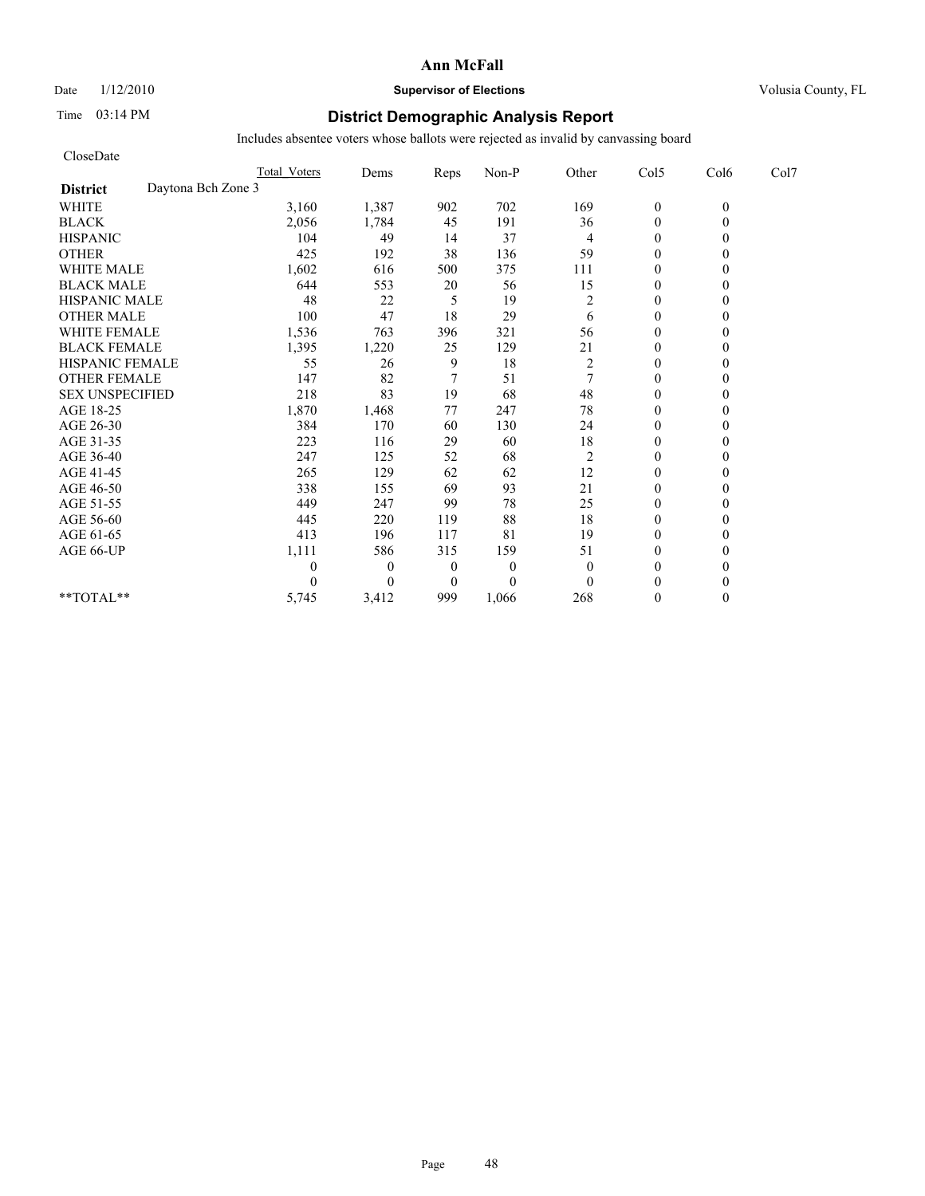# Ann McFall

Date 1/12/2010 **Supervisor of Elections** Volusia County, FL

Time 03:14 PM

## District Demographic Analysis Report

Includes absentee voters whose ballots were rejected as invalid by canvassing board

CloseDate

| | Total Voters | Dems | Reps | Non-P | Other | Col5 | Col6 | Col7 |
|---|---|---|---|---|---|---|---|---|
| **District** Daytona Bch Zone 3 | | | | | | | | |
| WHITE | 3,160 | 1,387 | 902 | 702 | 169 | 0 | 0 | |
| BLACK | 2,056 | 1,784 | 45 | 191 | 36 | 0 | 0 | |
| HISPANIC | 104 | 49 | 14 | 37 | 4 | 0 | 0 | |
| OTHER | 425 | 192 | 38 | 136 | 59 | 0 | 0 | |
| WHITE MALE | 1,602 | 616 | 500 | 375 | 111 | 0 | 0 | |
| BLACK MALE | 644 | 553 | 20 | 56 | 15 | 0 | 0 | |
| HISPANIC MALE | 48 | 22 | 5 | 19 | 2 | 0 | 0 | |
| OTHER MALE | 100 | 47 | 18 | 29 | 6 | 0 | 0 | |
| WHITE FEMALE | 1,536 | 763 | 396 | 321 | 56 | 0 | 0 | |
| BLACK FEMALE | 1,395 | 1,220 | 25 | 129 | 21 | 0 | 0 | |
| HISPANIC FEMALE | 55 | 26 | 9 | 18 | 2 | 0 | 0 | |
| OTHER FEMALE | 147 | 82 | 7 | 51 | 7 | 0 | 0 | |
| SEX UNSPECIFIED | 218 | 83 | 19 | 68 | 48 | 0 | 0 | |
| AGE 18-25 | 1,870 | 1,468 | 77 | 247 | 78 | 0 | 0 | |
| AGE 26-30 | 384 | 170 | 60 | 130 | 24 | 0 | 0 | |
| AGE 31-35 | 223 | 116 | 29 | 60 | 18 | 0 | 0 | |
| AGE 36-40 | 247 | 125 | 52 | 68 | 2 | 0 | 0 | |
| AGE 41-45 | 265 | 129 | 62 | 62 | 12 | 0 | 0 | |
| AGE 46-50 | 338 | 155 | 69 | 93 | 21 | 0 | 0 | |
| AGE 51-55 | 449 | 247 | 99 | 78 | 25 | 0 | 0 | |
| AGE 56-60 | 445 | 220 | 119 | 88 | 18 | 0 | 0 | |
| AGE 61-65 | 413 | 196 | 117 | 81 | 19 | 0 | 0 | |
| AGE 66-UP | 1,111 | 586 | 315 | 159 | 51 | 0 | 0 | |
| | 0 | 0 | 0 | 0 | 0 | 0 | 0 | |
| | 0 | 0 | 0 | 0 | 0 | 0 | 0 | |
| **TOTAL** | 5,745 | 3,412 | 999 | 1,066 | 268 | 0 | 0 | |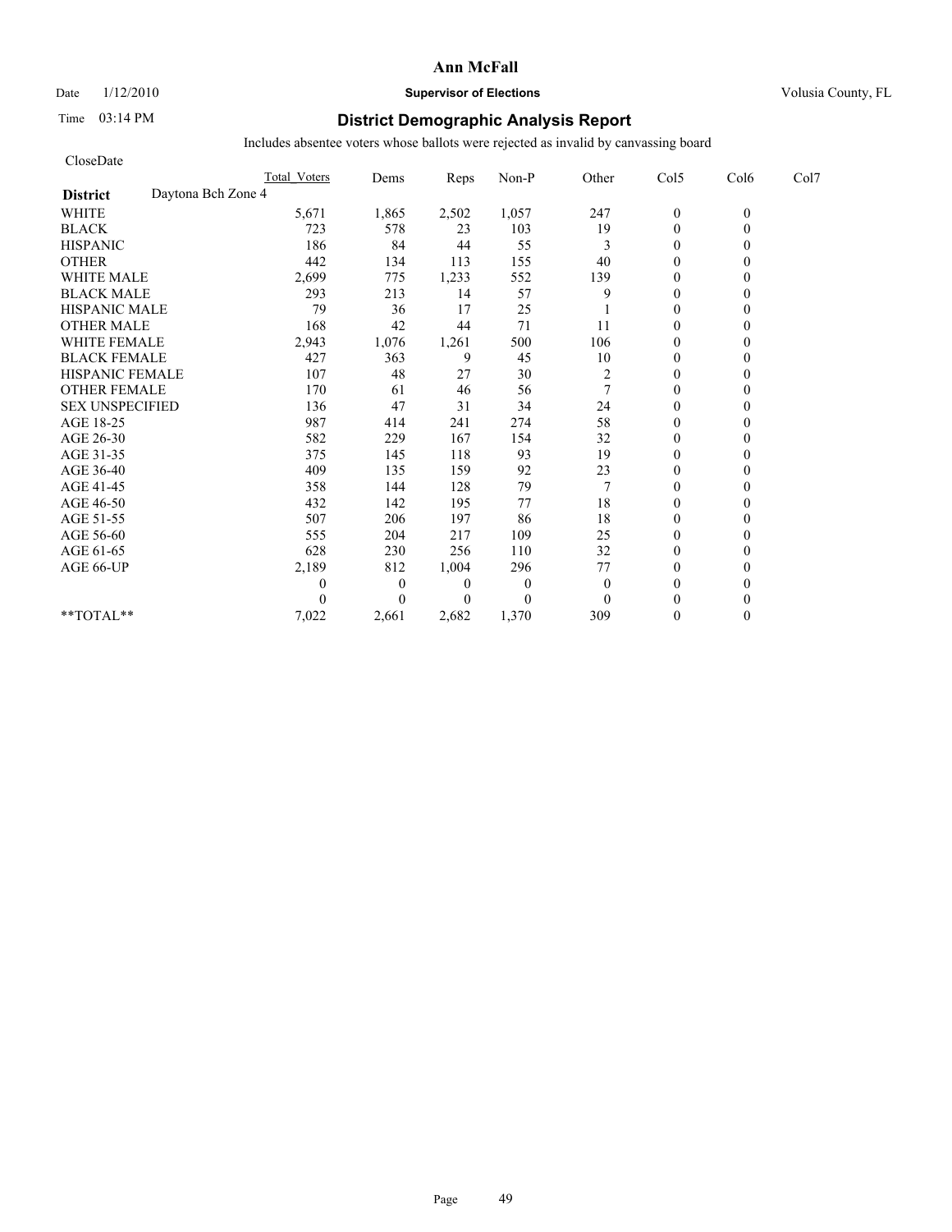**Ann McFall**

Date 1/12/2010 **Supervisor of Elections** Volusia County, FL

Time 03:14 PM

# District Demographic Analysis Report

Includes absentee voters whose ballots were rejected as invalid by canvassing board

CloseDate

| | Total Voters | Dems | Reps | Non-P | Other | Col5 | Col6 | Col7 |
|---|---|---|---|---|---|---|---|---|
| **District** Daytona Bch Zone 4 | | | | | | | | |
| WHITE | 5,671 | 1,865 | 2,502 | 1,057 | 247 | 0 | 0 | |
| BLACK | 723 | 578 | 23 | 103 | 19 | 0 | 0 | |
| HISPANIC | 186 | 84 | 44 | 55 | 3 | 0 | 0 | |
| OTHER | 442 | 134 | 113 | 155 | 40 | 0 | 0 | |
| WHITE MALE | 2,699 | 775 | 1,233 | 552 | 139 | 0 | 0 | |
| BLACK MALE | 293 | 213 | 14 | 57 | 9 | 0 | 0 | |
| HISPANIC MALE | 79 | 36 | 17 | 25 | 1 | 0 | 0 | |
| OTHER MALE | 168 | 42 | 44 | 71 | 11 | 0 | 0 | |
| WHITE FEMALE | 2,943 | 1,076 | 1,261 | 500 | 106 | 0 | 0 | |
| BLACK FEMALE | 427 | 363 | 9 | 45 | 10 | 0 | 0 | |
| HISPANIC FEMALE | 107 | 48 | 27 | 30 | 2 | 0 | 0 | |
| OTHER FEMALE | 170 | 61 | 46 | 56 | 7 | 0 | 0 | |
| SEX UNSPECIFIED | 136 | 47 | 31 | 34 | 24 | 0 | 0 | |
| AGE 18-25 | 987 | 414 | 241 | 274 | 58 | 0 | 0 | |
| AGE 26-30 | 582 | 229 | 167 | 154 | 32 | 0 | 0 | |
| AGE 31-35 | 375 | 145 | 118 | 93 | 19 | 0 | 0 | |
| AGE 36-40 | 409 | 135 | 159 | 92 | 23 | 0 | 0 | |
| AGE 41-45 | 358 | 144 | 128 | 79 | 7 | 0 | 0 | |
| AGE 46-50 | 432 | 142 | 195 | 77 | 18 | 0 | 0 | |
| AGE 51-55 | 507 | 206 | 197 | 86 | 18 | 0 | 0 | |
| AGE 56-60 | 555 | 204 | 217 | 109 | 25 | 0 | 0 | |
| AGE 61-65 | 628 | 230 | 256 | 110 | 32 | 0 | 0 | |
| AGE 66-UP | 2,189 | 812 | 1,004 | 296 | 77 | 0 | 0 | |
| | 0 | 0 | 0 | 0 | 0 | 0 | 0 | |
| | 0 | 0 | 0 | 0 | 0 | 0 | 0 | |
| **TOTAL** | 7,022 | 2,661 | 2,682 | 1,370 | 309 | 0 | 0 | |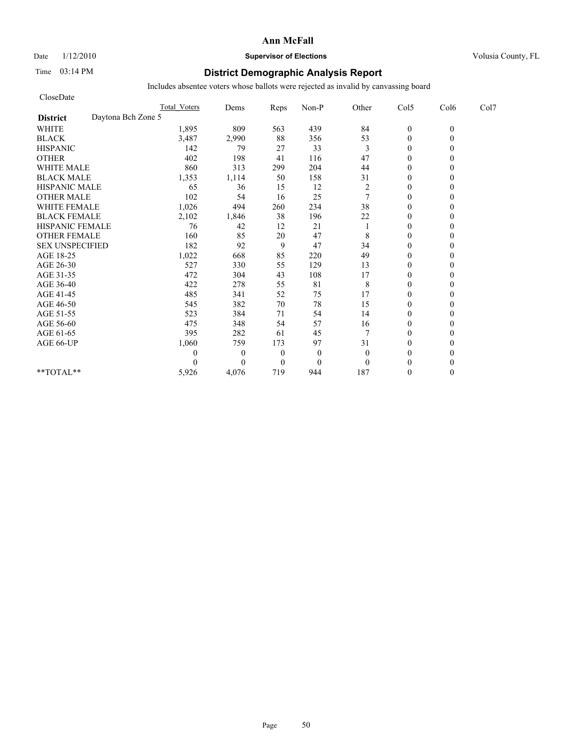# Ann McFall

Date 1/12/2010 **Supervisor of Elections** Volusia County, FL

Time 03:14 PM **District Demographic Analysis Report**

Includes absentee voters whose ballots were rejected as invalid by canvassing board

CloseDate

| | Total_Voters | Dems | Reps | Non-P | Other | Col5 | Col6 | Col7 |
|---|---|---|---|---|---|---|---|---|
| **District** Daytona Bch Zone 5 | | | | | | | | |
| WHITE | 1,895 | 809 | 563 | 439 | 84 | 0 | 0 | |
| BLACK | 3,487 | 2,990 | 88 | 356 | 53 | 0 | 0 | |
| HISPANIC | 142 | 79 | 27 | 33 | 3 | 0 | 0 | |
| OTHER | 402 | 198 | 41 | 116 | 47 | 0 | 0 | |
| WHITE MALE | 860 | 313 | 299 | 204 | 44 | 0 | 0 | |
| BLACK MALE | 1,353 | 1,114 | 50 | 158 | 31 | 0 | 0 | |
| HISPANIC MALE | 65 | 36 | 15 | 12 | 2 | 0 | 0 | |
| OTHER MALE | 102 | 54 | 16 | 25 | 7 | 0 | 0 | |
| WHITE FEMALE | 1,026 | 494 | 260 | 234 | 38 | 0 | 0 | |
| BLACK FEMALE | 2,102 | 1,846 | 38 | 196 | 22 | 0 | 0 | |
| HISPANIC FEMALE | 76 | 42 | 12 | 21 | 1 | 0 | 0 | |
| OTHER FEMALE | 160 | 85 | 20 | 47 | 8 | 0 | 0 | |
| SEX UNSPECIFIED | 182 | 92 | 9 | 47 | 34 | 0 | 0 | |
| AGE 18-25 | 1,022 | 668 | 85 | 220 | 49 | 0 | 0 | |
| AGE 26-30 | 527 | 330 | 55 | 129 | 13 | 0 | 0 | |
| AGE 31-35 | 472 | 304 | 43 | 108 | 17 | 0 | 0 | |
| AGE 36-40 | 422 | 278 | 55 | 81 | 8 | 0 | 0 | |
| AGE 41-45 | 485 | 341 | 52 | 75 | 17 | 0 | 0 | |
| AGE 46-50 | 545 | 382 | 70 | 78 | 15 | 0 | 0 | |
| AGE 51-55 | 523 | 384 | 71 | 54 | 14 | 0 | 0 | |
| AGE 56-60 | 475 | 348 | 54 | 57 | 16 | 0 | 0 | |
| AGE 61-65 | 395 | 282 | 61 | 45 | 7 | 0 | 0 | |
| AGE 66-UP | 1,060 | 759 | 173 | 97 | 31 | 0 | 0 | |
| | 0 | 0 | 0 | 0 | 0 | 0 | 0 | |
| | 0 | 0 | 0 | 0 | 0 | 0 | 0 | |
| **TOTAL** | 5,926 | 4,076 | 719 | 944 | 187 | 0 | 0 | |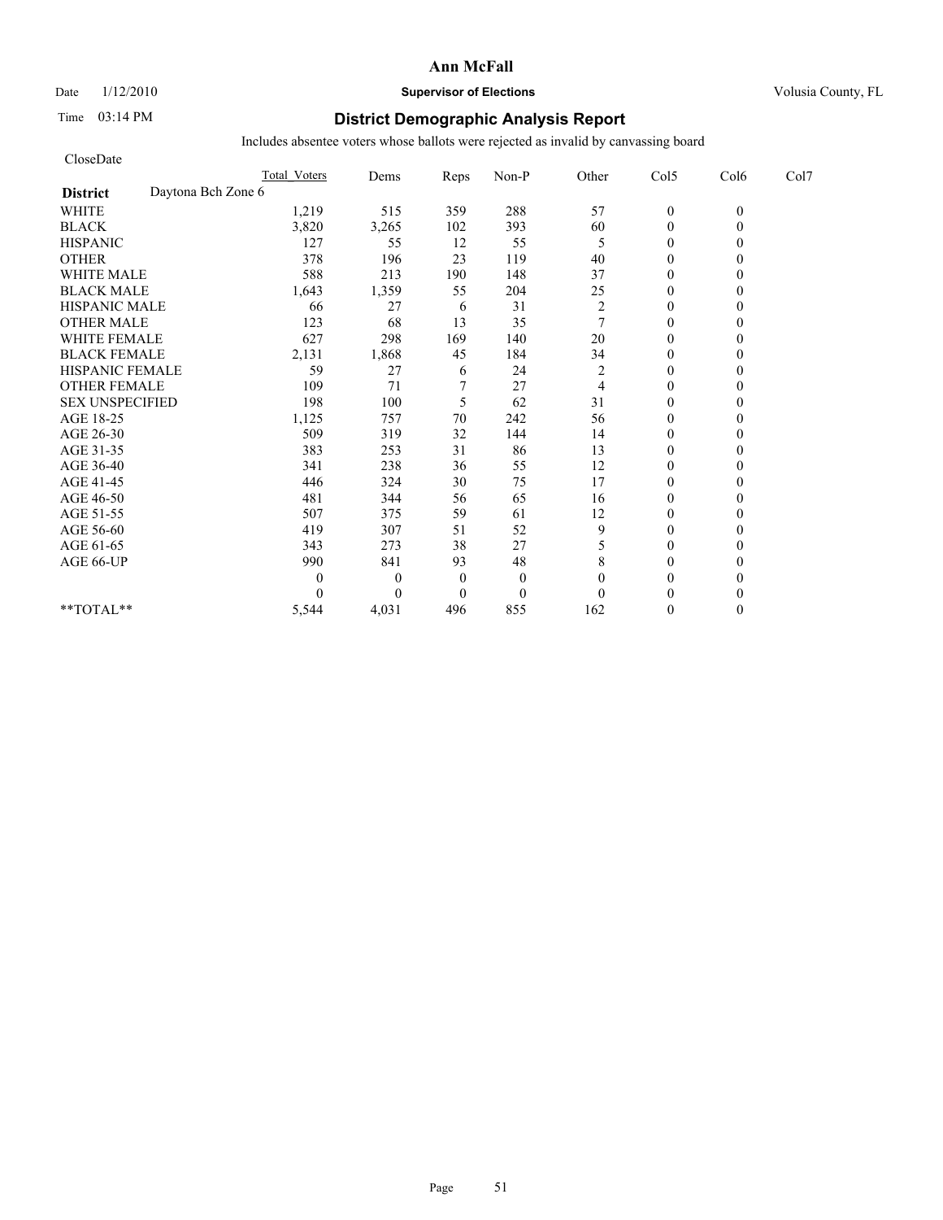**Ann McFall**

Date 1/12/2010 **Supervisor of Elections** Volusia County, FL

Time 03:14 PM

## District Demographic Analysis Report

Includes absentee voters whose ballots were rejected as invalid by canvassing board

CloseDate

| | Total_Voters | Dems | Reps | Non-P | Other | Col5 | Col6 | Col7 |
|---|---|---|---|---|---|---|---|---|
| **District** Daytona Bch Zone 6 | | | | | | | | |
| WHITE | 1,219 | 515 | 359 | 288 | 57 | 0 | 0 | |
| BLACK | 3,820 | 3,265 | 102 | 393 | 60 | 0 | 0 | |
| HISPANIC | 127 | 55 | 12 | 55 | 5 | 0 | 0 | |
| OTHER | 378 | 196 | 23 | 119 | 40 | 0 | 0 | |
| WHITE MALE | 588 | 213 | 190 | 148 | 37 | 0 | 0 | |
| BLACK MALE | 1,643 | 1,359 | 55 | 204 | 25 | 0 | 0 | |
| HISPANIC MALE | 66 | 27 | 6 | 31 | 2 | 0 | 0 | |
| OTHER MALE | 123 | 68 | 13 | 35 | 7 | 0 | 0 | |
| WHITE FEMALE | 627 | 298 | 169 | 140 | 20 | 0 | 0 | |
| BLACK FEMALE | 2,131 | 1,868 | 45 | 184 | 34 | 0 | 0 | |
| HISPANIC FEMALE | 59 | 27 | 6 | 24 | 2 | 0 | 0 | |
| OTHER FEMALE | 109 | 71 | 7 | 27 | 4 | 0 | 0 | |
| SEX UNSPECIFIED | 198 | 100 | 5 | 62 | 31 | 0 | 0 | |
| AGE 18-25 | 1,125 | 757 | 70 | 242 | 56 | 0 | 0 | |
| AGE 26-30 | 509 | 319 | 32 | 144 | 14 | 0 | 0 | |
| AGE 31-35 | 383 | 253 | 31 | 86 | 13 | 0 | 0 | |
| AGE 36-40 | 341 | 238 | 36 | 55 | 12 | 0 | 0 | |
| AGE 41-45 | 446 | 324 | 30 | 75 | 17 | 0 | 0 | |
| AGE 46-50 | 481 | 344 | 56 | 65 | 16 | 0 | 0 | |
| AGE 51-55 | 507 | 375 | 59 | 61 | 12 | 0 | 0 | |
| AGE 56-60 | 419 | 307 | 51 | 52 | 9 | 0 | 0 | |
| AGE 61-65 | 343 | 273 | 38 | 27 | 5 | 0 | 0 | |
| AGE 66-UP | 990 | 841 | 93 | 48 | 8 | 0 | 0 | |
| | 0 | 0 | 0 | 0 | 0 | 0 | 0 | |
| | 0 | 0 | 0 | 0 | 0 | 0 | 0 | |
| **TOTAL** | 5,544 | 4,031 | 496 | 855 | 162 | 0 | 0 | |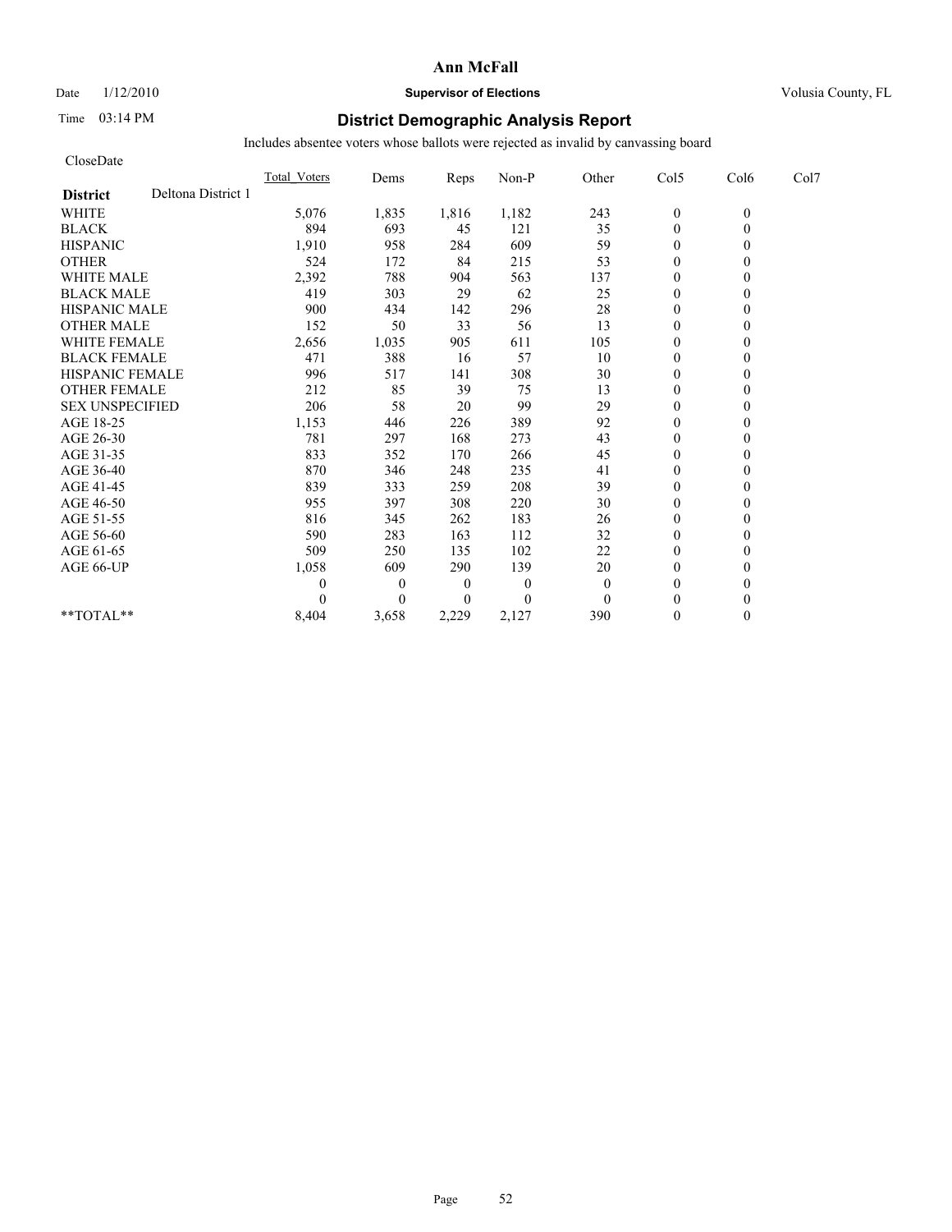# Ann McFall

Date 1/12/2010 **Supervisor of Elections** Volusia County, FL

Time 03:14 PM

## District Demographic Analysis Report

Includes absentee voters whose ballots were rejected as invalid by canvassing board

CloseDate

| **District** Deltona District 1 | Total_Voters | Dems | Reps | Non-P | Other | Col5 | Col6 | Col7 |
|---|---|---|---|---|---|---|---|---|
| WHITE | 5,076 | 1,835 | 1,816 | 1,182 | 243 | 0 | 0 | |
| BLACK | 894 | 693 | 45 | 121 | 35 | 0 | 0 | |
| HISPANIC | 1,910 | 958 | 284 | 609 | 59 | 0 | 0 | |
| OTHER | 524 | 172 | 84 | 215 | 53 | 0 | 0 | |
| WHITE MALE | 2,392 | 788 | 904 | 563 | 137 | 0 | 0 | |
| BLACK MALE | 419 | 303 | 29 | 62 | 25 | 0 | 0 | |
| HISPANIC MALE | 900 | 434 | 142 | 296 | 28 | 0 | 0 | |
| OTHER MALE | 152 | 50 | 33 | 56 | 13 | 0 | 0 | |
| WHITE FEMALE | 2,656 | 1,035 | 905 | 611 | 105 | 0 | 0 | |
| BLACK FEMALE | 471 | 388 | 16 | 57 | 10 | 0 | 0 | |
| HISPANIC FEMALE | 996 | 517 | 141 | 308 | 30 | 0 | 0 | |
| OTHER FEMALE | 212 | 85 | 39 | 75 | 13 | 0 | 0 | |
| SEX UNSPECIFIED | 206 | 58 | 20 | 99 | 29 | 0 | 0 | |
| AGE 18-25 | 1,153 | 446 | 226 | 389 | 92 | 0 | 0 | |
| AGE 26-30 | 781 | 297 | 168 | 273 | 43 | 0 | 0 | |
| AGE 31-35 | 833 | 352 | 170 | 266 | 45 | 0 | 0 | |
| AGE 36-40 | 870 | 346 | 248 | 235 | 41 | 0 | 0 | |
| AGE 41-45 | 839 | 333 | 259 | 208 | 39 | 0 | 0 | |
| AGE 46-50 | 955 | 397 | 308 | 220 | 30 | 0 | 0 | |
| AGE 51-55 | 816 | 345 | 262 | 183 | 26 | 0 | 0 | |
| AGE 56-60 | 590 | 283 | 163 | 112 | 32 | 0 | 0 | |
| AGE 61-65 | 509 | 250 | 135 | 102 | 22 | 0 | 0 | |
| AGE 66-UP | 1,058 | 609 | 290 | 139 | 20 | 0 | 0 | |
| | 0 | 0 | 0 | 0 | 0 | 0 | 0 | |
| | 0 | 0 | 0 | 0 | 0 | 0 | 0 | |
| **TOTAL** | 8,404 | 3,658 | 2,229 | 2,127 | 390 | 0 | 0 | |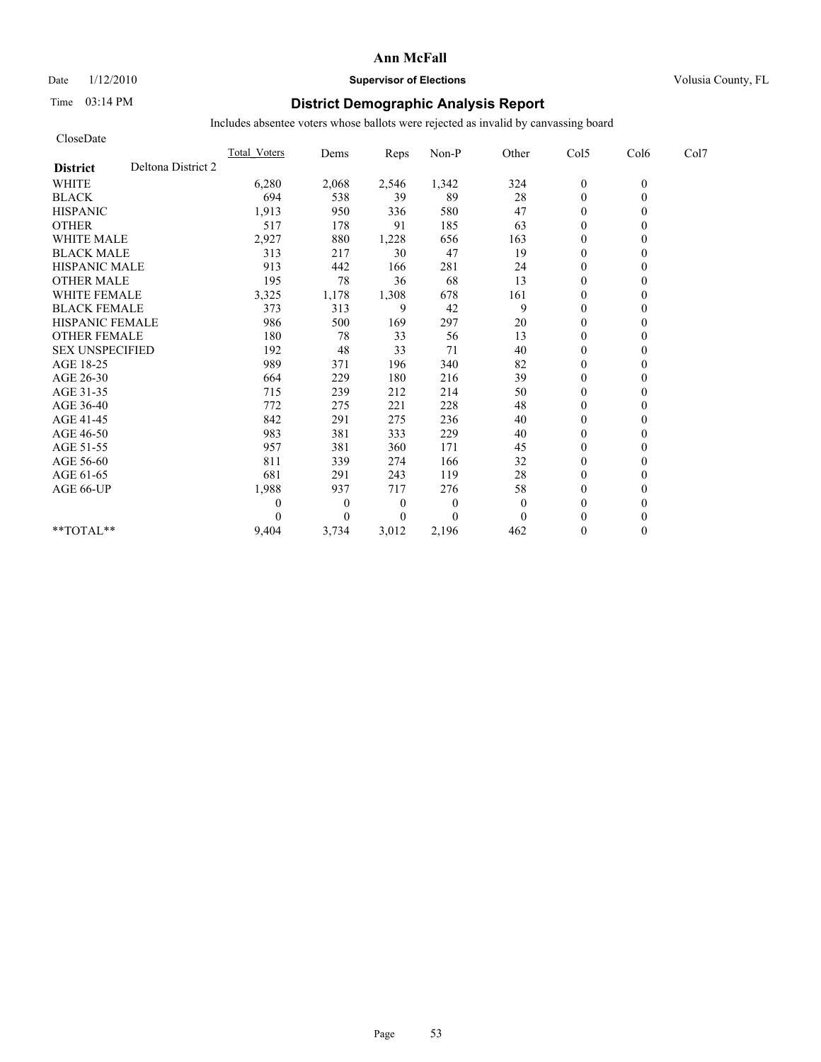**Ann McFall**

Date 1/12/2010 **Supervisor of Elections** Volusia County, FL

Time 03:14 PM

## District Demographic Analysis Report

Includes absentee voters whose ballots were rejected as invalid by canvassing board

CloseDate

| District: Deltona District 2 | Total_Voters | Dems | Reps | Non-P | Other | Col5 | Col6 | Col7 |
|---|---|---|---|---|---|---|---|---|
| WHITE | 6,280 | 2,068 | 2,546 | 1,342 | 324 | 0 | 0 | |
| BLACK | 694 | 538 | 39 | 89 | 28 | 0 | 0 | |
| HISPANIC | 1,913 | 950 | 336 | 580 | 47 | 0 | 0 | |
| OTHER | 517 | 178 | 91 | 185 | 63 | 0 | 0 | |
| WHITE MALE | 2,927 | 880 | 1,228 | 656 | 163 | 0 | 0 | |
| BLACK MALE | 313 | 217 | 30 | 47 | 19 | 0 | 0 | |
| HISPANIC MALE | 913 | 442 | 166 | 281 | 24 | 0 | 0 | |
| OTHER MALE | 195 | 78 | 36 | 68 | 13 | 0 | 0 | |
| WHITE FEMALE | 3,325 | 1,178 | 1,308 | 678 | 161 | 0 | 0 | |
| BLACK FEMALE | 373 | 313 | 9 | 42 | 9 | 0 | 0 | |
| HISPANIC FEMALE | 986 | 500 | 169 | 297 | 20 | 0 | 0 | |
| OTHER FEMALE | 180 | 78 | 33 | 56 | 13 | 0 | 0 | |
| SEX UNSPECIFIED | 192 | 48 | 33 | 71 | 40 | 0 | 0 | |
| AGE 18-25 | 989 | 371 | 196 | 340 | 82 | 0 | 0 | |
| AGE 26-30 | 664 | 229 | 180 | 216 | 39 | 0 | 0 | |
| AGE 31-35 | 715 | 239 | 212 | 214 | 50 | 0 | 0 | |
| AGE 36-40 | 772 | 275 | 221 | 228 | 48 | 0 | 0 | |
| AGE 41-45 | 842 | 291 | 275 | 236 | 40 | 0 | 0 | |
| AGE 46-50 | 983 | 381 | 333 | 229 | 40 | 0 | 0 | |
| AGE 51-55 | 957 | 381 | 360 | 171 | 45 | 0 | 0 | |
| AGE 56-60 | 811 | 339 | 274 | 166 | 32 | 0 | 0 | |
| AGE 61-65 | 681 | 291 | 243 | 119 | 28 | 0 | 0 | |
| AGE 66-UP | 1,988 | 937 | 717 | 276 | 58 | 0 | 0 | |
| | 0 | 0 | 0 | 0 | 0 | 0 | 0 | |
| | 0 | 0 | 0 | 0 | 0 | 0 | 0 | |
| **TOTAL** | 9,404 | 3,734 | 3,012 | 2,196 | 462 | 0 | 0 | |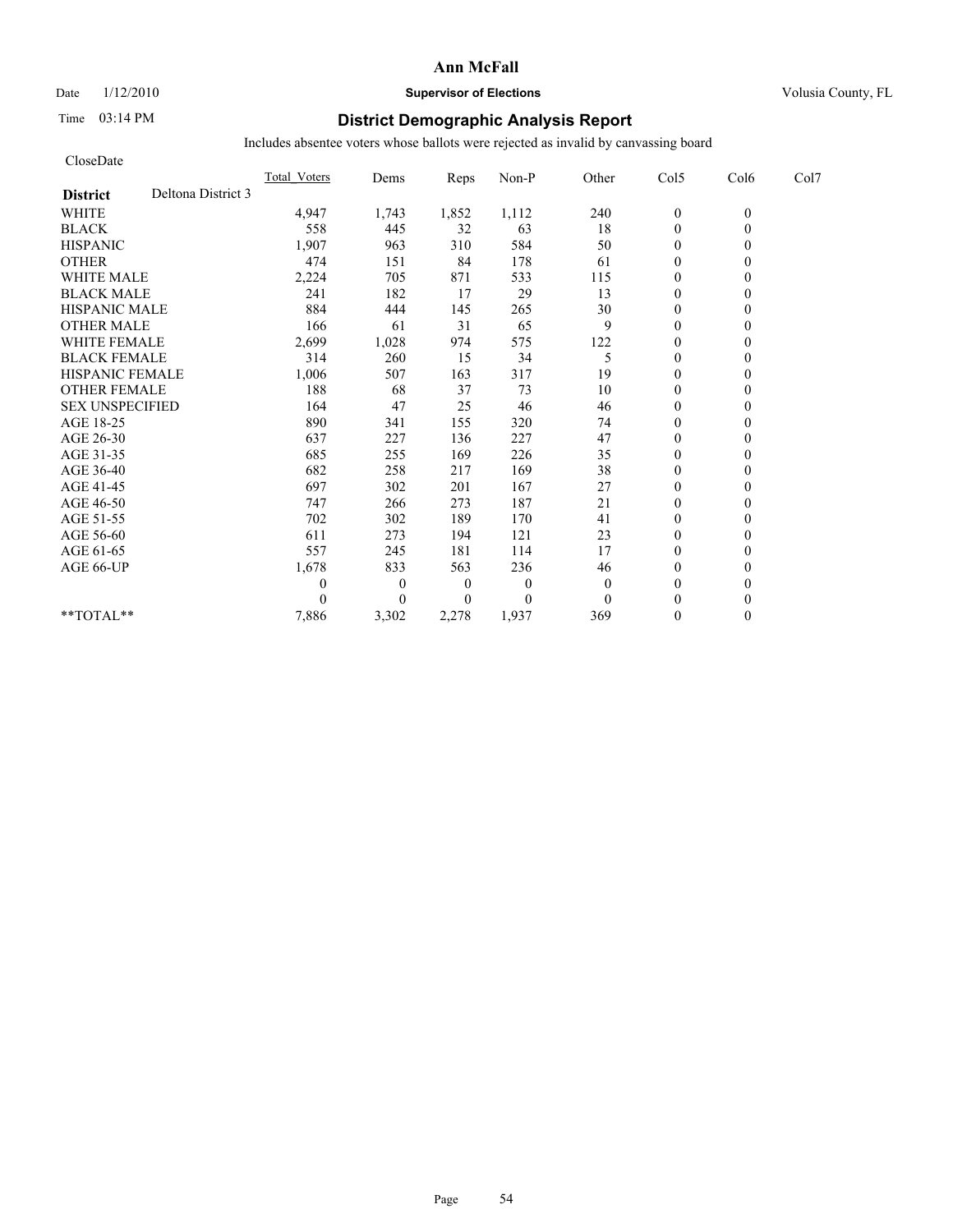**Ann McFall**

Date 1/12/2010 **Supervisor of Elections** Volusia County, FL

Time 03:14 PM

## District Demographic Analysis Report

Includes absentee voters whose ballots were rejected as invalid by canvassing board

CloseDate

| **District** Deltona District 3 | Total_Voters | Dems | Reps | Non-P | Other | Col5 | Col6 | Col7 |
|---|---|---|---|---|---|---|---|---|
| WHITE | 4,947 | 1,743 | 1,852 | 1,112 | 240 | 0 | 0 | |
| BLACK | 558 | 445 | 32 | 63 | 18 | 0 | 0 | |
| HISPANIC | 1,907 | 963 | 310 | 584 | 50 | 0 | 0 | |
| OTHER | 474 | 151 | 84 | 178 | 61 | 0 | 0 | |
| WHITE MALE | 2,224 | 705 | 871 | 533 | 115 | 0 | 0 | |
| BLACK MALE | 241 | 182 | 17 | 29 | 13 | 0 | 0 | |
| HISPANIC MALE | 884 | 444 | 145 | 265 | 30 | 0 | 0 | |
| OTHER MALE | 166 | 61 | 31 | 65 | 9 | 0 | 0 | |
| WHITE FEMALE | 2,699 | 1,028 | 974 | 575 | 122 | 0 | 0 | |
| BLACK FEMALE | 314 | 260 | 15 | 34 | 5 | 0 | 0 | |
| HISPANIC FEMALE | 1,006 | 507 | 163 | 317 | 19 | 0 | 0 | |
| OTHER FEMALE | 188 | 68 | 37 | 73 | 10 | 0 | 0 | |
| SEX UNSPECIFIED | 164 | 47 | 25 | 46 | 46 | 0 | 0 | |
| AGE 18-25 | 890 | 341 | 155 | 320 | 74 | 0 | 0 | |
| AGE 26-30 | 637 | 227 | 136 | 227 | 47 | 0 | 0 | |
| AGE 31-35 | 685 | 255 | 169 | 226 | 35 | 0 | 0 | |
| AGE 36-40 | 682 | 258 | 217 | 169 | 38 | 0 | 0 | |
| AGE 41-45 | 697 | 302 | 201 | 167 | 27 | 0 | 0 | |
| AGE 46-50 | 747 | 266 | 273 | 187 | 21 | 0 | 0 | |
| AGE 51-55 | 702 | 302 | 189 | 170 | 41 | 0 | 0 | |
| AGE 56-60 | 611 | 273 | 194 | 121 | 23 | 0 | 0 | |
| AGE 61-65 | 557 | 245 | 181 | 114 | 17 | 0 | 0 | |
| AGE 66-UP | 1,678 | 833 | 563 | 236 | 46 | 0 | 0 | |
| | 0 | 0 | 0 | 0 | 0 | 0 | 0 | |
| | 0 | 0 | 0 | 0 | 0 | 0 | 0 | |
| **TOTAL** | 7,886 | 3,302 | 2,278 | 1,937 | 369 | 0 | 0 | |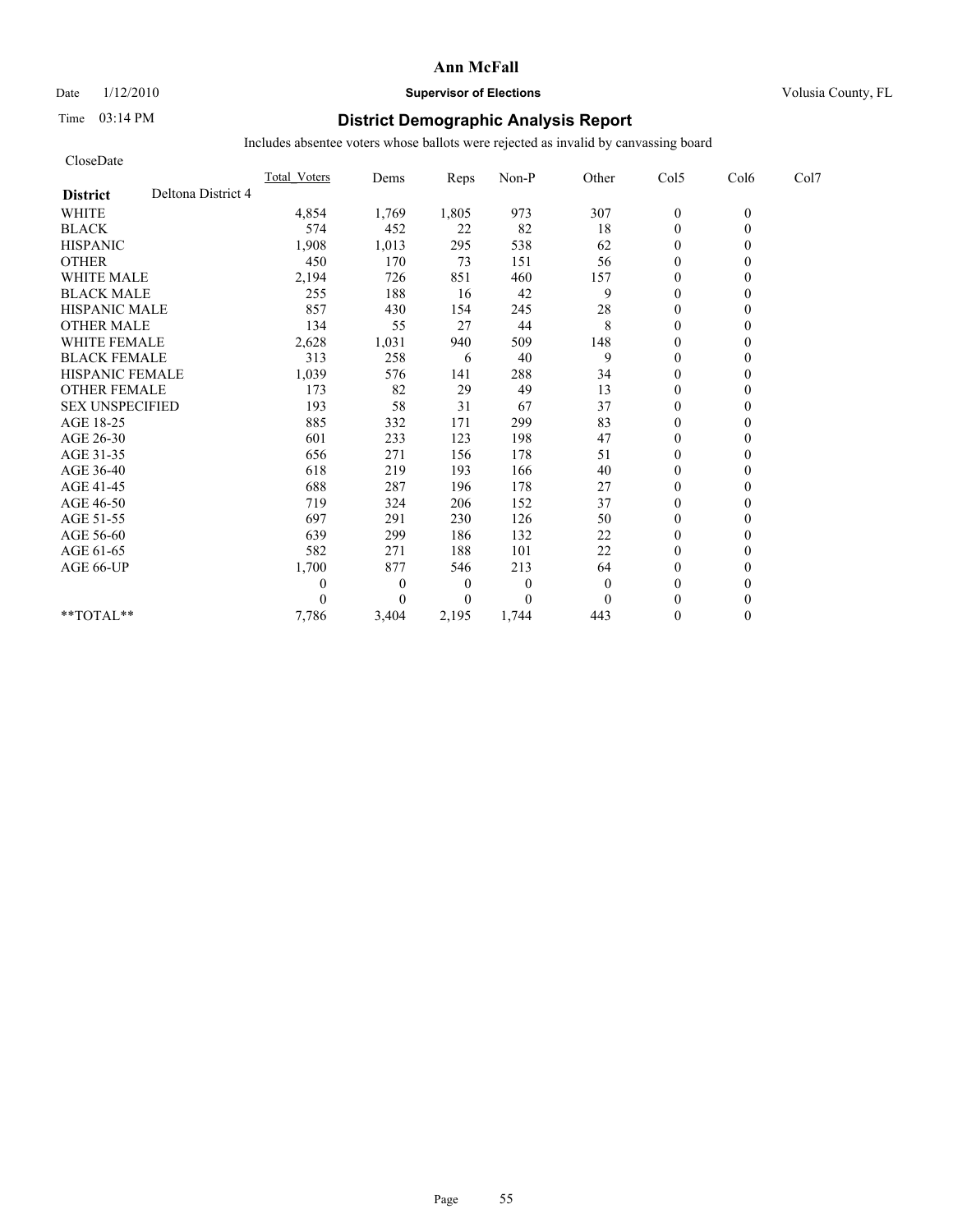**Ann McFall**

Date 1/12/2010 **Supervisor of Elections** Volusia County, FL

Time 03:14 PM

## District Demographic Analysis Report

Includes absentee voters whose ballots were rejected as invalid by canvassing board

CloseDate

| **District** Deltona District 4 | Total_Voters | Dems | Reps | Non-P | Other | Col5 | Col6 | Col7 |
|---|---|---|---|---|---|---|---|---|
| WHITE | 4,854 | 1,769 | 1,805 | 973 | 307 | 0 | 0 | |
| BLACK | 574 | 452 | 22 | 82 | 18 | 0 | 0 | |
| HISPANIC | 1,908 | 1,013 | 295 | 538 | 62 | 0 | 0 | |
| OTHER | 450 | 170 | 73 | 151 | 56 | 0 | 0 | |
| WHITE MALE | 2,194 | 726 | 851 | 460 | 157 | 0 | 0 | |
| BLACK MALE | 255 | 188 | 16 | 42 | 9 | 0 | 0 | |
| HISPANIC MALE | 857 | 430 | 154 | 245 | 28 | 0 | 0 | |
| OTHER MALE | 134 | 55 | 27 | 44 | 8 | 0 | 0 | |
| WHITE FEMALE | 2,628 | 1,031 | 940 | 509 | 148 | 0 | 0 | |
| BLACK FEMALE | 313 | 258 | 6 | 40 | 9 | 0 | 0 | |
| HISPANIC FEMALE | 1,039 | 576 | 141 | 288 | 34 | 0 | 0 | |
| OTHER FEMALE | 173 | 82 | 29 | 49 | 13 | 0 | 0 | |
| SEX UNSPECIFIED | 193 | 58 | 31 | 67 | 37 | 0 | 0 | |
| AGE 18-25 | 885 | 332 | 171 | 299 | 83 | 0 | 0 | |
| AGE 26-30 | 601 | 233 | 123 | 198 | 47 | 0 | 0 | |
| AGE 31-35 | 656 | 271 | 156 | 178 | 51 | 0 | 0 | |
| AGE 36-40 | 618 | 219 | 193 | 166 | 40 | 0 | 0 | |
| AGE 41-45 | 688 | 287 | 196 | 178 | 27 | 0 | 0 | |
| AGE 46-50 | 719 | 324 | 206 | 152 | 37 | 0 | 0 | |
| AGE 51-55 | 697 | 291 | 230 | 126 | 50 | 0 | 0 | |
| AGE 56-60 | 639 | 299 | 186 | 132 | 22 | 0 | 0 | |
| AGE 61-65 | 582 | 271 | 188 | 101 | 22 | 0 | 0 | |
| AGE 66-UP | 1,700 | 877 | 546 | 213 | 64 | 0 | 0 | |
| | 0 | 0 | 0 | 0 | 0 | 0 | 0 | |
| | 0 | 0 | 0 | 0 | 0 | 0 | 0 | |
| **TOTAL** | 7,786 | 3,404 | 2,195 | 1,744 | 443 | 0 | 0 | |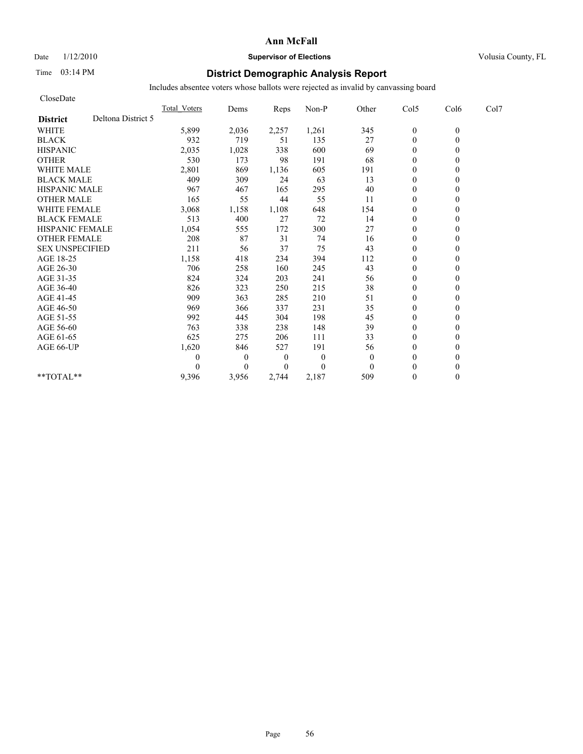# Ann McFall

Date 1/12/2010 **Supervisor of Elections** Volusia County, FL

Time 03:14 PM

## District Demographic Analysis Report

Includes absentee voters whose ballots were rejected as invalid by canvassing board

CloseDate

| **District** Deltona District 5 | Total_Voters | Dems | Reps | Non-P | Other | Col5 | Col6 | Col7 |
|---|---|---|---|---|---|---|---|---|
| WHITE | 5,899 | 2,036 | 2,257 | 1,261 | 345 | 0 | 0 | |
| BLACK | 932 | 719 | 51 | 135 | 27 | 0 | 0 | |
| HISPANIC | 2,035 | 1,028 | 338 | 600 | 69 | 0 | 0 | |
| OTHER | 530 | 173 | 98 | 191 | 68 | 0 | 0 | |
| WHITE MALE | 2,801 | 869 | 1,136 | 605 | 191 | 0 | 0 | |
| BLACK MALE | 409 | 309 | 24 | 63 | 13 | 0 | 0 | |
| HISPANIC MALE | 967 | 467 | 165 | 295 | 40 | 0 | 0 | |
| OTHER MALE | 165 | 55 | 44 | 55 | 11 | 0 | 0 | |
| WHITE FEMALE | 3,068 | 1,158 | 1,108 | 648 | 154 | 0 | 0 | |
| BLACK FEMALE | 513 | 400 | 27 | 72 | 14 | 0 | 0 | |
| HISPANIC FEMALE | 1,054 | 555 | 172 | 300 | 27 | 0 | 0 | |
| OTHER FEMALE | 208 | 87 | 31 | 74 | 16 | 0 | 0 | |
| SEX UNSPECIFIED | 211 | 56 | 37 | 75 | 43 | 0 | 0 | |
| AGE 18-25 | 1,158 | 418 | 234 | 394 | 112 | 0 | 0 | |
| AGE 26-30 | 706 | 258 | 160 | 245 | 43 | 0 | 0 | |
| AGE 31-35 | 824 | 324 | 203 | 241 | 56 | 0 | 0 | |
| AGE 36-40 | 826 | 323 | 250 | 215 | 38 | 0 | 0 | |
| AGE 41-45 | 909 | 363 | 285 | 210 | 51 | 0 | 0 | |
| AGE 46-50 | 969 | 366 | 337 | 231 | 35 | 0 | 0 | |
| AGE 51-55 | 992 | 445 | 304 | 198 | 45 | 0 | 0 | |
| AGE 56-60 | 763 | 338 | 238 | 148 | 39 | 0 | 0 | |
| AGE 61-65 | 625 | 275 | 206 | 111 | 33 | 0 | 0 | |
| AGE 66-UP | 1,620 | 846 | 527 | 191 | 56 | 0 | 0 | |
| | 0 | 0 | 0 | 0 | 0 | 0 | 0 | |
| | 0 | 0 | 0 | 0 | 0 | 0 | 0 | |
| **TOTAL** | 9,396 | 3,956 | 2,744 | 2,187 | 509 | 0 | 0 | |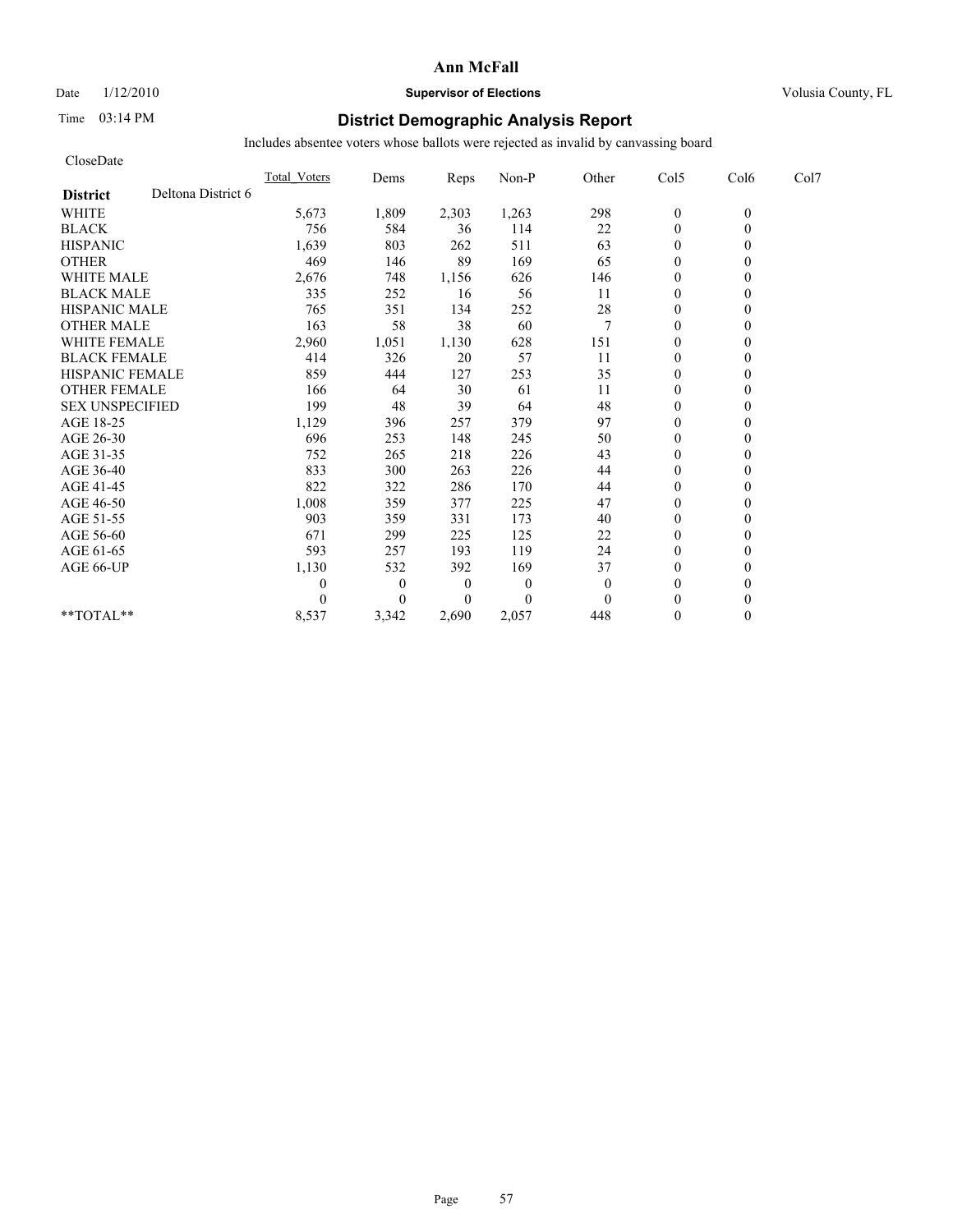**Ann McFall**

Date 1/12/2010 **Supervisor of Elections** Volusia County, FL

Time 03:14 PM

## District Demographic Analysis Report

Includes absentee voters whose ballots were rejected as invalid by canvassing board

CloseDate

| | Total_Voters | Dems | Reps | Non-P | Other | Col5 | Col6 | Col7 |
|---|---|---|---|---|---|---|---|---|
| **District** Deltona District 6 | | | | | | | | |
| WHITE | 5,673 | 1,809 | 2,303 | 1,263 | 298 | 0 | 0 | |
| BLACK | 756 | 584 | 36 | 114 | 22 | 0 | 0 | |
| HISPANIC | 1,639 | 803 | 262 | 511 | 63 | 0 | 0 | |
| OTHER | 469 | 146 | 89 | 169 | 65 | 0 | 0 | |
| WHITE MALE | 2,676 | 748 | 1,156 | 626 | 146 | 0 | 0 | |
| BLACK MALE | 335 | 252 | 16 | 56 | 11 | 0 | 0 | |
| HISPANIC MALE | 765 | 351 | 134 | 252 | 28 | 0 | 0 | |
| OTHER MALE | 163 | 58 | 38 | 60 | 7 | 0 | 0 | |
| WHITE FEMALE | 2,960 | 1,051 | 1,130 | 628 | 151 | 0 | 0 | |
| BLACK FEMALE | 414 | 326 | 20 | 57 | 11 | 0 | 0 | |
| HISPANIC FEMALE | 859 | 444 | 127 | 253 | 35 | 0 | 0 | |
| OTHER FEMALE | 166 | 64 | 30 | 61 | 11 | 0 | 0 | |
| SEX UNSPECIFIED | 199 | 48 | 39 | 64 | 48 | 0 | 0 | |
| AGE 18-25 | 1,129 | 396 | 257 | 379 | 97 | 0 | 0 | |
| AGE 26-30 | 696 | 253 | 148 | 245 | 50 | 0 | 0 | |
| AGE 31-35 | 752 | 265 | 218 | 226 | 43 | 0 | 0 | |
| AGE 36-40 | 833 | 300 | 263 | 226 | 44 | 0 | 0 | |
| AGE 41-45 | 822 | 322 | 286 | 170 | 44 | 0 | 0 | |
| AGE 46-50 | 1,008 | 359 | 377 | 225 | 47 | 0 | 0 | |
| AGE 51-55 | 903 | 359 | 331 | 173 | 40 | 0 | 0 | |
| AGE 56-60 | 671 | 299 | 225 | 125 | 22 | 0 | 0 | |
| AGE 61-65 | 593 | 257 | 193 | 119 | 24 | 0 | 0 | |
| AGE 66-UP | 1,130 | 532 | 392 | 169 | 37 | 0 | 0 | |
| | 0 | 0 | 0 | 0 | 0 | 0 | 0 | |
| | 0 | 0 | 0 | 0 | 0 | 0 | 0 | |
| **TOTAL** | 8,537 | 3,342 | 2,690 | 2,057 | 448 | 0 | 0 | |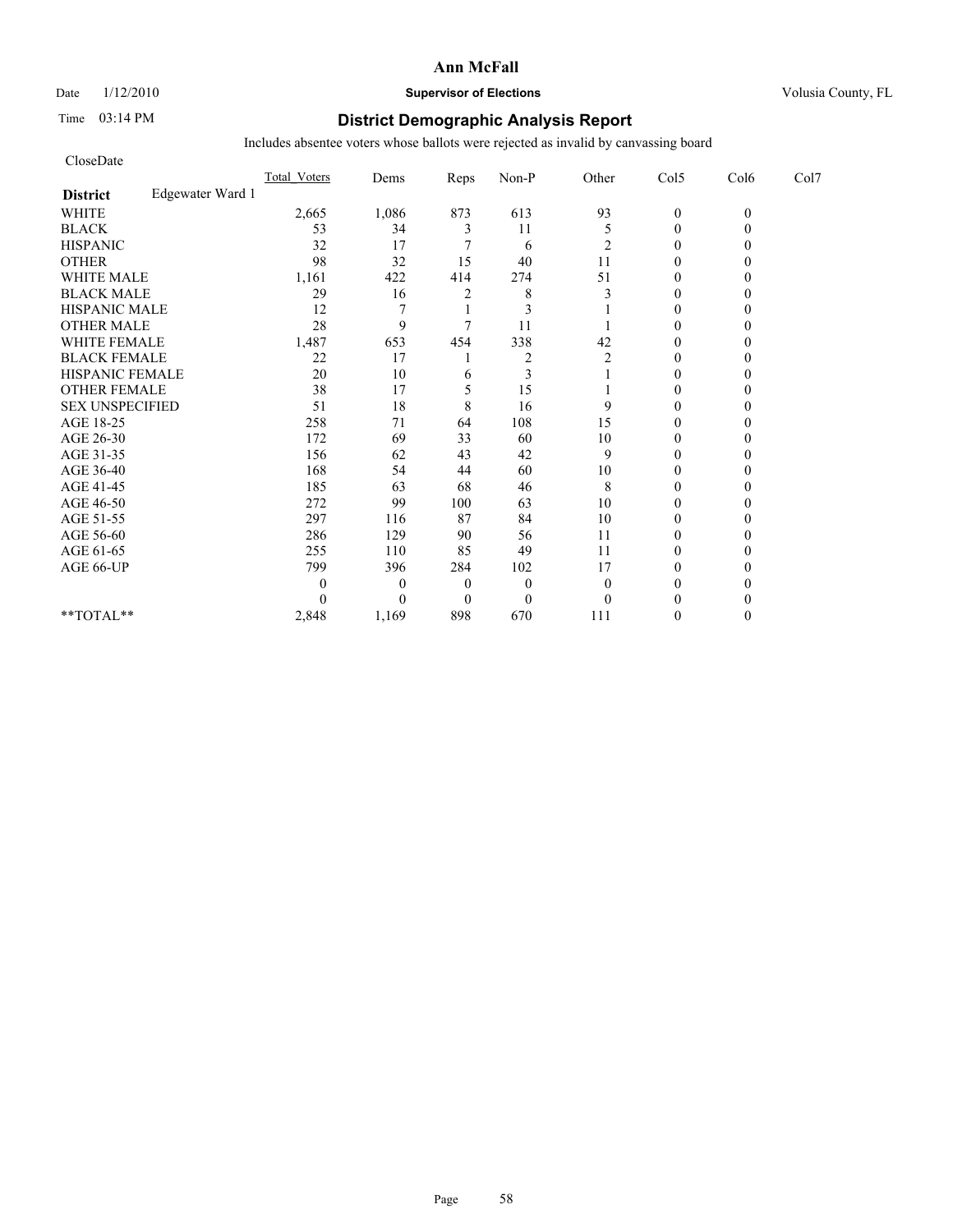# Ann McFall

Date 1/12/2010 **Supervisor of Elections** Volusia County, FL

Time 03:14 PM **District Demographic Analysis Report**

Includes absentee voters whose ballots were rejected as invalid by canvassing board

CloseDate

| | Total_Voters | Dems | Reps | Non-P | Other | Col5 | Col6 | Col7 |
|---|---|---|---|---|---|---|---|---|
| **District** Edgewater Ward 1 | | | | | | | | |
| WHITE | 2,665 | 1,086 | 873 | 613 | 93 | 0 | 0 | |
| BLACK | 53 | 34 | 3 | 11 | 5 | 0 | 0 | |
| HISPANIC | 32 | 17 | 7 | 6 | 2 | 0 | 0 | |
| OTHER | 98 | 32 | 15 | 40 | 11 | 0 | 0 | |
| WHITE MALE | 1,161 | 422 | 414 | 274 | 51 | 0 | 0 | |
| BLACK MALE | 29 | 16 | 2 | 8 | 3 | 0 | 0 | |
| HISPANIC MALE | 12 | 7 | 1 | 3 | 1 | 0 | 0 | |
| OTHER MALE | 28 | 9 | 7 | 11 | 1 | 0 | 0 | |
| WHITE FEMALE | 1,487 | 653 | 454 | 338 | 42 | 0 | 0 | |
| BLACK FEMALE | 22 | 17 | 1 | 2 | 2 | 0 | 0 | |
| HISPANIC FEMALE | 20 | 10 | 6 | 3 | 1 | 0 | 0 | |
| OTHER FEMALE | 38 | 17 | 5 | 15 | 1 | 0 | 0 | |
| SEX UNSPECIFIED | 51 | 18 | 8 | 16 | 9 | 0 | 0 | |
| AGE 18-25 | 258 | 71 | 64 | 108 | 15 | 0 | 0 | |
| AGE 26-30 | 172 | 69 | 33 | 60 | 10 | 0 | 0 | |
| AGE 31-35 | 156 | 62 | 43 | 42 | 9 | 0 | 0 | |
| AGE 36-40 | 168 | 54 | 44 | 60 | 10 | 0 | 0 | |
| AGE 41-45 | 185 | 63 | 68 | 46 | 8 | 0 | 0 | |
| AGE 46-50 | 272 | 99 | 100 | 63 | 10 | 0 | 0 | |
| AGE 51-55 | 297 | 116 | 87 | 84 | 10 | 0 | 0 | |
| AGE 56-60 | 286 | 129 | 90 | 56 | 11 | 0 | 0 | |
| AGE 61-65 | 255 | 110 | 85 | 49 | 11 | 0 | 0 | |
| AGE 66-UP | 799 | 396 | 284 | 102 | 17 | 0 | 0 | |
| | 0 | 0 | 0 | 0 | 0 | 0 | 0 | |
| | 0 | 0 | 0 | 0 | 0 | 0 | 0 | |
| **TOTAL** | 2,848 | 1,169 | 898 | 670 | 111 | 0 | 0 | |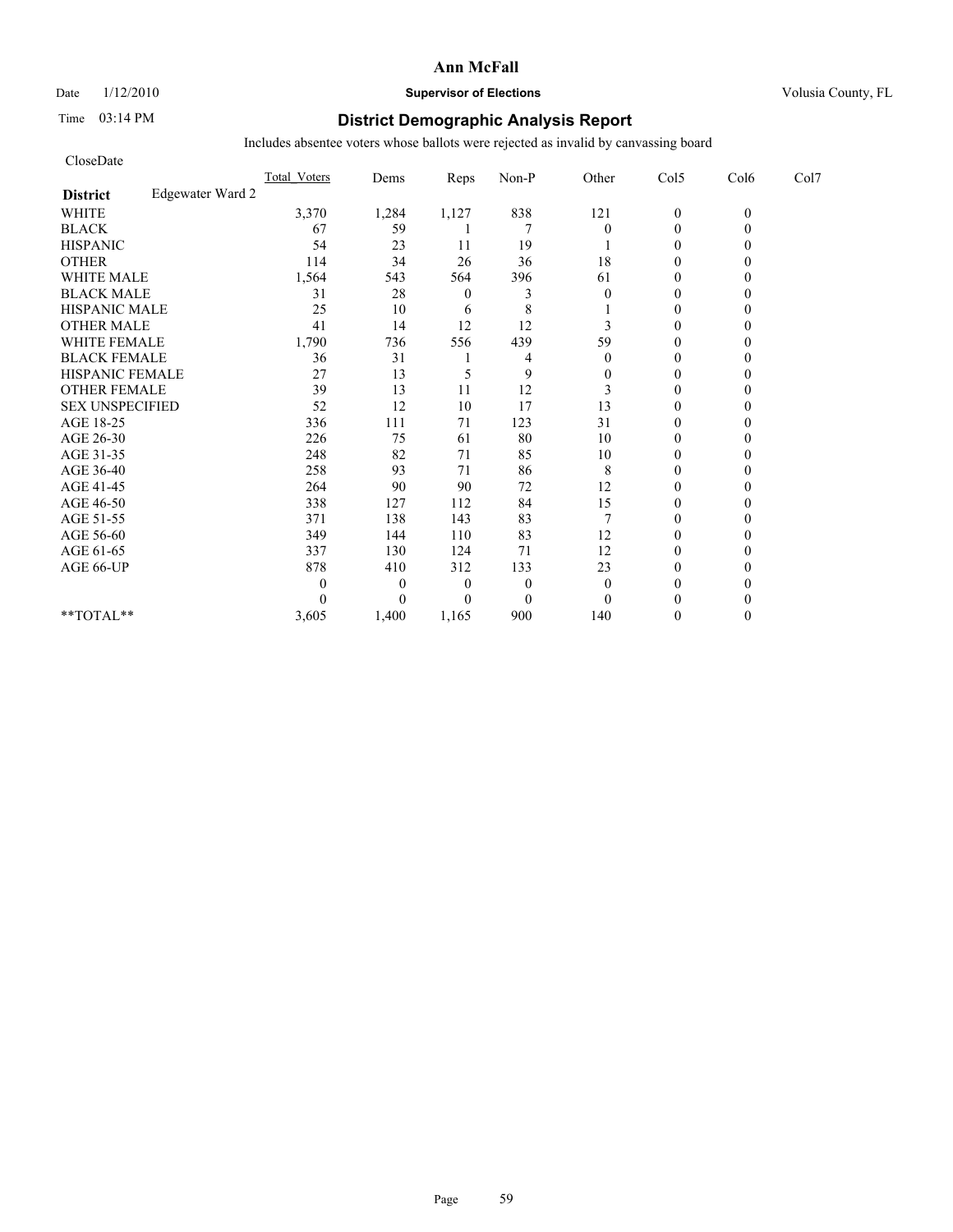# Ann McFall

Date 1/12/2010 **Supervisor of Elections** Volusia County, FL

Time 03:14 PM **District Demographic Analysis Report**

Includes absentee voters whose ballots were rejected as invalid by canvassing board

CloseDate

| | Total_Voters | Dems | Reps | Non-P | Other | Col5 | Col6 | Col7 |
|---|---|---|---|---|---|---|---|---|
| **District** Edgewater Ward 2 | | | | | | | | |
| WHITE | 3,370 | 1,284 | 1,127 | 838 | 121 | 0 | 0 | |
| BLACK | 67 | 59 | 1 | 7 | 0 | 0 | 0 | |
| HISPANIC | 54 | 23 | 11 | 19 | 1 | 0 | 0 | |
| OTHER | 114 | 34 | 26 | 36 | 18 | 0 | 0 | |
| WHITE MALE | 1,564 | 543 | 564 | 396 | 61 | 0 | 0 | |
| BLACK MALE | 31 | 28 | 0 | 3 | 0 | 0 | 0 | |
| HISPANIC MALE | 25 | 10 | 6 | 8 | 1 | 0 | 0 | |
| OTHER MALE | 41 | 14 | 12 | 12 | 3 | 0 | 0 | |
| WHITE FEMALE | 1,790 | 736 | 556 | 439 | 59 | 0 | 0 | |
| BLACK FEMALE | 36 | 31 | 1 | 4 | 0 | 0 | 0 | |
| HISPANIC FEMALE | 27 | 13 | 5 | 9 | 0 | 0 | 0 | |
| OTHER FEMALE | 39 | 13 | 11 | 12 | 3 | 0 | 0 | |
| SEX UNSPECIFIED | 52 | 12 | 10 | 17 | 13 | 0 | 0 | |
| AGE 18-25 | 336 | 111 | 71 | 123 | 31 | 0 | 0 | |
| AGE 26-30 | 226 | 75 | 61 | 80 | 10 | 0 | 0 | |
| AGE 31-35 | 248 | 82 | 71 | 85 | 10 | 0 | 0 | |
| AGE 36-40 | 258 | 93 | 71 | 86 | 8 | 0 | 0 | |
| AGE 41-45 | 264 | 90 | 90 | 72 | 12 | 0 | 0 | |
| AGE 46-50 | 338 | 127 | 112 | 84 | 15 | 0 | 0 | |
| AGE 51-55 | 371 | 138 | 143 | 83 | 7 | 0 | 0 | |
| AGE 56-60 | 349 | 144 | 110 | 83 | 12 | 0 | 0 | |
| AGE 61-65 | 337 | 130 | 124 | 71 | 12 | 0 | 0 | |
| AGE 66-UP | 878 | 410 | 312 | 133 | 23 | 0 | 0 | |
| | 0 | 0 | 0 | 0 | 0 | 0 | 0 | |
| | 0 | 0 | 0 | 0 | 0 | 0 | 0 | |
| **TOTAL** | 3,605 | 1,400 | 1,165 | 900 | 140 | 0 | 0 | |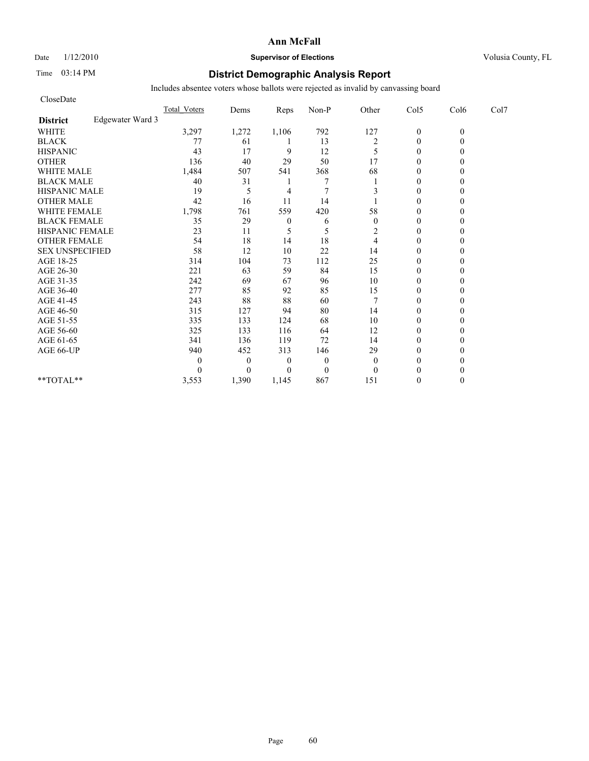**Ann McFall**

Date 1/12/2010 **Supervisor of Elections** Volusia County, FL

Time 03:14 PM **District Demographic Analysis Report**

Includes absentee voters whose ballots were rejected as invalid by canvassing board

CloseDate

| | Total_Voters | Dems | Reps | Non-P | Other | Col5 | Col6 | Col7 |
|---|---|---|---|---|---|---|---|---|
| **District** Edgewater Ward 3 | | | | | | | | |
| WHITE | 3,297 | 1,272 | 1,106 | 792 | 127 | 0 | 0 | |
| BLACK | 77 | 61 | 1 | 13 | 2 | 0 | 0 | |
| HISPANIC | 43 | 17 | 9 | 12 | 5 | 0 | 0 | |
| OTHER | 136 | 40 | 29 | 50 | 17 | 0 | 0 | |
| WHITE MALE | 1,484 | 507 | 541 | 368 | 68 | 0 | 0 | |
| BLACK MALE | 40 | 31 | 1 | 7 | 1 | 0 | 0 | |
| HISPANIC MALE | 19 | 5 | 4 | 7 | 3 | 0 | 0 | |
| OTHER MALE | 42 | 16 | 11 | 14 | 1 | 0 | 0 | |
| WHITE FEMALE | 1,798 | 761 | 559 | 420 | 58 | 0 | 0 | |
| BLACK FEMALE | 35 | 29 | 0 | 6 | 0 | 0 | 0 | |
| HISPANIC FEMALE | 23 | 11 | 5 | 5 | 2 | 0 | 0 | |
| OTHER FEMALE | 54 | 18 | 14 | 18 | 4 | 0 | 0 | |
| SEX UNSPECIFIED | 58 | 12 | 10 | 22 | 14 | 0 | 0 | |
| AGE 18-25 | 314 | 104 | 73 | 112 | 25 | 0 | 0 | |
| AGE 26-30 | 221 | 63 | 59 | 84 | 15 | 0 | 0 | |
| AGE 31-35 | 242 | 69 | 67 | 96 | 10 | 0 | 0 | |
| AGE 36-40 | 277 | 85 | 92 | 85 | 15 | 0 | 0 | |
| AGE 41-45 | 243 | 88 | 88 | 60 | 7 | 0 | 0 | |
| AGE 46-50 | 315 | 127 | 94 | 80 | 14 | 0 | 0 | |
| AGE 51-55 | 335 | 133 | 124 | 68 | 10 | 0 | 0 | |
| AGE 56-60 | 325 | 133 | 116 | 64 | 12 | 0 | 0 | |
| AGE 61-65 | 341 | 136 | 119 | 72 | 14 | 0 | 0 | |
| AGE 66-UP | 940 | 452 | 313 | 146 | 29 | 0 | 0 | |
| | 0 | 0 | 0 | 0 | 0 | 0 | 0 | |
| | 0 | 0 | 0 | 0 | 0 | 0 | 0 | |
| **TOTAL** | 3,553 | 1,390 | 1,145 | 867 | 151 | 0 | 0 | |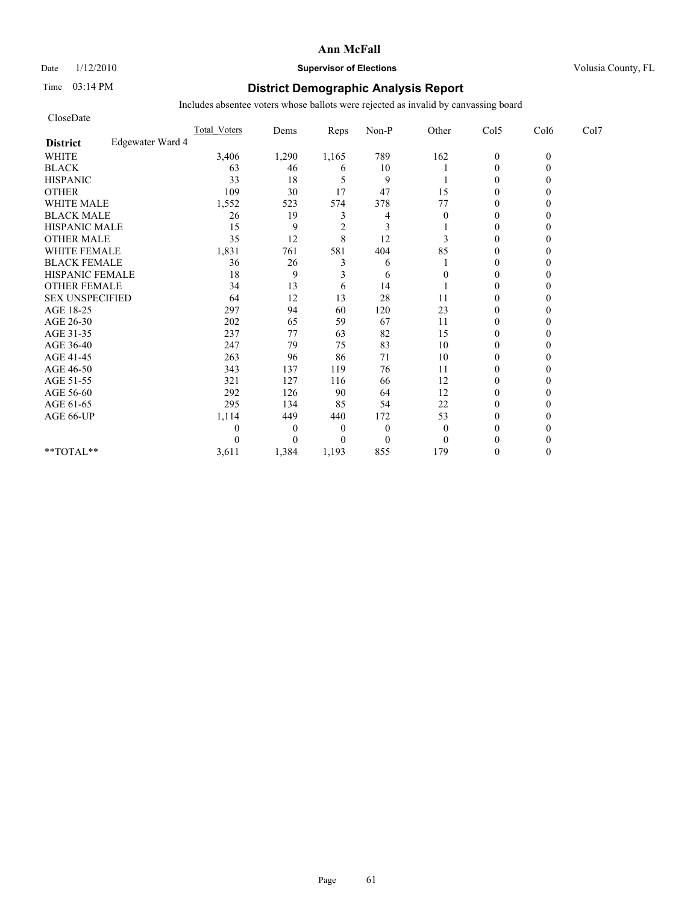**Ann McFall**

Date 1/12/2010 **Supervisor of Elections** Volusia County, FL

Time 03:14 PM

# District Demographic Analysis Report

Includes absentee voters whose ballots were rejected as invalid by canvassing board

CloseDate

| | Total_Voters | Dems | Reps | Non-P | Other | Col5 | Col6 | Col7 |
|---|---|---|---|---|---|---|---|---|
| **District** Edgewater Ward 4 | | | | | | | | |
| WHITE | 3,406 | 1,290 | 1,165 | 789 | 162 | 0 | 0 | |
| BLACK | 63 | 46 | 6 | 10 | 1 | 0 | 0 | |
| HISPANIC | 33 | 18 | 5 | 9 | 1 | 0 | 0 | |
| OTHER | 109 | 30 | 17 | 47 | 15 | 0 | 0 | |
| WHITE MALE | 1,552 | 523 | 574 | 378 | 77 | 0 | 0 | |
| BLACK MALE | 26 | 19 | 3 | 4 | 0 | 0 | 0 | |
| HISPANIC MALE | 15 | 9 | 2 | 3 | 1 | 0 | 0 | |
| OTHER MALE | 35 | 12 | 8 | 12 | 3 | 0 | 0 | |
| WHITE FEMALE | 1,831 | 761 | 581 | 404 | 85 | 0 | 0 | |
| BLACK FEMALE | 36 | 26 | 3 | 6 | 1 | 0 | 0 | |
| HISPANIC FEMALE | 18 | 9 | 3 | 6 | 0 | 0 | 0 | |
| OTHER FEMALE | 34 | 13 | 6 | 14 | 1 | 0 | 0 | |
| SEX UNSPECIFIED | 64 | 12 | 13 | 28 | 11 | 0 | 0 | |
| AGE 18-25 | 297 | 94 | 60 | 120 | 23 | 0 | 0 | |
| AGE 26-30 | 202 | 65 | 59 | 67 | 11 | 0 | 0 | |
| AGE 31-35 | 237 | 77 | 63 | 82 | 15 | 0 | 0 | |
| AGE 36-40 | 247 | 79 | 75 | 83 | 10 | 0 | 0 | |
| AGE 41-45 | 263 | 96 | 86 | 71 | 10 | 0 | 0 | |
| AGE 46-50 | 343 | 137 | 119 | 76 | 11 | 0 | 0 | |
| AGE 51-55 | 321 | 127 | 116 | 66 | 12 | 0 | 0 | |
| AGE 56-60 | 292 | 126 | 90 | 64 | 12 | 0 | 0 | |
| AGE 61-65 | 295 | 134 | 85 | 54 | 22 | 0 | 0 | |
| AGE 66-UP | 1,114 | 449 | 440 | 172 | 53 | 0 | 0 | |
| | 0 | 0 | 0 | 0 | 0 | 0 | 0 | |
| | 0 | 0 | 0 | 0 | 0 | 0 | 0 | |
| **TOTAL** | 3,611 | 1,384 | 1,193 | 855 | 179 | 0 | 0 | |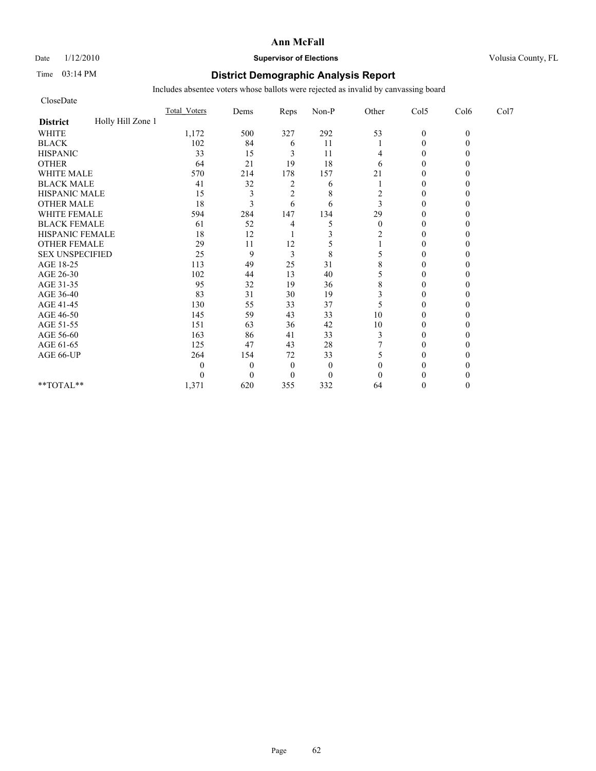# Ann McFall

Date 1/12/2010 **Supervisor of Elections** Volusia County, FL

Time 03:14 PM **District Demographic Analysis Report**

Includes absentee voters whose ballots were rejected as invalid by canvassing board

CloseDate

| District: Holly Hill Zone 1 | Total_Voters | Dems | Reps | Non-P | Other | Col5 | Col6 | Col7 |
|---|---|---|---|---|---|---|---|---|
| WHITE | 1,172 | 500 | 327 | 292 | 53 | 0 | 0 | |
| BLACK | 102 | 84 | 6 | 11 | 1 | 0 | 0 | |
| HISPANIC | 33 | 15 | 3 | 11 | 4 | 0 | 0 | |
| OTHER | 64 | 21 | 19 | 18 | 6 | 0 | 0 | |
| WHITE MALE | 570 | 214 | 178 | 157 | 21 | 0 | 0 | |
| BLACK MALE | 41 | 32 | 2 | 6 | 1 | 0 | 0 | |
| HISPANIC MALE | 15 | 3 | 2 | 8 | 2 | 0 | 0 | |
| OTHER MALE | 18 | 3 | 6 | 6 | 3 | 0 | 0 | |
| WHITE FEMALE | 594 | 284 | 147 | 134 | 29 | 0 | 0 | |
| BLACK FEMALE | 61 | 52 | 4 | 5 | 0 | 0 | 0 | |
| HISPANIC FEMALE | 18 | 12 | 1 | 3 | 2 | 0 | 0 | |
| OTHER FEMALE | 29 | 11 | 12 | 5 | 1 | 0 | 0 | |
| SEX UNSPECIFIED | 25 | 9 | 3 | 8 | 5 | 0 | 0 | |
| AGE 18-25 | 113 | 49 | 25 | 31 | 8 | 0 | 0 | |
| AGE 26-30 | 102 | 44 | 13 | 40 | 5 | 0 | 0 | |
| AGE 31-35 | 95 | 32 | 19 | 36 | 8 | 0 | 0 | |
| AGE 36-40 | 83 | 31 | 30 | 19 | 3 | 0 | 0 | |
| AGE 41-45 | 130 | 55 | 33 | 37 | 5 | 0 | 0 | |
| AGE 46-50 | 145 | 59 | 43 | 33 | 10 | 0 | 0 | |
| AGE 51-55 | 151 | 63 | 36 | 42 | 10 | 0 | 0 | |
| AGE 56-60 | 163 | 86 | 41 | 33 | 3 | 0 | 0 | |
| AGE 61-65 | 125 | 47 | 43 | 28 | 7 | 0 | 0 | |
| AGE 66-UP | 264 | 154 | 72 | 33 | 5 | 0 | 0 | |
| | 0 | 0 | 0 | 0 | 0 | 0 | 0 | |
| | 0 | 0 | 0 | 0 | 0 | 0 | 0 | |
| **TOTAL** | 1,371 | 620 | 355 | 332 | 64 | 0 | 0 | |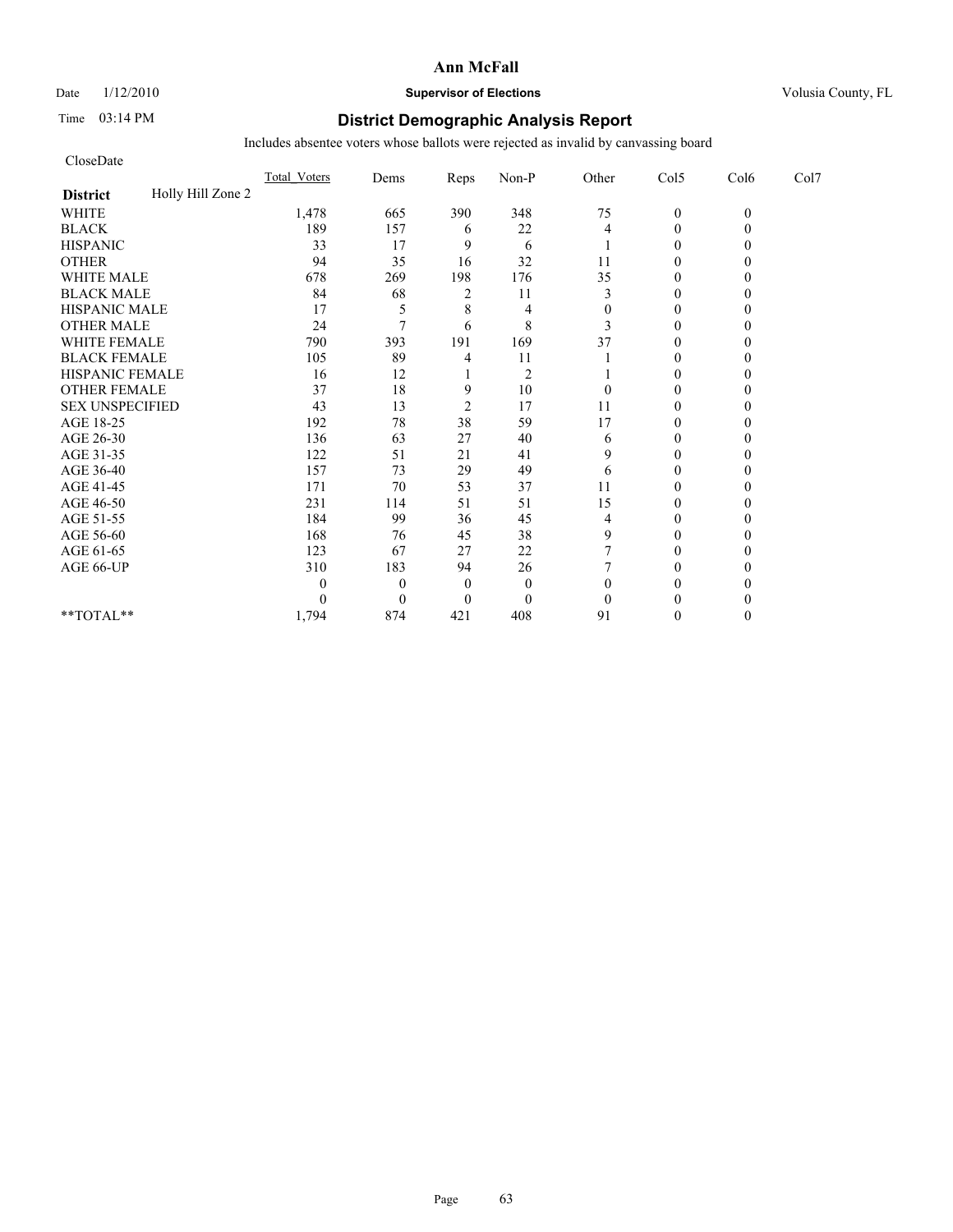**Ann McFall**

Date 1/12/2010 **Supervisor of Elections** Volusia County, FL

Time 03:14 PM

# District Demographic Analysis Report

Includes absentee voters whose ballots were rejected as invalid by canvassing board

CloseDate

| | Total_Voters | Dems | Reps | Non-P | Other | Col5 | Col6 | Col7 |
|---|---|---|---|---|---|---|---|---|
| **District** Holly Hill Zone 2 | | | | | | | | |
| WHITE | 1,478 | 665 | 390 | 348 | 75 | 0 | 0 | |
| BLACK | 189 | 157 | 6 | 22 | 4 | 0 | 0 | |
| HISPANIC | 33 | 17 | 9 | 6 | 1 | 0 | 0 | |
| OTHER | 94 | 35 | 16 | 32 | 11 | 0 | 0 | |
| WHITE MALE | 678 | 269 | 198 | 176 | 35 | 0 | 0 | |
| BLACK MALE | 84 | 68 | 2 | 11 | 3 | 0 | 0 | |
| HISPANIC MALE | 17 | 5 | 8 | 4 | 0 | 0 | 0 | |
| OTHER MALE | 24 | 7 | 6 | 8 | 3 | 0 | 0 | |
| WHITE FEMALE | 790 | 393 | 191 | 169 | 37 | 0 | 0 | |
| BLACK FEMALE | 105 | 89 | 4 | 11 | 1 | 0 | 0 | |
| HISPANIC FEMALE | 16 | 12 | 1 | 2 | 1 | 0 | 0 | |
| OTHER FEMALE | 37 | 18 | 9 | 10 | 0 | 0 | 0 | |
| SEX UNSPECIFIED | 43 | 13 | 2 | 17 | 11 | 0 | 0 | |
| AGE 18-25 | 192 | 78 | 38 | 59 | 17 | 0 | 0 | |
| AGE 26-30 | 136 | 63 | 27 | 40 | 6 | 0 | 0 | |
| AGE 31-35 | 122 | 51 | 21 | 41 | 9 | 0 | 0 | |
| AGE 36-40 | 157 | 73 | 29 | 49 | 6 | 0 | 0 | |
| AGE 41-45 | 171 | 70 | 53 | 37 | 11 | 0 | 0 | |
| AGE 46-50 | 231 | 114 | 51 | 51 | 15 | 0 | 0 | |
| AGE 51-55 | 184 | 99 | 36 | 45 | 4 | 0 | 0 | |
| AGE 56-60 | 168 | 76 | 45 | 38 | 9 | 0 | 0 | |
| AGE 61-65 | 123 | 67 | 27 | 22 | 7 | 0 | 0 | |
| AGE 66-UP | 310 | 183 | 94 | 26 | 7 | 0 | 0 | |
| | 0 | 0 | 0 | 0 | 0 | 0 | 0 | |
| | 0 | 0 | 0 | 0 | 0 | 0 | 0 | |
| **TOTAL** | 1,794 | 874 | 421 | 408 | 91 | 0 | 0 | |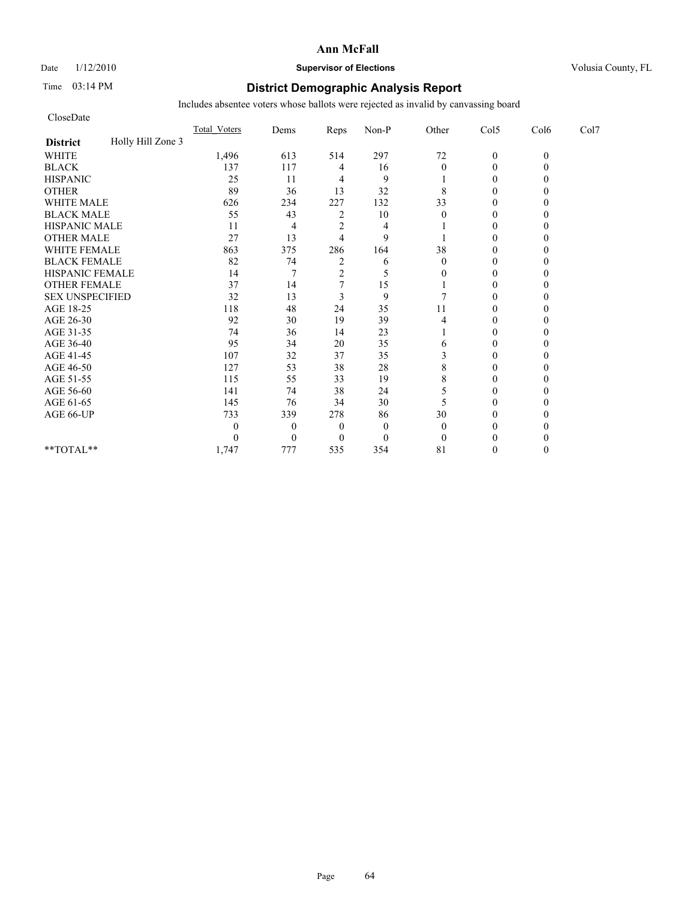**Ann McFall**

Date 1/12/2010 **Supervisor of Elections** Volusia County, FL

Time 03:14 PM

## District Demographic Analysis Report

Includes absentee voters whose ballots were rejected as invalid by canvassing board

CloseDate

| District: Holly Hill Zone 3 | Total_Voters | Dems | Reps | Non-P | Other | Col5 | Col6 | Col7 |
|---|---|---|---|---|---|---|---|---|
| WHITE | 1,496 | 613 | 514 | 297 | 72 | 0 | 0 | |
| BLACK | 137 | 117 | 4 | 16 | 0 | 0 | 0 | |
| HISPANIC | 25 | 11 | 4 | 9 | 1 | 0 | 0 | |
| OTHER | 89 | 36 | 13 | 32 | 8 | 0 | 0 | |
| WHITE MALE | 626 | 234 | 227 | 132 | 33 | 0 | 0 | |
| BLACK MALE | 55 | 43 | 2 | 10 | 0 | 0 | 0 | |
| HISPANIC MALE | 11 | 4 | 2 | 4 | 1 | 0 | 0 | |
| OTHER MALE | 27 | 13 | 4 | 9 | 1 | 0 | 0 | |
| WHITE FEMALE | 863 | 375 | 286 | 164 | 38 | 0 | 0 | |
| BLACK FEMALE | 82 | 74 | 2 | 6 | 0 | 0 | 0 | |
| HISPANIC FEMALE | 14 | 7 | 2 | 5 | 0 | 0 | 0 | |
| OTHER FEMALE | 37 | 14 | 7 | 15 | 1 | 0 | 0 | |
| SEX UNSPECIFIED | 32 | 13 | 3 | 9 | 7 | 0 | 0 | |
| AGE 18-25 | 118 | 48 | 24 | 35 | 11 | 0 | 0 | |
| AGE 26-30 | 92 | 30 | 19 | 39 | 4 | 0 | 0 | |
| AGE 31-35 | 74 | 36 | 14 | 23 | 1 | 0 | 0 | |
| AGE 36-40 | 95 | 34 | 20 | 35 | 6 | 0 | 0 | |
| AGE 41-45 | 107 | 32 | 37 | 35 | 3 | 0 | 0 | |
| AGE 46-50 | 127 | 53 | 38 | 28 | 8 | 0 | 0 | |
| AGE 51-55 | 115 | 55 | 33 | 19 | 8 | 0 | 0 | |
| AGE 56-60 | 141 | 74 | 38 | 24 | 5 | 0 | 0 | |
| AGE 61-65 | 145 | 76 | 34 | 30 | 5 | 0 | 0 | |
| AGE 66-UP | 733 | 339 | 278 | 86 | 30 | 0 | 0 | |
| | 0 | 0 | 0 | 0 | 0 | 0 | 0 | |
| | 0 | 0 | 0 | 0 | 0 | 0 | 0 | |
| **TOTAL** | 1,747 | 777 | 535 | 354 | 81 | 0 | 0 | |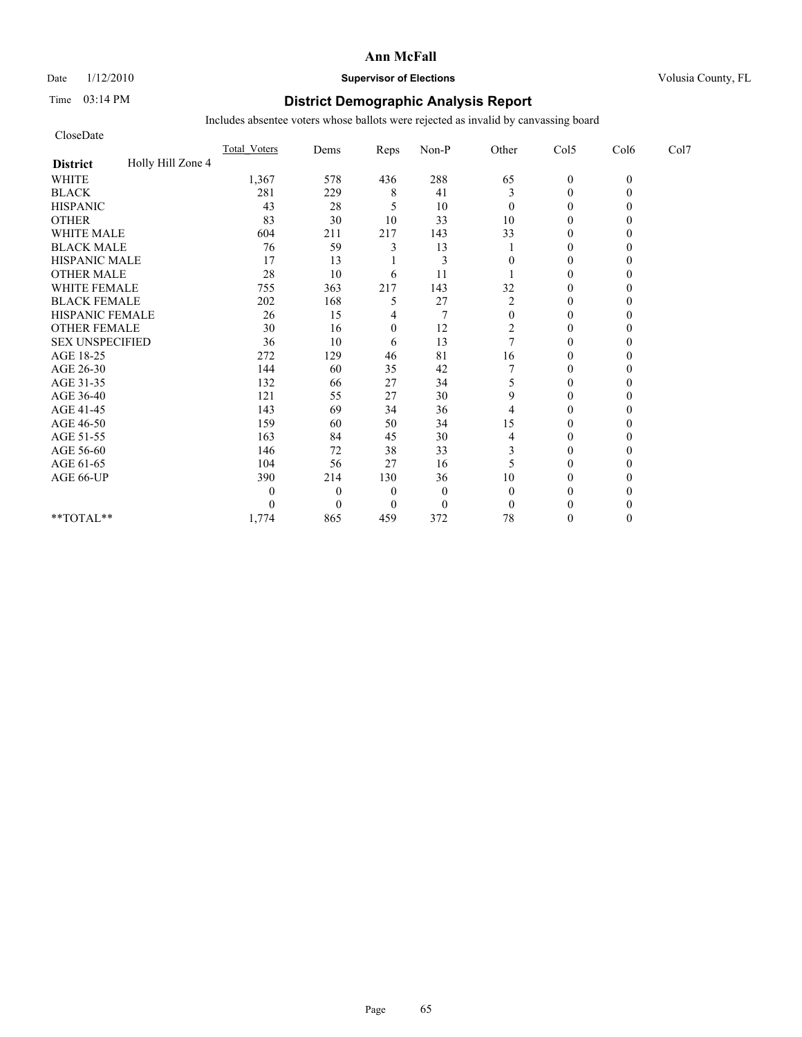**Ann McFall**

Date 1/12/2010 **Supervisor of Elections** Volusia County, FL

Time 03:14 PM **District Demographic Analysis Report**

Includes absentee voters whose ballots were rejected as invalid by canvassing board

CloseDate

| | Total_Voters | Dems | Reps | Non-P | Other | Col5 | Col6 | Col7 |
|---|---|---|---|---|---|---|---|---|
| **District** Holly Hill Zone 4 | | | | | | | | |
| WHITE | 1,367 | 578 | 436 | 288 | 65 | 0 | 0 | |
| BLACK | 281 | 229 | 8 | 41 | 3 | 0 | 0 | |
| HISPANIC | 43 | 28 | 5 | 10 | 0 | 0 | 0 | |
| OTHER | 83 | 30 | 10 | 33 | 10 | 0 | 0 | |
| WHITE MALE | 604 | 211 | 217 | 143 | 33 | 0 | 0 | |
| BLACK MALE | 76 | 59 | 3 | 13 | 1 | 0 | 0 | |
| HISPANIC MALE | 17 | 13 | 1 | 3 | 0 | 0 | 0 | |
| OTHER MALE | 28 | 10 | 6 | 11 | 1 | 0 | 0 | |
| WHITE FEMALE | 755 | 363 | 217 | 143 | 32 | 0 | 0 | |
| BLACK FEMALE | 202 | 168 | 5 | 27 | 2 | 0 | 0 | |
| HISPANIC FEMALE | 26 | 15 | 4 | 7 | 0 | 0 | 0 | |
| OTHER FEMALE | 30 | 16 | 0 | 12 | 2 | 0 | 0 | |
| SEX UNSPECIFIED | 36 | 10 | 6 | 13 | 7 | 0 | 0 | |
| AGE 18-25 | 272 | 129 | 46 | 81 | 16 | 0 | 0 | |
| AGE 26-30 | 144 | 60 | 35 | 42 | 7 | 0 | 0 | |
| AGE 31-35 | 132 | 66 | 27 | 34 | 5 | 0 | 0 | |
| AGE 36-40 | 121 | 55 | 27 | 30 | 9 | 0 | 0 | |
| AGE 41-45 | 143 | 69 | 34 | 36 | 4 | 0 | 0 | |
| AGE 46-50 | 159 | 60 | 50 | 34 | 15 | 0 | 0 | |
| AGE 51-55 | 163 | 84 | 45 | 30 | 4 | 0 | 0 | |
| AGE 56-60 | 146 | 72 | 38 | 33 | 3 | 0 | 0 | |
| AGE 61-65 | 104 | 56 | 27 | 16 | 5 | 0 | 0 | |
| AGE 66-UP | 390 | 214 | 130 | 36 | 10 | 0 | 0 | |
| | 0 | 0 | 0 | 0 | 0 | 0 | 0 | |
| | 0 | 0 | 0 | 0 | 0 | 0 | 0 | |
| **TOTAL** | 1,774 | 865 | 459 | 372 | 78 | 0 | 0 | |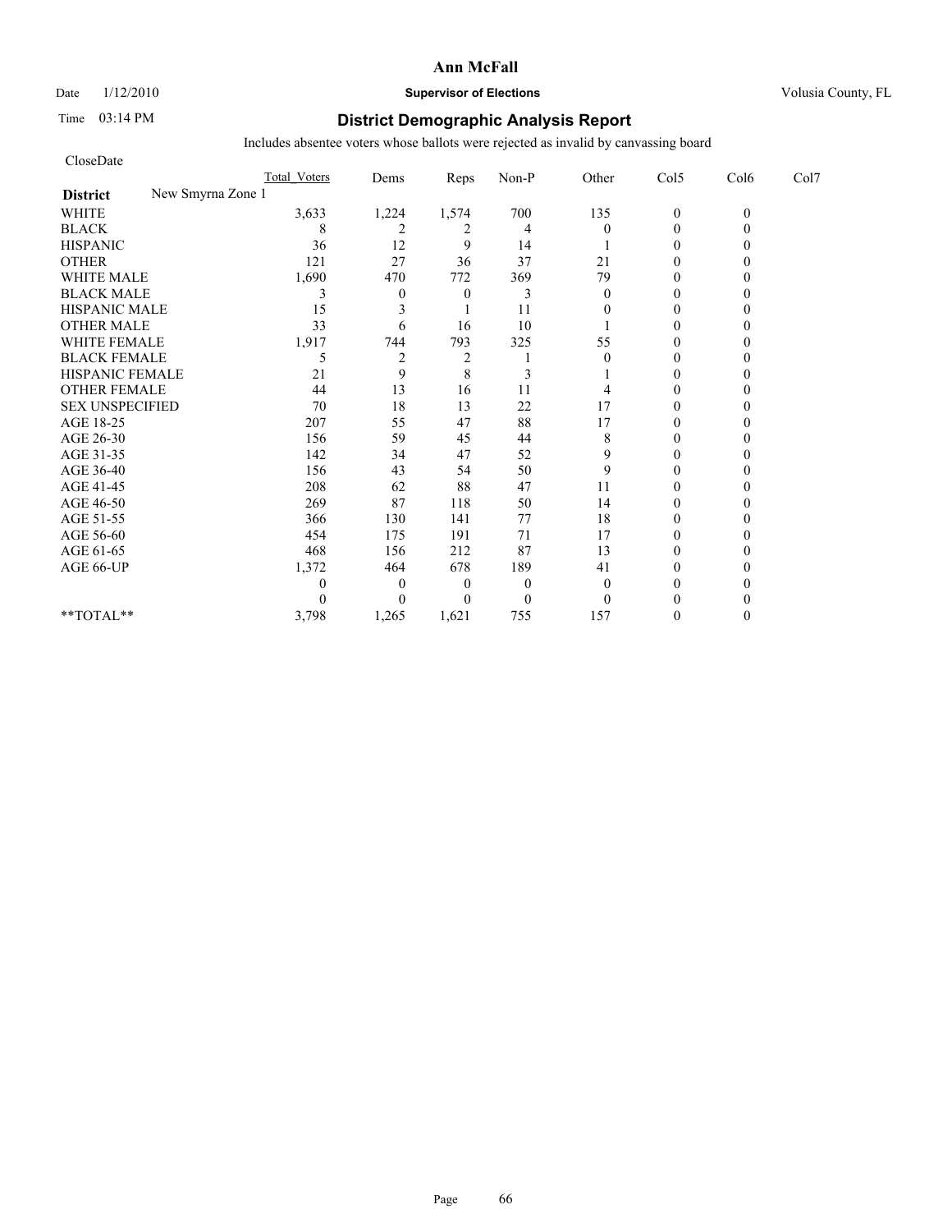**Ann McFall**

Date 1/12/2010 **Supervisor of Elections** Volusia County, FL

Time 03:14 PM

## District Demographic Analysis Report

Includes absentee voters whose ballots were rejected as invalid by canvassing board

CloseDate

| District: New Smyrna Zone 1 | Total_Voters | Dems | Reps | Non-P | Other | Col5 | Col6 | Col7 |
|---|---|---|---|---|---|---|---|---|
| WHITE | 3,633 | 1,224 | 1,574 | 700 | 135 | 0 | 0 | |
| BLACK | 8 | 2 | 2 | 4 | 0 | 0 | 0 | |
| HISPANIC | 36 | 12 | 9 | 14 | 1 | 0 | 0 | |
| OTHER | 121 | 27 | 36 | 37 | 21 | 0 | 0 | |
| WHITE MALE | 1,690 | 470 | 772 | 369 | 79 | 0 | 0 | |
| BLACK MALE | 3 | 0 | 0 | 3 | 0 | 0 | 0 | |
| HISPANIC MALE | 15 | 3 | 1 | 11 | 0 | 0 | 0 | |
| OTHER MALE | 33 | 6 | 16 | 10 | 1 | 0 | 0 | |
| WHITE FEMALE | 1,917 | 744 | 793 | 325 | 55 | 0 | 0 | |
| BLACK FEMALE | 5 | 2 | 2 | 1 | 0 | 0 | 0 | |
| HISPANIC FEMALE | 21 | 9 | 8 | 3 | 1 | 0 | 0 | |
| OTHER FEMALE | 44 | 13 | 16 | 11 | 4 | 0 | 0 | |
| SEX UNSPECIFIED | 70 | 18 | 13 | 22 | 17 | 0 | 0 | |
| AGE 18-25 | 207 | 55 | 47 | 88 | 17 | 0 | 0 | |
| AGE 26-30 | 156 | 59 | 45 | 44 | 8 | 0 | 0 | |
| AGE 31-35 | 142 | 34 | 47 | 52 | 9 | 0 | 0 | |
| AGE 36-40 | 156 | 43 | 54 | 50 | 9 | 0 | 0 | |
| AGE 41-45 | 208 | 62 | 88 | 47 | 11 | 0 | 0 | |
| AGE 46-50 | 269 | 87 | 118 | 50 | 14 | 0 | 0 | |
| AGE 51-55 | 366 | 130 | 141 | 77 | 18 | 0 | 0 | |
| AGE 56-60 | 454 | 175 | 191 | 71 | 17 | 0 | 0 | |
| AGE 61-65 | 468 | 156 | 212 | 87 | 13 | 0 | 0 | |
| AGE 66-UP | 1,372 | 464 | 678 | 189 | 41 | 0 | 0 | |
| | 0 | 0 | 0 | 0 | 0 | 0 | 0 | |
| | 0 | 0 | 0 | 0 | 0 | 0 | 0 | |
| **TOTAL** | 3,798 | 1,265 | 1,621 | 755 | 157 | 0 | 0 | |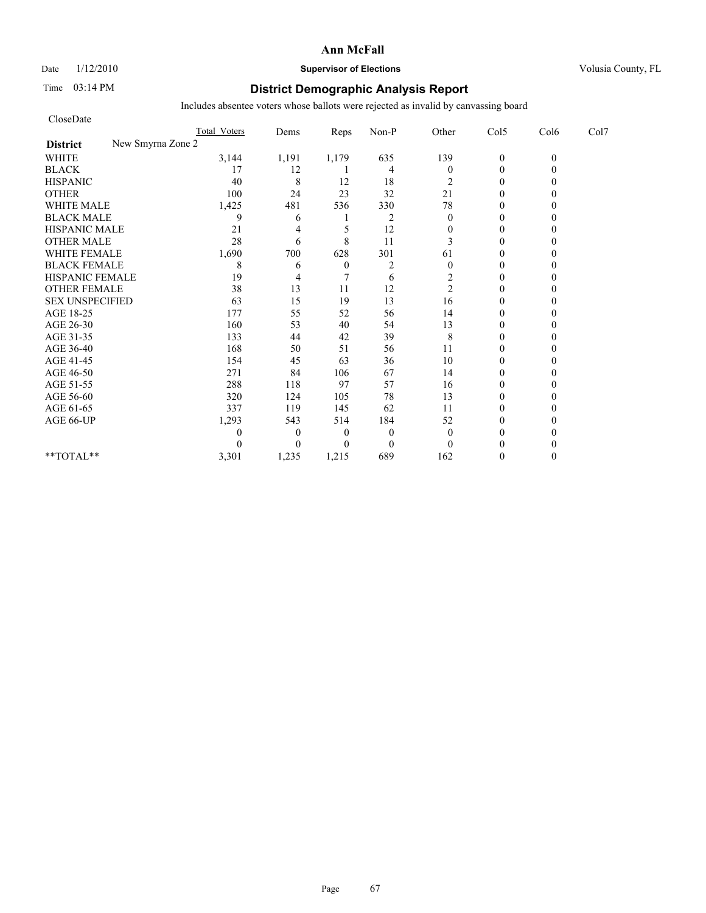# Ann McFall

Date 1/12/2010 **Supervisor of Elections** Volusia County, FL

Time 03:14 PM **District Demographic Analysis Report**

Includes absentee voters whose ballots were rejected as invalid by canvassing board

CloseDate

| | Total Voters | Dems | Reps | Non-P | Other | Col5 | Col6 | Col7 |
|---|---|---|---|---|---|---|---|---|
| **District** New Smyrna Zone 2 | | | | | | | | |
| WHITE | 3,144 | 1,191 | 1,179 | 635 | 139 | 0 | 0 | |
| BLACK | 17 | 12 | 1 | 4 | 0 | 0 | 0 | |
| HISPANIC | 40 | 8 | 12 | 18 | 2 | 0 | 0 | |
| OTHER | 100 | 24 | 23 | 32 | 21 | 0 | 0 | |
| WHITE MALE | 1,425 | 481 | 536 | 330 | 78 | 0 | 0 | |
| BLACK MALE | 9 | 6 | 1 | 2 | 0 | 0 | 0 | |
| HISPANIC MALE | 21 | 4 | 5 | 12 | 0 | 0 | 0 | |
| OTHER MALE | 28 | 6 | 8 | 11 | 3 | 0 | 0 | |
| WHITE FEMALE | 1,690 | 700 | 628 | 301 | 61 | 0 | 0 | |
| BLACK FEMALE | 8 | 6 | 0 | 2 | 0 | 0 | 0 | |
| HISPANIC FEMALE | 19 | 4 | 7 | 6 | 2 | 0 | 0 | |
| OTHER FEMALE | 38 | 13 | 11 | 12 | 2 | 0 | 0 | |
| SEX UNSPECIFIED | 63 | 15 | 19 | 13 | 16 | 0 | 0 | |
| AGE 18-25 | 177 | 55 | 52 | 56 | 14 | 0 | 0 | |
| AGE 26-30 | 160 | 53 | 40 | 54 | 13 | 0 | 0 | |
| AGE 31-35 | 133 | 44 | 42 | 39 | 8 | 0 | 0 | |
| AGE 36-40 | 168 | 50 | 51 | 56 | 11 | 0 | 0 | |
| AGE 41-45 | 154 | 45 | 63 | 36 | 10 | 0 | 0 | |
| AGE 46-50 | 271 | 84 | 106 | 67 | 14 | 0 | 0 | |
| AGE 51-55 | 288 | 118 | 97 | 57 | 16 | 0 | 0 | |
| AGE 56-60 | 320 | 124 | 105 | 78 | 13 | 0 | 0 | |
| AGE 61-65 | 337 | 119 | 145 | 62 | 11 | 0 | 0 | |
| AGE 66-UP | 1,293 | 543 | 514 | 184 | 52 | 0 | 0 | |
| | 0 | 0 | 0 | 0 | 0 | 0 | 0 | |
| | 0 | 0 | 0 | 0 | 0 | 0 | 0 | |
| **TOTAL** | 3,301 | 1,235 | 1,215 | 689 | 162 | 0 | 0 | |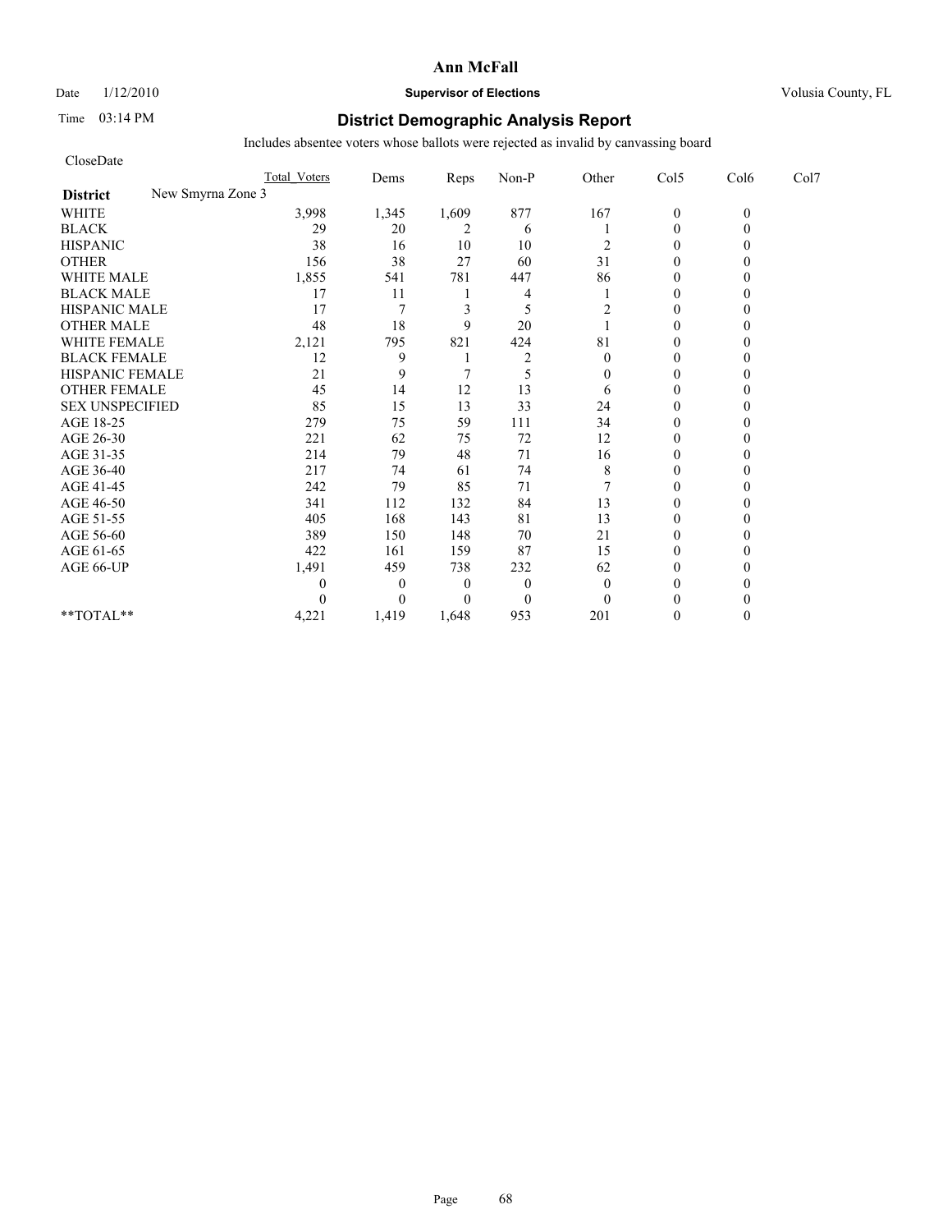**Ann McFall**

Date 1/12/2010 **Supervisor of Elections** Volusia County, FL

Time 03:14 PM

## District Demographic Analysis Report

Includes absentee voters whose ballots were rejected as invalid by canvassing board

CloseDate

| | Total Voters | Dems | Reps | Non-P | Other | Col5 | Col6 | Col7 |
|---|---|---|---|---|---|---|---|---|
| **District** New Smyrna Zone 3 | | | | | | | | |
| WHITE | 3,998 | 1,345 | 1,609 | 877 | 167 | 0 | 0 | |
| BLACK | 29 | 20 | 2 | 6 | 1 | 0 | 0 | |
| HISPANIC | 38 | 16 | 10 | 10 | 2 | 0 | 0 | |
| OTHER | 156 | 38 | 27 | 60 | 31 | 0 | 0 | |
| WHITE MALE | 1,855 | 541 | 781 | 447 | 86 | 0 | 0 | |
| BLACK MALE | 17 | 11 | 1 | 4 | 1 | 0 | 0 | |
| HISPANIC MALE | 17 | 7 | 3 | 5 | 2 | 0 | 0 | |
| OTHER MALE | 48 | 18 | 9 | 20 | 1 | 0 | 0 | |
| WHITE FEMALE | 2,121 | 795 | 821 | 424 | 81 | 0 | 0 | |
| BLACK FEMALE | 12 | 9 | 1 | 2 | 0 | 0 | 0 | |
| HISPANIC FEMALE | 21 | 9 | 7 | 5 | 0 | 0 | 0 | |
| OTHER FEMALE | 45 | 14 | 12 | 13 | 6 | 0 | 0 | |
| SEX UNSPECIFIED | 85 | 15 | 13 | 33 | 24 | 0 | 0 | |
| AGE 18-25 | 279 | 75 | 59 | 111 | 34 | 0 | 0 | |
| AGE 26-30 | 221 | 62 | 75 | 72 | 12 | 0 | 0 | |
| AGE 31-35 | 214 | 79 | 48 | 71 | 16 | 0 | 0 | |
| AGE 36-40 | 217 | 74 | 61 | 74 | 8 | 0 | 0 | |
| AGE 41-45 | 242 | 79 | 85 | 71 | 7 | 0 | 0 | |
| AGE 46-50 | 341 | 112 | 132 | 84 | 13 | 0 | 0 | |
| AGE 51-55 | 405 | 168 | 143 | 81 | 13 | 0 | 0 | |
| AGE 56-60 | 389 | 150 | 148 | 70 | 21 | 0 | 0 | |
| AGE 61-65 | 422 | 161 | 159 | 87 | 15 | 0 | 0 | |
| AGE 66-UP | 1,491 | 459 | 738 | 232 | 62 | 0 | 0 | |
| | 0 | 0 | 0 | 0 | 0 | 0 | 0 | |
| | 0 | 0 | 0 | 0 | 0 | 0 | 0 | |
| **TOTAL** | 4,221 | 1,419 | 1,648 | 953 | 201 | 0 | 0 | |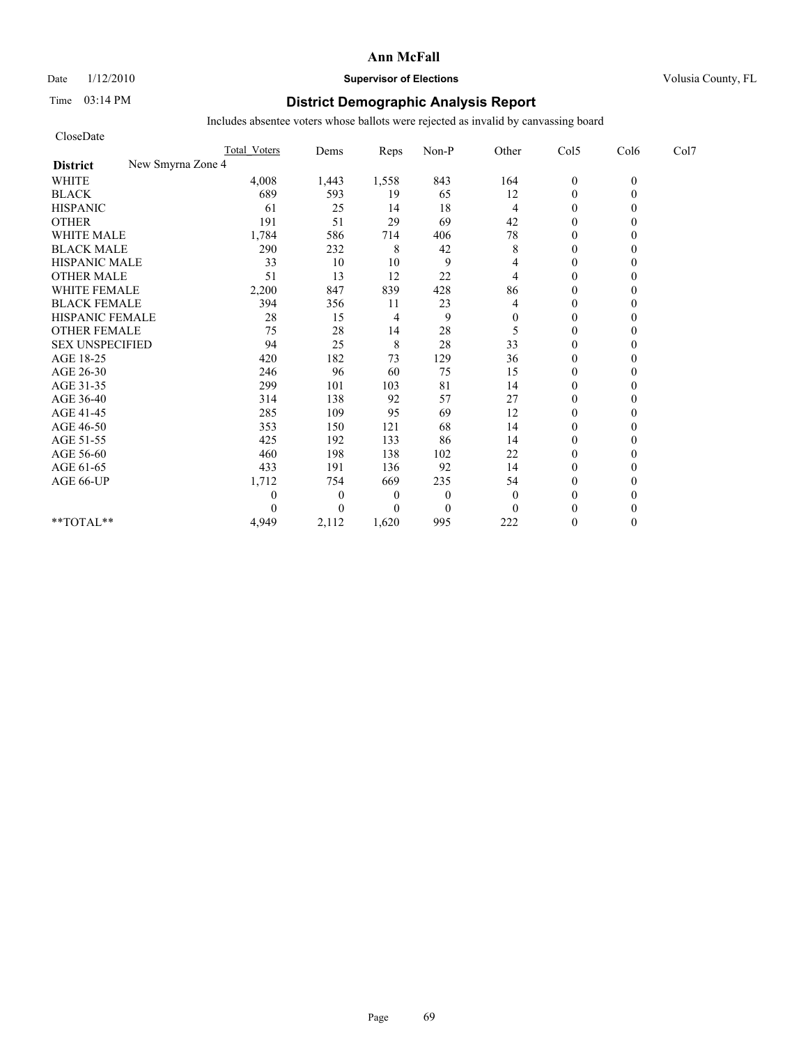**Ann McFall**

Date 1/12/2010 **Supervisor of Elections** Volusia County, FL

Time 03:14 PM

# District Demographic Analysis Report

Includes absentee voters whose ballots were rejected as invalid by canvassing board

CloseDate

| | Total_Voters | Dems | Reps | Non-P | Other | Col5 | Col6 | Col7 |
|---|---|---|---|---|---|---|---|---|
| **District** New Smyrna Zone 4 | | | | | | | | |
| WHITE | 4,008 | 1,443 | 1,558 | 843 | 164 | 0 | 0 | |
| BLACK | 689 | 593 | 19 | 65 | 12 | 0 | 0 | |
| HISPANIC | 61 | 25 | 14 | 18 | 4 | 0 | 0 | |
| OTHER | 191 | 51 | 29 | 69 | 42 | 0 | 0 | |
| WHITE MALE | 1,784 | 586 | 714 | 406 | 78 | 0 | 0 | |
| BLACK MALE | 290 | 232 | 8 | 42 | 8 | 0 | 0 | |
| HISPANIC MALE | 33 | 10 | 10 | 9 | 4 | 0 | 0 | |
| OTHER MALE | 51 | 13 | 12 | 22 | 4 | 0 | 0 | |
| WHITE FEMALE | 2,200 | 847 | 839 | 428 | 86 | 0 | 0 | |
| BLACK FEMALE | 394 | 356 | 11 | 23 | 4 | 0 | 0 | |
| HISPANIC FEMALE | 28 | 15 | 4 | 9 | 0 | 0 | 0 | |
| OTHER FEMALE | 75 | 28 | 14 | 28 | 5 | 0 | 0 | |
| SEX UNSPECIFIED | 94 | 25 | 8 | 28 | 33 | 0 | 0 | |
| AGE 18-25 | 420 | 182 | 73 | 129 | 36 | 0 | 0 | |
| AGE 26-30 | 246 | 96 | 60 | 75 | 15 | 0 | 0 | |
| AGE 31-35 | 299 | 101 | 103 | 81 | 14 | 0 | 0 | |
| AGE 36-40 | 314 | 138 | 92 | 57 | 27 | 0 | 0 | |
| AGE 41-45 | 285 | 109 | 95 | 69 | 12 | 0 | 0 | |
| AGE 46-50 | 353 | 150 | 121 | 68 | 14 | 0 | 0 | |
| AGE 51-55 | 425 | 192 | 133 | 86 | 14 | 0 | 0 | |
| AGE 56-60 | 460 | 198 | 138 | 102 | 22 | 0 | 0 | |
| AGE 61-65 | 433 | 191 | 136 | 92 | 14 | 0 | 0 | |
| AGE 66-UP | 1,712 | 754 | 669 | 235 | 54 | 0 | 0 | |
| | 0 | 0 | 0 | 0 | 0 | 0 | 0 | |
| | 0 | 0 | 0 | 0 | 0 | 0 | 0 | |
| **TOTAL** | 4,949 | 2,112 | 1,620 | 995 | 222 | 0 | 0 | |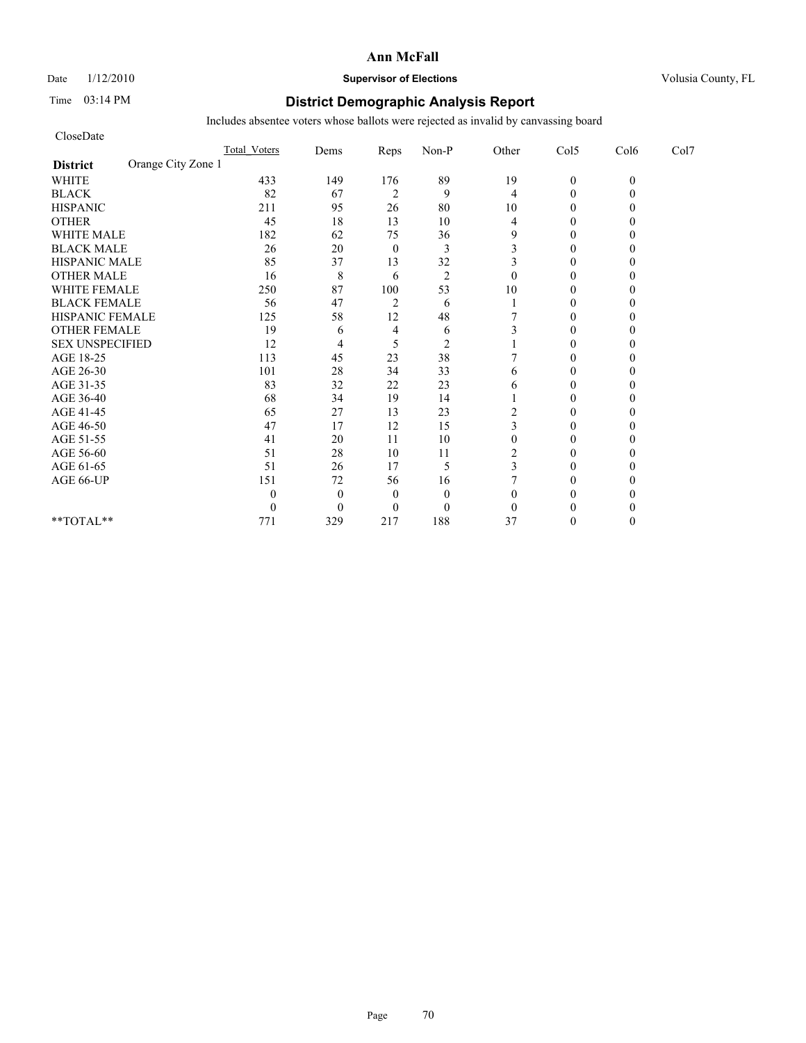**Ann McFall**

Date 1/12/2010 **Supervisor of Elections** Volusia County, FL

Time 03:14 PM

## District Demographic Analysis Report

Includes absentee voters whose ballots were rejected as invalid by canvassing board

CloseDate

| | Total_Voters | Dems | Reps | Non-P | Other | Col5 | Col6 | Col7 |
|---|---|---|---|---|---|---|---|---|
| **District** Orange City Zone 1 | | | | | | | | |
| WHITE | 433 | 149 | 176 | 89 | 19 | 0 | 0 | |
| BLACK | 82 | 67 | 2 | 9 | 4 | 0 | 0 | |
| HISPANIC | 211 | 95 | 26 | 80 | 10 | 0 | 0 | |
| OTHER | 45 | 18 | 13 | 10 | 4 | 0 | 0 | |
| WHITE MALE | 182 | 62 | 75 | 36 | 9 | 0 | 0 | |
| BLACK MALE | 26 | 20 | 0 | 3 | 3 | 0 | 0 | |
| HISPANIC MALE | 85 | 37 | 13 | 32 | 3 | 0 | 0 | |
| OTHER MALE | 16 | 8 | 6 | 2 | 0 | 0 | 0 | |
| WHITE FEMALE | 250 | 87 | 100 | 53 | 10 | 0 | 0 | |
| BLACK FEMALE | 56 | 47 | 2 | 6 | 1 | 0 | 0 | |
| HISPANIC FEMALE | 125 | 58 | 12 | 48 | 7 | 0 | 0 | |
| OTHER FEMALE | 19 | 6 | 4 | 6 | 3 | 0 | 0 | |
| SEX UNSPECIFIED | 12 | 4 | 5 | 2 | 1 | 0 | 0 | |
| AGE 18-25 | 113 | 45 | 23 | 38 | 7 | 0 | 0 | |
| AGE 26-30 | 101 | 28 | 34 | 33 | 6 | 0 | 0 | |
| AGE 31-35 | 83 | 32 | 22 | 23 | 6 | 0 | 0 | |
| AGE 36-40 | 68 | 34 | 19 | 14 | 1 | 0 | 0 | |
| AGE 41-45 | 65 | 27 | 13 | 23 | 2 | 0 | 0 | |
| AGE 46-50 | 47 | 17 | 12 | 15 | 3 | 0 | 0 | |
| AGE 51-55 | 41 | 20 | 11 | 10 | 0 | 0 | 0 | |
| AGE 56-60 | 51 | 28 | 10 | 11 | 2 | 0 | 0 | |
| AGE 61-65 | 51 | 26 | 17 | 5 | 3 | 0 | 0 | |
| AGE 66-UP | 151 | 72 | 56 | 16 | 7 | 0 | 0 | |
| | 0 | 0 | 0 | 0 | 0 | 0 | 0 | |
| | 0 | 0 | 0 | 0 | 0 | 0 | 0 | |
| **TOTAL** | 771 | 329 | 217 | 188 | 37 | 0 | 0 | |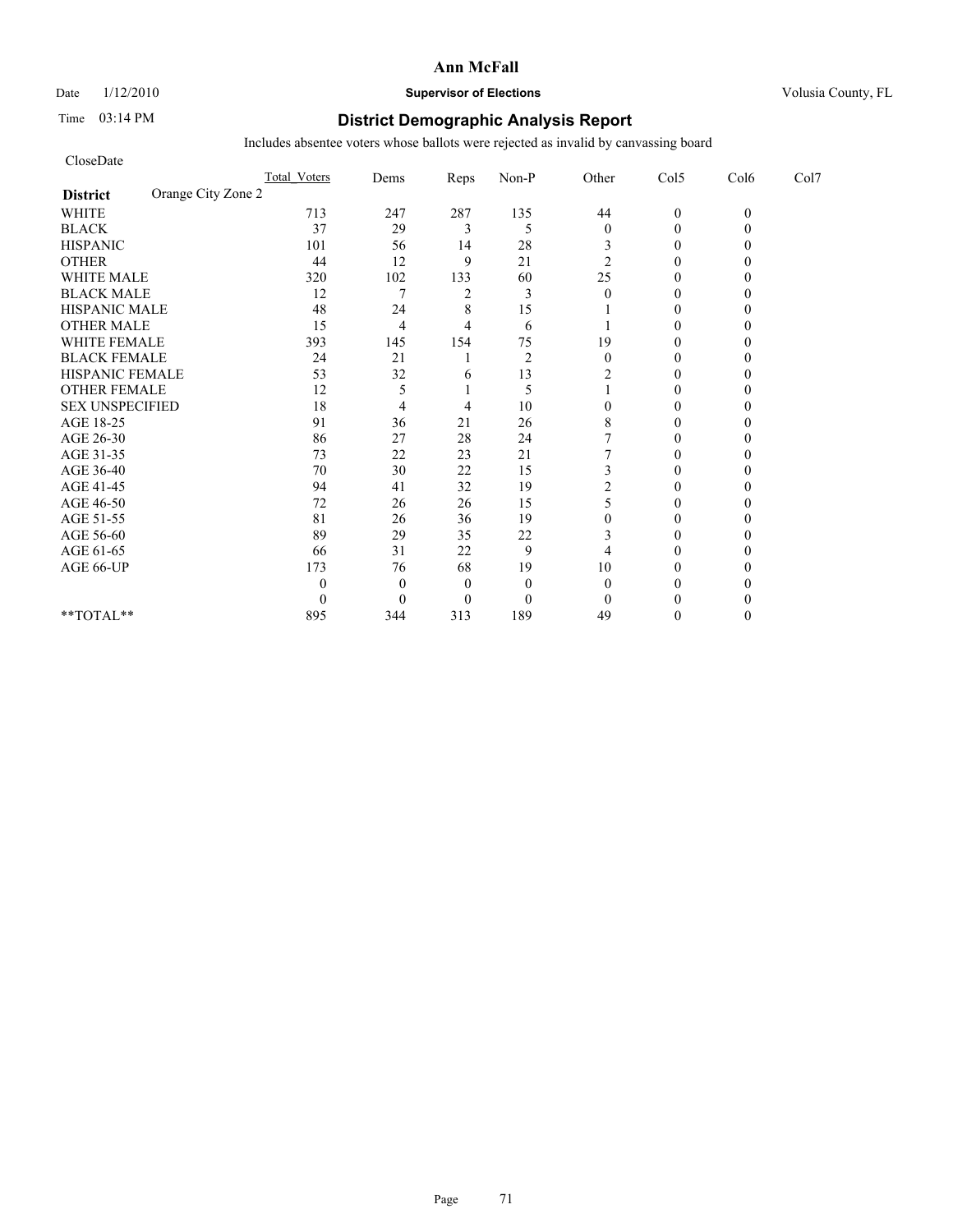# Ann McFall

Date 1/12/2010 **Supervisor of Elections** Volusia County, FL

Time 03:14 PM **District Demographic Analysis Report**

Includes absentee voters whose ballots were rejected as invalid by canvassing board

CloseDate

| | Total_Voters | Dems | Reps | Non-P | Other | Col5 | Col6 | Col7 |
|---|---|---|---|---|---|---|---|---|
| **District** Orange City Zone 2 | | | | | | | | |
| WHITE | 713 | 247 | 287 | 135 | 44 | 0 | 0 | |
| BLACK | 37 | 29 | 3 | 5 | 0 | 0 | 0 | |
| HISPANIC | 101 | 56 | 14 | 28 | 3 | 0 | 0 | |
| OTHER | 44 | 12 | 9 | 21 | 2 | 0 | 0 | |
| WHITE MALE | 320 | 102 | 133 | 60 | 25 | 0 | 0 | |
| BLACK MALE | 12 | 7 | 2 | 3 | 0 | 0 | 0 | |
| HISPANIC MALE | 48 | 24 | 8 | 15 | 1 | 0 | 0 | |
| OTHER MALE | 15 | 4 | 4 | 6 | 1 | 0 | 0 | |
| WHITE FEMALE | 393 | 145 | 154 | 75 | 19 | 0 | 0 | |
| BLACK FEMALE | 24 | 21 | 1 | 2 | 0 | 0 | 0 | |
| HISPANIC FEMALE | 53 | 32 | 6 | 13 | 2 | 0 | 0 | |
| OTHER FEMALE | 12 | 5 | 1 | 5 | 1 | 0 | 0 | |
| SEX UNSPECIFIED | 18 | 4 | 4 | 10 | 0 | 0 | 0 | |
| AGE 18-25 | 91 | 36 | 21 | 26 | 8 | 0 | 0 | |
| AGE 26-30 | 86 | 27 | 28 | 24 | 7 | 0 | 0 | |
| AGE 31-35 | 73 | 22 | 23 | 21 | 7 | 0 | 0 | |
| AGE 36-40 | 70 | 30 | 22 | 15 | 3 | 0 | 0 | |
| AGE 41-45 | 94 | 41 | 32 | 19 | 2 | 0 | 0 | |
| AGE 46-50 | 72 | 26 | 26 | 15 | 5 | 0 | 0 | |
| AGE 51-55 | 81 | 26 | 36 | 19 | 0 | 0 | 0 | |
| AGE 56-60 | 89 | 29 | 35 | 22 | 3 | 0 | 0 | |
| AGE 61-65 | 66 | 31 | 22 | 9 | 4 | 0 | 0 | |
| AGE 66-UP | 173 | 76 | 68 | 19 | 10 | 0 | 0 | |
| | 0 | 0 | 0 | 0 | 0 | 0 | 0 | |
| | 0 | 0 | 0 | 0 | 0 | 0 | 0 | |
| **TOTAL** | 895 | 344 | 313 | 189 | 49 | 0 | 0 | |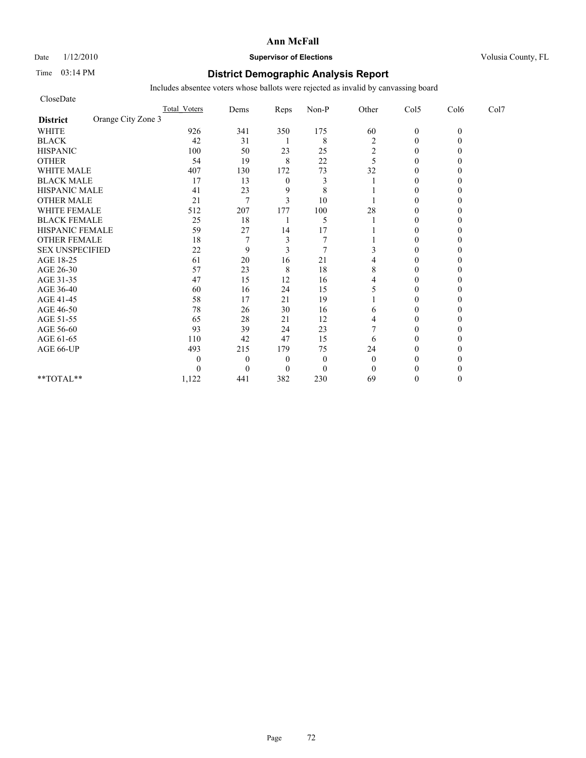**Ann McFall**

Date 1/12/2010 **Supervisor of Elections** Volusia County, FL

Time 03:14 PM

## District Demographic Analysis Report

Includes absentee voters whose ballots were rejected as invalid by canvassing board

CloseDate

| | Total_Voters | Dems | Reps | Non-P | Other | Col5 | Col6 | Col7 |
|---|---|---|---|---|---|---|---|---|
| **District** Orange City Zone 3 | | | | | | | | |
| WHITE | 926 | 341 | 350 | 175 | 60 | 0 | 0 | |
| BLACK | 42 | 31 | 1 | 8 | 2 | 0 | 0 | |
| HISPANIC | 100 | 50 | 23 | 25 | 2 | 0 | 0 | |
| OTHER | 54 | 19 | 8 | 22 | 5 | 0 | 0 | |
| WHITE MALE | 407 | 130 | 172 | 73 | 32 | 0 | 0 | |
| BLACK MALE | 17 | 13 | 0 | 3 | 1 | 0 | 0 | |
| HISPANIC MALE | 41 | 23 | 9 | 8 | 1 | 0 | 0 | |
| OTHER MALE | 21 | 7 | 3 | 10 | 1 | 0 | 0 | |
| WHITE FEMALE | 512 | 207 | 177 | 100 | 28 | 0 | 0 | |
| BLACK FEMALE | 25 | 18 | 1 | 5 | 1 | 0 | 0 | |
| HISPANIC FEMALE | 59 | 27 | 14 | 17 | 1 | 0 | 0 | |
| OTHER FEMALE | 18 | 7 | 3 | 7 | 1 | 0 | 0 | |
| SEX UNSPECIFIED | 22 | 9 | 3 | 7 | 3 | 0 | 0 | |
| AGE 18-25 | 61 | 20 | 16 | 21 | 4 | 0 | 0 | |
| AGE 26-30 | 57 | 23 | 8 | 18 | 8 | 0 | 0 | |
| AGE 31-35 | 47 | 15 | 12 | 16 | 4 | 0 | 0 | |
| AGE 36-40 | 60 | 16 | 24 | 15 | 5 | 0 | 0 | |
| AGE 41-45 | 58 | 17 | 21 | 19 | 1 | 0 | 0 | |
| AGE 46-50 | 78 | 26 | 30 | 16 | 6 | 0 | 0 | |
| AGE 51-55 | 65 | 28 | 21 | 12 | 4 | 0 | 0 | |
| AGE 56-60 | 93 | 39 | 24 | 23 | 7 | 0 | 0 | |
| AGE 61-65 | 110 | 42 | 47 | 15 | 6 | 0 | 0 | |
| AGE 66-UP | 493 | 215 | 179 | 75 | 24 | 0 | 0 | |
| | 0 | 0 | 0 | 0 | 0 | 0 | 0 | |
| | 0 | 0 | 0 | 0 | 0 | 0 | 0 | |
| **TOTAL** | 1,122 | 441 | 382 | 230 | 69 | 0 | 0 | |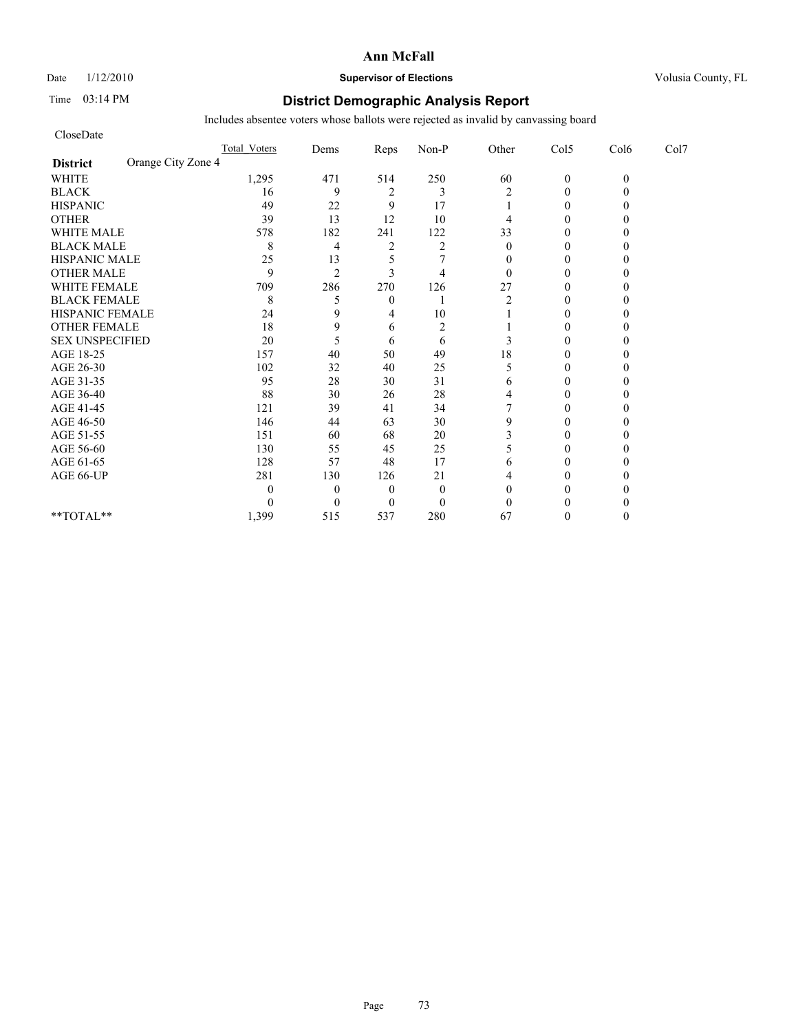# Ann McFall

Date 1/12/2010 **Supervisor of Elections** Volusia County, FL

Time 03:14 PM **District Demographic Analysis Report**

Includes absentee voters whose ballots were rejected as invalid by canvassing board

CloseDate

| District: Orange City Zone 4 | Total_Voters | Dems | Reps | Non-P | Other | Col5 | Col6 | Col7 |
|---|---|---|---|---|---|---|---|---|
| WHITE | 1,295 | 471 | 514 | 250 | 60 | 0 | 0 | |
| BLACK | 16 | 9 | 2 | 3 | 2 | 0 | 0 | |
| HISPANIC | 49 | 22 | 9 | 17 | 1 | 0 | 0 | |
| OTHER | 39 | 13 | 12 | 10 | 4 | 0 | 0 | |
| WHITE MALE | 578 | 182 | 241 | 122 | 33 | 0 | 0 | |
| BLACK MALE | 8 | 4 | 2 | 2 | 0 | 0 | 0 | |
| HISPANIC MALE | 25 | 13 | 5 | 7 | 0 | 0 | 0 | |
| OTHER MALE | 9 | 2 | 3 | 4 | 0 | 0 | 0 | |
| WHITE FEMALE | 709 | 286 | 270 | 126 | 27 | 0 | 0 | |
| BLACK FEMALE | 8 | 5 | 0 | 1 | 2 | 0 | 0 | |
| HISPANIC FEMALE | 24 | 9 | 4 | 10 | 1 | 0 | 0 | |
| OTHER FEMALE | 18 | 9 | 6 | 2 | 1 | 0 | 0 | |
| SEX UNSPECIFIED | 20 | 5 | 6 | 6 | 3 | 0 | 0 | |
| AGE 18-25 | 157 | 40 | 50 | 49 | 18 | 0 | 0 | |
| AGE 26-30 | 102 | 32 | 40 | 25 | 5 | 0 | 0 | |
| AGE 31-35 | 95 | 28 | 30 | 31 | 6 | 0 | 0 | |
| AGE 36-40 | 88 | 30 | 26 | 28 | 4 | 0 | 0 | |
| AGE 41-45 | 121 | 39 | 41 | 34 | 7 | 0 | 0 | |
| AGE 46-50 | 146 | 44 | 63 | 30 | 9 | 0 | 0 | |
| AGE 51-55 | 151 | 60 | 68 | 20 | 3 | 0 | 0 | |
| AGE 56-60 | 130 | 55 | 45 | 25 | 5 | 0 | 0 | |
| AGE 61-65 | 128 | 57 | 48 | 17 | 6 | 0 | 0 | |
| AGE 66-UP | 281 | 130 | 126 | 21 | 4 | 0 | 0 | |
| | 0 | 0 | 0 | 0 | 0 | 0 | 0 | |
| | 0 | 0 | 0 | 0 | 0 | 0 | 0 | |
| **TOTAL** | 1,399 | 515 | 537 | 280 | 67 | 0 | 0 | |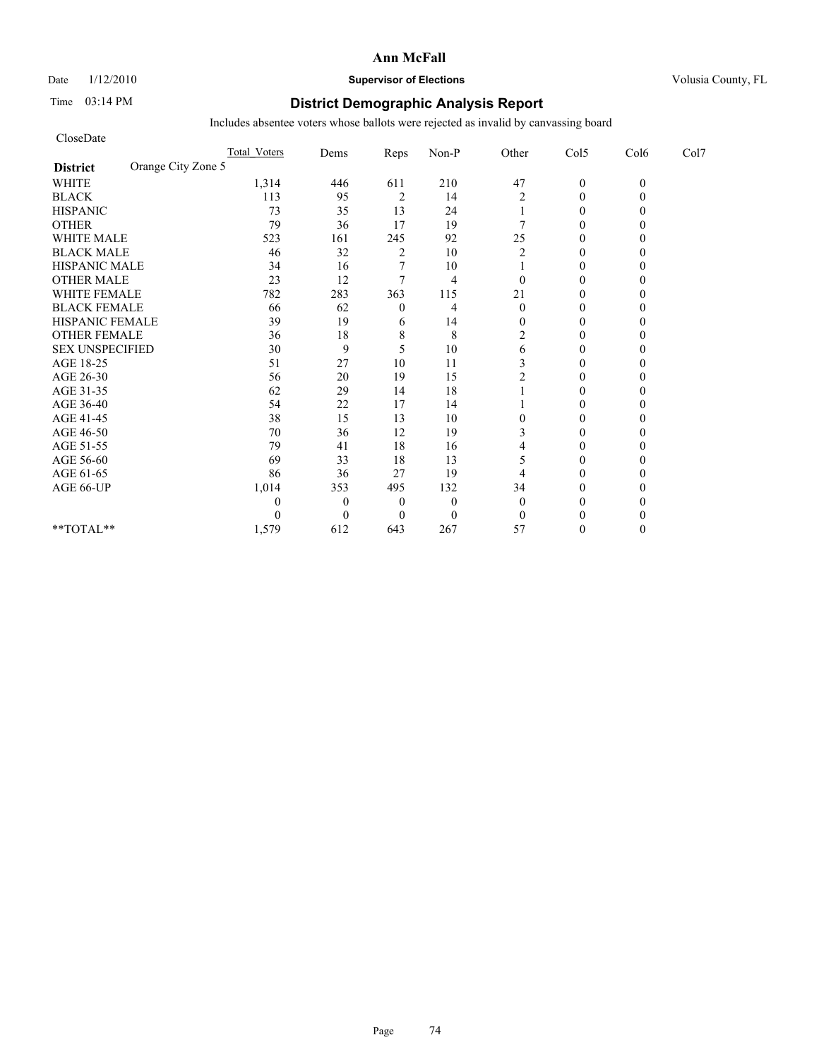**Ann McFall**

Date 1/12/2010 **Supervisor of Elections** Volusia County, FL

Time 03:14 PM

## District Demographic Analysis Report

Includes absentee voters whose ballots were rejected as invalid by canvassing board

CloseDate

| | Total_Voters | Dems | Reps | Non-P | Other | Col5 | Col6 | Col7 |
|---|---|---|---|---|---|---|---|---|
| **District** Orange City Zone 5 | | | | | | | | |
| WHITE | 1,314 | 446 | 611 | 210 | 47 | 0 | 0 | |
| BLACK | 113 | 95 | 2 | 14 | 2 | 0 | 0 | |
| HISPANIC | 73 | 35 | 13 | 24 | 1 | 0 | 0 | |
| OTHER | 79 | 36 | 17 | 19 | 7 | 0 | 0 | |
| WHITE MALE | 523 | 161 | 245 | 92 | 25 | 0 | 0 | |
| BLACK MALE | 46 | 32 | 2 | 10 | 2 | 0 | 0 | |
| HISPANIC MALE | 34 | 16 | 7 | 10 | 1 | 0 | 0 | |
| OTHER MALE | 23 | 12 | 7 | 4 | 0 | 0 | 0 | |
| WHITE FEMALE | 782 | 283 | 363 | 115 | 21 | 0 | 0 | |
| BLACK FEMALE | 66 | 62 | 0 | 4 | 0 | 0 | 0 | |
| HISPANIC FEMALE | 39 | 19 | 6 | 14 | 0 | 0 | 0 | |
| OTHER FEMALE | 36 | 18 | 8 | 8 | 2 | 0 | 0 | |
| SEX UNSPECIFIED | 30 | 9 | 5 | 10 | 6 | 0 | 0 | |
| AGE 18-25 | 51 | 27 | 10 | 11 | 3 | 0 | 0 | |
| AGE 26-30 | 56 | 20 | 19 | 15 | 2 | 0 | 0 | |
| AGE 31-35 | 62 | 29 | 14 | 18 | 1 | 0 | 0 | |
| AGE 36-40 | 54 | 22 | 17 | 14 | 1 | 0 | 0 | |
| AGE 41-45 | 38 | 15 | 13 | 10 | 0 | 0 | 0 | |
| AGE 46-50 | 70 | 36 | 12 | 19 | 3 | 0 | 0 | |
| AGE 51-55 | 79 | 41 | 18 | 16 | 4 | 0 | 0 | |
| AGE 56-60 | 69 | 33 | 18 | 13 | 5 | 0 | 0 | |
| AGE 61-65 | 86 | 36 | 27 | 19 | 4 | 0 | 0 | |
| AGE 66-UP | 1,014 | 353 | 495 | 132 | 34 | 0 | 0 | |
| | 0 | 0 | 0 | 0 | 0 | 0 | 0 | |
| | 0 | 0 | 0 | 0 | 0 | 0 | 0 | |
| **TOTAL** | 1,579 | 612 | 643 | 267 | 57 | 0 | 0 | |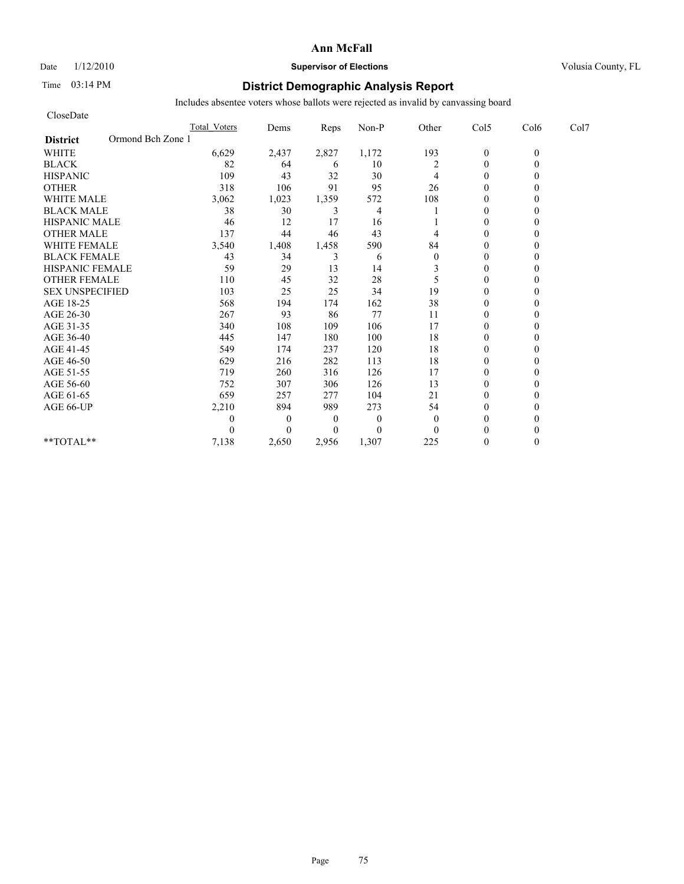**Ann McFall**

Date 1/12/2010 **Supervisor of Elections** Volusia County, FL

Time 03:14 PM

## District Demographic Analysis Report

Includes absentee voters whose ballots were rejected as invalid by canvassing board

CloseDate

| | Total_Voters | Dems | Reps | Non-P | Other | Col5 | Col6 | Col7 |
|---|---|---|---|---|---|---|---|---|
| **District** Ormond Bch Zone 1 | | | | | | | | |
| WHITE | 6,629 | 2,437 | 2,827 | 1,172 | 193 | 0 | 0 | |
| BLACK | 82 | 64 | 6 | 10 | 2 | 0 | 0 | |
| HISPANIC | 109 | 43 | 32 | 30 | 4 | 0 | 0 | |
| OTHER | 318 | 106 | 91 | 95 | 26 | 0 | 0 | |
| WHITE MALE | 3,062 | 1,023 | 1,359 | 572 | 108 | 0 | 0 | |
| BLACK MALE | 38 | 30 | 3 | 4 | 1 | 0 | 0 | |
| HISPANIC MALE | 46 | 12 | 17 | 16 | 1 | 0 | 0 | |
| OTHER MALE | 137 | 44 | 46 | 43 | 4 | 0 | 0 | |
| WHITE FEMALE | 3,540 | 1,408 | 1,458 | 590 | 84 | 0 | 0 | |
| BLACK FEMALE | 43 | 34 | 3 | 6 | 0 | 0 | 0 | |
| HISPANIC FEMALE | 59 | 29 | 13 | 14 | 3 | 0 | 0 | |
| OTHER FEMALE | 110 | 45 | 32 | 28 | 5 | 0 | 0 | |
| SEX UNSPECIFIED | 103 | 25 | 25 | 34 | 19 | 0 | 0 | |
| AGE 18-25 | 568 | 194 | 174 | 162 | 38 | 0 | 0 | |
| AGE 26-30 | 267 | 93 | 86 | 77 | 11 | 0 | 0 | |
| AGE 31-35 | 340 | 108 | 109 | 106 | 17 | 0 | 0 | |
| AGE 36-40 | 445 | 147 | 180 | 100 | 18 | 0 | 0 | |
| AGE 41-45 | 549 | 174 | 237 | 120 | 18 | 0 | 0 | |
| AGE 46-50 | 629 | 216 | 282 | 113 | 18 | 0 | 0 | |
| AGE 51-55 | 719 | 260 | 316 | 126 | 17 | 0 | 0 | |
| AGE 56-60 | 752 | 307 | 306 | 126 | 13 | 0 | 0 | |
| AGE 61-65 | 659 | 257 | 277 | 104 | 21 | 0 | 0 | |
| AGE 66-UP | 2,210 | 894 | 989 | 273 | 54 | 0 | 0 | |
| | 0 | 0 | 0 | 0 | 0 | 0 | 0 | |
| | 0 | 0 | 0 | 0 | 0 | 0 | 0 | |
| **TOTAL** | 7,138 | 2,650 | 2,956 | 1,307 | 225 | 0 | 0 | |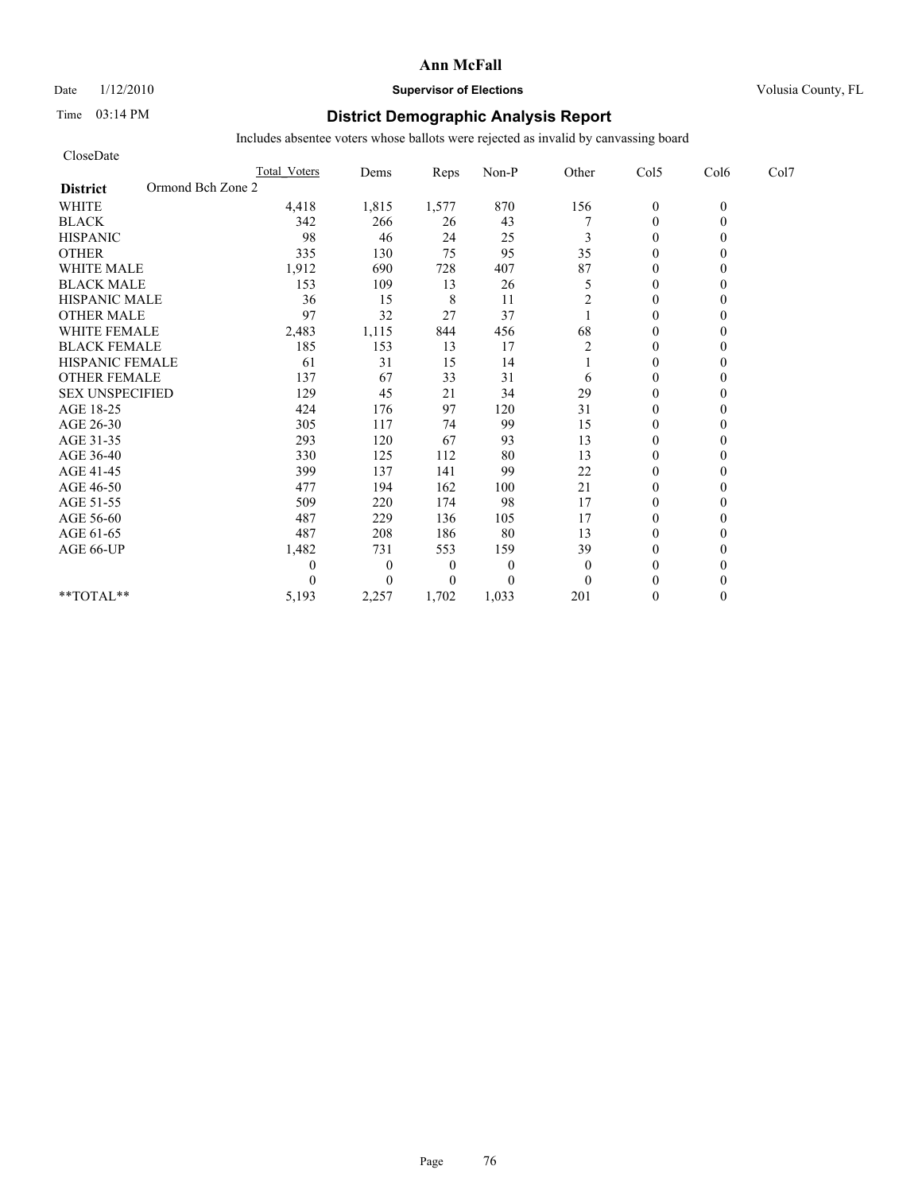**Ann McFall**

Date 1/12/2010 **Supervisor of Elections** Volusia County, FL

Time 03:14 PM

# District Demographic Analysis Report

Includes absentee voters whose ballots were rejected as invalid by canvassing board

CloseDate

| District: Ormond Bch Zone 2 | Total_Voters | Dems | Reps | Non-P | Other | Col5 | Col6 | Col7 |
|---|---|---|---|---|---|---|---|---|
| WHITE | 4,418 | 1,815 | 1,577 | 870 | 156 | 0 | 0 | |
| BLACK | 342 | 266 | 26 | 43 | 7 | 0 | 0 | |
| HISPANIC | 98 | 46 | 24 | 25 | 3 | 0 | 0 | |
| OTHER | 335 | 130 | 75 | 95 | 35 | 0 | 0 | |
| WHITE MALE | 1,912 | 690 | 728 | 407 | 87 | 0 | 0 | |
| BLACK MALE | 153 | 109 | 13 | 26 | 5 | 0 | 0 | |
| HISPANIC MALE | 36 | 15 | 8 | 11 | 2 | 0 | 0 | |
| OTHER MALE | 97 | 32 | 27 | 37 | 1 | 0 | 0 | |
| WHITE FEMALE | 2,483 | 1,115 | 844 | 456 | 68 | 0 | 0 | |
| BLACK FEMALE | 185 | 153 | 13 | 17 | 2 | 0 | 0 | |
| HISPANIC FEMALE | 61 | 31 | 15 | 14 | 1 | 0 | 0 | |
| OTHER FEMALE | 137 | 67 | 33 | 31 | 6 | 0 | 0 | |
| SEX UNSPECIFIED | 129 | 45 | 21 | 34 | 29 | 0 | 0 | |
| AGE 18-25 | 424 | 176 | 97 | 120 | 31 | 0 | 0 | |
| AGE 26-30 | 305 | 117 | 74 | 99 | 15 | 0 | 0 | |
| AGE 31-35 | 293 | 120 | 67 | 93 | 13 | 0 | 0 | |
| AGE 36-40 | 330 | 125 | 112 | 80 | 13 | 0 | 0 | |
| AGE 41-45 | 399 | 137 | 141 | 99 | 22 | 0 | 0 | |
| AGE 46-50 | 477 | 194 | 162 | 100 | 21 | 0 | 0 | |
| AGE 51-55 | 509 | 220 | 174 | 98 | 17 | 0 | 0 | |
| AGE 56-60 | 487 | 229 | 136 | 105 | 17 | 0 | 0 | |
| AGE 61-65 | 487 | 208 | 186 | 80 | 13 | 0 | 0 | |
| AGE 66-UP | 1,482 | 731 | 553 | 159 | 39 | 0 | 0 | |
| | 0 | 0 | 0 | 0 | 0 | 0 | 0 | |
| | 0 | 0 | 0 | 0 | 0 | 0 | 0 | |
| **TOTAL** | 5,193 | 2,257 | 1,702 | 1,033 | 201 | 0 | 0 | |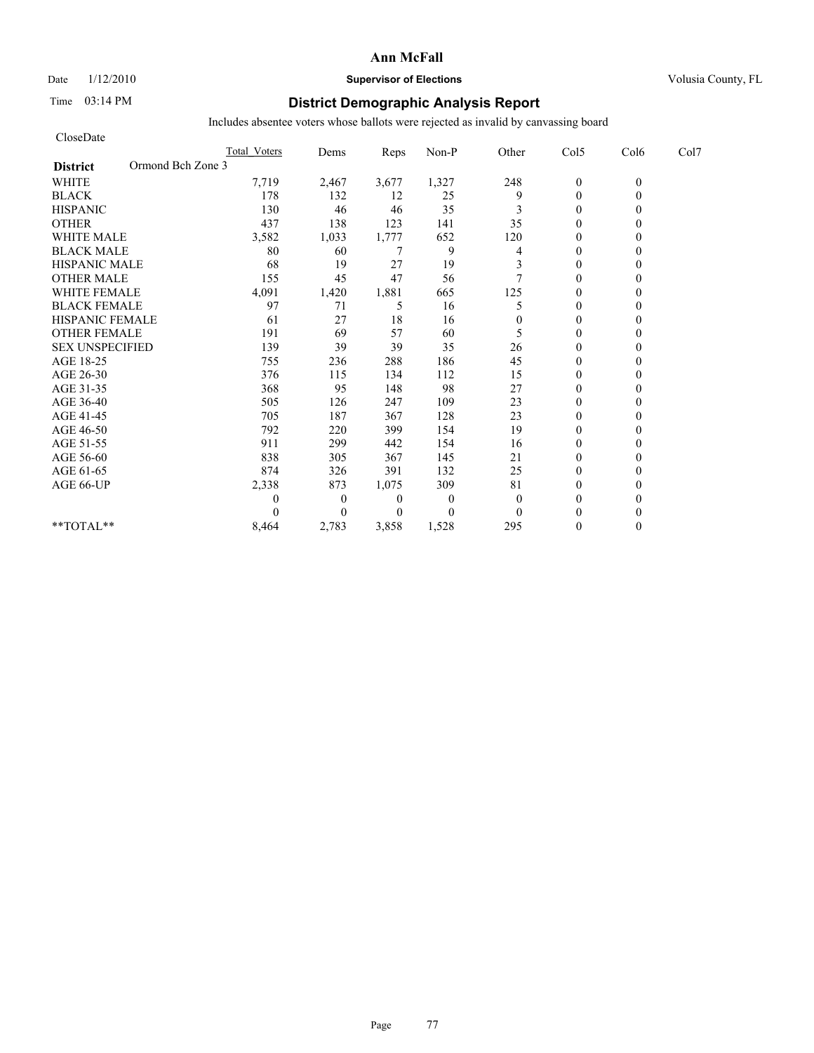**Ann McFall**

Date 1/12/2010 **Supervisor of Elections** Volusia County, FL

Time 03:14 PM **District Demographic Analysis Report**

Includes absentee voters whose ballots were rejected as invalid by canvassing board

CloseDate

| District: Ormond Bch Zone 3 | Total Voters | Dems | Reps | Non-P | Other | Col5 | Col6 | Col7 |
|---|---|---|---|---|---|---|---|---|
| WHITE | 7,719 | 2,467 | 3,677 | 1,327 | 248 | 0 | 0 | |
| BLACK | 178 | 132 | 12 | 25 | 9 | 0 | 0 | |
| HISPANIC | 130 | 46 | 46 | 35 | 3 | 0 | 0 | |
| OTHER | 437 | 138 | 123 | 141 | 35 | 0 | 0 | |
| WHITE MALE | 3,582 | 1,033 | 1,777 | 652 | 120 | 0 | 0 | |
| BLACK MALE | 80 | 60 | 7 | 9 | 4 | 0 | 0 | |
| HISPANIC MALE | 68 | 19 | 27 | 19 | 3 | 0 | 0 | |
| OTHER MALE | 155 | 45 | 47 | 56 | 7 | 0 | 0 | |
| WHITE FEMALE | 4,091 | 1,420 | 1,881 | 665 | 125 | 0 | 0 | |
| BLACK FEMALE | 97 | 71 | 5 | 16 | 5 | 0 | 0 | |
| HISPANIC FEMALE | 61 | 27 | 18 | 16 | 0 | 0 | 0 | |
| OTHER FEMALE | 191 | 69 | 57 | 60 | 5 | 0 | 0 | |
| SEX UNSPECIFIED | 139 | 39 | 39 | 35 | 26 | 0 | 0 | |
| AGE 18-25 | 755 | 236 | 288 | 186 | 45 | 0 | 0 | |
| AGE 26-30 | 376 | 115 | 134 | 112 | 15 | 0 | 0 | |
| AGE 31-35 | 368 | 95 | 148 | 98 | 27 | 0 | 0 | |
| AGE 36-40 | 505 | 126 | 247 | 109 | 23 | 0 | 0 | |
| AGE 41-45 | 705 | 187 | 367 | 128 | 23 | 0 | 0 | |
| AGE 46-50 | 792 | 220 | 399 | 154 | 19 | 0 | 0 | |
| AGE 51-55 | 911 | 299 | 442 | 154 | 16 | 0 | 0 | |
| AGE 56-60 | 838 | 305 | 367 | 145 | 21 | 0 | 0 | |
| AGE 61-65 | 874 | 326 | 391 | 132 | 25 | 0 | 0 | |
| AGE 66-UP | 2,338 | 873 | 1,075 | 309 | 81 | 0 | 0 | |
| | 0 | 0 | 0 | 0 | 0 | 0 | 0 | |
| | 0 | 0 | 0 | 0 | 0 | 0 | 0 | |
| **TOTAL** | 8,464 | 2,783 | 3,858 | 1,528 | 295 | 0 | 0 | |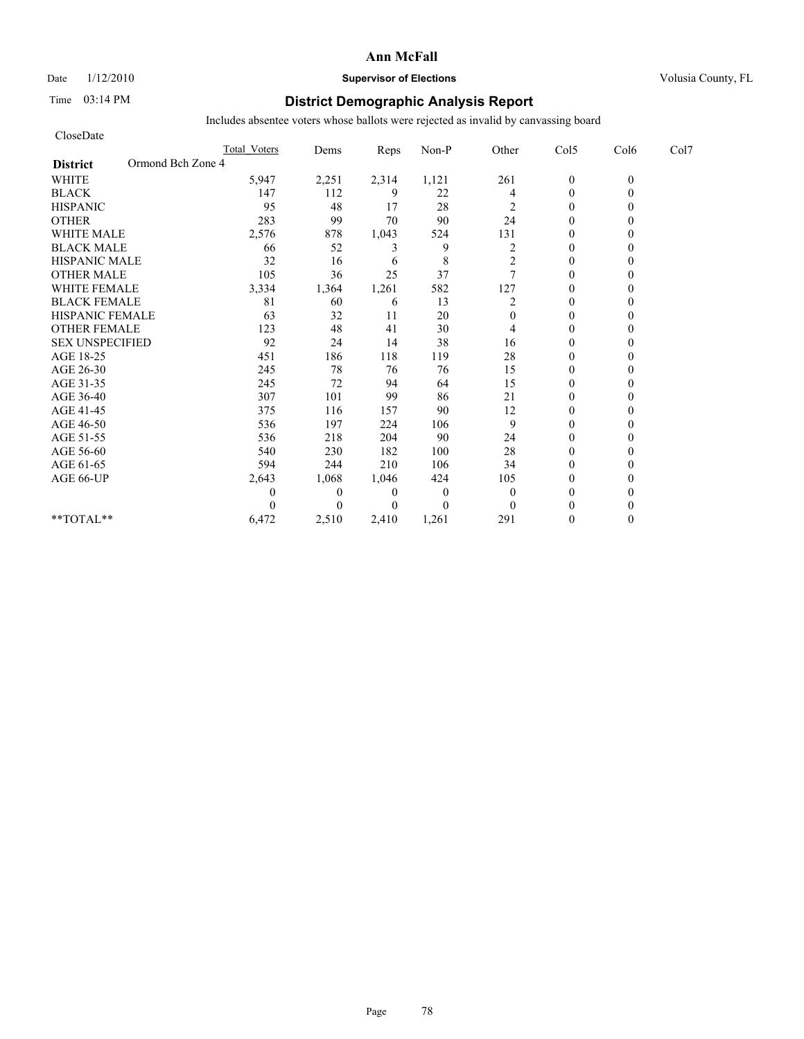# Ann McFall

Date 1/12/2010 **Supervisor of Elections** Volusia County, FL

Time 03:14 PM

## District Demographic Analysis Report

Includes absentee voters whose ballots were rejected as invalid by canvassing board

CloseDate

| | Total_Voters | Dems | Reps | Non-P | Other | Col5 | Col6 | Col7 |
|---|---|---|---|---|---|---|---|---|
| **District** Ormond Bch Zone 4 | | | | | | | | |
| WHITE | 5,947 | 2,251 | 2,314 | 1,121 | 261 | 0 | 0 | |
| BLACK | 147 | 112 | 9 | 22 | 4 | 0 | 0 | |
| HISPANIC | 95 | 48 | 17 | 28 | 2 | 0 | 0 | |
| OTHER | 283 | 99 | 70 | 90 | 24 | 0 | 0 | |
| WHITE MALE | 2,576 | 878 | 1,043 | 524 | 131 | 0 | 0 | |
| BLACK MALE | 66 | 52 | 3 | 9 | 2 | 0 | 0 | |
| HISPANIC MALE | 32 | 16 | 6 | 8 | 2 | 0 | 0 | |
| OTHER MALE | 105 | 36 | 25 | 37 | 7 | 0 | 0 | |
| WHITE FEMALE | 3,334 | 1,364 | 1,261 | 582 | 127 | 0 | 0 | |
| BLACK FEMALE | 81 | 60 | 6 | 13 | 2 | 0 | 0 | |
| HISPANIC FEMALE | 63 | 32 | 11 | 20 | 0 | 0 | 0 | |
| OTHER FEMALE | 123 | 48 | 41 | 30 | 4 | 0 | 0 | |
| SEX UNSPECIFIED | 92 | 24 | 14 | 38 | 16 | 0 | 0 | |
| AGE 18-25 | 451 | 186 | 118 | 119 | 28 | 0 | 0 | |
| AGE 26-30 | 245 | 78 | 76 | 76 | 15 | 0 | 0 | |
| AGE 31-35 | 245 | 72 | 94 | 64 | 15 | 0 | 0 | |
| AGE 36-40 | 307 | 101 | 99 | 86 | 21 | 0 | 0 | |
| AGE 41-45 | 375 | 116 | 157 | 90 | 12 | 0 | 0 | |
| AGE 46-50 | 536 | 197 | 224 | 106 | 9 | 0 | 0 | |
| AGE 51-55 | 536 | 218 | 204 | 90 | 24 | 0 | 0 | |
| AGE 56-60 | 540 | 230 | 182 | 100 | 28 | 0 | 0 | |
| AGE 61-65 | 594 | 244 | 210 | 106 | 34 | 0 | 0 | |
| AGE 66-UP | 2,643 | 1,068 | 1,046 | 424 | 105 | 0 | 0 | |
| | 0 | 0 | 0 | 0 | 0 | 0 | 0 | |
| | 0 | 0 | 0 | 0 | 0 | 0 | 0 | |
| **TOTAL** | 6,472 | 2,510 | 2,410 | 1,261 | 291 | 0 | 0 | |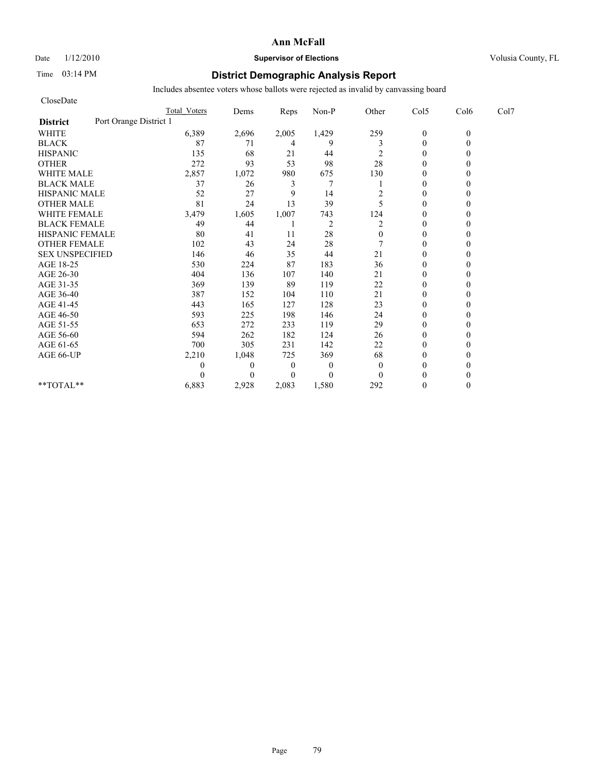**Ann McFall**

Date 1/12/2010 **Supervisor of Elections** Volusia County, FL

Time 03:14 PM **District Demographic Analysis Report**

Includes absentee voters whose ballots were rejected as invalid by canvassing board

CloseDate

| **District** Port Orange District 1 | Total Voters | Dems | Reps | Non-P | Other | Col5 | Col6 | Col7 |
|---|---|---|---|---|---|---|---|---|
| WHITE | 6,389 | 2,696 | 2,005 | 1,429 | 259 | 0 | 0 | |
| BLACK | 87 | 71 | 4 | 9 | 3 | 0 | 0 | |
| HISPANIC | 135 | 68 | 21 | 44 | 2 | 0 | 0 | |
| OTHER | 272 | 93 | 53 | 98 | 28 | 0 | 0 | |
| WHITE MALE | 2,857 | 1,072 | 980 | 675 | 130 | 0 | 0 | |
| BLACK MALE | 37 | 26 | 3 | 7 | 1 | 0 | 0 | |
| HISPANIC MALE | 52 | 27 | 9 | 14 | 2 | 0 | 0 | |
| OTHER MALE | 81 | 24 | 13 | 39 | 5 | 0 | 0 | |
| WHITE FEMALE | 3,479 | 1,605 | 1,007 | 743 | 124 | 0 | 0 | |
| BLACK FEMALE | 49 | 44 | 1 | 2 | 2 | 0 | 0 | |
| HISPANIC FEMALE | 80 | 41 | 11 | 28 | 0 | 0 | 0 | |
| OTHER FEMALE | 102 | 43 | 24 | 28 | 7 | 0 | 0 | |
| SEX UNSPECIFIED | 146 | 46 | 35 | 44 | 21 | 0 | 0 | |
| AGE 18-25 | 530 | 224 | 87 | 183 | 36 | 0 | 0 | |
| AGE 26-30 | 404 | 136 | 107 | 140 | 21 | 0 | 0 | |
| AGE 31-35 | 369 | 139 | 89 | 119 | 22 | 0 | 0 | |
| AGE 36-40 | 387 | 152 | 104 | 110 | 21 | 0 | 0 | |
| AGE 41-45 | 443 | 165 | 127 | 128 | 23 | 0 | 0 | |
| AGE 46-50 | 593 | 225 | 198 | 146 | 24 | 0 | 0 | |
| AGE 51-55 | 653 | 272 | 233 | 119 | 29 | 0 | 0 | |
| AGE 56-60 | 594 | 262 | 182 | 124 | 26 | 0 | 0 | |
| AGE 61-65 | 700 | 305 | 231 | 142 | 22 | 0 | 0 | |
| AGE 66-UP | 2,210 | 1,048 | 725 | 369 | 68 | 0 | 0 | |
| | 0 | 0 | 0 | 0 | 0 | 0 | 0 | |
| | 0 | 0 | 0 | 0 | 0 | 0 | 0 | |
| **TOTAL** | 6,883 | 2,928 | 2,083 | 1,580 | 292 | 0 | 0 | |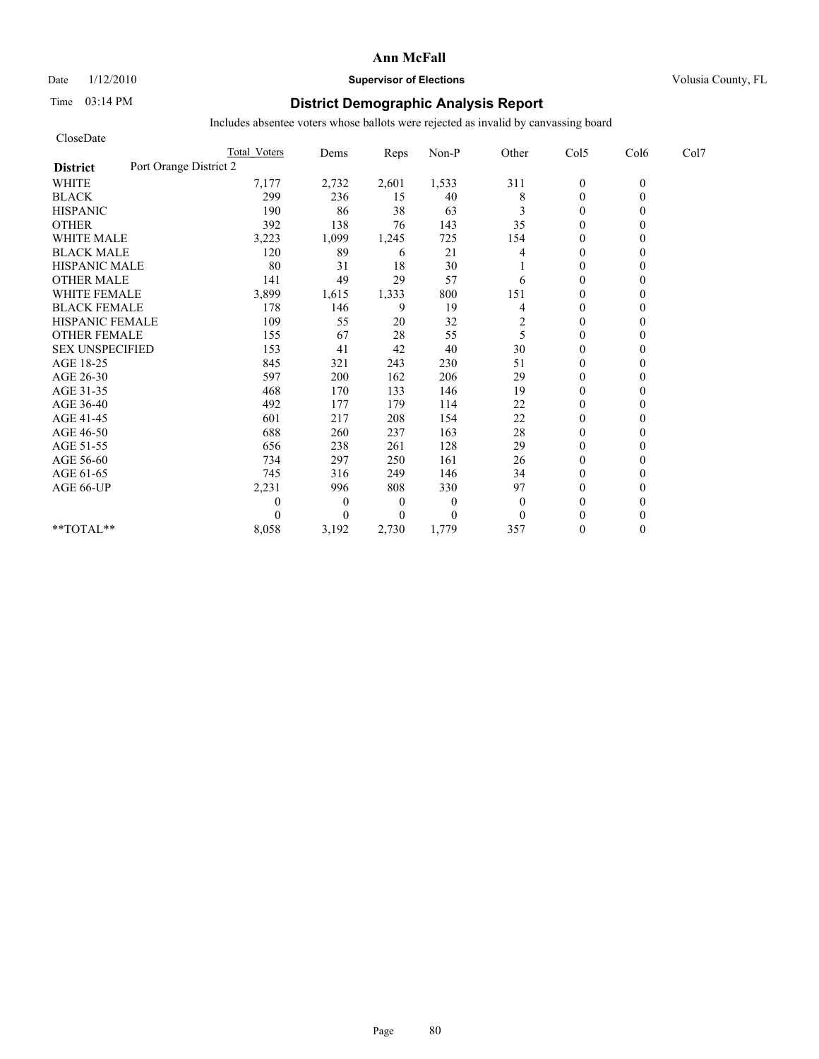**Ann McFall**

Date 1/12/2010 **Supervisor of Elections** Volusia County, FL

Time 03:14 PM

## District Demographic Analysis Report

Includes absentee voters whose ballots were rejected as invalid by canvassing board

CloseDate

| | Total Voters | Dems | Reps | Non-P | Other | Col5 | Col6 | Col7 |
|---|---|---|---|---|---|---|---|---|
| **District** Port Orange District 2 | | | | | | | | |
| WHITE | 7,177 | 2,732 | 2,601 | 1,533 | 311 | 0 | 0 | |
| BLACK | 299 | 236 | 15 | 40 | 8 | 0 | 0 | |
| HISPANIC | 190 | 86 | 38 | 63 | 3 | 0 | 0 | |
| OTHER | 392 | 138 | 76 | 143 | 35 | 0 | 0 | |
| WHITE MALE | 3,223 | 1,099 | 1,245 | 725 | 154 | 0 | 0 | |
| BLACK MALE | 120 | 89 | 6 | 21 | 4 | 0 | 0 | |
| HISPANIC MALE | 80 | 31 | 18 | 30 | 1 | 0 | 0 | |
| OTHER MALE | 141 | 49 | 29 | 57 | 6 | 0 | 0 | |
| WHITE FEMALE | 3,899 | 1,615 | 1,333 | 800 | 151 | 0 | 0 | |
| BLACK FEMALE | 178 | 146 | 9 | 19 | 4 | 0 | 0 | |
| HISPANIC FEMALE | 109 | 55 | 20 | 32 | 2 | 0 | 0 | |
| OTHER FEMALE | 155 | 67 | 28 | 55 | 5 | 0 | 0 | |
| SEX UNSPECIFIED | 153 | 41 | 42 | 40 | 30 | 0 | 0 | |
| AGE 18-25 | 845 | 321 | 243 | 230 | 51 | 0 | 0 | |
| AGE 26-30 | 597 | 200 | 162 | 206 | 29 | 0 | 0 | |
| AGE 31-35 | 468 | 170 | 133 | 146 | 19 | 0 | 0 | |
| AGE 36-40 | 492 | 177 | 179 | 114 | 22 | 0 | 0 | |
| AGE 41-45 | 601 | 217 | 208 | 154 | 22 | 0 | 0 | |
| AGE 46-50 | 688 | 260 | 237 | 163 | 28 | 0 | 0 | |
| AGE 51-55 | 656 | 238 | 261 | 128 | 29 | 0 | 0 | |
| AGE 56-60 | 734 | 297 | 250 | 161 | 26 | 0 | 0 | |
| AGE 61-65 | 745 | 316 | 249 | 146 | 34 | 0 | 0 | |
| AGE 66-UP | 2,231 | 996 | 808 | 330 | 97 | 0 | 0 | |
| | 0 | 0 | 0 | 0 | 0 | 0 | 0 | |
| | 0 | 0 | 0 | 0 | 0 | 0 | 0 | |
| **TOTAL** | 8,058 | 3,192 | 2,730 | 1,779 | 357 | 0 | 0 | |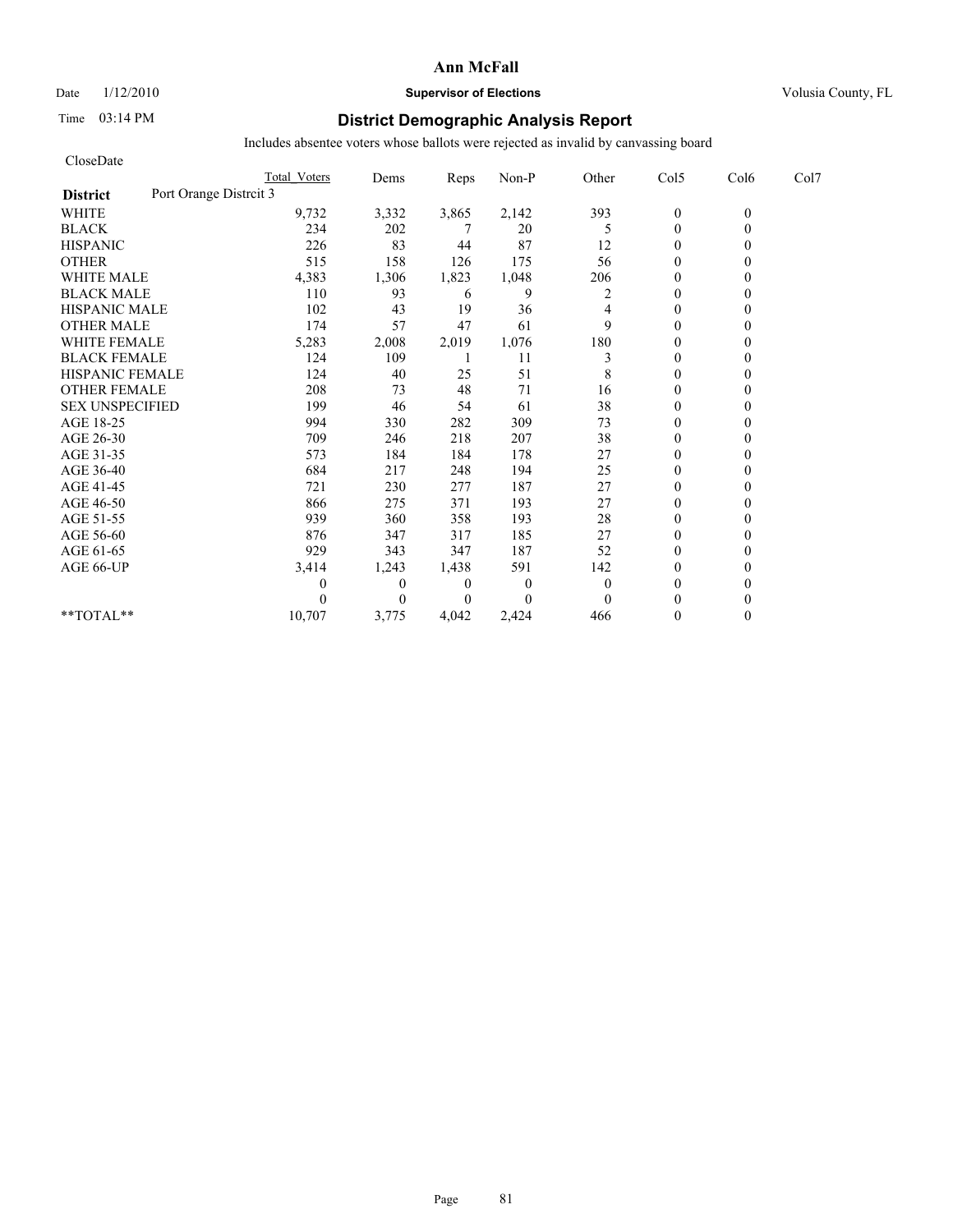# Ann McFall

Date 1/12/2010 **Supervisor of Elections** Volusia County, FL

Time 03:14 PM

## District Demographic Analysis Report

Includes absentee voters whose ballots were rejected as invalid by canvassing board

CloseDate

| | Total Voters | Dems | Reps | Non-P | Other | Col5 | Col6 | Col7 |
|---|---|---|---|---|---|---|---|---|
| **District** Port Orange Distrcit 3 | | | | | | | | |
| WHITE | 9,732 | 3,332 | 3,865 | 2,142 | 393 | 0 | 0 | |
| BLACK | 234 | 202 | 7 | 20 | 5 | 0 | 0 | |
| HISPANIC | 226 | 83 | 44 | 87 | 12 | 0 | 0 | |
| OTHER | 515 | 158 | 126 | 175 | 56 | 0 | 0 | |
| WHITE MALE | 4,383 | 1,306 | 1,823 | 1,048 | 206 | 0 | 0 | |
| BLACK MALE | 110 | 93 | 6 | 9 | 2 | 0 | 0 | |
| HISPANIC MALE | 102 | 43 | 19 | 36 | 4 | 0 | 0 | |
| OTHER MALE | 174 | 57 | 47 | 61 | 9 | 0 | 0 | |
| WHITE FEMALE | 5,283 | 2,008 | 2,019 | 1,076 | 180 | 0 | 0 | |
| BLACK FEMALE | 124 | 109 | 1 | 11 | 3 | 0 | 0 | |
| HISPANIC FEMALE | 124 | 40 | 25 | 51 | 8 | 0 | 0 | |
| OTHER FEMALE | 208 | 73 | 48 | 71 | 16 | 0 | 0 | |
| SEX UNSPECIFIED | 199 | 46 | 54 | 61 | 38 | 0 | 0 | |
| AGE 18-25 | 994 | 330 | 282 | 309 | 73 | 0 | 0 | |
| AGE 26-30 | 709 | 246 | 218 | 207 | 38 | 0 | 0 | |
| AGE 31-35 | 573 | 184 | 184 | 178 | 27 | 0 | 0 | |
| AGE 36-40 | 684 | 217 | 248 | 194 | 25 | 0 | 0 | |
| AGE 41-45 | 721 | 230 | 277 | 187 | 27 | 0 | 0 | |
| AGE 46-50 | 866 | 275 | 371 | 193 | 27 | 0 | 0 | |
| AGE 51-55 | 939 | 360 | 358 | 193 | 28 | 0 | 0 | |
| AGE 56-60 | 876 | 347 | 317 | 185 | 27 | 0 | 0 | |
| AGE 61-65 | 929 | 343 | 347 | 187 | 52 | 0 | 0 | |
| AGE 66-UP | 3,414 | 1,243 | 1,438 | 591 | 142 | 0 | 0 | |
| | 0 | 0 | 0 | 0 | 0 | 0 | 0 | |
| | 0 | 0 | 0 | 0 | 0 | 0 | 0 | |
| **TOTAL** | 10,707 | 3,775 | 4,042 | 2,424 | 466 | 0 | 0 | |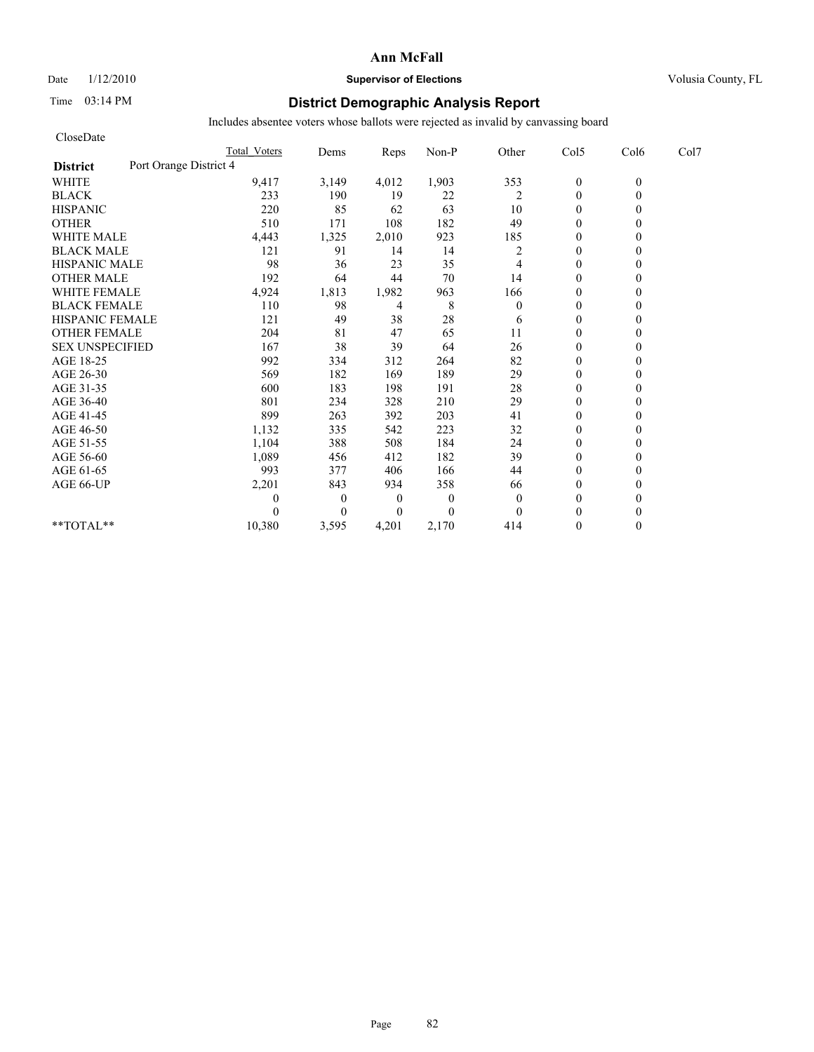# Ann McFall

Date 1/12/2010 **Supervisor of Elections** Volusia County, FL

Time 03:14 PM

## District Demographic Analysis Report

Includes absentee voters whose ballots were rejected as invalid by canvassing board

CloseDate

| District: Port Orange District 4 | Total Voters | Dems | Reps | Non-P | Other | Col5 | Col6 | Col7 |
|---|---|---|---|---|---|---|---|---|
| WHITE | 9,417 | 3,149 | 4,012 | 1,903 | 353 | 0 | 0 | |
| BLACK | 233 | 190 | 19 | 22 | 2 | 0 | 0 | |
| HISPANIC | 220 | 85 | 62 | 63 | 10 | 0 | 0 | |
| OTHER | 510 | 171 | 108 | 182 | 49 | 0 | 0 | |
| WHITE MALE | 4,443 | 1,325 | 2,010 | 923 | 185 | 0 | 0 | |
| BLACK MALE | 121 | 91 | 14 | 14 | 2 | 0 | 0 | |
| HISPANIC MALE | 98 | 36 | 23 | 35 | 4 | 0 | 0 | |
| OTHER MALE | 192 | 64 | 44 | 70 | 14 | 0 | 0 | |
| WHITE FEMALE | 4,924 | 1,813 | 1,982 | 963 | 166 | 0 | 0 | |
| BLACK FEMALE | 110 | 98 | 4 | 8 | 0 | 0 | 0 | |
| HISPANIC FEMALE | 121 | 49 | 38 | 28 | 6 | 0 | 0 | |
| OTHER FEMALE | 204 | 81 | 47 | 65 | 11 | 0 | 0 | |
| SEX UNSPECIFIED | 167 | 38 | 39 | 64 | 26 | 0 | 0 | |
| AGE 18-25 | 992 | 334 | 312 | 264 | 82 | 0 | 0 | |
| AGE 26-30 | 569 | 182 | 169 | 189 | 29 | 0 | 0 | |
| AGE 31-35 | 600 | 183 | 198 | 191 | 28 | 0 | 0 | |
| AGE 36-40 | 801 | 234 | 328 | 210 | 29 | 0 | 0 | |
| AGE 41-45 | 899 | 263 | 392 | 203 | 41 | 0 | 0 | |
| AGE 46-50 | 1,132 | 335 | 542 | 223 | 32 | 0 | 0 | |
| AGE 51-55 | 1,104 | 388 | 508 | 184 | 24 | 0 | 0 | |
| AGE 56-60 | 1,089 | 456 | 412 | 182 | 39 | 0 | 0 | |
| AGE 61-65 | 993 | 377 | 406 | 166 | 44 | 0 | 0 | |
| AGE 66-UP | 2,201 | 843 | 934 | 358 | 66 | 0 | 0 | |
| | 0 | 0 | 0 | 0 | 0 | 0 | 0 | |
| | 0 | 0 | 0 | 0 | 0 | 0 | 0 | |
| **TOTAL** | 10,380 | 3,595 | 4,201 | 2,170 | 414 | 0 | 0 | |